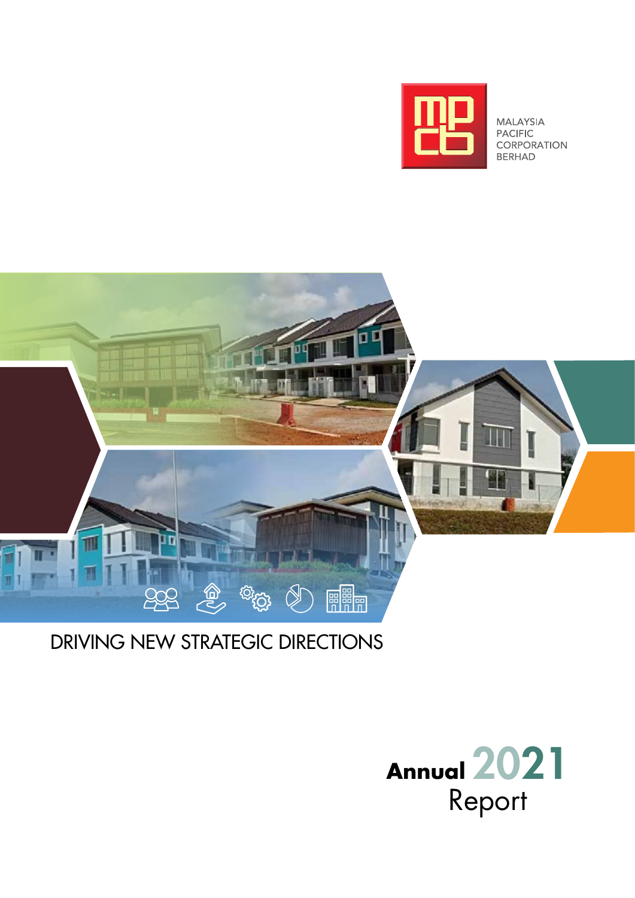MALAYSIA PACIFIC CORPORATION BERHAD

DRIVING NEW STRATEGIC DIRECTIONS

# Annual 2021 Report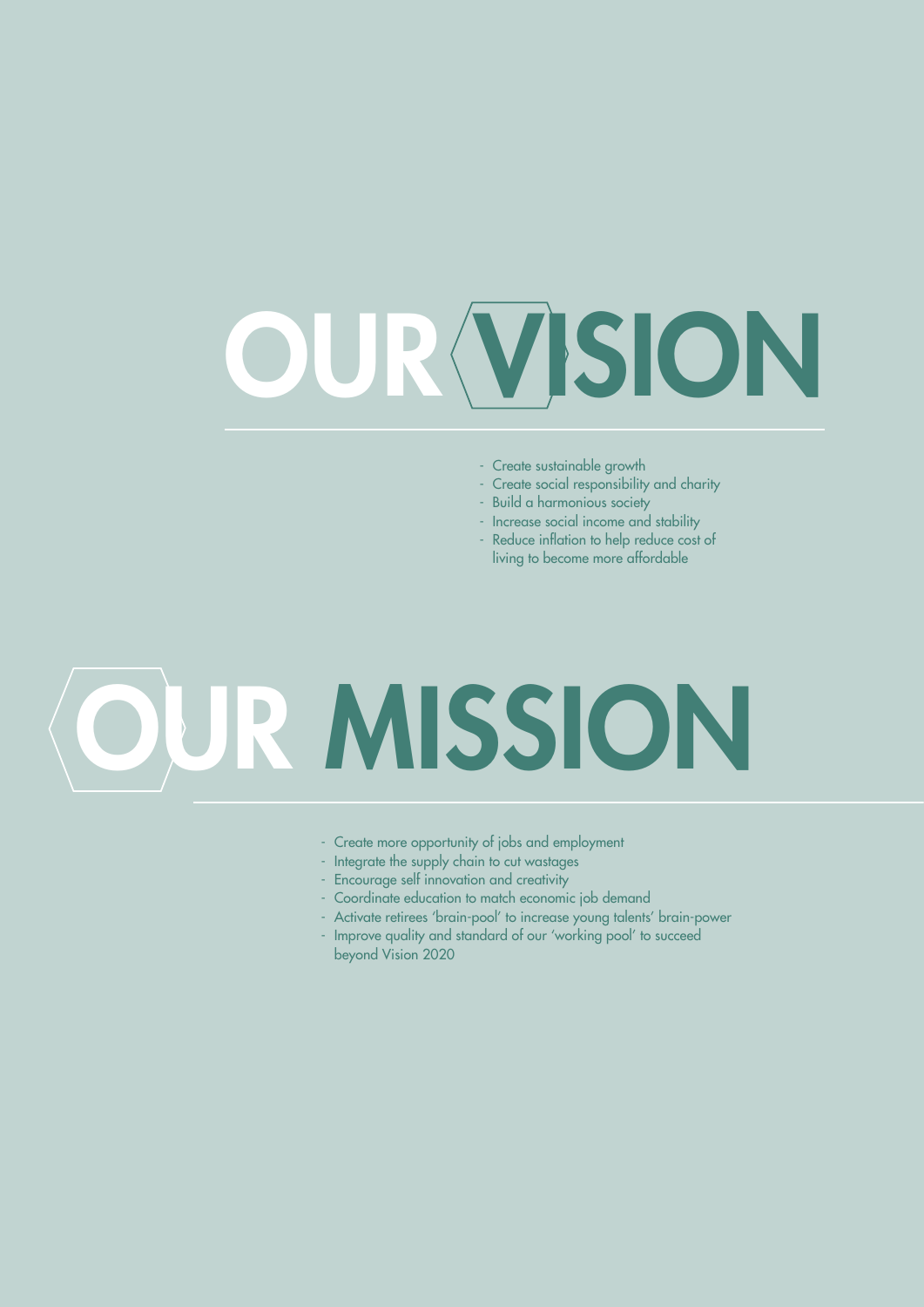# OUR VISION

- Create sustainable growth
- Create social responsibility and charity
- Build a harmonious society
- Increase social income and stability
- Reduce inflation to help reduce cost of living to become more affordable

# OUR MISSION

- Create more opportunity of jobs and employment
- Integrate the supply chain to cut wastages
- Encourage self innovation and creativity
- Coordinate education to match economic job demand
- Activate retirees 'brain-pool' to increase young talents' brain-power
- Improve quality and standard of our 'working pool' to succeed beyond Vision 2020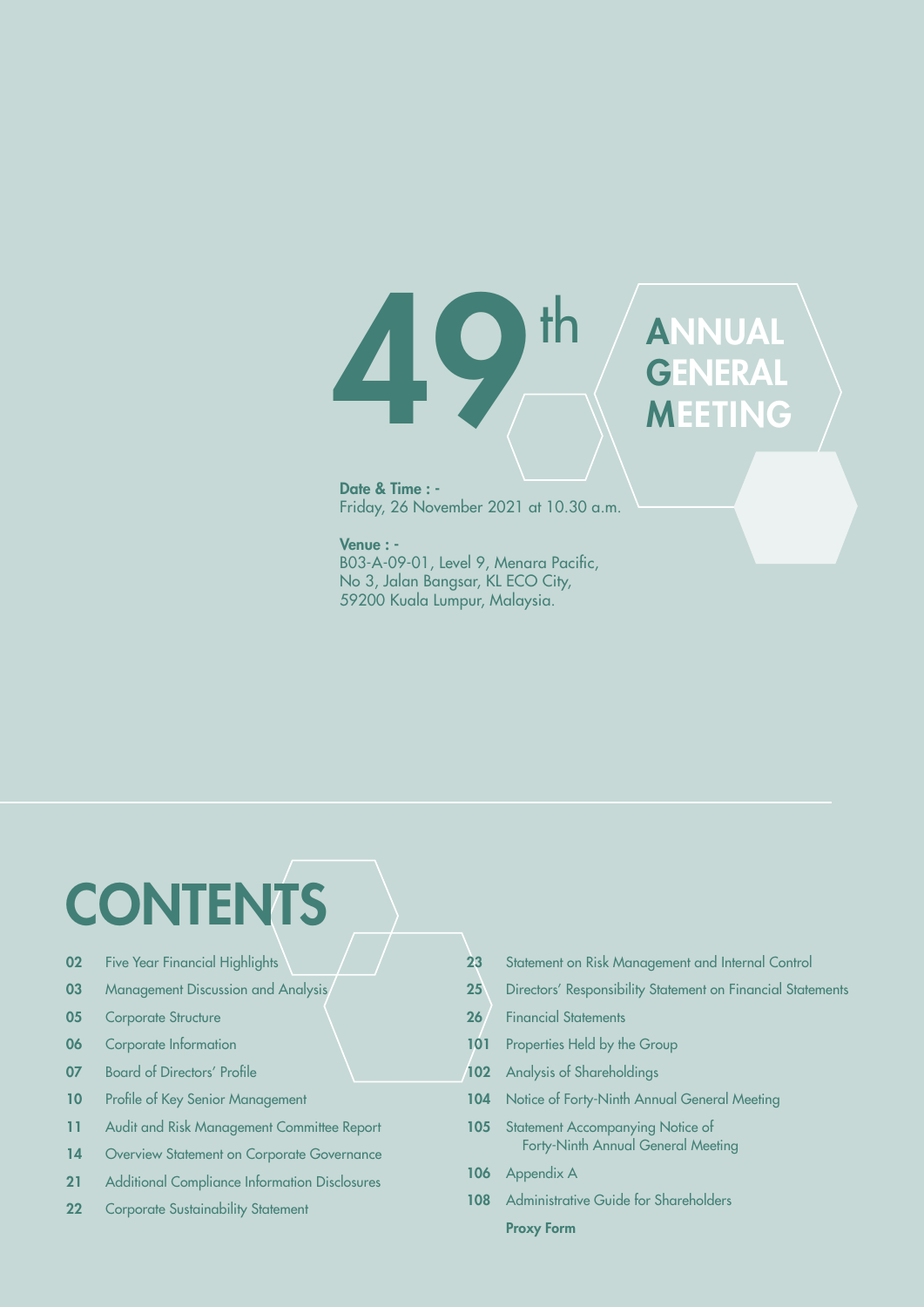# 49th ANNUAL GENERAL MEETING

**Date & Time : -**
Friday, 26 November 2021 at 10.30 a.m.

**Venue : -**
B03-A-09-01, Level 9, Menara Pacific,
No 3, Jalan Bangsar, KL ECO City,
59200 Kuala Lumpur, Malaysia.

# CONTENTS

| | |
|---|---|
| 02 | Five Year Financial Highlights |
| 03 | Management Discussion and Analysis |
| 05 | Corporate Structure |
| 06 | Corporate Information |
| 07 | Board of Directors' Profile |
| 10 | Profile of Key Senior Management |
| 11 | Audit and Risk Management Committee Report |
| 14 | Overview Statement on Corporate Governance |
| 21 | Additional Compliance Information Disclosures |
| 22 | Corporate Sustainability Statement |
| 23 | Statement on Risk Management and Internal Control |
| 25 | Directors' Responsibility Statement on Financial Statements |
| 26 | Financial Statements |
| 101 | Properties Held by the Group |
| 102 | Analysis of Shareholdings |
| 104 | Notice of Forty-Ninth Annual General Meeting |
| 105 | Statement Accompanying Notice of Forty-Ninth Annual General Meeting |
| 106 | Appendix A |
| 108 | Administrative Guide for Shareholders |
| | **Proxy Form** |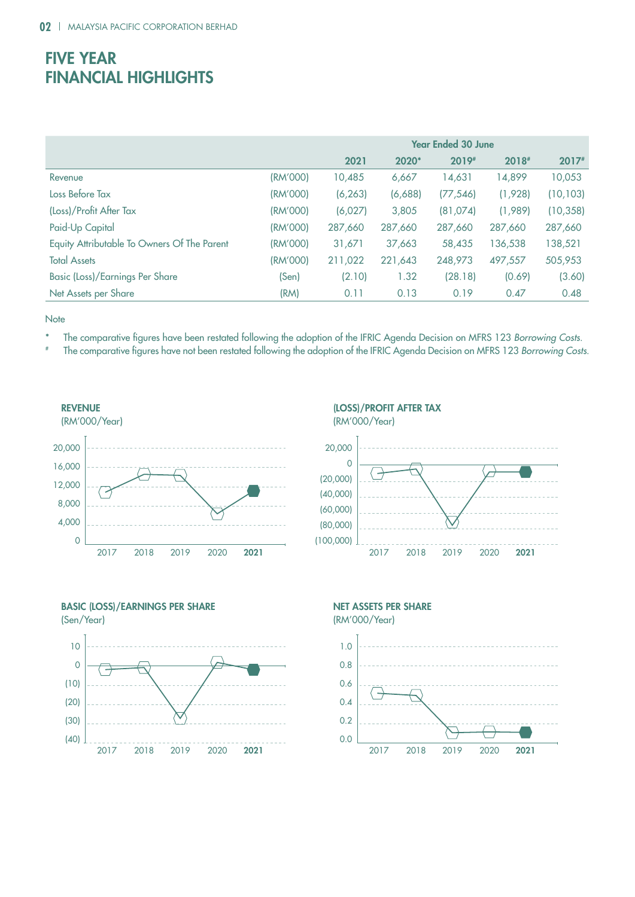# FIVE YEAR FINANCIAL HIGHLIGHTS

| | | Year Ended 30 June | | | | |
|---|---|---|---|---|---|---|
| | | 2021 | 2020* | 2019# | 2018# | 2017# |
| Revenue | (RM'000) | 10,485 | 6,667 | 14,631 | 14,899 | 10,053 |
| Loss Before Tax | (RM'000) | (6,263) | (6,688) | (77,546) | (1,928) | (10,103) |
| (Loss)/Profit After Tax | (RM'000) | (6,027) | 3,805 | (81,074) | (1,989) | (10,358) |
| Paid-Up Capital | (RM'000) | 287,660 | 287,660 | 287,660 | 287,660 | 287,660 |
| Equity Attributable To Owners Of The Parent | (RM'000) | 31,671 | 37,663 | 58,435 | 136,538 | 138,521 |
| Total Assets | (RM'000) | 211,022 | 221,643 | 248,973 | 497,557 | 505,953 |
| Basic (Loss)/Earnings Per Share | (Sen) | (2.10) | 1.32 | (28.18) | (0.69) | (3.60) |
| Net Assets per Share | (RM) | 0.11 | 0.13 | 0.19 | 0.47 | 0.48 |

Note

\* The comparative figures have been restated following the adoption of the IFRIC Agenda Decision on MFRS 123 *Borrowing Costs*.

\# The comparative figures have not been restated following the adoption of the IFRIC Agenda Decision on MFRS 123 *Borrowing Costs*.

**REVENUE**
(RM'000/Year)

**(LOSS)/PROFIT AFTER TAX**
(RM'000/Year)

**BASIC (LOSS)/EARNINGS PER SHARE**
(Sen/Year)

**NET ASSETS PER SHARE**
(RM'000/Year)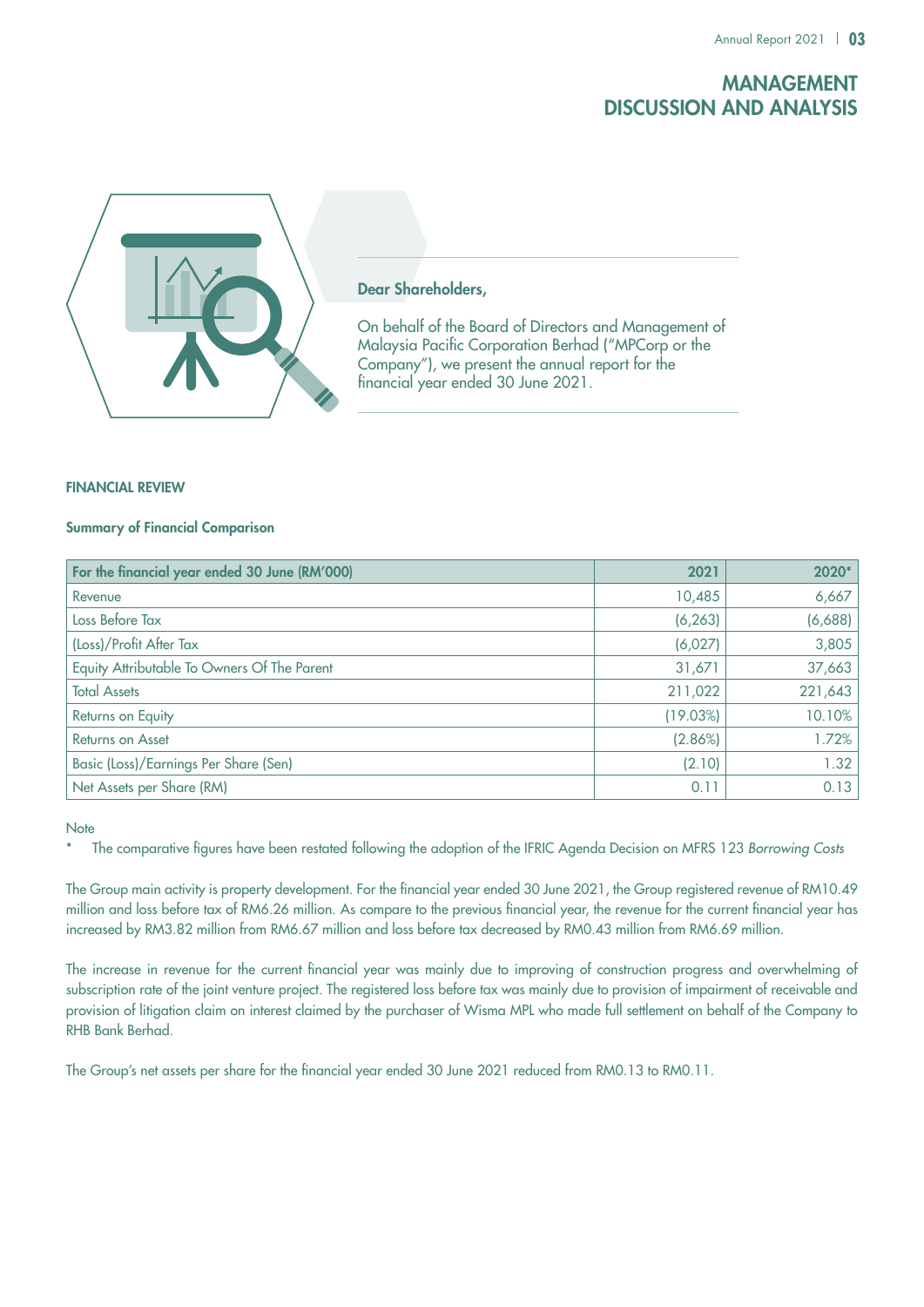# MANAGEMENT DISCUSSION AND ANALYSIS

**Dear Shareholders,**

On behalf of the Board of Directors and Management of Malaysia Pacific Corporation Berhad ("MPCorp or the Company"), we present the annual report for the financial year ended 30 June 2021.

## FINANCIAL REVIEW

### Summary of Financial Comparison

| For the financial year ended 30 June (RM'000) | 2021 | 2020* |
|---|---|---|
| Revenue | 10,485 | 6,667 |
| Loss Before Tax | (6,263) | (6,688) |
| (Loss)/Profit After Tax | (6,027) | 3,805 |
| Equity Attributable To Owners Of The Parent | 31,671 | 37,663 |
| Total Assets | 211,022 | 221,643 |
| Returns on Equity | (19.03%) | 10.10% |
| Returns on Asset | (2.86%) | 1.72% |
| Basic (Loss)/Earnings Per Share (Sen) | (2.10) | 1.32 |
| Net Assets per Share (RM) | 0.11 | 0.13 |

Note

\* The comparative figures have been restated following the adoption of the IFRIC Agenda Decision on MFRS 123 *Borrowing Costs*

The Group main activity is property development. For the financial year ended 30 June 2021, the Group registered revenue of RM10.49 million and loss before tax of RM6.26 million. As compare to the previous financial year, the revenue for the current financial year has increased by RM3.82 million from RM6.67 million and loss before tax decreased by RM0.43 million from RM6.69 million.

The increase in revenue for the current financial year was mainly due to improving of construction progress and overwhelming of subscription rate of the joint venture project. The registered loss before tax was mainly due to provision of impairment of receivable and provision of litigation claim on interest claimed by the purchaser of Wisma MPL who made full settlement on behalf of the Company to RHB Bank Berhad.

The Group's net assets per share for the financial year ended 30 June 2021 reduced from RM0.13 to RM0.11.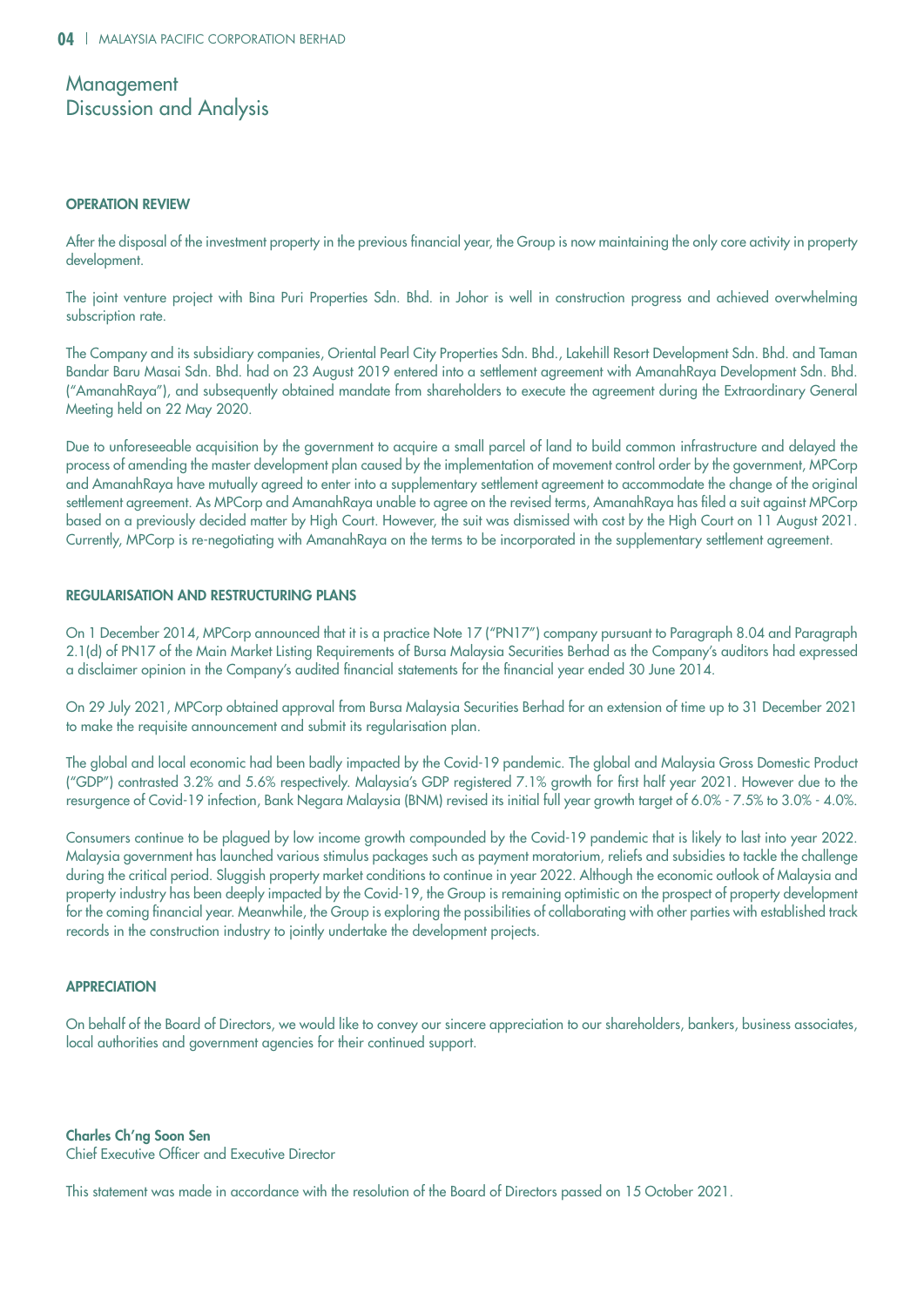# Management Discussion and Analysis

## OPERATION REVIEW

After the disposal of the investment property in the previous financial year, the Group is now maintaining the only core activity in property development.

The joint venture project with Bina Puri Properties Sdn. Bhd. in Johor is well in construction progress and achieved overwhelming subscription rate.

The Company and its subsidiary companies, Oriental Pearl City Properties Sdn. Bhd., Lakehill Resort Development Sdn. Bhd. and Taman Bandar Baru Masai Sdn. Bhd. had on 23 August 2019 entered into a settlement agreement with AmanahRaya Development Sdn. Bhd. ("AmanahRaya"), and subsequently obtained mandate from shareholders to execute the agreement during the Extraordinary General Meeting held on 22 May 2020.

Due to unforeseeable acquisition by the government to acquire a small parcel of land to build common infrastructure and delayed the process of amending the master development plan caused by the implementation of movement control order by the government, MPCorp and AmanahRaya have mutually agreed to enter into a supplementary settlement agreement to accommodate the change of the original settlement agreement. As MPCorp and AmanahRaya unable to agree on the revised terms, AmanahRaya has filed a suit against MPCorp based on a previously decided matter by High Court. However, the suit was dismissed with cost by the High Court on 11 August 2021. Currently, MPCorp is re-negotiating with AmanahRaya on the terms to be incorporated in the supplementary settlement agreement.

## REGULARISATION AND RESTRUCTURING PLANS

On 1 December 2014, MPCorp announced that it is a practice Note 17 ("PN17") company pursuant to Paragraph 8.04 and Paragraph 2.1(d) of PN17 of the Main Market Listing Requirements of Bursa Malaysia Securities Berhad as the Company's auditors had expressed a disclaimer opinion in the Company's audited financial statements for the financial year ended 30 June 2014.

On 29 July 2021, MPCorp obtained approval from Bursa Malaysia Securities Berhad for an extension of time up to 31 December 2021 to make the requisite announcement and submit its regularisation plan.

The global and local economic had been badly impacted by the Covid-19 pandemic. The global and Malaysia Gross Domestic Product ("GDP") contrasted 3.2% and 5.6% respectively. Malaysia's GDP registered 7.1% growth for first half year 2021. However due to the resurgence of Covid-19 infection, Bank Negara Malaysia (BNM) revised its initial full year growth target of 6.0% - 7.5% to 3.0% - 4.0%.

Consumers continue to be plagued by low income growth compounded by the Covid-19 pandemic that is likely to last into year 2022. Malaysia government has launched various stimulus packages such as payment moratorium, reliefs and subsidies to tackle the challenge during the critical period. Sluggish property market conditions to continue in year 2022. Although the economic outlook of Malaysia and property industry has been deeply impacted by the Covid-19, the Group is remaining optimistic on the prospect of property development for the coming financial year. Meanwhile, the Group is exploring the possibilities of collaborating with other parties with established track records in the construction industry to jointly undertake the development projects.

## APPRECIATION

On behalf of the Board of Directors, we would like to convey our sincere appreciation to our shareholders, bankers, business associates, local authorities and government agencies for their continued support.

**Charles Ch'ng Soon Sen**
Chief Executive Officer and Executive Director

This statement was made in accordance with the resolution of the Board of Directors passed on 15 October 2021.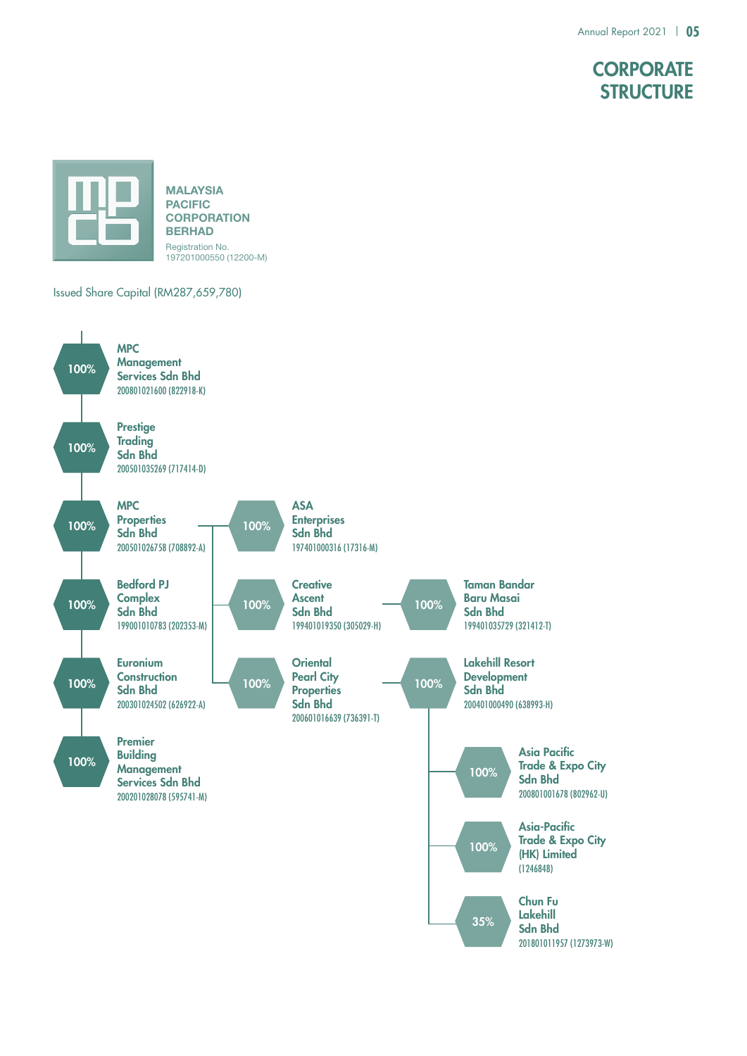# CORPORATE STRUCTURE

**MALAYSIA PACIFIC CORPORATION BERHAD**
Registration No. 197201000550 (12200-M)

Issued Share Capital (RM287,659,780)

- **100%** MPC Management Services Sdn Bhd 200801021600 (822918-K)
- **100%** Prestige Trading Sdn Bhd 200501035269 (717414-D)
- **100%** MPC Properties Sdn Bhd 200501026758 (708892-A)
  - **100%** ASA Enterprises Sdn Bhd 197401000316 (17316-M)
  - **100%** Creative Ascent Sdn Bhd 199401019350 (305029-H)
    - **100%** Taman Bandar Baru Masai Sdn Bhd 199401035729 (321412-T)
  - **100%** Oriental Pearl City Properties Sdn Bhd 200601016639 (736391-T)
    - **100%** Lakehill Resort Development Sdn Bhd 200401000490 (638993-H)
      - **100%** Asia Pacific Trade & Expo City Sdn Bhd 200801001678 (802962-U)
      - **100%** Asia-Pacific Trade & Expo City (HK) Limited (1246848)
      - **35%** Chun Fu Lakehill Sdn Bhd 201801011957 (1273973-W)
- **100%** Bedford PJ Complex Sdn Bhd 199001010783 (202353-M)
- **100%** Euronium Construction Sdn Bhd 200301024502 (626922-A)
- **100%** Premier Building Management Services Sdn Bhd 200201028078 (595741-M)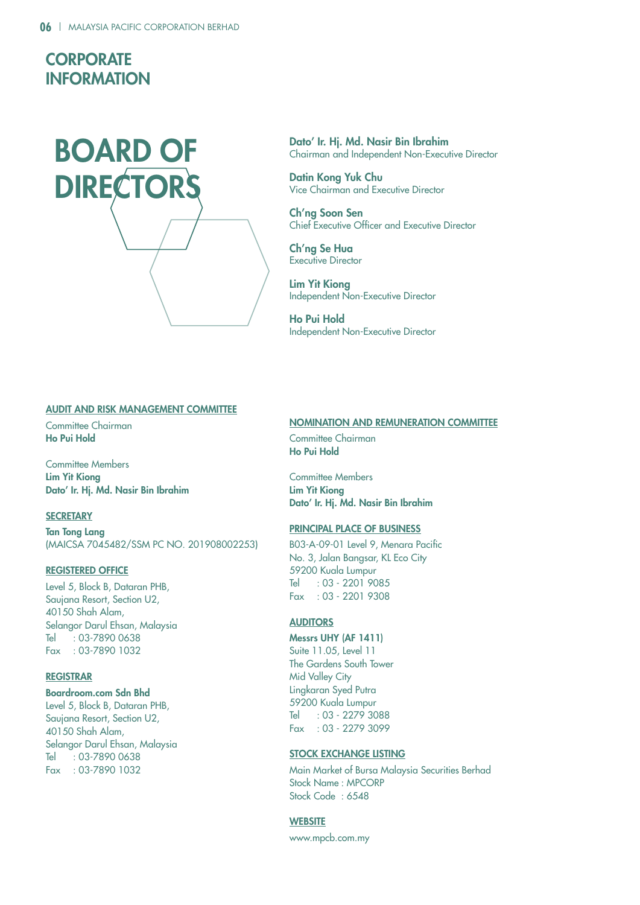# CORPORATE INFORMATION

## BOARD OF DIRECTORS

**Dato' Ir. Hj. Md. Nasir Bin Ibrahim**
Chairman and Independent Non-Executive Director

**Datin Kong Yuk Chu**
Vice Chairman and Executive Director

**Ch'ng Soon Sen**
Chief Executive Officer and Executive Director

**Ch'ng Se Hua**
Executive Director

**Lim Yit Kiong**
Independent Non-Executive Director

**Ho Pui Hold**
Independent Non-Executive Director

### AUDIT AND RISK MANAGEMENT COMMITTEE

Committee Chairman
**Ho Pui Hold**

Committee Members
**Lim Yit Kiong**
**Dato' Ir. Hj. Md. Nasir Bin Ibrahim**

### SECRETARY

**Tan Tong Lang**
(MAICSA 7045482/SSM PC NO. 201908002253)

### REGISTERED OFFICE

Level 5, Block B, Dataran PHB,
Saujana Resort, Section U2,
40150 Shah Alam,
Selangor Darul Ehsan, Malaysia
Tel : 03-7890 0638
Fax : 03-7890 1032

### REGISTRAR

**Boardroom.com Sdn Bhd**
Level 5, Block B, Dataran PHB,
Saujana Resort, Section U2,
40150 Shah Alam,
Selangor Darul Ehsan, Malaysia
Tel : 03-7890 0638
Fax : 03-7890 1032

### NOMINATION AND REMUNERATION COMMITTEE

Committee Chairman
**Ho Pui Hold**

Committee Members
**Lim Yit Kiong**
**Dato' Ir. Hj. Md. Nasir Bin Ibrahim**

### PRINCIPAL PLACE OF BUSINESS

B03-A-09-01 Level 9, Menara Pacific
No. 3, Jalan Bangsar, KL Eco City
59200 Kuala Lumpur
Tel : 03 - 2201 9085
Fax : 03 - 2201 9308

### AUDITORS

**Messrs UHY (AF 1411)**
Suite 11.05, Level 11
The Gardens South Tower
Mid Valley City
Lingkaran Syed Putra
59200 Kuala Lumpur
Tel : 03 - 2279 3088
Fax : 03 - 2279 3099

### STOCK EXCHANGE LISTING

Main Market of Bursa Malaysia Securities Berhad
Stock Name : MPCORP
Stock Code : 6548

### WEBSITE

www.mpcb.com.my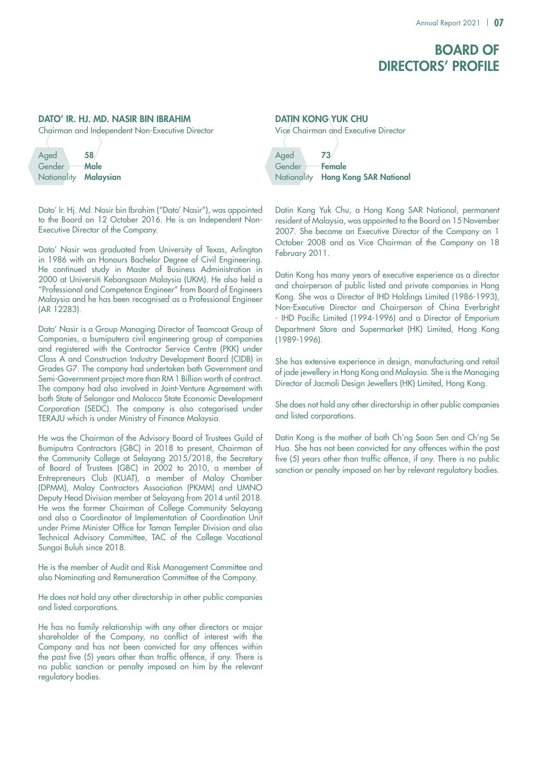# BOARD OF DIRECTORS' PROFILE

## DATO' IR. HJ. MD. NASIR BIN IBRAHIM

Chairman and Independent Non-Executive Director

| | |
|---|---|
| Aged | **58** |
| Gender | **Male** |
| Nationality | **Malaysian** |

Dato' Ir. Hj. Md. Nasir bin Ibrahim ("Dato' Nasir"), was appointed to the Board on 12 October 2016. He is an Independent Non-Executive Director of the Company.

Dato' Nasir was graduated from University of Texas, Arlington in 1986 with an Honours Bachelor Degree of Civil Engineering. He continued study in Master of Business Administration in 2000 at Universiti Kebangsaan Malaysia (UKM). He also held a "Professional and Competence Engineer" from Board of Engineers Malaysia and he has been recognised as a Professional Engineer (AR 12283).

Dato' Nasir is a Group Managing Director of Teamcoat Group of Companies, a bumiputera civil engineering group of companies and registered with the Contractor Service Centre (PKK) under Class A and Construction Industry Development Board (CIDB) in Grades G7. The company had undertaken both Government and Semi-Government project more than RM 1 Billion worth of contract. The company had also involved in Joint-Venture Agreement with both State of Selangor and Malacca State Economic Development Corporation (SEDC). The company is also categorised under TERAJU which is under Ministry of Finance Malaysia.

He was the Chairman of the Advisory Board of Trustees Guild of Bumiputra Contractors (GBC) in 2018 to present, Chairman of the Community College at Selayang 2015/2018, the Secretary of Board of Trustees (GBC) in 2002 to 2010, a member of Entrepreneurs Club (KUAT), a member of Malay Chamber (DPMM), Malay Contractors Association (PKMM) and UMNO Deputy Head Division member at Selayang from 2014 until 2018. He was the former Chairman of College Community Selayang and also a Coordinator of Implementation of Coordination Unit under Prime Minister Office for Taman Templer Division and also Technical Advisory Committee, TAC of the College Vocational Sungai Buluh since 2018.

He is the member of Audit and Risk Management Committee and also Nominating and Remuneration Committee of the Company.

He does not hold any other directorship in other public companies and listed corporations.

He has no family relationship with any other directors or major shareholder of the Company, no conflict of interest with the Company and has not been convicted for any offences within the past five (5) years other than traffic offence, if any. There is no public sanction or penalty imposed on him by the relevant regulatory bodies.

## DATIN KONG YUK CHU

Vice Chairman and Executive Director

| | |
|---|---|
| Aged | **73** |
| Gender | **Female** |
| Nationality | **Hong Kong SAR National** |

Datin Kong Yuk Chu, a Hong Kong SAR National, permanent resident of Malaysia, was appointed to the Board on 15 November 2007. She became an Executive Director of the Company on 1 October 2008 and as Vice Chairman of the Company on 18 February 2011.

Datin Kong has many years of executive experience as a director and chairperson of public listed and private companies in Hong Kong. She was a Director of IHD Holdings Limited (1986-1993), Non-Executive Director and Chairperson of China Everbright - IHD Pacific Limited (1994-1996) and a Director of Emporium Department Store and Supermarket (HK) Limited, Hong Kong (1989-1996).

She has extensive experience in design, manufacturing and retail of jade jewellery in Hong Kong and Malaysia. She is the Managing Director of Jacmoli Design Jewellers (HK) Limited, Hong Kong.

She does not hold any other directorship in other public companies and listed corporations.

Datin Kong is the mother of both Ch'ng Soon Sen and Ch'ng Se Hua. She has not been convicted for any offences within the past five (5) years other than traffic offence, if any. There is no public sanction or penalty imposed on her by relevant regulatory bodies.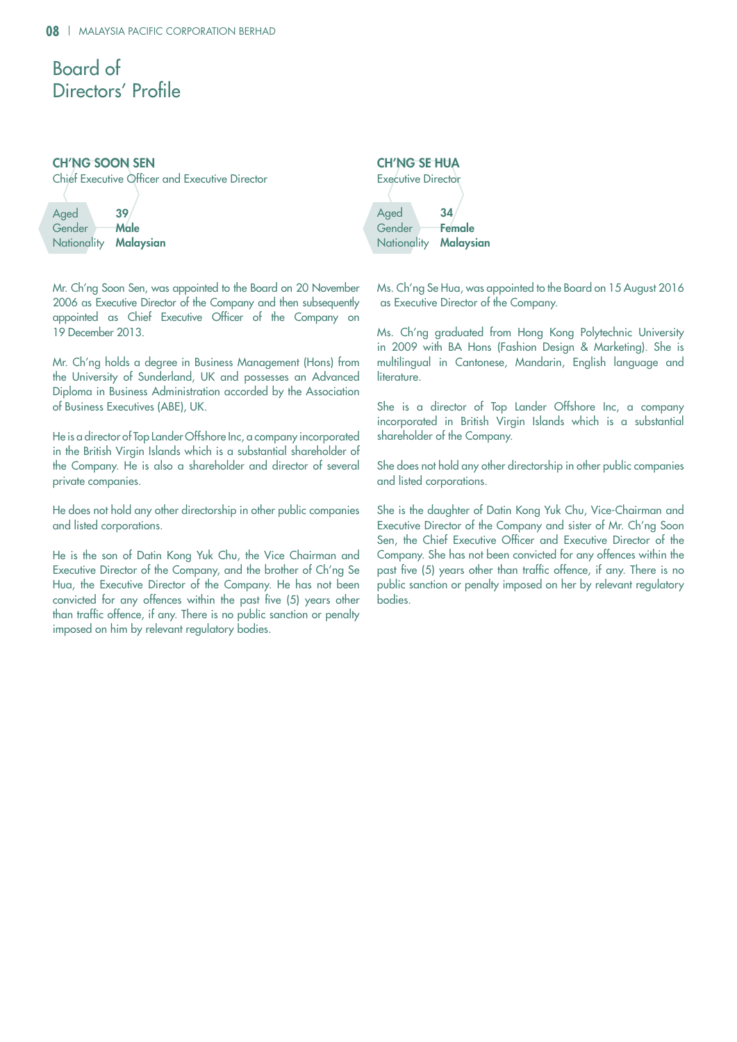# Board of Directors' Profile

## CH'NG SOON SEN

Chief Executive Officer and Executive Director

Aged **39**
Gender **Male**
Nationality **Malaysian**

Mr. Ch'ng Soon Sen, was appointed to the Board on 20 November 2006 as Executive Director of the Company and then subsequently appointed as Chief Executive Officer of the Company on 19 December 2013.

Mr. Ch'ng holds a degree in Business Management (Hons) from the University of Sunderland, UK and possesses an Advanced Diploma in Business Administration accorded by the Association of Business Executives (ABE), UK.

He is a director of Top Lander Offshore Inc, a company incorporated in the British Virgin Islands which is a substantial shareholder of the Company. He is also a shareholder and director of several private companies.

He does not hold any other directorship in other public companies and listed corporations.

He is the son of Datin Kong Yuk Chu, the Vice Chairman and Executive Director of the Company, and the brother of Ch'ng Se Hua, the Executive Director of the Company. He has not been convicted for any offences within the past five (5) years other than traffic offence, if any. There is no public sanction or penalty imposed on him by relevant regulatory bodies.

## CH'NG SE HUA

Executive Director

Aged **34**
Gender **Female**
Nationality **Malaysian**

Ms. Ch'ng Se Hua, was appointed to the Board on 15 August 2016 as Executive Director of the Company.

Ms. Ch'ng graduated from Hong Kong Polytechnic University in 2009 with BA Hons (Fashion Design & Marketing). She is multilingual in Cantonese, Mandarin, English language and literature.

She is a director of Top Lander Offshore Inc, a company incorporated in British Virgin Islands which is a substantial shareholder of the Company.

She does not hold any other directorship in other public companies and listed corporations.

She is the daughter of Datin Kong Yuk Chu, Vice-Chairman and Executive Director of the Company and sister of Mr. Ch'ng Soon Sen, the Chief Executive Officer and Executive Director of the Company. She has not been convicted for any offences within the past five (5) years other than traffic offence, if any. There is no public sanction or penalty imposed on her by relevant regulatory bodies.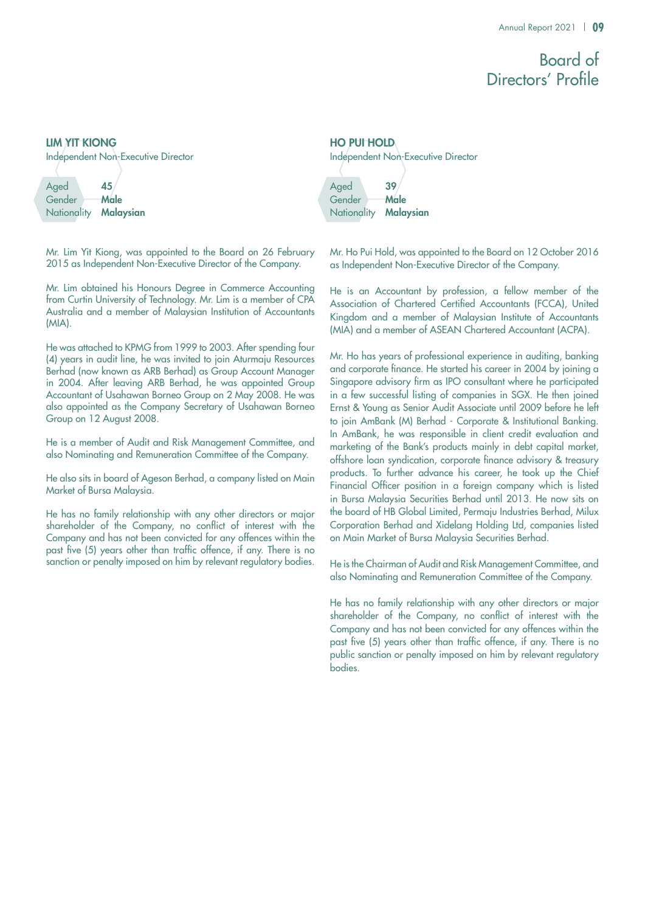# Board of Directors' Profile

## LIM YIT KIONG

Independent Non-Executive Director

Aged **45**
Gender **Male**
Nationality **Malaysian**

Mr. Lim Yit Kiong, was appointed to the Board on 26 February 2015 as Independent Non-Executive Director of the Company.

Mr. Lim obtained his Honours Degree in Commerce Accounting from Curtin University of Technology. Mr. Lim is a member of CPA Australia and a member of Malaysian Institution of Accountants (MIA).

He was attached to KPMG from 1999 to 2003. After spending four (4) years in audit line, he was invited to join Aturmaju Resources Berhad (now known as ARB Berhad) as Group Account Manager in 2004. After leaving ARB Berhad, he was appointed Group Accountant of Usahawan Borneo Group on 2 May 2008. He was also appointed as the Company Secretary of Usahawan Borneo Group on 12 August 2008.

He is a member of Audit and Risk Management Committee, and also Nominating and Remuneration Committee of the Company.

He also sits in board of Ageson Berhad, a company listed on Main Market of Bursa Malaysia.

He has no family relationship with any other directors or major shareholder of the Company, no conflict of interest with the Company and has not been convicted for any offences within the past five (5) years other than traffic offence, if any. There is no sanction or penalty imposed on him by relevant regulatory bodies.

## HO PUI HOLD

Independent Non-Executive Director

Aged **39**
Gender **Male**
Nationality **Malaysian**

Mr. Ho Pui Hold, was appointed to the Board on 12 October 2016 as Independent Non-Executive Director of the Company.

He is an Accountant by profession, a fellow member of the Association of Chartered Certified Accountants (FCCA), United Kingdom and a member of Malaysian Institute of Accountants (MIA) and a member of ASEAN Chartered Accountant (ACPA).

Mr. Ho has years of professional experience in auditing, banking and corporate finance. He started his career in 2004 by joining a Singapore advisory firm as IPO consultant where he participated in a few successful listing of companies in SGX. He then joined Ernst & Young as Senior Audit Associate until 2009 before he left to join AmBank (M) Berhad - Corporate & Institutional Banking. In AmBank, he was responsible in client credit evaluation and marketing of the Bank's products mainly in debt capital market, offshore loan syndication, corporate finance advisory & treasury products. To further advance his career, he took up the Chief Financial Officer position in a foreign company which is listed in Bursa Malaysia Securities Berhad until 2013. He now sits on the board of HB Global Limited, Permaju Industries Berhad, Milux Corporation Berhad and Xidelang Holding Ltd, companies listed on Main Market of Bursa Malaysia Securities Berhad.

He is the Chairman of Audit and Risk Management Committee, and also Nominating and Remuneration Committee of the Company.

He has no family relationship with any other directors or major shareholder of the Company, no conflict of interest with the Company and has not been convicted for any offences within the past five (5) years other than traffic offence, if any. There is no public sanction or penalty imposed on him by relevant regulatory bodies.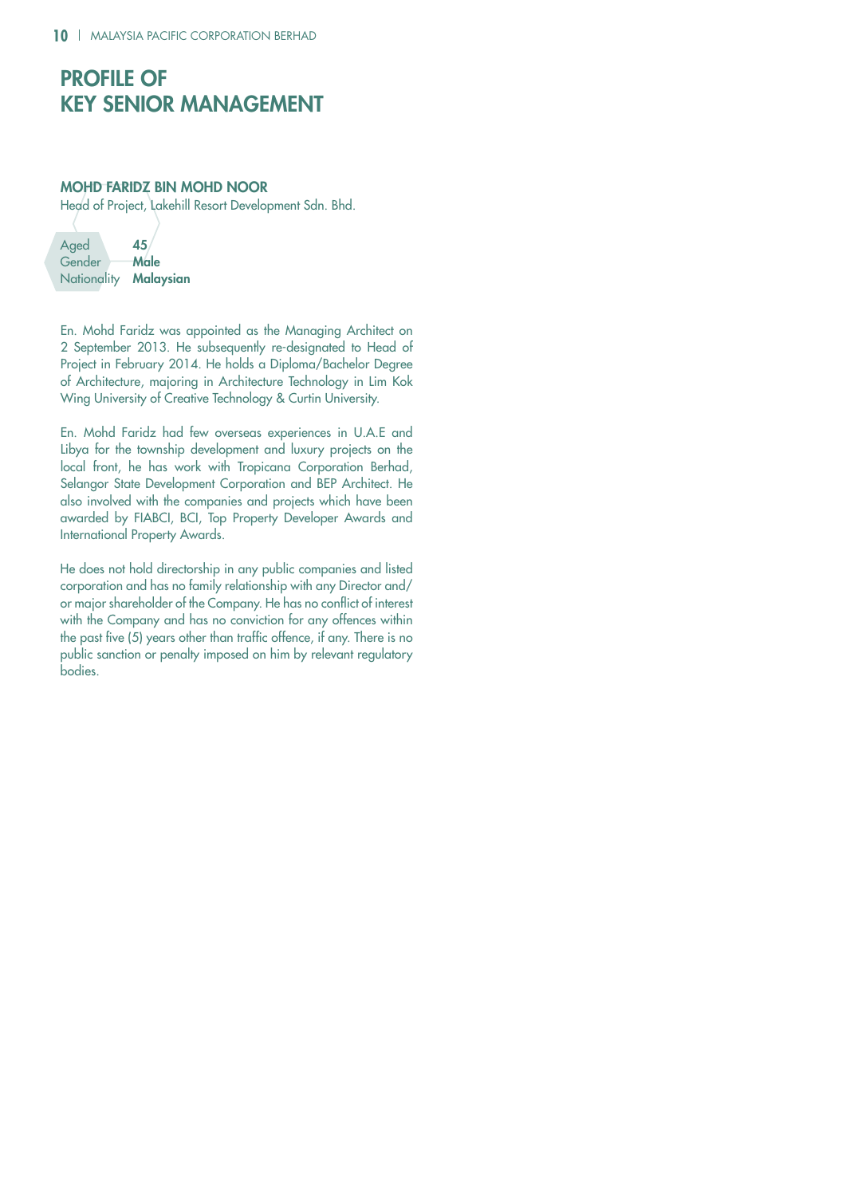# PROFILE OF KEY SENIOR MANAGEMENT

### MOHD FARIDZ BIN MOHD NOOR

Head of Project, Lakehill Resort Development Sdn. Bhd.

| | |
|---|---|
| Aged | **45** |
| Gender | **Male** |
| Nationality | **Malaysian** |

En. Mohd Faridz was appointed as the Managing Architect on 2 September 2013. He subsequently re-designated to Head of Project in February 2014. He holds a Diploma/Bachelor Degree of Architecture, majoring in Architecture Technology in Lim Kok Wing University of Creative Technology & Curtin University.

En. Mohd Faridz had few overseas experiences in U.A.E and Libya for the township development and luxury projects on the local front, he has work with Tropicana Corporation Berhad, Selangor State Development Corporation and BEP Architect. He also involved with the companies and projects which have been awarded by FIABCI, BCI, Top Property Developer Awards and International Property Awards.

He does not hold directorship in any public companies and listed corporation and has no family relationship with any Director and/or major shareholder of the Company. He has no conflict of interest with the Company and has no conviction for any offences within the past five (5) years other than traffic offence, if any. There is no public sanction or penalty imposed on him by relevant regulatory bodies.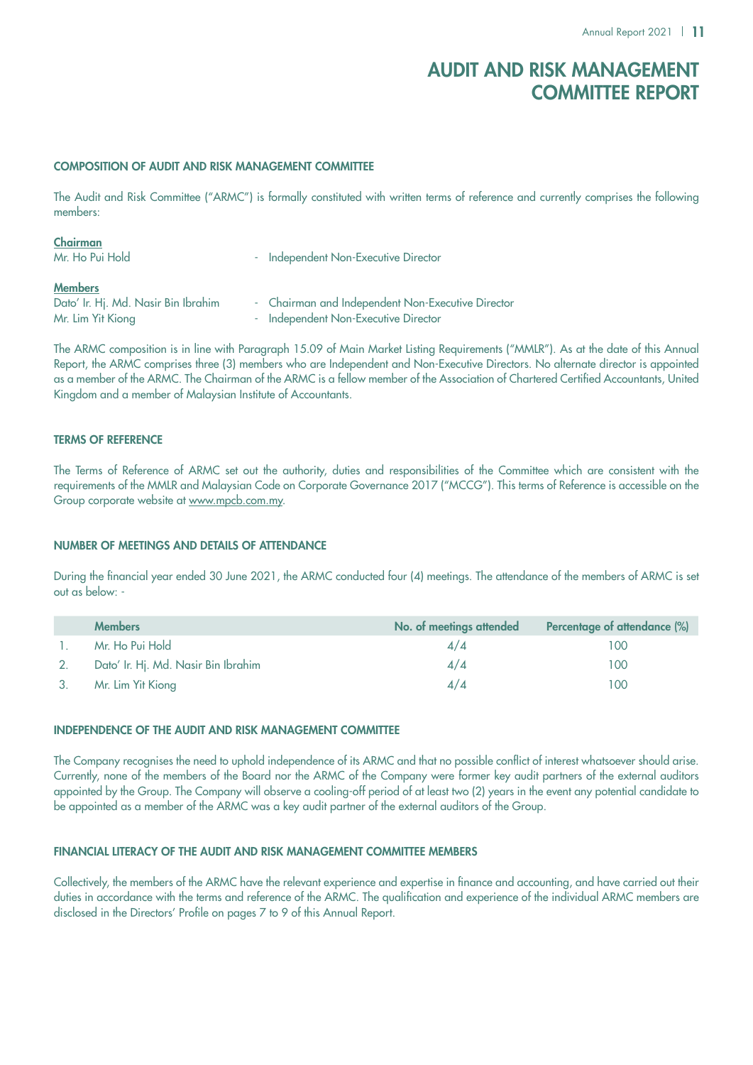# AUDIT AND RISK MANAGEMENT COMMITTEE REPORT

## COMPOSITION OF AUDIT AND RISK MANAGEMENT COMMITTEE

The Audit and Risk Committee ("ARMC") is formally constituted with written terms of reference and currently comprises the following members:

**Chairman**

Mr. Ho Pui Hold - Independent Non-Executive Director

**Members**

Dato' Ir. Hj. Md. Nasir Bin Ibrahim - Chairman and Independent Non-Executive Director

Mr. Lim Yit Kiong - Independent Non-Executive Director

The ARMC composition is in line with Paragraph 15.09 of Main Market Listing Requirements ("MMLR"). As at the date of this Annual Report, the ARMC comprises three (3) members who are Independent and Non-Executive Directors. No alternate director is appointed as a member of the ARMC. The Chairman of the ARMC is a fellow member of the Association of Chartered Certified Accountants, United Kingdom and a member of Malaysian Institute of Accountants.

## TERMS OF REFERENCE

The Terms of Reference of ARMC set out the authority, duties and responsibilities of the Committee which are consistent with the requirements of the MMLR and Malaysian Code on Corporate Governance 2017 ("MCCG"). This terms of Reference is accessible on the Group corporate website at www.mpcb.com.my.

## NUMBER OF MEETINGS AND DETAILS OF ATTENDANCE

During the financial year ended 30 June 2021, the ARMC conducted four (4) meetings. The attendance of the members of ARMC is set out as below: -

| | Members | No. of meetings attended | Percentage of attendance (%) |
|---|---|---|---|
| 1. | Mr. Ho Pui Hold | 4/4 | 100 |
| 2. | Dato' Ir. Hj. Md. Nasir Bin Ibrahim | 4/4 | 100 |
| 3. | Mr. Lim Yit Kiong | 4/4 | 100 |

## INDEPENDENCE OF THE AUDIT AND RISK MANAGEMENT COMMITTEE

The Company recognises the need to uphold independence of its ARMC and that no possible conflict of interest whatsoever should arise. Currently, none of the members of the Board nor the ARMC of the Company were former key audit partners of the external auditors appointed by the Group. The Company will observe a cooling-off period of at least two (2) years in the event any potential candidate to be appointed as a member of the ARMC was a key audit partner of the external auditors of the Group.

## FINANCIAL LITERACY OF THE AUDIT AND RISK MANAGEMENT COMMITTEE MEMBERS

Collectively, the members of the ARMC have the relevant experience and expertise in finance and accounting, and have carried out their duties in accordance with the terms and reference of the ARMC. The qualification and experience of the individual ARMC members are disclosed in the Directors' Profile on pages 7 to 9 of this Annual Report.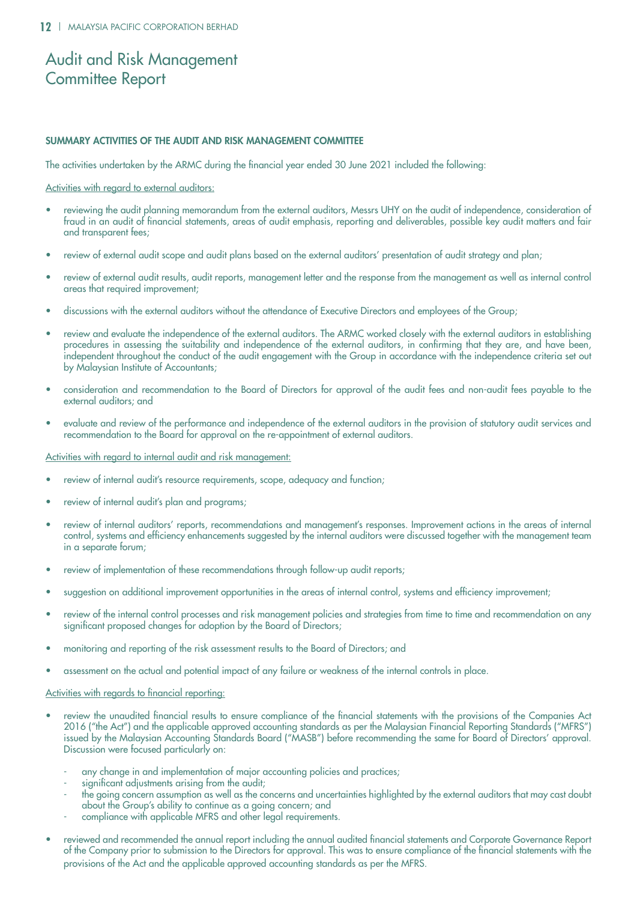# Audit and Risk Management Committee Report

### SUMMARY ACTIVITIES OF THE AUDIT AND RISK MANAGEMENT COMMITTEE

The activities undertaken by the ARMC during the financial year ended 30 June 2021 included the following:

Activities with regard to external auditors:

- reviewing the audit planning memorandum from the external auditors, Messrs UHY on the audit of independence, consideration of fraud in an audit of financial statements, areas of audit emphasis, reporting and deliverables, possible key audit matters and fair and transparent fees;
- review of external audit scope and audit plans based on the external auditors' presentation of audit strategy and plan;
- review of external audit results, audit reports, management letter and the response from the management as well as internal control areas that required improvement;
- discussions with the external auditors without the attendance of Executive Directors and employees of the Group;
- review and evaluate the independence of the external auditors. The ARMC worked closely with the external auditors in establishing procedures in assessing the suitability and independence of the external auditors, in confirming that they are, and have been, independent throughout the conduct of the audit engagement with the Group in accordance with the independence criteria set out by Malaysian Institute of Accountants;
- consideration and recommendation to the Board of Directors for approval of the audit fees and non-audit fees payable to the external auditors; and
- evaluate and review of the performance and independence of the external auditors in the provision of statutory audit services and recommendation to the Board for approval on the re-appointment of external auditors.

Activities with regard to internal audit and risk management:

- review of internal audit's resource requirements, scope, adequacy and function;
- review of internal audit's plan and programs;
- review of internal auditors' reports, recommendations and management's responses. Improvement actions in the areas of internal control, systems and efficiency enhancements suggested by the internal auditors were discussed together with the management team in a separate forum;
- review of implementation of these recommendations through follow-up audit reports;
- suggestion on additional improvement opportunities in the areas of internal control, systems and efficiency improvement;
- review of the internal control processes and risk management policies and strategies from time to time and recommendation on any significant proposed changes for adoption by the Board of Directors;
- monitoring and reporting of the risk assessment results to the Board of Directors; and
- assessment on the actual and potential impact of any failure or weakness of the internal controls in place.

Activities with regards to financial reporting:

- review the unaudited financial results to ensure compliance of the financial statements with the provisions of the Companies Act 2016 ("the Act") and the applicable approved accounting standards as per the Malaysian Financial Reporting Standards ("MFRS") issued by the Malaysian Accounting Standards Board ("MASB") before recommending the same for Board of Directors' approval. Discussion were focused particularly on:
  - any change in and implementation of major accounting policies and practices;
  - significant adjustments arising from the audit;
  - the going concern assumption as well as the concerns and uncertainties highlighted by the external auditors that may cast doubt about the Group's ability to continue as a going concern; and
  - compliance with applicable MFRS and other legal requirements.
- reviewed and recommended the annual report including the annual audited financial statements and Corporate Governance Report of the Company prior to submission to the Directors for approval. This was to ensure compliance of the financial statements with the provisions of the Act and the applicable approved accounting standards as per the MFRS.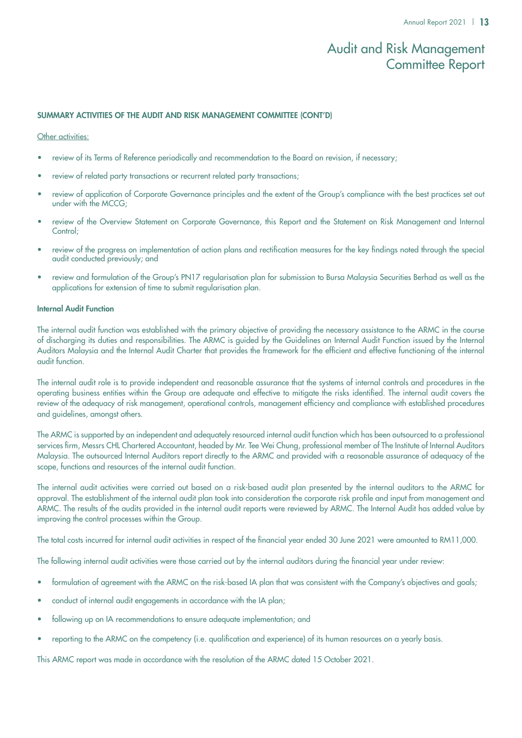# Audit and Risk Management Committee Report

## SUMMARY ACTIVITIES OF THE AUDIT AND RISK MANAGEMENT COMMITTEE (CONT'D)

Other activities:

- review of its Terms of Reference periodically and recommendation to the Board on revision, if necessary;
- review of related party transactions or recurrent related party transactions;
- review of application of Corporate Governance principles and the extent of the Group's compliance with the best practices set out under with the MCCG;
- review of the Overview Statement on Corporate Governance, this Report and the Statement on Risk Management and Internal Control;
- review of the progress on implementation of action plans and rectification measures for the key findings noted through the special audit conducted previously; and
- review and formulation of the Group's PN17 regularisation plan for submission to Bursa Malaysia Securities Berhad as well as the applications for extension of time to submit regularisation plan.

### Internal Audit Function

The internal audit function was established with the primary objective of providing the necessary assistance to the ARMC in the course of discharging its duties and responsibilities. The ARMC is guided by the Guidelines on Internal Audit Function issued by the Internal Auditors Malaysia and the Internal Audit Charter that provides the framework for the efficient and effective functioning of the internal audit function.

The internal audit role is to provide independent and reasonable assurance that the systems of internal controls and procedures in the operating business entities within the Group are adequate and effective to mitigate the risks identified. The internal audit covers the review of the adequacy of risk management, operational controls, management efficiency and compliance with established procedures and guidelines, amongst others.

The ARMC is supported by an independent and adequately resourced internal audit function which has been outsourced to a professional services firm, Messrs CHL Chartered Accountant, headed by Mr. Tee Wei Chung, professional member of The Institute of Internal Auditors Malaysia. The outsourced Internal Auditors report directly to the ARMC and provided with a reasonable assurance of adequacy of the scope, functions and resources of the internal audit function.

The internal audit activities were carried out based on a risk-based audit plan presented by the internal auditors to the ARMC for approval. The establishment of the internal audit plan took into consideration the corporate risk profile and input from management and ARMC. The results of the audits provided in the internal audit reports were reviewed by ARMC. The Internal Audit has added value by improving the control processes within the Group.

The total costs incurred for internal audit activities in respect of the financial year ended 30 June 2021 were amounted to RM11,000.

The following internal audit activities were those carried out by the internal auditors during the financial year under review:

- formulation of agreement with the ARMC on the risk-based IA plan that was consistent with the Company's objectives and goals;
- conduct of internal audit engagements in accordance with the IA plan;
- following up on IA recommendations to ensure adequate implementation; and
- reporting to the ARMC on the competency (i.e. qualification and experience) of its human resources on a yearly basis.

This ARMC report was made in accordance with the resolution of the ARMC dated 15 October 2021.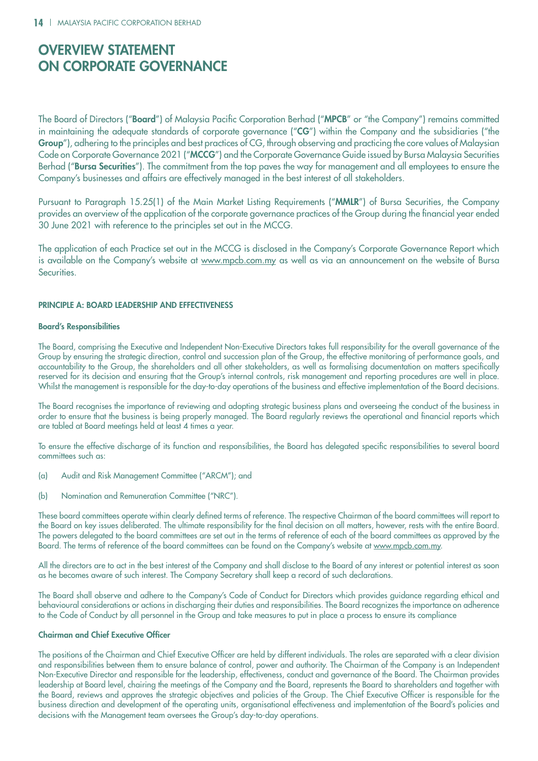# OVERVIEW STATEMENT ON CORPORATE GOVERNANCE

The Board of Directors ("**Board**") of Malaysia Pacific Corporation Berhad ("**MPCB**" or "the Company") remains committed in maintaining the adequate standards of corporate governance ("**CG**") within the Company and the subsidiaries ("the **Group**"), adhering to the principles and best practices of CG, through observing and practicing the core values of Malaysian Code on Corporate Governance 2021 ("**MCCG**") and the Corporate Governance Guide issued by Bursa Malaysia Securities Berhad ("**Bursa Securities**"). The commitment from the top paves the way for management and all employees to ensure the Company's businesses and affairs are effectively managed in the best interest of all stakeholders.

Pursuant to Paragraph 15.25(1) of the Main Market Listing Requirements ("**MMLR**") of Bursa Securities, the Company provides an overview of the application of the corporate governance practices of the Group during the financial year ended 30 June 2021 with reference to the principles set out in the MCCG.

The application of each Practice set out in the MCCG is disclosed in the Company's Corporate Governance Report which is available on the Company's website at www.mpcb.com.my as well as via an announcement on the website of Bursa Securities.

## PRINCIPLE A: BOARD LEADERSHIP AND EFFECTIVENESS

### Board's Responsibilities

The Board, comprising the Executive and Independent Non-Executive Directors takes full responsibility for the overall governance of the Group by ensuring the strategic direction, control and succession plan of the Group, the effective monitoring of performance goals, and accountability to the Group, the shareholders and all other stakeholders, as well as formalising documentation on matters specifically reserved for its decision and ensuring that the Group's internal controls, risk management and reporting procedures are well in place. Whilst the management is responsible for the day-to-day operations of the business and effective implementation of the Board decisions.

The Board recognises the importance of reviewing and adopting strategic business plans and overseeing the conduct of the business in order to ensure that the business is being properly managed. The Board regularly reviews the operational and financial reports which are tabled at Board meetings held at least 4 times a year.

To ensure the effective discharge of its function and responsibilities, the Board has delegated specific responsibilities to several board committees such as:

(a) Audit and Risk Management Committee ("ARCM"); and

(b) Nomination and Remuneration Committee ("NRC").

These board committees operate within clearly defined terms of reference. The respective Chairman of the board committees will report to the Board on key issues deliberated. The ultimate responsibility for the final decision on all matters, however, rests with the entire Board. The powers delegated to the board committees are set out in the terms of reference of each of the board committees as approved by the Board. The terms of reference of the board committees can be found on the Company's website at www.mpcb.com.my.

All the directors are to act in the best interest of the Company and shall disclose to the Board of any interest or potential interest as soon as he becomes aware of such interest. The Company Secretary shall keep a record of such declarations.

The Board shall observe and adhere to the Company's Code of Conduct for Directors which provides guidance regarding ethical and behavioural considerations or actions in discharging their duties and responsibilities. The Board recognizes the importance on adherence to the Code of Conduct by all personnel in the Group and take measures to put in place a process to ensure its compliance

### Chairman and Chief Executive Officer

The positions of the Chairman and Chief Executive Officer are held by different individuals. The roles are separated with a clear division and responsibilities between them to ensure balance of control, power and authority. The Chairman of the Company is an Independent Non-Executive Director and responsible for the leadership, effectiveness, conduct and governance of the Board. The Chairman provides leadership at Board level, chairing the meetings of the Company and the Board, represents the Board to shareholders and together with the Board, reviews and approves the strategic objectives and policies of the Group. The Chief Executive Officer is responsible for the business direction and development of the operating units, organisational effectiveness and implementation of the Board's policies and decisions with the Management team oversees the Group's day-to-day operations.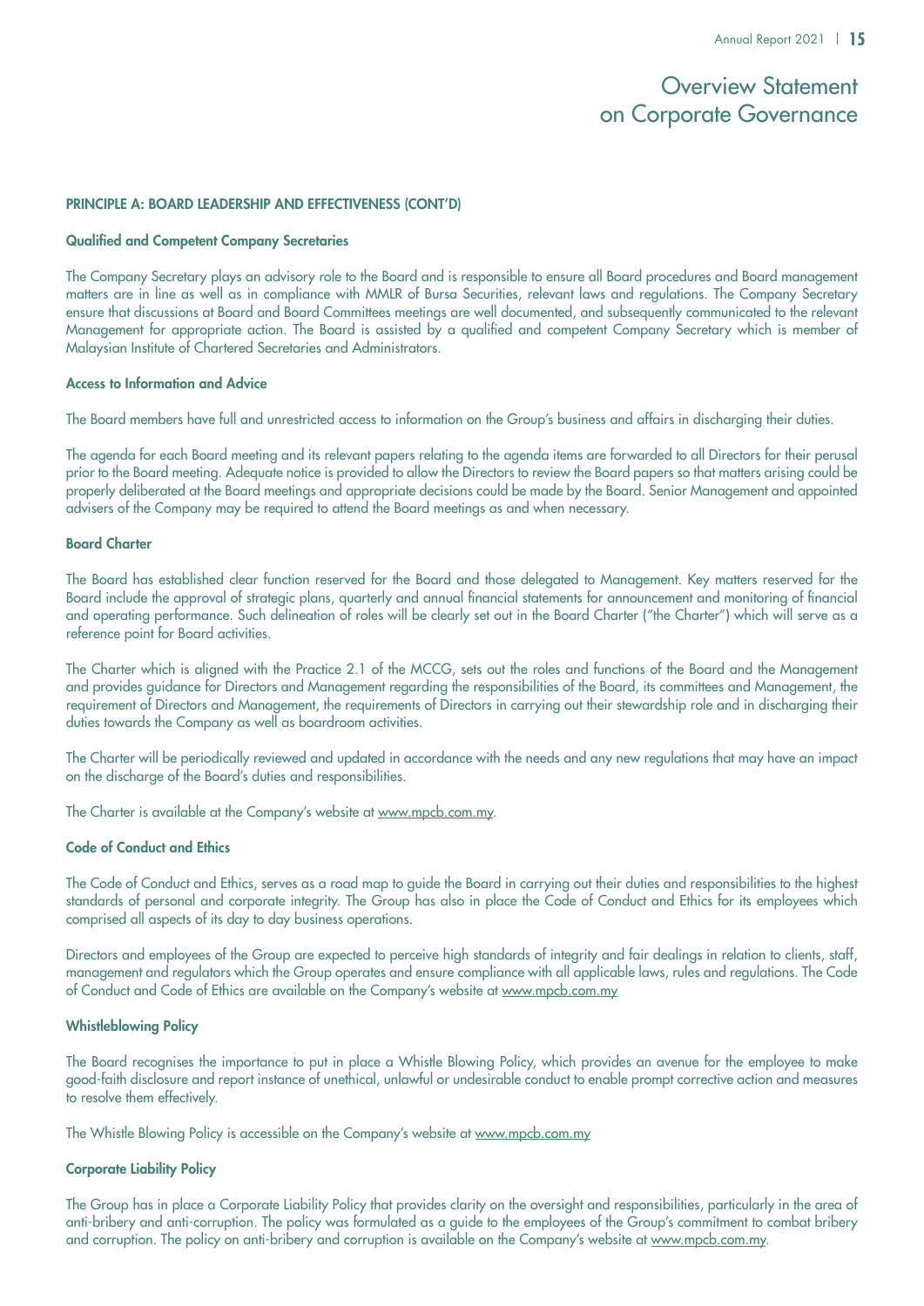# Overview Statement on Corporate Governance

## PRINCIPLE A: BOARD LEADERSHIP AND EFFECTIVENESS (CONT'D)

### Qualified and Competent Company Secretaries

The Company Secretary plays an advisory role to the Board and is responsible to ensure all Board procedures and Board management matters are in line as well as in compliance with MMLR of Bursa Securities, relevant laws and regulations. The Company Secretary ensure that discussions at Board and Board Committees meetings are well documented, and subsequently communicated to the relevant Management for appropriate action. The Board is assisted by a qualified and competent Company Secretary which is member of Malaysian Institute of Chartered Secretaries and Administrators.

### Access to Information and Advice

The Board members have full and unrestricted access to information on the Group's business and affairs in discharging their duties.

The agenda for each Board meeting and its relevant papers relating to the agenda items are forwarded to all Directors for their perusal prior to the Board meeting. Adequate notice is provided to allow the Directors to review the Board papers so that matters arising could be properly deliberated at the Board meetings and appropriate decisions could be made by the Board. Senior Management and appointed advisers of the Company may be required to attend the Board meetings as and when necessary.

### Board Charter

The Board has established clear function reserved for the Board and those delegated to Management. Key matters reserved for the Board include the approval of strategic plans, quarterly and annual financial statements for announcement and monitoring of financial and operating performance. Such delineation of roles will be clearly set out in the Board Charter ("the Charter") which will serve as a reference point for Board activities.

The Charter which is aligned with the Practice 2.1 of the MCCG, sets out the roles and functions of the Board and the Management and provides guidance for Directors and Management regarding the responsibilities of the Board, its committees and Management, the requirement of Directors and Management, the requirements of Directors in carrying out their stewardship role and in discharging their duties towards the Company as well as boardroom activities.

The Charter will be periodically reviewed and updated in accordance with the needs and any new regulations that may have an impact on the discharge of the Board's duties and responsibilities.

The Charter is available at the Company's website at www.mpcb.com.my.

### Code of Conduct and Ethics

The Code of Conduct and Ethics, serves as a road map to guide the Board in carrying out their duties and responsibilities to the highest standards of personal and corporate integrity. The Group has also in place the Code of Conduct and Ethics for its employees which comprised all aspects of its day to day business operations.

Directors and employees of the Group are expected to perceive high standards of integrity and fair dealings in relation to clients, staff, management and regulators which the Group operates and ensure compliance with all applicable laws, rules and regulations. The Code of Conduct and Code of Ethics are available on the Company's website at www.mpcb.com.my

### Whistleblowing Policy

The Board recognises the importance to put in place a Whistle Blowing Policy, which provides an avenue for the employee to make good-faith disclosure and report instance of unethical, unlawful or undesirable conduct to enable prompt corrective action and measures to resolve them effectively.

The Whistle Blowing Policy is accessible on the Company's website at www.mpcb.com.my

### Corporate Liability Policy

The Group has in place a Corporate Liability Policy that provides clarity on the oversight and responsibilities, particularly in the area of anti-bribery and anti-corruption. The policy was formulated as a guide to the employees of the Group's commitment to combat bribery and corruption. The policy on anti-bribery and corruption is available on the Company's website at www.mpcb.com.my.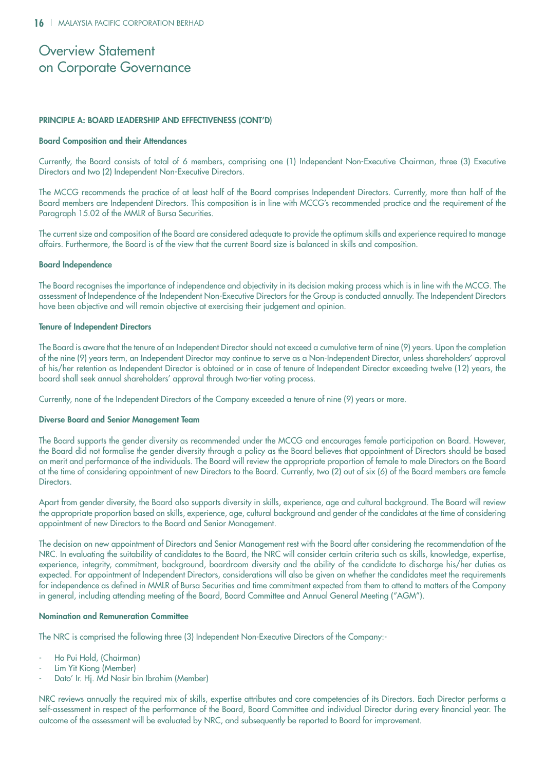# Overview Statement on Corporate Governance

#### PRINCIPLE A: BOARD LEADERSHIP AND EFFECTIVENESS (CONT'D)

#### Board Composition and their Attendances

Currently, the Board consists of total of 6 members, comprising one (1) Independent Non-Executive Chairman, three (3) Executive Directors and two (2) Independent Non-Executive Directors.

The MCCG recommends the practice of at least half of the Board comprises Independent Directors. Currently, more than half of the Board members are Independent Directors. This composition is in line with MCCG's recommended practice and the requirement of the Paragraph 15.02 of the MMLR of Bursa Securities.

The current size and composition of the Board are considered adequate to provide the optimum skills and experience required to manage affairs. Furthermore, the Board is of the view that the current Board size is balanced in skills and composition.

#### Board Independence

The Board recognises the importance of independence and objectivity in its decision making process which is in line with the MCCG. The assessment of Independence of the Independent Non-Executive Directors for the Group is conducted annually. The Independent Directors have been objective and will remain objective at exercising their judgement and opinion.

#### Tenure of Independent Directors

The Board is aware that the tenure of an Independent Director should not exceed a cumulative term of nine (9) years. Upon the completion of the nine (9) years term, an Independent Director may continue to serve as a Non-Independent Director, unless shareholders' approval of his/her retention as Independent Director is obtained or in case of tenure of Independent Director exceeding twelve (12) years, the board shall seek annual shareholders' approval through two-tier voting process.

Currently, none of the Independent Directors of the Company exceeded a tenure of nine (9) years or more.

#### Diverse Board and Senior Management Team

The Board supports the gender diversity as recommended under the MCCG and encourages female participation on Board. However, the Board did not formalise the gender diversity through a policy as the Board believes that appointment of Directors should be based on merit and performance of the individuals. The Board will review the appropriate proportion of female to male Directors on the Board at the time of considering appointment of new Directors to the Board. Currently, two (2) out of six (6) of the Board members are female Directors.

Apart from gender diversity, the Board also supports diversity in skills, experience, age and cultural background. The Board will review the appropriate proportion based on skills, experience, age, cultural background and gender of the candidates at the time of considering appointment of new Directors to the Board and Senior Management.

The decision on new appointment of Directors and Senior Management rest with the Board after considering the recommendation of the NRC. In evaluating the suitability of candidates to the Board, the NRC will consider certain criteria such as skills, knowledge, expertise, experience, integrity, commitment, background, boardroom diversity and the ability of the candidate to discharge his/her duties as expected. For appointment of Independent Directors, considerations will also be given on whether the candidates meet the requirements for independence as defined in MMLR of Bursa Securities and time commitment expected from them to attend to matters of the Company in general, including attending meeting of the Board, Board Committee and Annual General Meeting ("AGM").

#### Nomination and Remuneration Committee

The NRC is comprised the following three (3) Independent Non-Executive Directors of the Company:-

- Ho Pui Hold, (Chairman)
- Lim Yit Kiong (Member)
- Dato' Ir. Hj. Md Nasir bin Ibrahim (Member)

NRC reviews annually the required mix of skills, expertise attributes and core competencies of its Directors. Each Director performs a self-assessment in respect of the performance of the Board, Board Committee and individual Director during every financial year. The outcome of the assessment will be evaluated by NRC, and subsequently be reported to Board for improvement.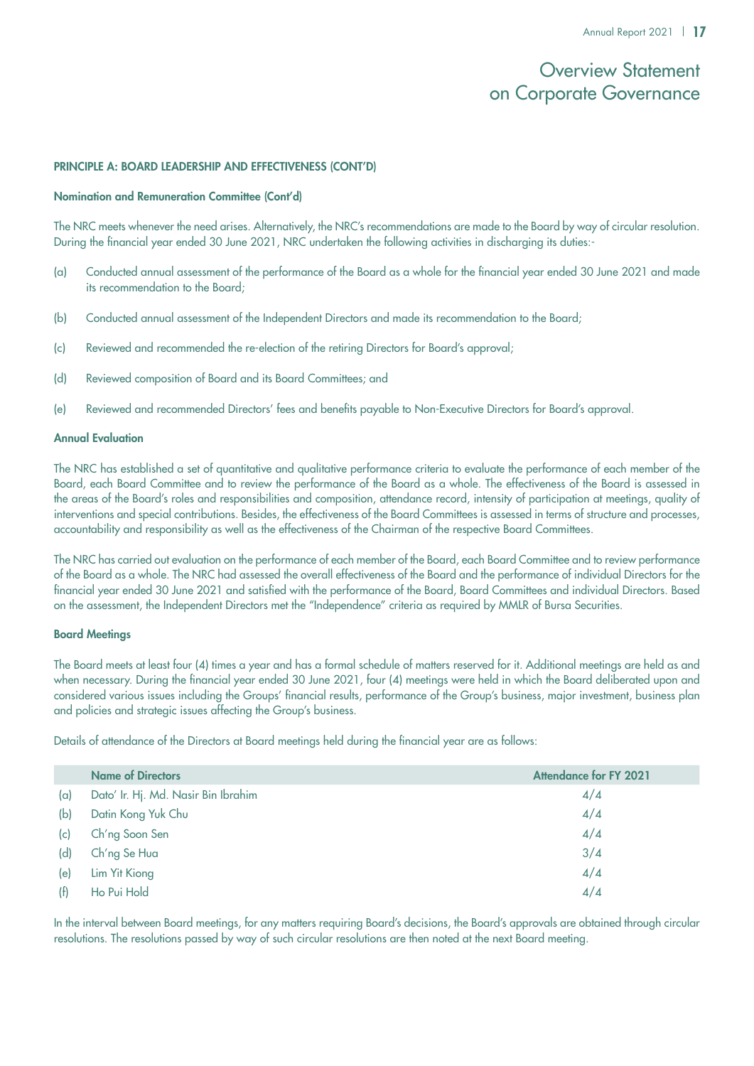# Overview Statement on Corporate Governance

## PRINCIPLE A: BOARD LEADERSHIP AND EFFECTIVENESS (CONT'D)

### Nomination and Remuneration Committee (Cont'd)

The NRC meets whenever the need arises. Alternatively, the NRC's recommendations are made to the Board by way of circular resolution. During the financial year ended 30 June 2021, NRC undertaken the following activities in discharging its duties:-

(a) Conducted annual assessment of the performance of the Board as a whole for the financial year ended 30 June 2021 and made its recommendation to the Board;

(b) Conducted annual assessment of the Independent Directors and made its recommendation to the Board;

(c) Reviewed and recommended the re-election of the retiring Directors for Board's approval;

(d) Reviewed composition of Board and its Board Committees; and

(e) Reviewed and recommended Directors' fees and benefits payable to Non-Executive Directors for Board's approval.

### Annual Evaluation

The NRC has established a set of quantitative and qualitative performance criteria to evaluate the performance of each member of the Board, each Board Committee and to review the performance of the Board as a whole. The effectiveness of the Board is assessed in the areas of the Board's roles and responsibilities and composition, attendance record, intensity of participation at meetings, quality of interventions and special contributions. Besides, the effectiveness of the Board Committees is assessed in terms of structure and processes, accountability and responsibility as well as the effectiveness of the Chairman of the respective Board Committees.

The NRC has carried out evaluation on the performance of each member of the Board, each Board Committee and to review performance of the Board as a whole. The NRC had assessed the overall effectiveness of the Board and the performance of individual Directors for the financial year ended 30 June 2021 and satisfied with the performance of the Board, Board Committees and individual Directors. Based on the assessment, the Independent Directors met the "Independence" criteria as required by MMLR of Bursa Securities.

### Board Meetings

The Board meets at least four (4) times a year and has a formal schedule of matters reserved for it. Additional meetings are held as and when necessary. During the financial year ended 30 June 2021, four (4) meetings were held in which the Board deliberated upon and considered various issues including the Groups' financial results, performance of the Group's business, major investment, business plan and policies and strategic issues affecting the Group's business.

Details of attendance of the Directors at Board meetings held during the financial year are as follows:

| | Name of Directors | Attendance for FY 2021 |
|---|---|---|
| (a) | Dato' Ir. Hj. Md. Nasir Bin Ibrahim | 4/4 |
| (b) | Datin Kong Yuk Chu | 4/4 |
| (c) | Ch'ng Soon Sen | 4/4 |
| (d) | Ch'ng Se Hua | 3/4 |
| (e) | Lim Yit Kiong | 4/4 |
| (f) | Ho Pui Hold | 4/4 |

In the interval between Board meetings, for any matters requiring Board's decisions, the Board's approvals are obtained through circular resolutions. The resolutions passed by way of such circular resolutions are then noted at the next Board meeting.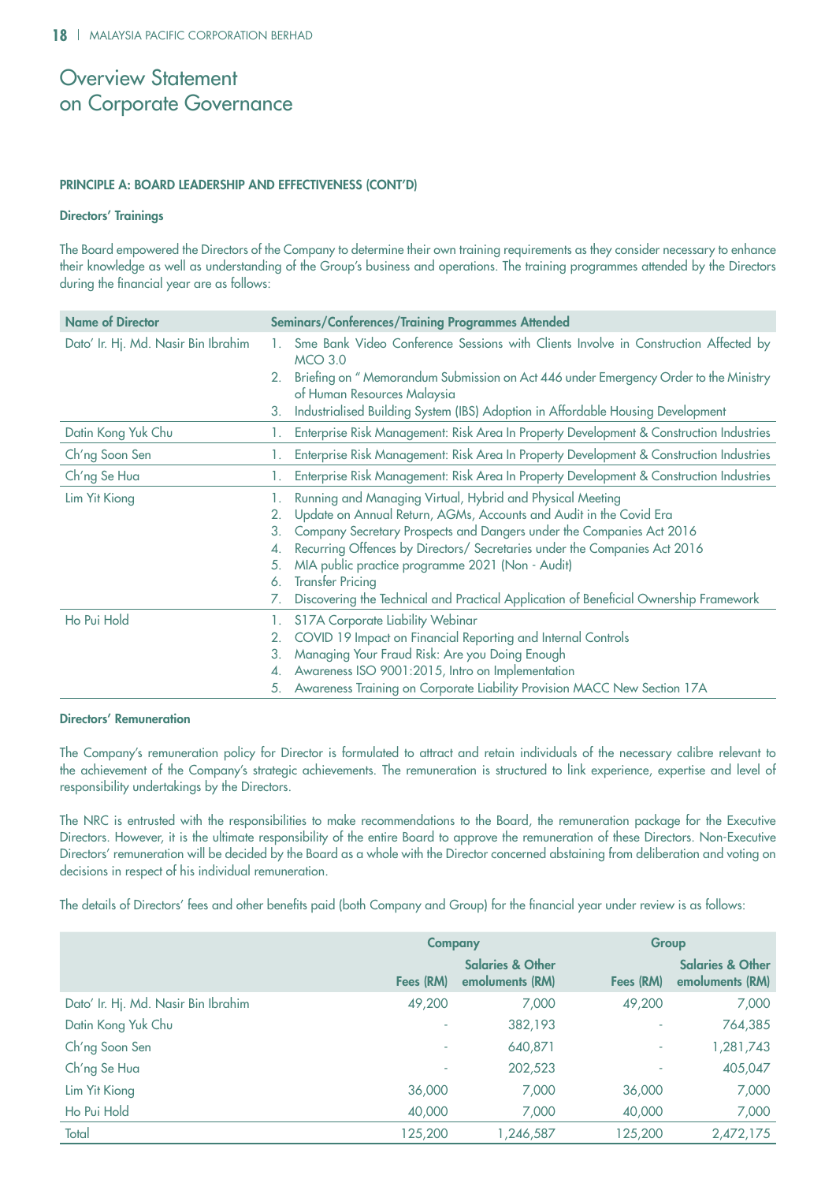# Overview Statement on Corporate Governance

**PRINCIPLE A: BOARD LEADERSHIP AND EFFECTIVENESS (CONT'D)**

**Directors' Trainings**

The Board empowered the Directors of the Company to determine their own training requirements as they consider necessary to enhance their knowledge as well as understanding of the Group's business and operations. The training programmes attended by the Directors during the financial year are as follows:

| Name of Director | Seminars/Conferences/Training Programmes Attended |
|---|---|
| Dato' Ir. Hj. Md. Nasir Bin Ibrahim | 1. Sme Bank Video Conference Sessions with Clients Involve in Construction Affected by MCO 3.0<br>2. Briefing on " Memorandum Submission on Act 446 under Emergency Order to the Ministry of Human Resources Malaysia<br>3. Industrialised Building System (IBS) Adoption in Affordable Housing Development |
| Datin Kong Yuk Chu | 1. Enterprise Risk Management: Risk Area In Property Development & Construction Industries |
| Ch'ng Soon Sen | 1. Enterprise Risk Management: Risk Area In Property Development & Construction Industries |
| Ch'ng Se Hua | 1. Enterprise Risk Management: Risk Area In Property Development & Construction Industries |
| Lim Yit Kiong | 1. Running and Managing Virtual, Hybrid and Physical Meeting<br>2. Update on Annual Return, AGMs, Accounts and Audit in the Covid Era<br>3. Company Secretary Prospects and Dangers under the Companies Act 2016<br>4. Recurring Offences by Directors/ Secretaries under the Companies Act 2016<br>5. MIA public practice programme 2021 (Non - Audit)<br>6. Transfer Pricing<br>7. Discovering the Technical and Practical Application of Beneficial Ownership Framework |
| Ho Pui Hold | 1. S17A Corporate Liability Webinar<br>2. COVID 19 Impact on Financial Reporting and Internal Controls<br>3. Managing Your Fraud Risk: Are you Doing Enough<br>4. Awareness ISO 9001:2015, Intro on Implementation<br>5. Awareness Training on Corporate Liability Provision MACC New Section 17A |

**Directors' Remuneration**

The Company's remuneration policy for Director is formulated to attract and retain individuals of the necessary calibre relevant to the achievement of the Company's strategic achievements. The remuneration is structured to link experience, expertise and level of responsibility undertakings by the Directors.

The NRC is entrusted with the responsibilities to make recommendations to the Board, the remuneration package for the Executive Directors. However, it is the ultimate responsibility of the entire Board to approve the remuneration of these Directors. Non-Executive Directors' remuneration will be decided by the Board as a whole with the Director concerned abstaining from deliberation and voting on decisions in respect of his individual remuneration.

The details of Directors' fees and other benefits paid (both Company and Group) for the financial year under review is as follows:

| | Company | | Group | |
|---|---|---|---|---|
| | Fees (RM) | Salaries & Other emoluments (RM) | Fees (RM) | Salaries & Other emoluments (RM) |
| Dato' Ir. Hj. Md. Nasir Bin Ibrahim | 49,200 | 7,000 | 49,200 | 7,000 |
| Datin Kong Yuk Chu | - | 382,193 | - | 764,385 |
| Ch'ng Soon Sen | - | 640,871 | - | 1,281,743 |
| Ch'ng Se Hua | - | 202,523 | - | 405,047 |
| Lim Yit Kiong | 36,000 | 7,000 | 36,000 | 7,000 |
| Ho Pui Hold | 40,000 | 7,000 | 40,000 | 7,000 |
| Total | 125,200 | 1,246,587 | 125,200 | 2,472,175 |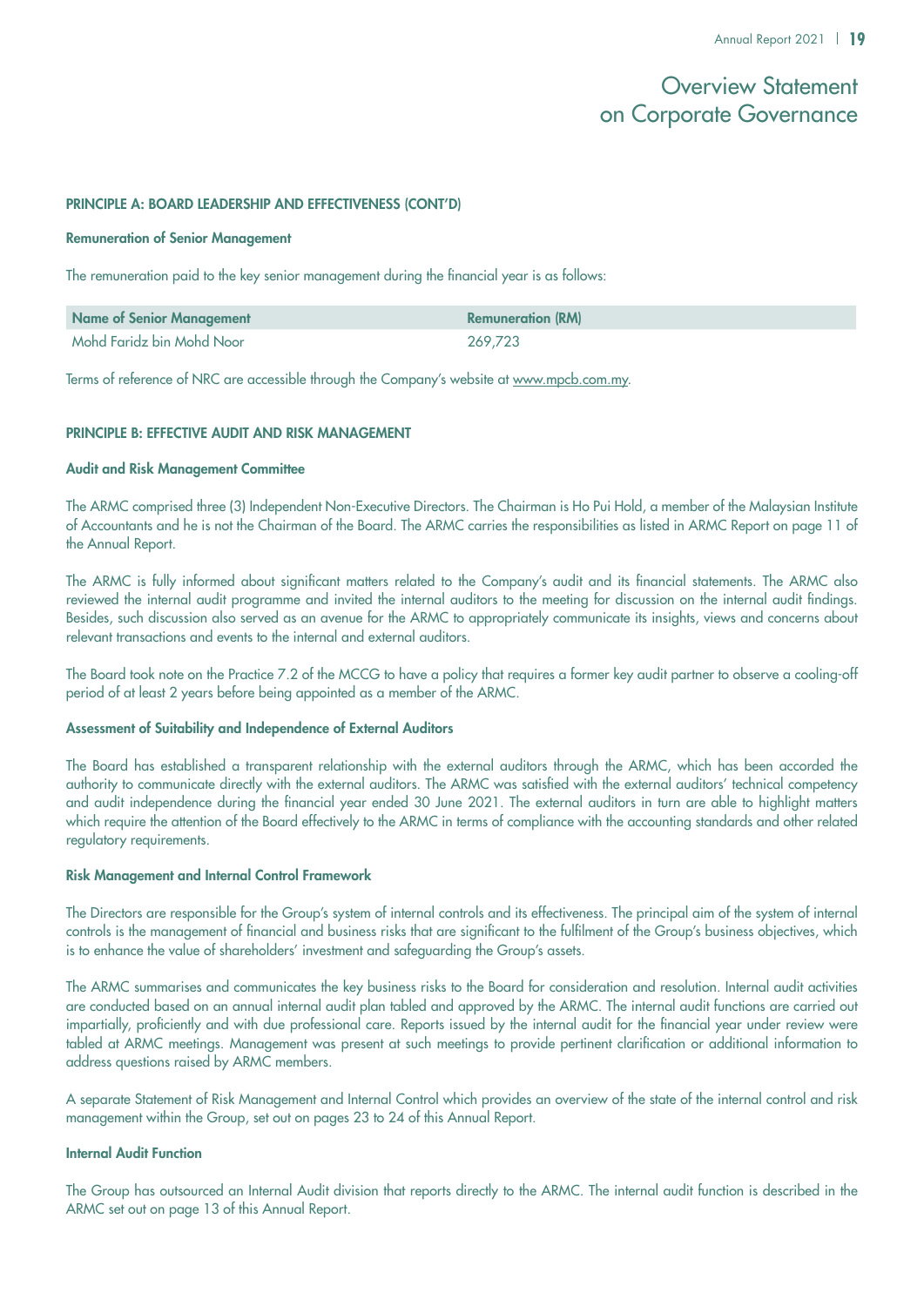# Overview Statement on Corporate Governance

**PRINCIPLE A: BOARD LEADERSHIP AND EFFECTIVENESS (CONT'D)**

**Remuneration of Senior Management**

The remuneration paid to the key senior management during the financial year is as follows:

| Name of Senior Management | Remuneration (RM) |
|---|---|
| Mohd Faridz bin Mohd Noor | 269,723 |

Terms of reference of NRC are accessible through the Company's website at www.mpcb.com.my.

**PRINCIPLE B: EFFECTIVE AUDIT AND RISK MANAGEMENT**

**Audit and Risk Management Committee**

The ARMC comprised three (3) Independent Non-Executive Directors. The Chairman is Ho Pui Hold, a member of the Malaysian Institute of Accountants and he is not the Chairman of the Board. The ARMC carries the responsibilities as listed in ARMC Report on page 11 of the Annual Report.

The ARMC is fully informed about significant matters related to the Company's audit and its financial statements. The ARMC also reviewed the internal audit programme and invited the internal auditors to the meeting for discussion on the internal audit findings. Besides, such discussion also served as an avenue for the ARMC to appropriately communicate its insights, views and concerns about relevant transactions and events to the internal and external auditors.

The Board took note on the Practice 7.2 of the MCCG to have a policy that requires a former key audit partner to observe a cooling-off period of at least 2 years before being appointed as a member of the ARMC.

**Assessment of Suitability and Independence of External Auditors**

The Board has established a transparent relationship with the external auditors through the ARMC, which has been accorded the authority to communicate directly with the external auditors. The ARMC was satisfied with the external auditors' technical competency and audit independence during the financial year ended 30 June 2021. The external auditors in turn are able to highlight matters which require the attention of the Board effectively to the ARMC in terms of compliance with the accounting standards and other related regulatory requirements.

**Risk Management and Internal Control Framework**

The Directors are responsible for the Group's system of internal controls and its effectiveness. The principal aim of the system of internal controls is the management of financial and business risks that are significant to the fulfilment of the Group's business objectives, which is to enhance the value of shareholders' investment and safeguarding the Group's assets.

The ARMC summarises and communicates the key business risks to the Board for consideration and resolution. Internal audit activities are conducted based on an annual internal audit plan tabled and approved by the ARMC. The internal audit functions are carried out impartially, proficiently and with due professional care. Reports issued by the internal audit for the financial year under review were tabled at ARMC meetings. Management was present at such meetings to provide pertinent clarification or additional information to address questions raised by ARMC members.

A separate Statement of Risk Management and Internal Control which provides an overview of the state of the internal control and risk management within the Group, set out on pages 23 to 24 of this Annual Report.

**Internal Audit Function**

The Group has outsourced an Internal Audit division that reports directly to the ARMC. The internal audit function is described in the ARMC set out on page 13 of this Annual Report.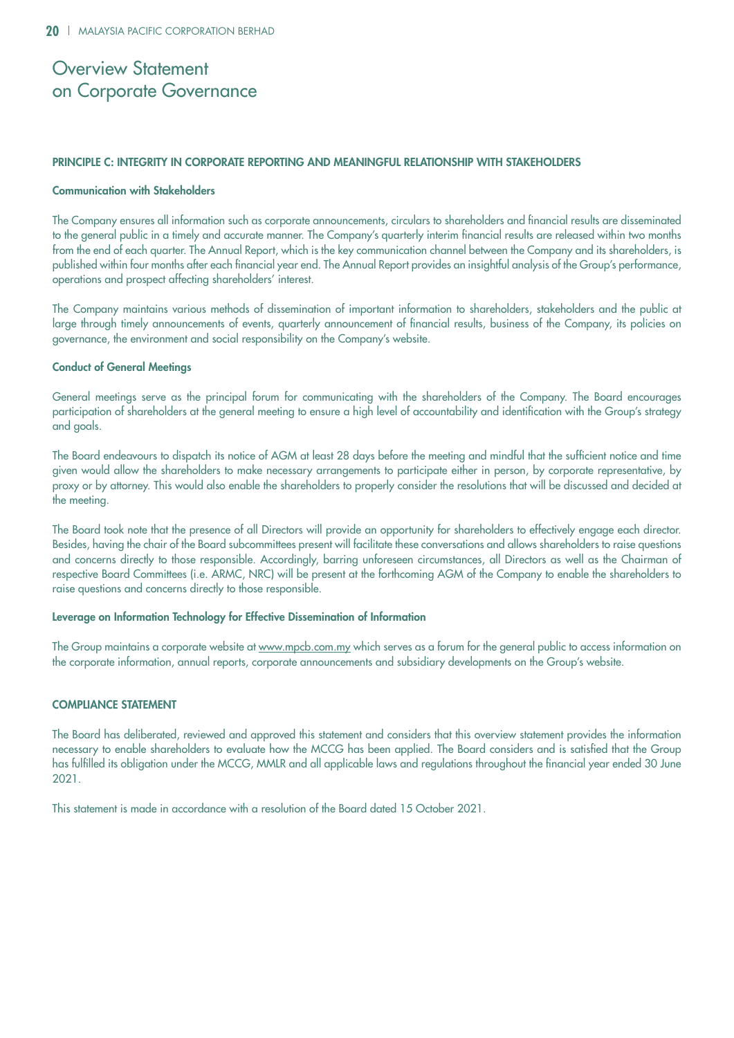# Overview Statement on Corporate Governance

## PRINCIPLE C: INTEGRITY IN CORPORATE REPORTING AND MEANINGFUL RELATIONSHIP WITH STAKEHOLDERS

### Communication with Stakeholders

The Company ensures all information such as corporate announcements, circulars to shareholders and financial results are disseminated to the general public in a timely and accurate manner. The Company's quarterly interim financial results are released within two months from the end of each quarter. The Annual Report, which is the key communication channel between the Company and its shareholders, is published within four months after each financial year end. The Annual Report provides an insightful analysis of the Group's performance, operations and prospect affecting shareholders' interest.

The Company maintains various methods of dissemination of important information to shareholders, stakeholders and the public at large through timely announcements of events, quarterly announcement of financial results, business of the Company, its policies on governance, the environment and social responsibility on the Company's website.

### Conduct of General Meetings

General meetings serve as the principal forum for communicating with the shareholders of the Company. The Board encourages participation of shareholders at the general meeting to ensure a high level of accountability and identification with the Group's strategy and goals.

The Board endeavours to dispatch its notice of AGM at least 28 days before the meeting and mindful that the sufficient notice and time given would allow the shareholders to make necessary arrangements to participate either in person, by corporate representative, by proxy or by attorney. This would also enable the shareholders to properly consider the resolutions that will be discussed and decided at the meeting.

The Board took note that the presence of all Directors will provide an opportunity for shareholders to effectively engage each director. Besides, having the chair of the Board subcommittees present will facilitate these conversations and allows shareholders to raise questions and concerns directly to those responsible. Accordingly, barring unforeseen circumstances, all Directors as well as the Chairman of respective Board Committees (i.e. ARMC, NRC) will be present at the forthcoming AGM of the Company to enable the shareholders to raise questions and concerns directly to those responsible.

### Leverage on Information Technology for Effective Dissemination of Information

The Group maintains a corporate website at www.mpcb.com.my which serves as a forum for the general public to access information on the corporate information, annual reports, corporate announcements and subsidiary developments on the Group's website.

## COMPLIANCE STATEMENT

The Board has deliberated, reviewed and approved this statement and considers that this overview statement provides the information necessary to enable shareholders to evaluate how the MCCG has been applied. The Board considers and is satisfied that the Group has fulfilled its obligation under the MCCG, MMLR and all applicable laws and regulations throughout the financial year ended 30 June 2021.

This statement is made in accordance with a resolution of the Board dated 15 October 2021.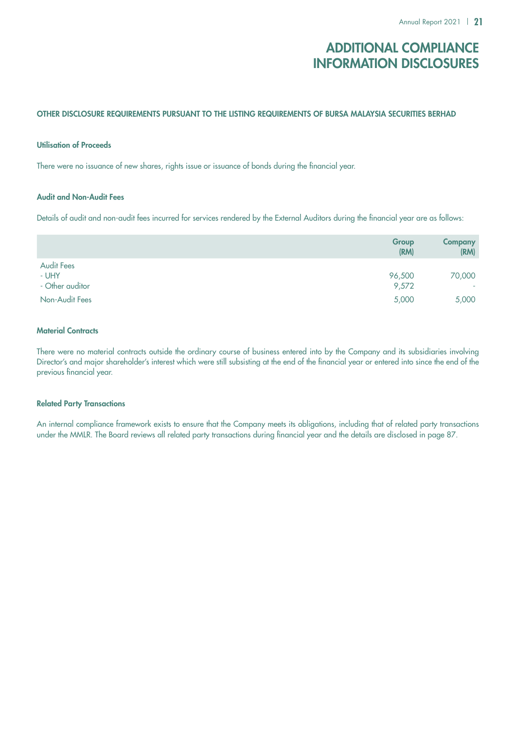# ADDITIONAL COMPLIANCE INFORMATION DISCLOSURES

## OTHER DISCLOSURE REQUIREMENTS PURSUANT TO THE LISTING REQUIREMENTS OF BURSA MALAYSIA SECURITIES BERHAD

### Utilisation of Proceeds

There were no issuance of new shares, rights issue or issuance of bonds during the financial year.

### Audit and Non-Audit Fees

Details of audit and non-audit fees incurred for services rendered by the External Auditors during the financial year are as follows:

| | Group (RM) | Company (RM) |
|---|---|---|
| Audit Fees | | |
| - UHY | 96,500 | 70,000 |
| - Other auditor | 9,572 | - |
| Non-Audit Fees | 5,000 | 5,000 |

### Material Contracts

There were no material contracts outside the ordinary course of business entered into by the Company and its subsidiaries involving Director's and major shareholder's interest which were still subsisting at the end of the financial year or entered into since the end of the previous financial year.

### Related Party Transactions

An internal compliance framework exists to ensure that the Company meets its obligations, including that of related party transactions under the MMLR. The Board reviews all related party transactions during financial year and the details are disclosed in page 87.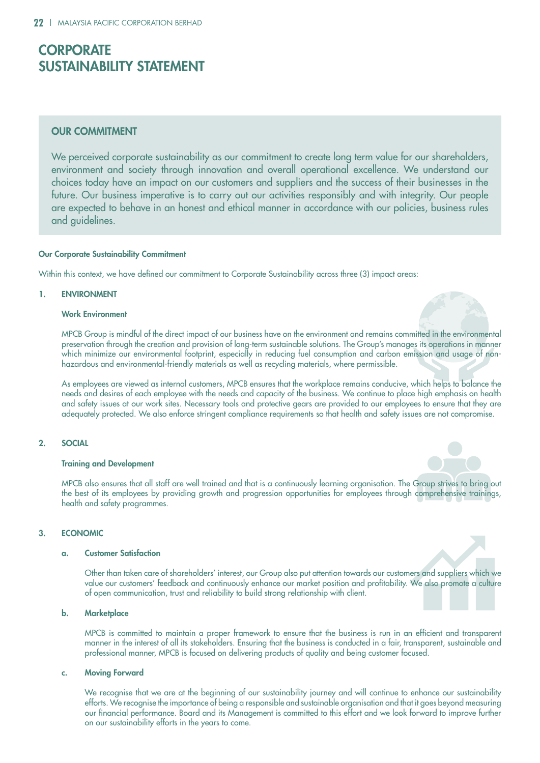# CORPORATE SUSTAINABILITY STATEMENT

## OUR COMMITMENT

We perceived corporate sustainability as our commitment to create long term value for our shareholders, environment and society through innovation and overall operational excellence. We understand our choices today have an impact on our customers and suppliers and the success of their businesses in the future. Our business imperative is to carry out our activities responsibly and with integrity. Our people are expected to behave in an honest and ethical manner in accordance with our policies, business rules and guidelines.

**Our Corporate Sustainability Commitment**

Within this context, we have defined our commitment to Corporate Sustainability across three (3) impact areas:

### 1. ENVIRONMENT

**Work Environment**

MPCB Group is mindful of the direct impact of our business have on the environment and remains committed in the environmental preservation through the creation and provision of long-term sustainable solutions. The Group's manages its operations in manner which minimize our environmental footprint, especially in reducing fuel consumption and carbon emission and usage of non-hazardous and environmental-friendly materials as well as recycling materials, where permissible.

As employees are viewed as internal customers, MPCB ensures that the workplace remains conducive, which helps to balance the needs and desires of each employee with the needs and capacity of the business. We continue to place high emphasis on health and safety issues at our work sites. Necessary tools and protective gears are provided to our employees to ensure that they are adequately protected. We also enforce stringent compliance requirements so that health and safety issues are not compromise.

### 2. SOCIAL

**Training and Development**

MPCB also ensures that all staff are well trained and that is a continuously learning organisation. The Group strives to bring out the best of its employees by providing growth and progression opportunities for employees through comprehensive trainings, health and safety programmes.

### 3. ECONOMIC

**a. Customer Satisfaction**

Other than taken care of shareholders' interest, our Group also put attention towards our customers and suppliers which we value our customers' feedback and continuously enhance our market position and profitability. We also promote a culture of open communication, trust and reliability to build strong relationship with client.

**b. Marketplace**

MPCB is committed to maintain a proper framework to ensure that the business is run in an efficient and transparent manner in the interest of all its stakeholders. Ensuring that the business is conducted in a fair, transparent, sustainable and professional manner, MPCB is focused on delivering products of quality and being customer focused.

**c. Moving Forward**

We recognise that we are at the beginning of our sustainability journey and will continue to enhance our sustainability efforts. We recognise the importance of being a responsible and sustainable organisation and that it goes beyond measuring our financial performance. Board and its Management is committed to this effort and we look forward to improve further on our sustainability efforts in the years to come.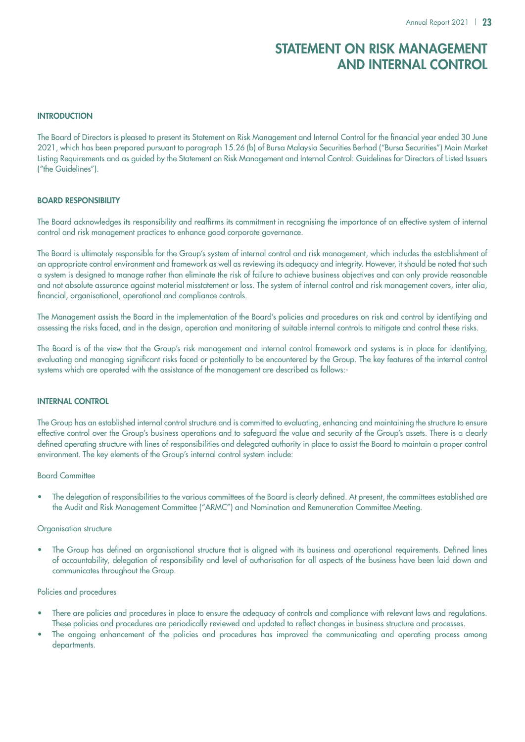# STATEMENT ON RISK MANAGEMENT AND INTERNAL CONTROL

## INTRODUCTION

The Board of Directors is pleased to present its Statement on Risk Management and Internal Control for the financial year ended 30 June 2021, which has been prepared pursuant to paragraph 15.26 (b) of Bursa Malaysia Securities Berhad ("Bursa Securities") Main Market Listing Requirements and as guided by the Statement on Risk Management and Internal Control: Guidelines for Directors of Listed Issuers ("the Guidelines").

## BOARD RESPONSIBILITY

The Board acknowledges its responsibility and reaffirms its commitment in recognising the importance of an effective system of internal control and risk management practices to enhance good corporate governance.

The Board is ultimately responsible for the Group's system of internal control and risk management, which includes the establishment of an appropriate control environment and framework as well as reviewing its adequacy and integrity. However, it should be noted that such a system is designed to manage rather than eliminate the risk of failure to achieve business objectives and can only provide reasonable and not absolute assurance against material misstatement or loss. The system of internal control and risk management covers, inter alia, financial, organisational, operational and compliance controls.

The Management assists the Board in the implementation of the Board's policies and procedures on risk and control by identifying and assessing the risks faced, and in the design, operation and monitoring of suitable internal controls to mitigate and control these risks.

The Board is of the view that the Group's risk management and internal control framework and systems is in place for identifying, evaluating and managing significant risks faced or potentially to be encountered by the Group. The key features of the internal control systems which are operated with the assistance of the management are described as follows:-

## INTERNAL CONTROL

The Group has an established internal control structure and is committed to evaluating, enhancing and maintaining the structure to ensure effective control over the Group's business operations and to safeguard the value and security of the Group's assets. There is a clearly defined operating structure with lines of responsibilities and delegated authority in place to assist the Board to maintain a proper control environment. The key elements of the Group's internal control system include:

Board Committee

- The delegation of responsibilities to the various committees of the Board is clearly defined. At present, the committees established are the Audit and Risk Management Committee ("ARMC") and Nomination and Remuneration Committee Meeting.

Organisation structure

- The Group has defined an organisational structure that is aligned with its business and operational requirements. Defined lines of accountability, delegation of responsibility and level of authorisation for all aspects of the business have been laid down and communicates throughout the Group.

Policies and procedures

- There are policies and procedures in place to ensure the adequacy of controls and compliance with relevant laws and regulations. These policies and procedures are periodically reviewed and updated to reflect changes in business structure and processes.
- The ongoing enhancement of the policies and procedures has improved the communicating and operating process among departments.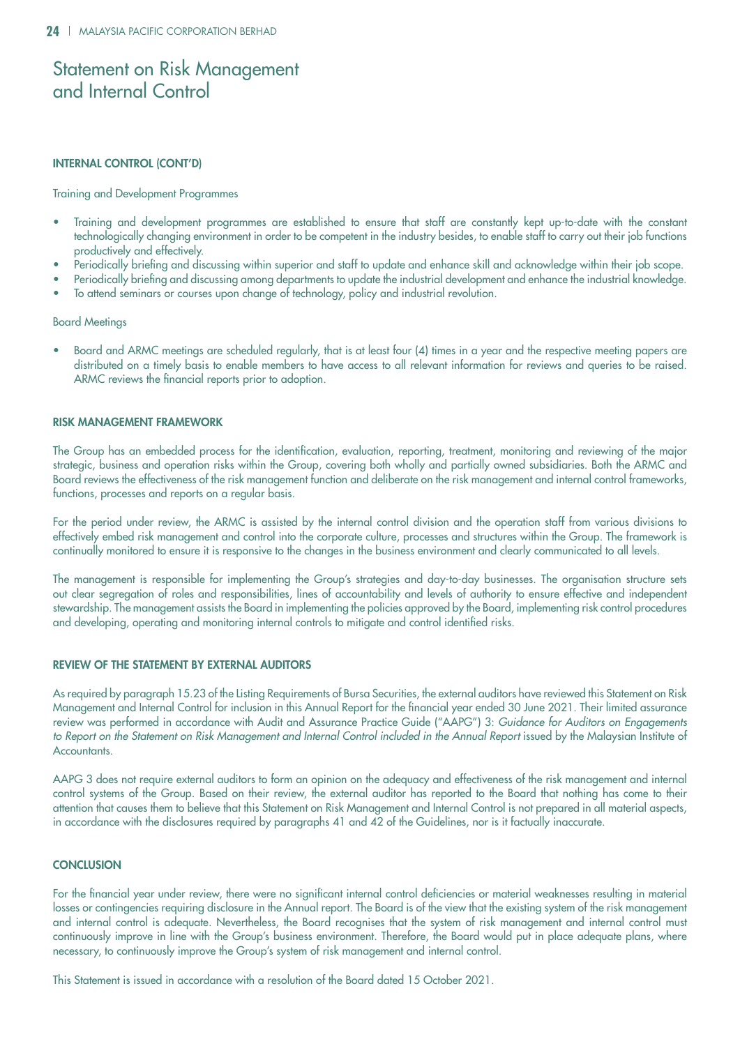# Statement on Risk Management and Internal Control

### INTERNAL CONTROL (CONT'D)

Training and Development Programmes

- Training and development programmes are established to ensure that staff are constantly kept up-to-date with the constant technologically changing environment in order to be competent in the industry besides, to enable staff to carry out their job functions productively and effectively.
- Periodically briefing and discussing within superior and staff to update and enhance skill and acknowledge within their job scope.
- Periodically briefing and discussing among departments to update the industrial development and enhance the industrial knowledge.
- To attend seminars or courses upon change of technology, policy and industrial revolution.

Board Meetings

- Board and ARMC meetings are scheduled regularly, that is at least four (4) times in a year and the respective meeting papers are distributed on a timely basis to enable members to have access to all relevant information for reviews and queries to be raised. ARMC reviews the financial reports prior to adoption.

### RISK MANAGEMENT FRAMEWORK

The Group has an embedded process for the identification, evaluation, reporting, treatment, monitoring and reviewing of the major strategic, business and operation risks within the Group, covering both wholly and partially owned subsidiaries. Both the ARMC and Board reviews the effectiveness of the risk management function and deliberate on the risk management and internal control frameworks, functions, processes and reports on a regular basis.

For the period under review, the ARMC is assisted by the internal control division and the operation staff from various divisions to effectively embed risk management and control into the corporate culture, processes and structures within the Group. The framework is continually monitored to ensure it is responsive to the changes in the business environment and clearly communicated to all levels.

The management is responsible for implementing the Group's strategies and day-to-day businesses. The organisation structure sets out clear segregation of roles and responsibilities, lines of accountability and levels of authority to ensure effective and independent stewardship. The management assists the Board in implementing the policies approved by the Board, implementing risk control procedures and developing, operating and monitoring internal controls to mitigate and control identified risks.

### REVIEW OF THE STATEMENT BY EXTERNAL AUDITORS

As required by paragraph 15.23 of the Listing Requirements of Bursa Securities, the external auditors have reviewed this Statement on Risk Management and Internal Control for inclusion in this Annual Report for the financial year ended 30 June 2021. Their limited assurance review was performed in accordance with Audit and Assurance Practice Guide ("AAPG") 3: *Guidance for Auditors on Engagements to Report on the Statement on Risk Management and Internal Control included in the Annual Report* issued by the Malaysian Institute of Accountants.

AAPG 3 does not require external auditors to form an opinion on the adequacy and effectiveness of the risk management and internal control systems of the Group. Based on their review, the external auditor has reported to the Board that nothing has come to their attention that causes them to believe that this Statement on Risk Management and Internal Control is not prepared in all material aspects, in accordance with the disclosures required by paragraphs 41 and 42 of the Guidelines, nor is it factually inaccurate.

### CONCLUSION

For the financial year under review, there were no significant internal control deficiencies or material weaknesses resulting in material losses or contingencies requiring disclosure in the Annual report. The Board is of the view that the existing system of the risk management and internal control is adequate. Nevertheless, the Board recognises that the system of risk management and internal control must continuously improve in line with the Group's business environment. Therefore, the Board would put in place adequate plans, where necessary, to continuously improve the Group's system of risk management and internal control.

This Statement is issued in accordance with a resolution of the Board dated 15 October 2021.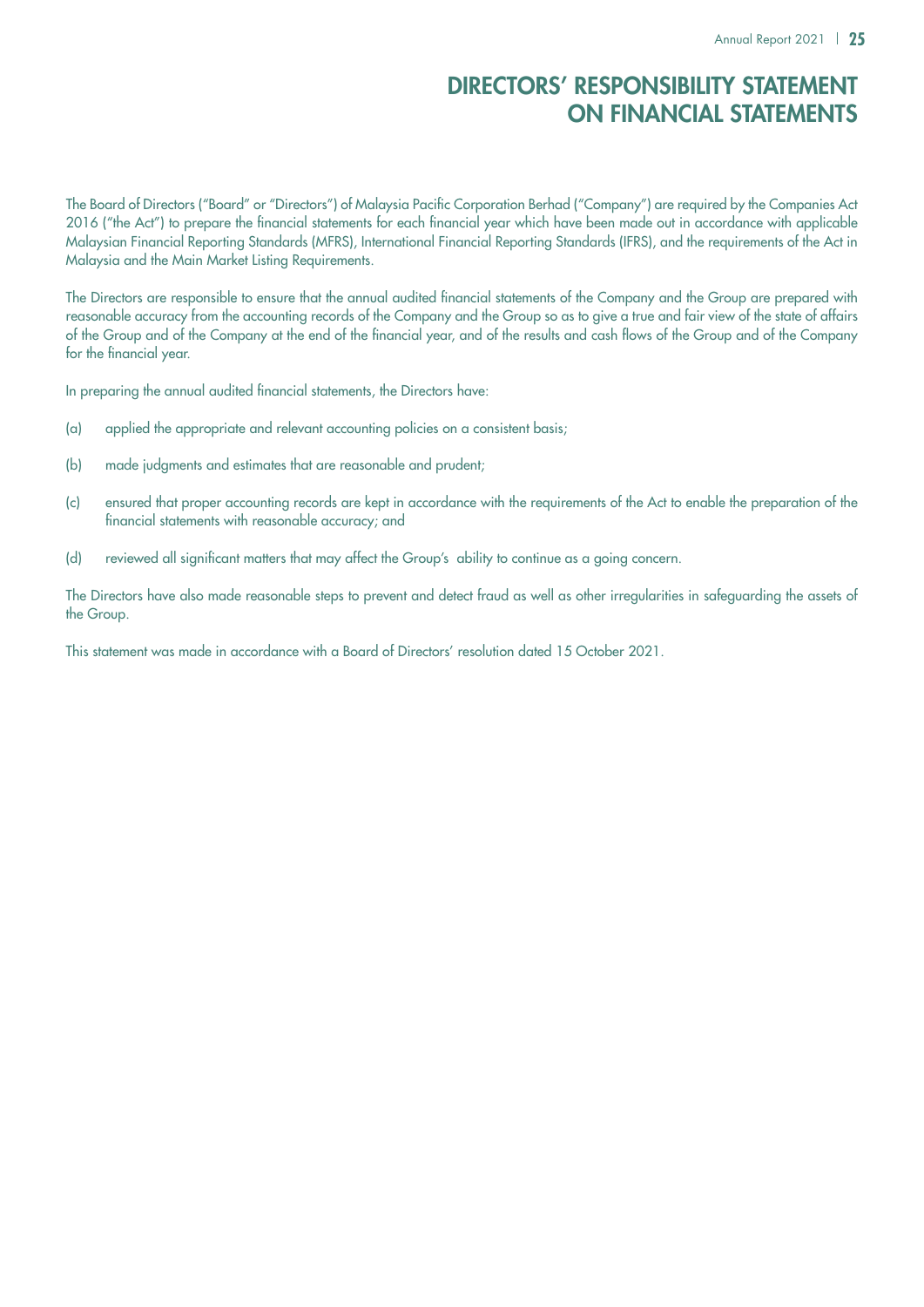# DIRECTORS' RESPONSIBILITY STATEMENT ON FINANCIAL STATEMENTS

The Board of Directors ("Board" or "Directors") of Malaysia Pacific Corporation Berhad ("Company") are required by the Companies Act 2016 ("the Act") to prepare the financial statements for each financial year which have been made out in accordance with applicable Malaysian Financial Reporting Standards (MFRS), International Financial Reporting Standards (IFRS), and the requirements of the Act in Malaysia and the Main Market Listing Requirements.

The Directors are responsible to ensure that the annual audited financial statements of the Company and the Group are prepared with reasonable accuracy from the accounting records of the Company and the Group so as to give a true and fair view of the state of affairs of the Group and of the Company at the end of the financial year, and of the results and cash flows of the Group and of the Company for the financial year.

In preparing the annual audited financial statements, the Directors have:

(a) applied the appropriate and relevant accounting policies on a consistent basis;

(b) made judgments and estimates that are reasonable and prudent;

(c) ensured that proper accounting records are kept in accordance with the requirements of the Act to enable the preparation of the financial statements with reasonable accuracy; and

(d) reviewed all significant matters that may affect the Group's ability to continue as a going concern.

The Directors have also made reasonable steps to prevent and detect fraud as well as other irregularities in safeguarding the assets of the Group.

This statement was made in accordance with a Board of Directors' resolution dated 15 October 2021.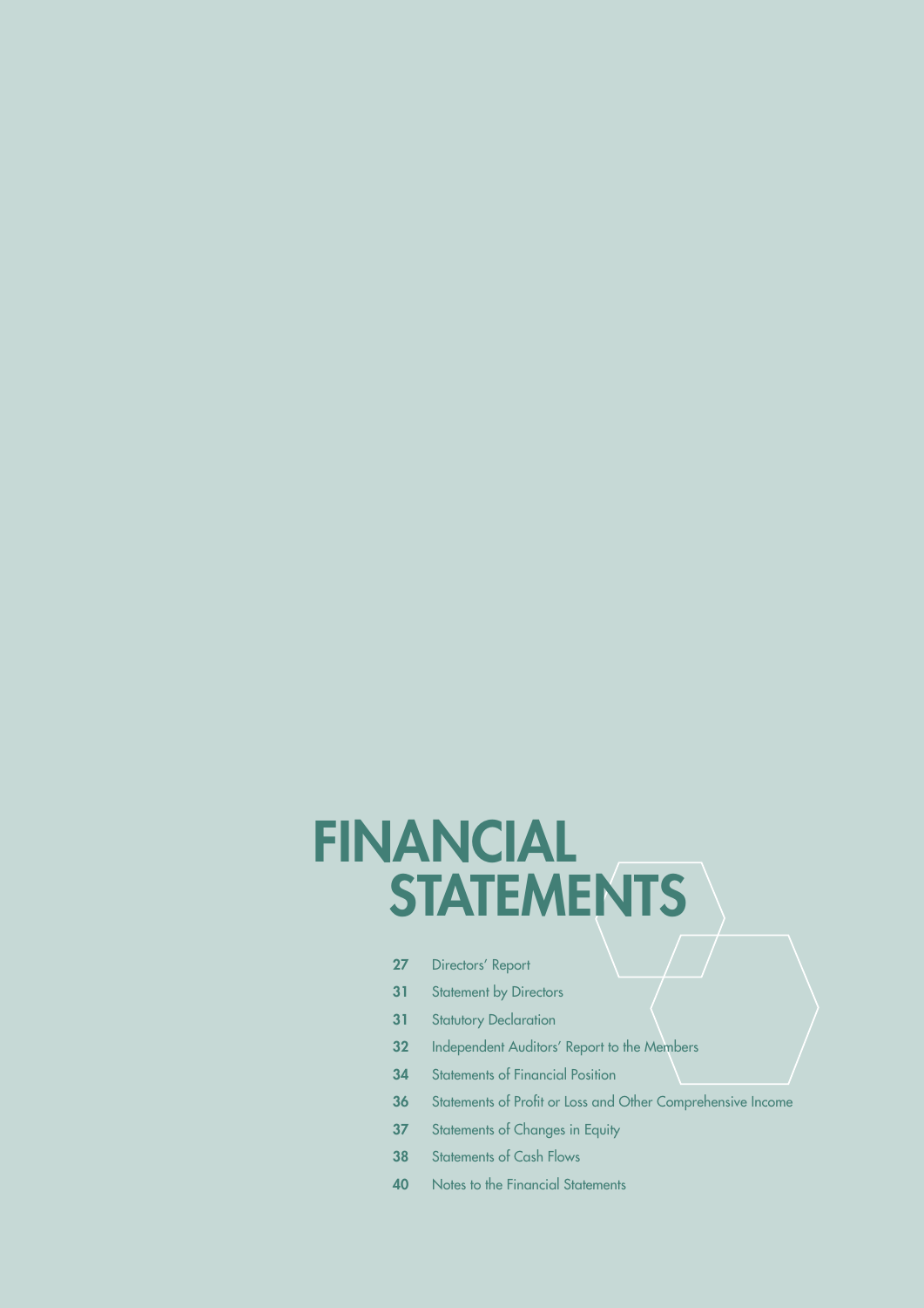# FINANCIAL STATEMENTS

| | |
|---|---|
| **27** | Directors' Report |
| **31** | Statement by Directors |
| **31** | Statutory Declaration |
| **32** | Independent Auditors' Report to the Members |
| **34** | Statements of Financial Position |
| **36** | Statements of Profit or Loss and Other Comprehensive Income |
| **37** | Statements of Changes in Equity |
| **38** | Statements of Cash Flows |
| **40** | Notes to the Financial Statements |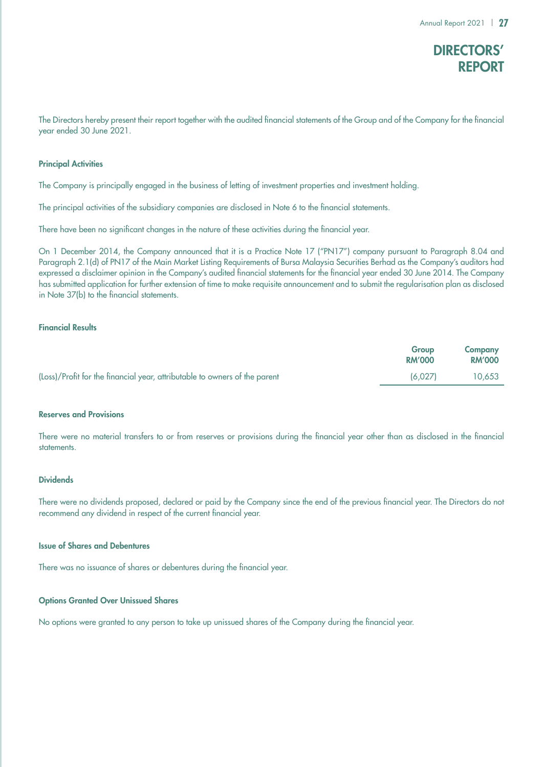# DIRECTORS' REPORT

The Directors hereby present their report together with the audited financial statements of the Group and of the Company for the financial year ended 30 June 2021.

### Principal Activities

The Company is principally engaged in the business of letting of investment properties and investment holding.

The principal activities of the subsidiary companies are disclosed in Note 6 to the financial statements.

There have been no significant changes in the nature of these activities during the financial year.

On 1 December 2014, the Company announced that it is a Practice Note 17 ("PN17") company pursuant to Paragraph 8.04 and Paragraph 2.1(d) of PN17 of the Main Market Listing Requirements of Bursa Malaysia Securities Berhad as the Company's auditors had expressed a disclaimer opinion in the Company's audited financial statements for the financial year ended 30 June 2014. The Company has submitted application for further extension of time to make requisite announcement and to submit the regularisation plan as disclosed in Note 37(b) to the financial statements.

### Financial Results

| | Group RM'000 | Company RM'000 |
|---|---|---|
| (Loss)/Profit for the financial year, attributable to owners of the parent | (6,027) | 10,653 |

### Reserves and Provisions

There were no material transfers to or from reserves or provisions during the financial year other than as disclosed in the financial statements.

### Dividends

There were no dividends proposed, declared or paid by the Company since the end of the previous financial year. The Directors do not recommend any dividend in respect of the current financial year.

### Issue of Shares and Debentures

There was no issuance of shares or debentures during the financial year.

### Options Granted Over Unissued Shares

No options were granted to any person to take up unissued shares of the Company during the financial year.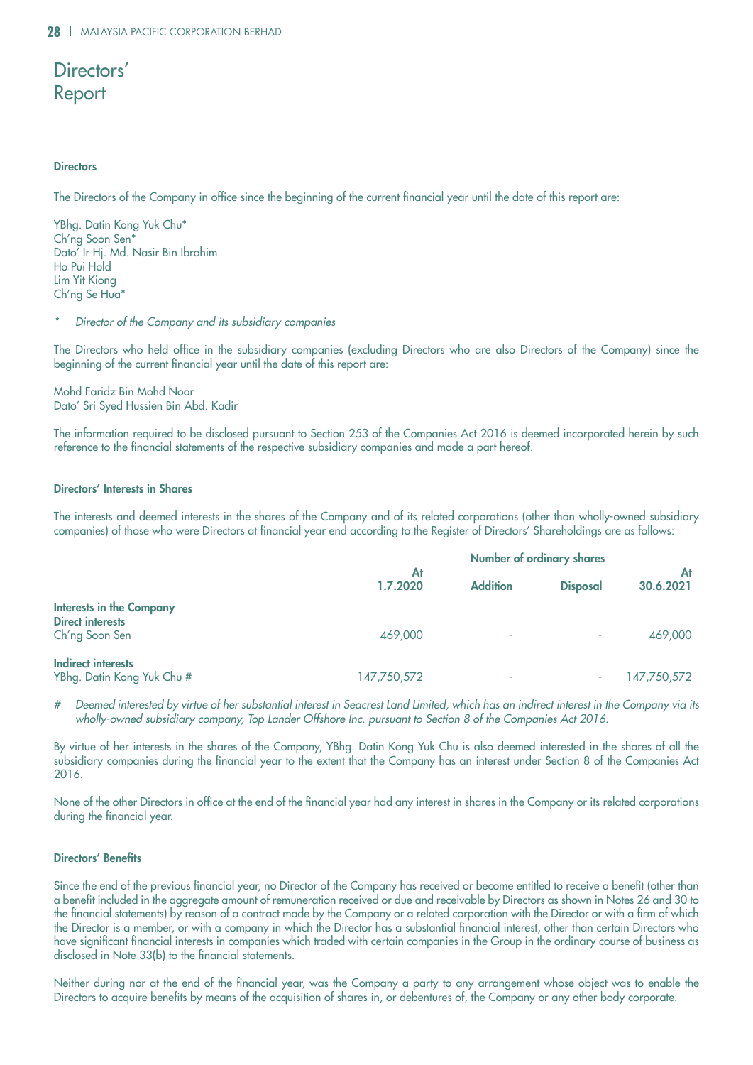# Directors' Report

### Directors

The Directors of the Company in office since the beginning of the current financial year until the date of this report are:

YBhg. Datin Kong Yuk Chu*
Ch'ng Soon Sen*
Dato' Ir Hj. Md. Nasir Bin Ibrahim
Ho Pui Hold
Lim Yit Kiong
Ch'ng Se Hua*

\* *Director of the Company and its subsidiary companies*

The Directors who held office in the subsidiary companies (excluding Directors who are also Directors of the Company) since the beginning of the current financial year until the date of this report are:

Mohd Faridz Bin Mohd Noor
Dato' Sri Syed Hussien Bin Abd. Kadir

The information required to be disclosed pursuant to Section 253 of the Companies Act 2016 is deemed incorporated herein by such reference to the financial statements of the respective subsidiary companies and made a part hereof.

### Directors' Interests in Shares

The interests and deemed interests in the shares of the Company and of its related corporations (other than wholly-owned subsidiary companies) of those who were Directors at financial year end according to the Register of Directors' Shareholdings are as follows:

| | Number of ordinary shares | | | |
|---|---|---|---|---|
| | At 1.7.2020 | Addition | Disposal | At 30.6.2021 |
| **Interests in the Company** | | | | |
| **Direct interests** | | | | |
| Ch'ng Soon Sen | 469,000 | - | - | 469,000 |
| **Indirect interests** | | | | |
| YBhg. Datin Kong Yuk Chu # | 147,750,572 | - | - | 147,750,572 |

\# *Deemed interested by virtue of her substantial interest in Seacrest Land Limited, which has an indirect interest in the Company via its wholly-owned subsidiary company, Top Lander Offshore Inc. pursuant to Section 8 of the Companies Act 2016.*

By virtue of her interests in the shares of the Company, YBhg. Datin Kong Yuk Chu is also deemed interested in the shares of all the subsidiary companies during the financial year to the extent that the Company has an interest under Section 8 of the Companies Act 2016.

None of the other Directors in office at the end of the financial year had any interest in shares in the Company or its related corporations during the financial year.

### Directors' Benefits

Since the end of the previous financial year, no Director of the Company has received or become entitled to receive a benefit (other than a benefit included in the aggregate amount of remuneration received or due and receivable by Directors as shown in Notes 26 and 30 to the financial statements) by reason of a contract made by the Company or a related corporation with the Director or with a firm of which the Director is a member, or with a company in which the Director has a substantial financial interest, other than certain Directors who have significant financial interests in companies which traded with certain companies in the Group in the ordinary course of business as disclosed in Note 33(b) to the financial statements.

Neither during nor at the end of the financial year, was the Company a party to any arrangement whose object was to enable the Directors to acquire benefits by means of the acquisition of shares in, or debentures of, the Company or any other body corporate.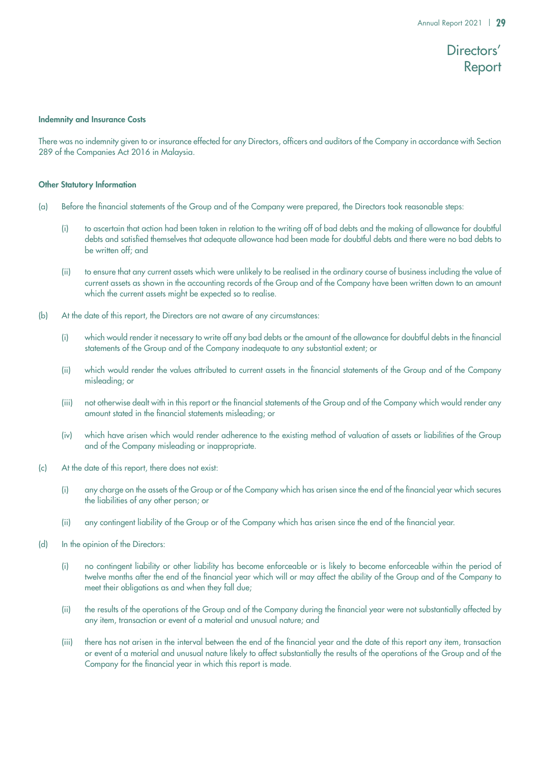# Directors' Report

### Indemnity and Insurance Costs

There was no indemnity given to or insurance effected for any Directors, officers and auditors of the Company in accordance with Section 289 of the Companies Act 2016 in Malaysia.

### Other Statutory Information

(a) Before the financial statements of the Group and of the Company were prepared, the Directors took reasonable steps:

  (i) to ascertain that action had been taken in relation to the writing off of bad debts and the making of allowance for doubtful debts and satisfied themselves that adequate allowance had been made for doubtful debts and there were no bad debts to be written off; and

  (ii) to ensure that any current assets which were unlikely to be realised in the ordinary course of business including the value of current assets as shown in the accounting records of the Group and of the Company have been written down to an amount which the current assets might be expected so to realise.

(b) At the date of this report, the Directors are not aware of any circumstances:

  (i) which would render it necessary to write off any bad debts or the amount of the allowance for doubtful debts in the financial statements of the Group and of the Company inadequate to any substantial extent; or

  (ii) which would render the values attributed to current assets in the financial statements of the Group and of the Company misleading; or

  (iii) not otherwise dealt with in this report or the financial statements of the Group and of the Company which would render any amount stated in the financial statements misleading; or

  (iv) which have arisen which would render adherence to the existing method of valuation of assets or liabilities of the Group and of the Company misleading or inappropriate.

(c) At the date of this report, there does not exist:

  (i) any charge on the assets of the Group or of the Company which has arisen since the end of the financial year which secures the liabilities of any other person; or

  (ii) any contingent liability of the Group or of the Company which has arisen since the end of the financial year.

(d) In the opinion of the Directors:

  (i) no contingent liability or other liability has become enforceable or is likely to become enforceable within the period of twelve months after the end of the financial year which will or may affect the ability of the Group and of the Company to meet their obligations as and when they fall due;

  (ii) the results of the operations of the Group and of the Company during the financial year were not substantially affected by any item, transaction or event of a material and unusual nature; and

  (iii) there has not arisen in the interval between the end of the financial year and the date of this report any item, transaction or event of a material and unusual nature likely to affect substantially the results of the operations of the Group and of the Company for the financial year in which this report is made.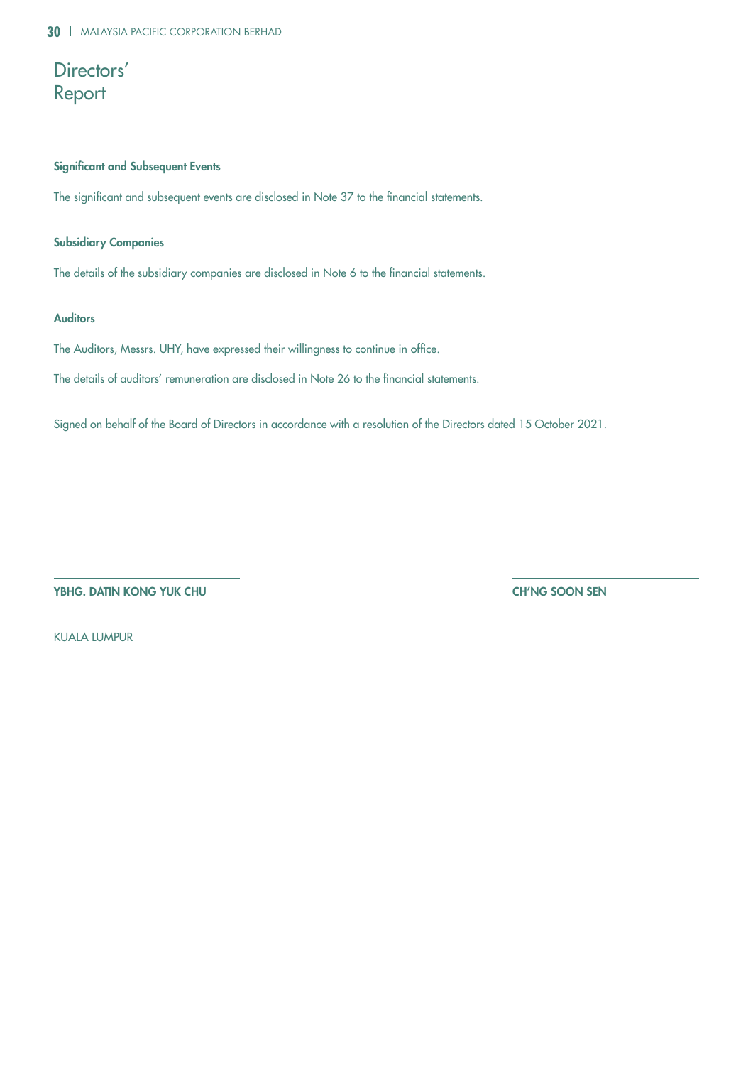# Directors' Report

### Significant and Subsequent Events

The significant and subsequent events are disclosed in Note 37 to the financial statements.

### Subsidiary Companies

The details of the subsidiary companies are disclosed in Note 6 to the financial statements.

### Auditors

The Auditors, Messrs. UHY, have expressed their willingness to continue in office.

The details of auditors' remuneration are disclosed in Note 26 to the financial statements.

Signed on behalf of the Board of Directors in accordance with a resolution of the Directors dated 15 October 2021.

**YBHG. DATIN KONG YUK CHU**

**CH'NG SOON SEN**

KUALA LUMPUR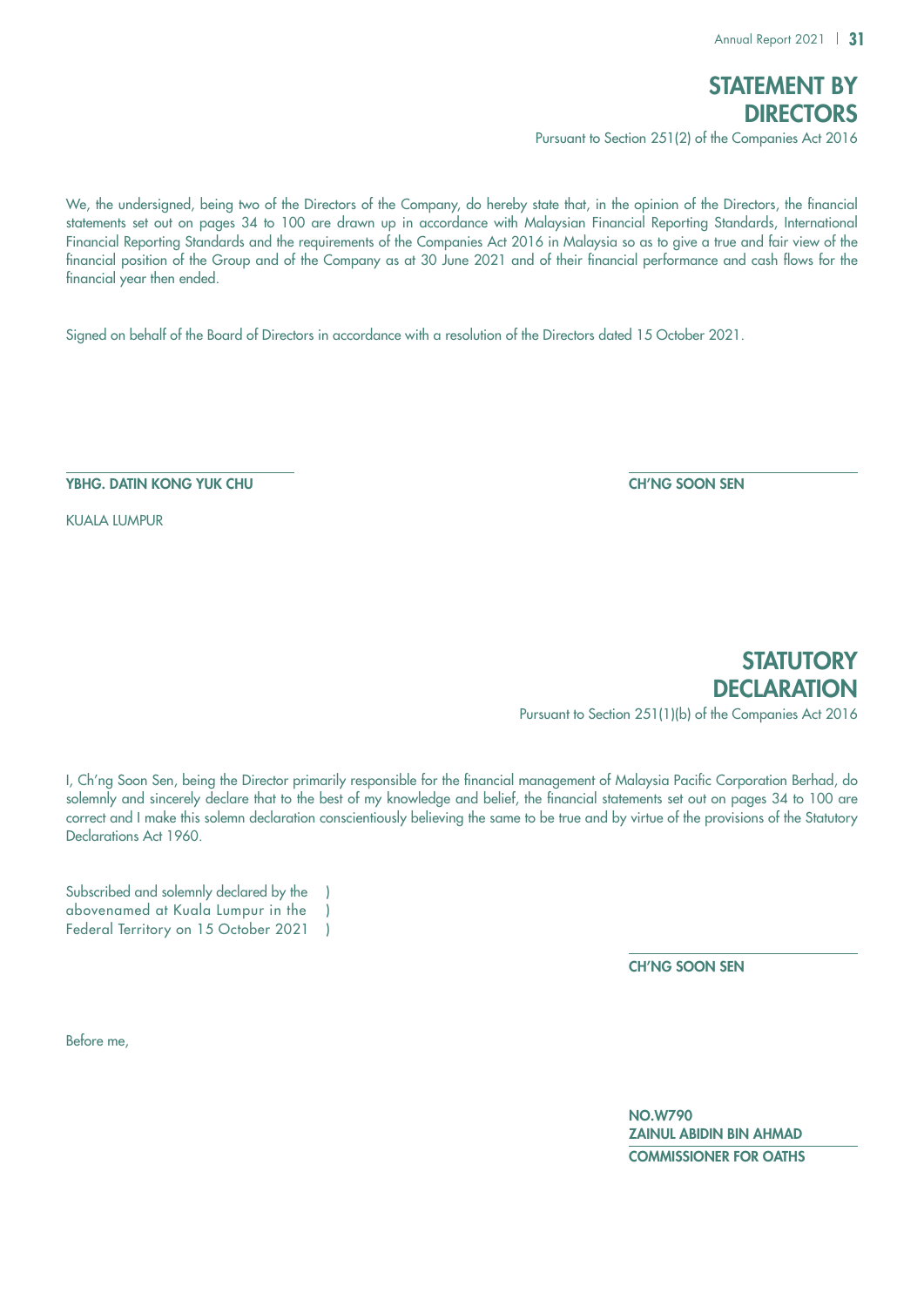# STATEMENT BY DIRECTORS

Pursuant to Section 251(2) of the Companies Act 2016

We, the undersigned, being two of the Directors of the Company, do hereby state that, in the opinion of the Directors, the financial statements set out on pages 34 to 100 are drawn up in accordance with Malaysian Financial Reporting Standards, International Financial Reporting Standards and the requirements of the Companies Act 2016 in Malaysia so as to give a true and fair view of the financial position of the Group and of the Company as at 30 June 2021 and of their financial performance and cash flows for the financial year then ended.

Signed on behalf of the Board of Directors in accordance with a resolution of the Directors dated 15 October 2021.

**YBHG. DATIN KONG YUK CHU**

**CH'NG SOON SEN**

KUALA LUMPUR

# STATUTORY DECLARATION

Pursuant to Section 251(1)(b) of the Companies Act 2016

I, Ch'ng Soon Sen, being the Director primarily responsible for the financial management of Malaysia Pacific Corporation Berhad, do solemnly and sincerely declare that to the best of my knowledge and belief, the financial statements set out on pages 34 to 100 are correct and I make this solemn declaration conscientiously believing the same to be true and by virtue of the provisions of the Statutory Declarations Act 1960.

Subscribed and solemnly declared by the )
abovenamed at Kuala Lumpur in the )
Federal Territory on 15 October 2021 )

**CH'NG SOON SEN**

Before me,

**NO.W790**
**ZAINUL ABIDIN BIN AHMAD**
**COMMISSIONER FOR OATHS**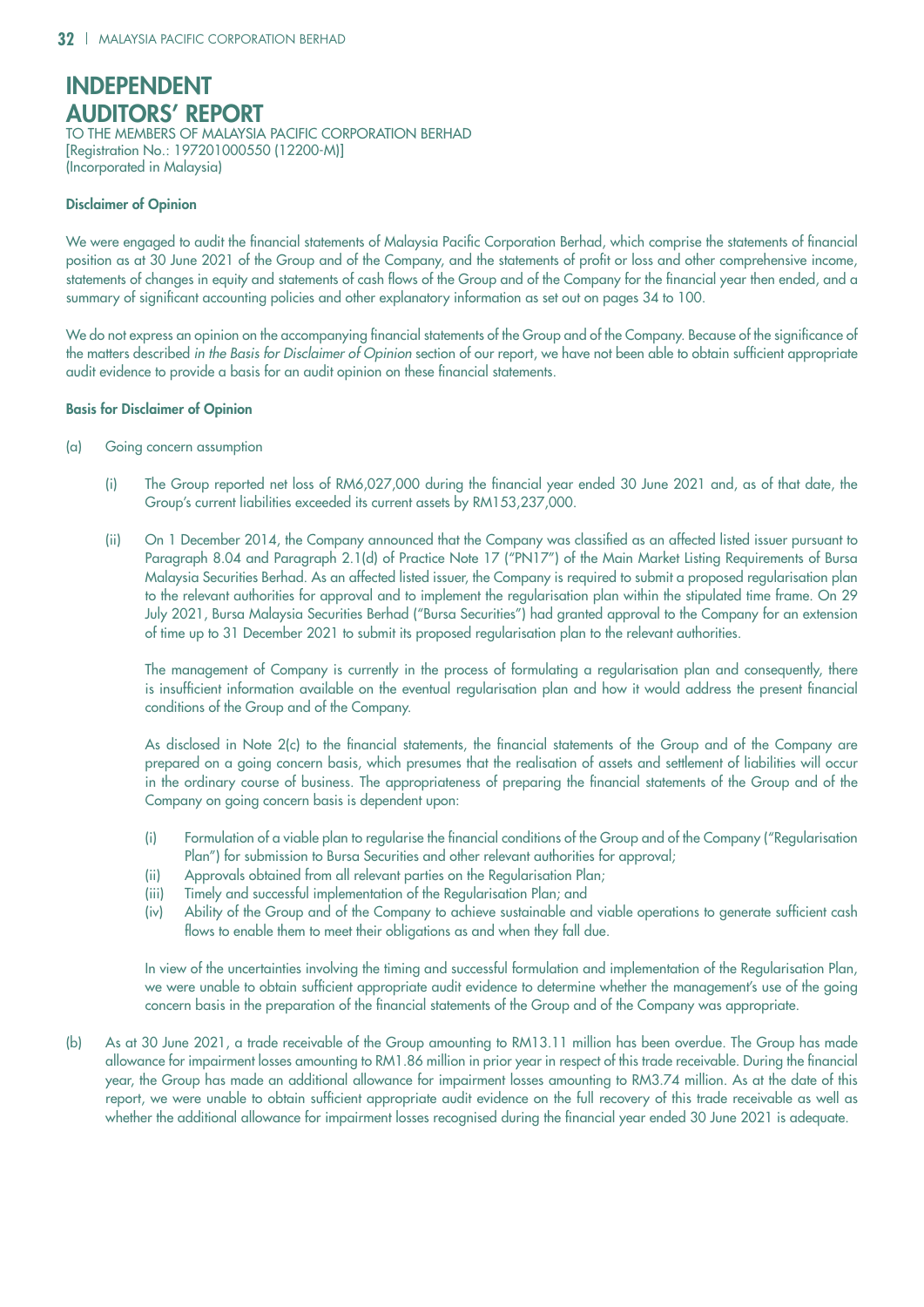# INDEPENDENT AUDITORS' REPORT

TO THE MEMBERS OF MALAYSIA PACIFIC CORPORATION BERHAD
[Registration No.: 197201000550 (12200-M)]
(Incorporated in Malaysia)

**Disclaimer of Opinion**

We were engaged to audit the financial statements of Malaysia Pacific Corporation Berhad, which comprise the statements of financial position as at 30 June 2021 of the Group and of the Company, and the statements of profit or loss and other comprehensive income, statements of changes in equity and statements of cash flows of the Group and of the Company for the financial year then ended, and a summary of significant accounting policies and other explanatory information as set out on pages 34 to 100.

We do not express an opinion on the accompanying financial statements of the Group and of the Company. Because of the significance of the matters described *in the Basis for Disclaimer of Opinion* section of our report, we have not been able to obtain sufficient appropriate audit evidence to provide a basis for an audit opinion on these financial statements.

**Basis for Disclaimer of Opinion**

(a) Going concern assumption

(i) The Group reported net loss of RM6,027,000 during the financial year ended 30 June 2021 and, as of that date, the Group's current liabilities exceeded its current assets by RM153,237,000.

(ii) On 1 December 2014, the Company announced that the Company was classified as an affected listed issuer pursuant to Paragraph 8.04 and Paragraph 2.1(d) of Practice Note 17 ("PN17") of the Main Market Listing Requirements of Bursa Malaysia Securities Berhad. As an affected listed issuer, the Company is required to submit a proposed regularisation plan to the relevant authorities for approval and to implement the regularisation plan within the stipulated time frame. On 29 July 2021, Bursa Malaysia Securities Berhad ("Bursa Securities") had granted approval to the Company for an extension of time up to 31 December 2021 to submit its proposed regularisation plan to the relevant authorities.

The management of Company is currently in the process of formulating a regularisation plan and consequently, there is insufficient information available on the eventual regularisation plan and how it would address the present financial conditions of the Group and of the Company.

As disclosed in Note 2(c) to the financial statements, the financial statements of the Group and of the Company are prepared on a going concern basis, which presumes that the realisation of assets and settlement of liabilities will occur in the ordinary course of business. The appropriateness of preparing the financial statements of the Group and of the Company on going concern basis is dependent upon:

(i) Formulation of a viable plan to regularise the financial conditions of the Group and of the Company ("Regularisation Plan") for submission to Bursa Securities and other relevant authorities for approval;
(ii) Approvals obtained from all relevant parties on the Regularisation Plan;
(iii) Timely and successful implementation of the Regularisation Plan; and
(iv) Ability of the Group and of the Company to achieve sustainable and viable operations to generate sufficient cash flows to enable them to meet their obligations as and when they fall due.

In view of the uncertainties involving the timing and successful formulation and implementation of the Regularisation Plan, we were unable to obtain sufficient appropriate audit evidence to determine whether the management's use of the going concern basis in the preparation of the financial statements of the Group and of the Company was appropriate.

(b) As at 30 June 2021, a trade receivable of the Group amounting to RM13.11 million has been overdue. The Group has made allowance for impairment losses amounting to RM1.86 million in prior year in respect of this trade receivable. During the financial year, the Group has made an additional allowance for impairment losses amounting to RM3.74 million. As at the date of this report, we were unable to obtain sufficient appropriate audit evidence on the full recovery of this trade receivable as well as whether the additional allowance for impairment losses recognised during the financial year ended 30 June 2021 is adequate.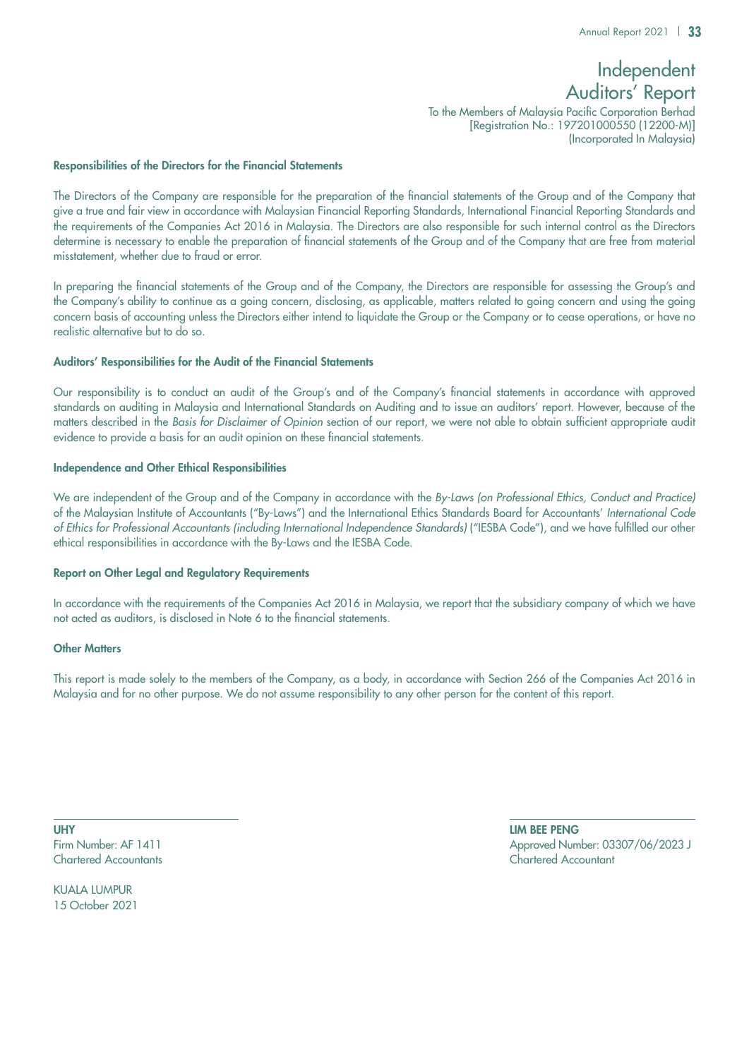# Independent Auditors' Report

To the Members of Malaysia Pacific Corporation Berhad
[Registration No.: 197201000550 (12200-M)]
(Incorporated In Malaysia)

**Responsibilities of the Directors for the Financial Statements**

The Directors of the Company are responsible for the preparation of the financial statements of the Group and of the Company that give a true and fair view in accordance with Malaysian Financial Reporting Standards, International Financial Reporting Standards and the requirements of the Companies Act 2016 in Malaysia. The Directors are also responsible for such internal control as the Directors determine is necessary to enable the preparation of financial statements of the Group and of the Company that are free from material misstatement, whether due to fraud or error.

In preparing the financial statements of the Group and of the Company, the Directors are responsible for assessing the Group's and the Company's ability to continue as a going concern, disclosing, as applicable, matters related to going concern and using the going concern basis of accounting unless the Directors either intend to liquidate the Group or the Company or to cease operations, or have no realistic alternative but to do so.

**Auditors' Responsibilities for the Audit of the Financial Statements**

Our responsibility is to conduct an audit of the Group's and of the Company's financial statements in accordance with approved standards on auditing in Malaysia and International Standards on Auditing and to issue an auditors' report. However, because of the matters described in the *Basis for Disclaimer of Opinion* section of our report, we were not able to obtain sufficient appropriate audit evidence to provide a basis for an audit opinion on these financial statements.

**Independence and Other Ethical Responsibilities**

We are independent of the Group and of the Company in accordance with the *By-Laws (on Professional Ethics, Conduct and Practice)* of the Malaysian Institute of Accountants ("By-Laws") and the International Ethics Standards Board for Accountants' *International Code of Ethics for Professional Accountants (including International Independence Standards)* ("IESBA Code"), and we have fulfilled our other ethical responsibilities in accordance with the By-Laws and the IESBA Code.

**Report on Other Legal and Regulatory Requirements**

In accordance with the requirements of the Companies Act 2016 in Malaysia, we report that the subsidiary company of which we have not acted as auditors, is disclosed in Note 6 to the financial statements.

**Other Matters**

This report is made solely to the members of the Company, as a body, in accordance with Section 266 of the Companies Act 2016 in Malaysia and for no other purpose. We do not assume responsibility to any other person for the content of this report.

**UHY**
Firm Number: AF 1411
Chartered Accountants

**LIM BEE PENG**
Approved Number: 03307/06/2023 J
Chartered Accountant

KUALA LUMPUR
15 October 2021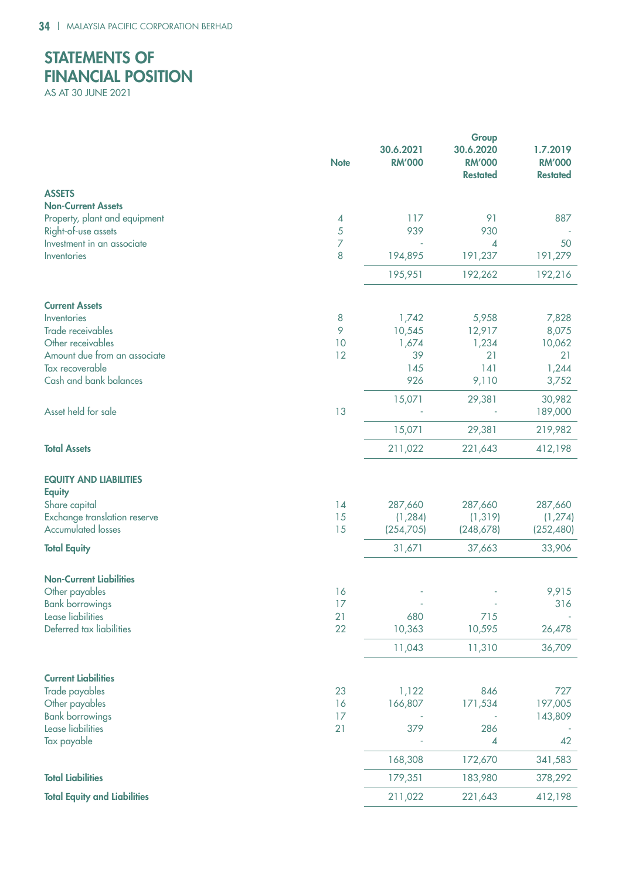# STATEMENTS OF FINANCIAL POSITION

AS AT 30 JUNE 2021

| | Note | Group 30.6.2021 RM'000 | 30.6.2020 RM'000 Restated | 1.7.2019 RM'000 Restated |
|---|---|---|---|---|
| **ASSETS** | | | | |
| **Non-Current Assets** | | | | |
| Property, plant and equipment | 4 | 117 | 91 | 887 |
| Right-of-use assets | 5 | 939 | 930 | - |
| Investment in an associate | 7 | - | 4 | 50 |
| Inventories | 8 | 194,895 | 191,237 | 191,279 |
| | | 195,951 | 192,262 | 192,216 |
| **Current Assets** | | | | |
| Inventories | 8 | 1,742 | 5,958 | 7,828 |
| Trade receivables | 9 | 10,545 | 12,917 | 8,075 |
| Other receivables | 10 | 1,674 | 1,234 | 10,062 |
| Amount due from an associate | 12 | 39 | 21 | 21 |
| Tax recoverable | | 145 | 141 | 1,244 |
| Cash and bank balances | | 926 | 9,110 | 3,752 |
| | | 15,071 | 29,381 | 30,982 |
| Asset held for sale | 13 | - | - | 189,000 |
| | | 15,071 | 29,381 | 219,982 |
| **Total Assets** | | 211,022 | 221,643 | 412,198 |
| **EQUITY AND LIABILITIES** | | | | |
| **Equity** | | | | |
| Share capital | 14 | 287,660 | 287,660 | 287,660 |
| Exchange translation reserve | 15 | (1,284) | (1,319) | (1,274) |
| Accumulated losses | 15 | (254,705) | (248,678) | (252,480) |
| **Total Equity** | | 31,671 | 37,663 | 33,906 |
| **Non-Current Liabilities** | | | | |
| Other payables | 16 | - | - | 9,915 |
| Bank borrowings | 17 | - | - | 316 |
| Lease liabilities | 21 | 680 | 715 | - |
| Deferred tax liabilities | 22 | 10,363 | 10,595 | 26,478 |
| | | 11,043 | 11,310 | 36,709 |
| **Current Liabilities** | | | | |
| Trade payables | 23 | 1,122 | 846 | 727 |
| Other payables | 16 | 166,807 | 171,534 | 197,005 |
| Bank borrowings | 17 | - | - | 143,809 |
| Lease liabilities | 21 | 379 | 286 | - |
| Tax payable | | - | 4 | 42 |
| | | 168,308 | 172,670 | 341,583 |
| **Total Liabilities** | | 179,351 | 183,980 | 378,292 |
| **Total Equity and Liabilities** | | 211,022 | 221,643 | 412,198 |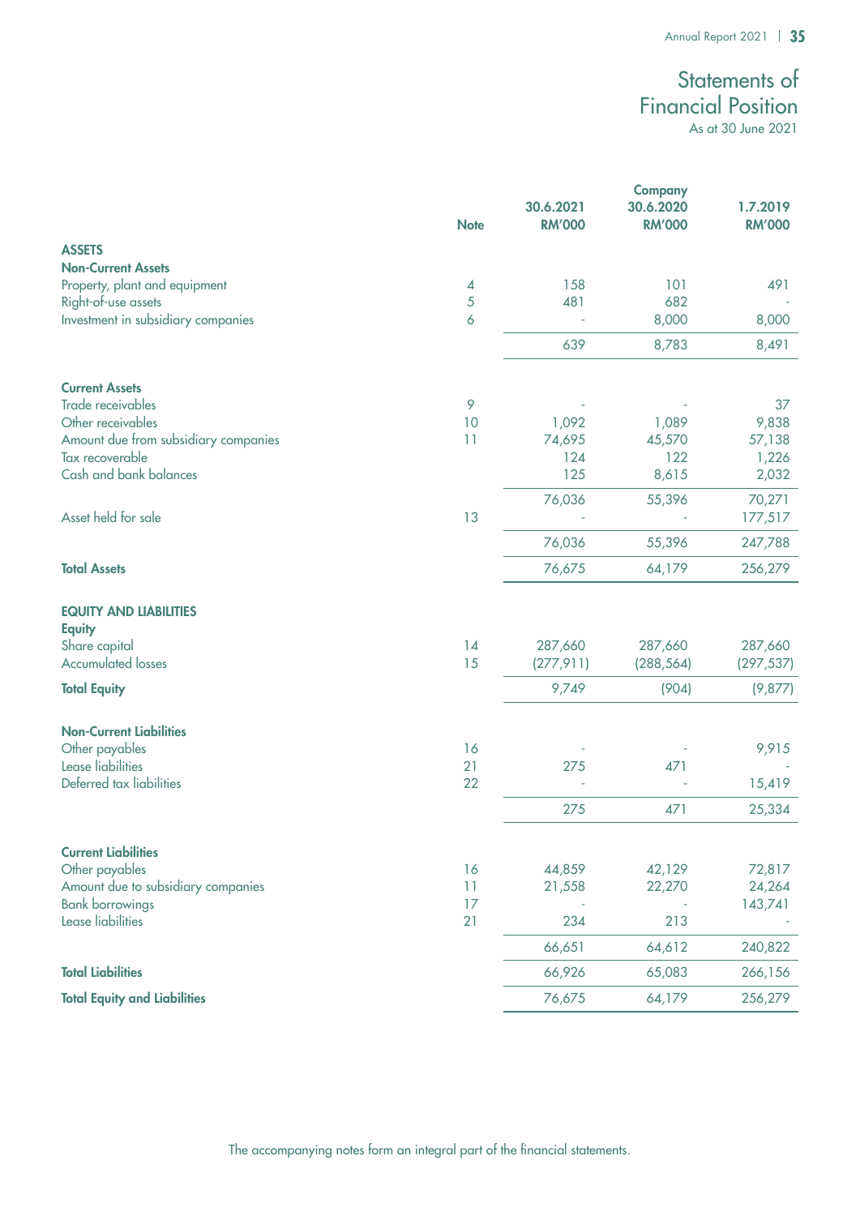# Statements of Financial Position

As at 30 June 2021

| | Note | Company 30.6.2021 RM'000 | 30.6.2020 RM'000 | 1.7.2019 RM'000 |
|---|---|---|---|---|
| **ASSETS** | | | | |
| **Non-Current Assets** | | | | |
| Property, plant and equipment | 4 | 158 | 101 | 491 |
| Right-of-use assets | 5 | 481 | 682 | - |
| Investment in subsidiary companies | 6 | - | 8,000 | 8,000 |
| | | 639 | 8,783 | 8,491 |
| **Current Assets** | | | | |
| Trade receivables | 9 | - | - | 37 |
| Other receivables | 10 | 1,092 | 1,089 | 9,838 |
| Amount due from subsidiary companies | 11 | 74,695 | 45,570 | 57,138 |
| Tax recoverable | | 124 | 122 | 1,226 |
| Cash and bank balances | | 125 | 8,615 | 2,032 |
| | | 76,036 | 55,396 | 70,271 |
| Asset held for sale | 13 | - | - | 177,517 |
| | | 76,036 | 55,396 | 247,788 |
| **Total Assets** | | 76,675 | 64,179 | 256,279 |
| **EQUITY AND LIABILITIES** | | | | |
| **Equity** | | | | |
| Share capital | 14 | 287,660 | 287,660 | 287,660 |
| Accumulated losses | 15 | (277,911) | (288,564) | (297,537) |
| **Total Equity** | | 9,749 | (904) | (9,877) |
| **Non-Current Liabilities** | | | | |
| Other payables | 16 | - | - | 9,915 |
| Lease liabilities | 21 | 275 | 471 | - |
| Deferred tax liabilities | 22 | - | - | 15,419 |
| | | 275 | 471 | 25,334 |
| **Current Liabilities** | | | | |
| Other payables | 16 | 44,859 | 42,129 | 72,817 |
| Amount due to subsidiary companies | 11 | 21,558 | 22,270 | 24,264 |
| Bank borrowings | 17 | - | - | 143,741 |
| Lease liabilities | 21 | 234 | 213 | - |
| | | 66,651 | 64,612 | 240,822 |
| **Total Liabilities** | | 66,926 | 65,083 | 266,156 |
| **Total Equity and Liabilities** | | 76,675 | 64,179 | 256,279 |

The accompanying notes form an integral part of the financial statements.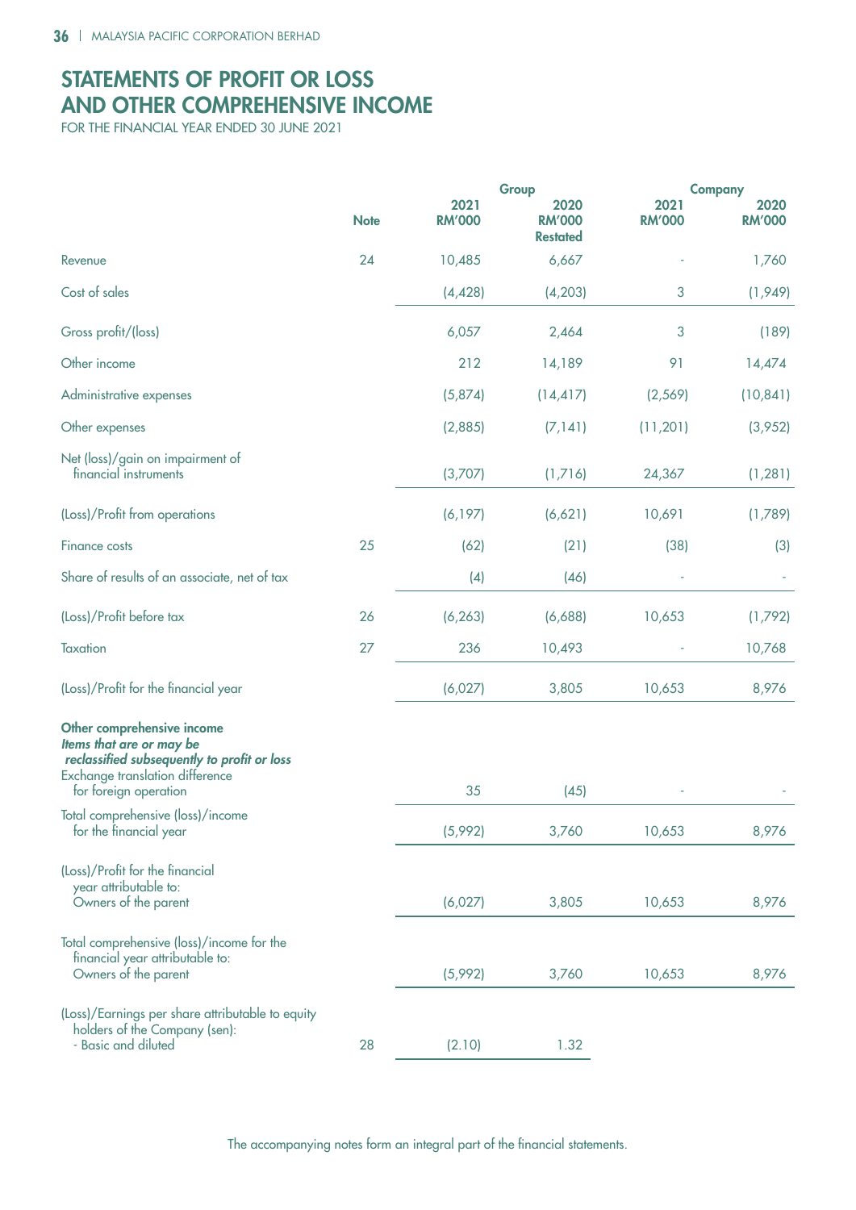# STATEMENTS OF PROFIT OR LOSS AND OTHER COMPREHENSIVE INCOME

FOR THE FINANCIAL YEAR ENDED 30 JUNE 2021

| | Note | Group | | Company | |
|---|---|---|---|---|---|
| | | 2021 RM'000 | 2020 RM'000 Restated | 2021 RM'000 | 2020 RM'000 |
| Revenue | 24 | 10,485 | 6,667 | - | 1,760 |
| Cost of sales | | (4,428) | (4,203) | 3 | (1,949) |
| Gross profit/(loss) | | 6,057 | 2,464 | 3 | (189) |
| Other income | | 212 | 14,189 | 91 | 14,474 |
| Administrative expenses | | (5,874) | (14,417) | (2,569) | (10,841) |
| Other expenses | | (2,885) | (7,141) | (11,201) | (3,952) |
| Net (loss)/gain on impairment of financial instruments | | (3,707) | (1,716) | 24,367 | (1,281) |
| (Loss)/Profit from operations | | (6,197) | (6,621) | 10,691 | (1,789) |
| Finance costs | 25 | (62) | (21) | (38) | (3) |
| Share of results of an associate, net of tax | | (4) | (46) | - | - |
| (Loss)/Profit before tax | 26 | (6,263) | (6,688) | 10,653 | (1,792) |
| Taxation | 27 | 236 | 10,493 | - | 10,768 |
| (Loss)/Profit for the financial year | | (6,027) | 3,805 | 10,653 | 8,976 |
| **Other comprehensive income** | | | | | |
| ***Items that are or may be reclassified subsequently to profit or loss*** | | | | | |
| Exchange translation difference for foreign operation | | 35 | (45) | - | - |
| Total comprehensive (loss)/income for the financial year | | (5,992) | 3,760 | 10,653 | 8,976 |
| (Loss)/Profit for the financial year attributable to: Owners of the parent | | (6,027) | 3,805 | 10,653 | 8,976 |
| Total comprehensive (loss)/income for the financial year attributable to: Owners of the parent | | (5,992) | 3,760 | 10,653 | 8,976 |
| (Loss)/Earnings per share attributable to equity holders of the Company (sen): - Basic and diluted | 28 | (2.10) | 1.32 | | |

The accompanying notes form an integral part of the financial statements.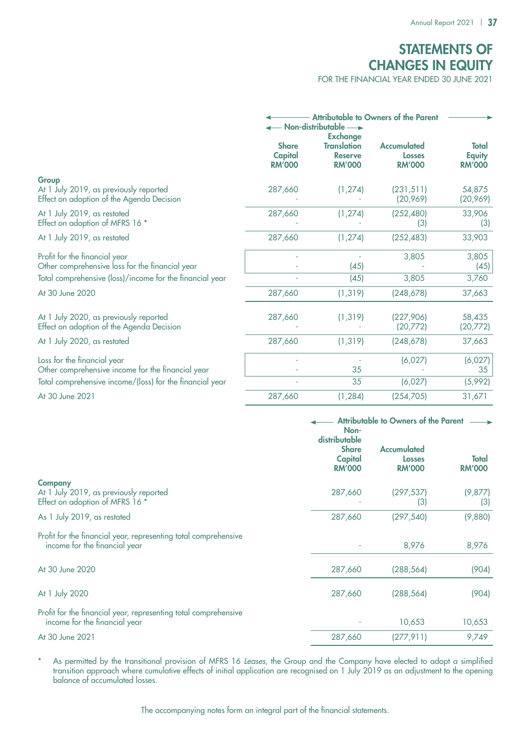# STATEMENTS OF CHANGES IN EQUITY

FOR THE FINANCIAL YEAR ENDED 30 JUNE 2021

| | Attributable to Owners of the Parent | | | |
|---|---|---|---|---|
| | Non-distributable | | | |
| | Share Capital RM'000 | Exchange Translation Reserve RM'000 | Accumulated Losses RM'000 | Total Equity RM'000 |
| **Group** | | | | |
| At 1 July 2019, as previously reported | 287,660 | (1,274) | (231,511) | 54,875 |
| Effect on adoption of the Agenda Decision | - | - | (20,969) | (20,969) |
| At 1 July 2019, as restated | 287,660 | (1,274) | (252,480) | 33,906 |
| Effect on adoption of MFRS 16 * | - | - | (3) | (3) |
| At 1 July 2019, as restated | 287,660 | (1,274) | (252,483) | 33,903 |
| Profit for the financial year | - | - | 3,805 | 3,805 |
| Other comprehensive loss for the financial year | - | (45) | - | (45) |
| Total comprehensive (loss)/income for the financial year | - | (45) | 3,805 | 3,760 |
| At 30 June 2020 | 287,660 | (1,319) | (248,678) | 37,663 |
| At 1 July 2020, as previously reported | 287,660 | (1,319) | (227,906) | 58,435 |
| Effect on adoption of the Agenda Decision | - | - | (20,772) | (20,772) |
| At 1 July 2020, as restated | 287,660 | (1,319) | (248,678) | 37,663 |
| Loss for the financial year | - | - | (6,027) | (6,027) |
| Other comprehensive income for the financial year | - | 35 | - | 35 |
| Total comprehensive income/(loss) for the financial year | - | 35 | (6,027) | (5,992) |
| At 30 June 2021 | 287,660 | (1,284) | (254,705) | 31,671 |

| | Attributable to Owners of the Parent | | |
|---|---|---|---|
| | Non-distributable Share Capital RM'000 | Accumulated Losses RM'000 | Total RM'000 |
| **Company** | | | |
| At 1 July 2019, as previously reported | 287,660 | (297,537) | (9,877) |
| Effect on adoption of MFRS 16 * | - | (3) | (3) |
| As 1 July 2019, as restated | 287,660 | (297,540) | (9,880) |
| Profit for the financial year, representing total comprehensive income for the financial year | - | 8,976 | 8,976 |
| At 30 June 2020 | 287,660 | (288,564) | (904) |
| At 1 July 2020 | 287,660 | (288,564) | (904) |
| Profit for the financial year, representing total comprehensive income for the financial year | - | 10,653 | 10,653 |
| At 30 June 2021 | 287,660 | (277,911) | 9,749 |

\* As permitted by the transitional provision of MFRS 16 *Leases*, the Group and the Company have elected to adopt a simplified transition approach where cumulative effects of initial application are recognised on 1 July 2019 as an adjustment to the opening balance of accumulated losses.

The accompanying notes form an integral part of the financial statements.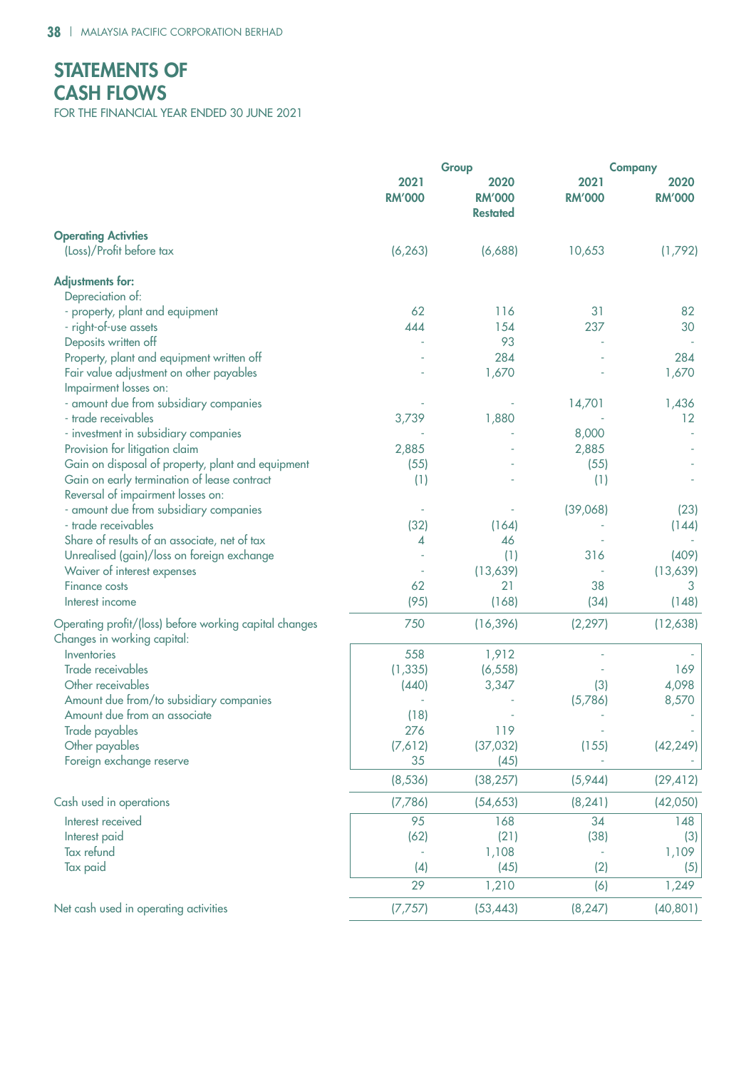# STATEMENTS OF CASH FLOWS

FOR THE FINANCIAL YEAR ENDED 30 JUNE 2021

| | Group | | Company | |
|---|---|---|---|---|
| | 2021 RM'000 | 2020 RM'000 Restated | 2021 RM'000 | 2020 RM'000 |
| **Operating Activties** | | | | |
| (Loss)/Profit before tax | (6,263) | (6,688) | 10,653 | (1,792) |
| **Adjustments for:** | | | | |
| Depreciation of: | | | | |
| - property, plant and equipment | 62 | 116 | 31 | 82 |
| - right-of-use assets | 444 | 154 | 237 | 30 |
| Deposits written off | - | 93 | - | - |
| Property, plant and equipment written off | - | 284 | - | 284 |
| Fair value adjustment on other payables | - | 1,670 | - | 1,670 |
| Impairment losses on: | | | | |
| - amount due from subsidiary companies | - | - | 14,701 | 1,436 |
| - trade receivables | 3,739 | 1,880 | - | 12 |
| - investment in subsidiary companies | - | - | 8,000 | - |
| Provision for litigation claim | 2,885 | - | 2,885 | - |
| Gain on disposal of property, plant and equipment | (55) | - | (55) | - |
| Gain on early termination of lease contract | (1) | - | (1) | - |
| Reversal of impairment losses on: | | | | |
| - amount due from subsidiary companies | - | - | (39,068) | (23) |
| - trade receivables | (32) | (164) | - | (144) |
| Share of results of an associate, net of tax | 4 | 46 | - | - |
| Unrealised (gain)/loss on foreign exchange | - | (1) | 316 | (409) |
| Waiver of interest expenses | - | (13,639) | - | (13,639) |
| Finance costs | 62 | 21 | 38 | 3 |
| Interest income | (95) | (168) | (34) | (148) |
| Operating profit/(loss) before working capital changes | 750 | (16,396) | (2,297) | (12,638) |
| Changes in working capital: | | | | |
| Inventories | 558 | 1,912 | - | - |
| Trade receivables | (1,335) | (6,558) | - | 169 |
| Other receivables | (440) | 3,347 | (3) | 4,098 |
| Amount due from/to subsidiary companies | - | - | (5,786) | 8,570 |
| Amount due from an associate | (18) | - | - | - |
| Trade payables | 276 | 119 | - | - |
| Other payables | (7,612) | (37,032) | (155) | (42,249) |
| Foreign exchange reserve | 35 | (45) | - | - |
| | (8,536) | (38,257) | (5,944) | (29,412) |
| Cash used in operations | (7,786) | (54,653) | (8,241) | (42,050) |
| Interest received | 95 | 168 | 34 | 148 |
| Interest paid | (62) | (21) | (38) | (3) |
| Tax refund | - | 1,108 | - | 1,109 |
| Tax paid | (4) | (45) | (2) | (5) |
| | 29 | 1,210 | (6) | 1,249 |
| Net cash used in operating activities | (7,757) | (53,443) | (8,247) | (40,801) |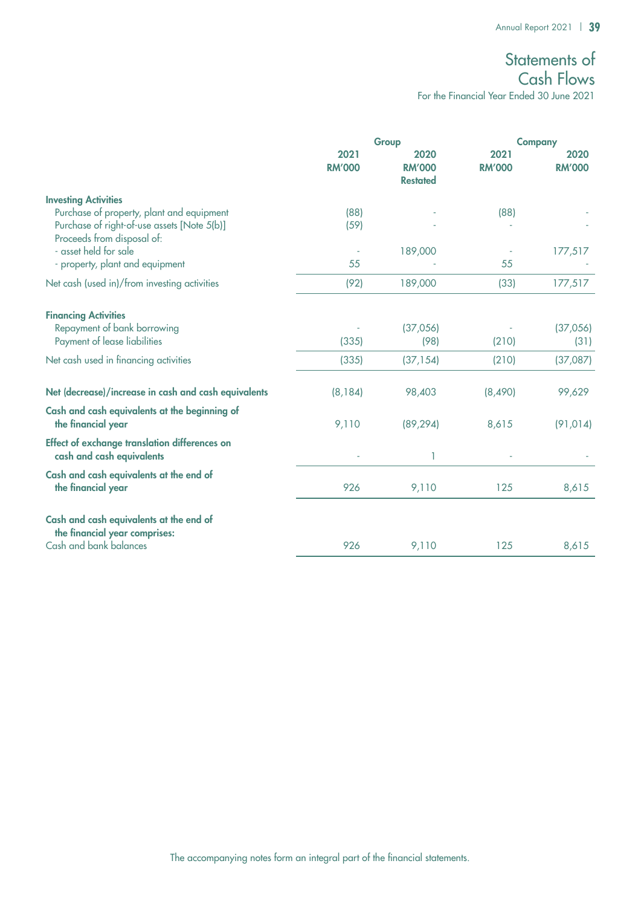# Statements of Cash Flows

For the Financial Year Ended 30 June 2021

| | Group | | Company | |
|---|---|---|---|---|
| | 2021 RM'000 | 2020 RM'000 Restated | 2021 RM'000 | 2020 RM'000 |
| **Investing Activities** | | | | |
| Purchase of property, plant and equipment | (88) | - | (88) | - |
| Purchase of right-of-use assets [Note 5(b)] | (59) | - | - | - |
| Proceeds from disposal of: | | | | |
| - asset held for sale | - | 189,000 | - | 177,517 |
| - property, plant and equipment | 55 | - | 55 | - |
| Net cash (used in)/from investing activities | (92) | 189,000 | (33) | 177,517 |
| **Financing Activities** | | | | |
| Repayment of bank borrowing | - | (37,056) | - | (37,056) |
| Payment of lease liabilities | (335) | (98) | (210) | (31) |
| Net cash used in financing activities | (335) | (37,154) | (210) | (37,087) |
| **Net (decrease)/increase in cash and cash equivalents** | (8,184) | 98,403 | (8,490) | 99,629 |
| **Cash and cash equivalents at the beginning of the financial year** | 9,110 | (89,294) | 8,615 | (91,014) |
| **Effect of exchange translation differences on cash and cash equivalents** | - | 1 | - | - |
| **Cash and cash equivalents at the end of the financial year** | 926 | 9,110 | 125 | 8,615 |
| **Cash and cash equivalents at the end of the financial year comprises:** | | | | |
| Cash and bank balances | 926 | 9,110 | 125 | 8,615 |

The accompanying notes form an integral part of the financial statements.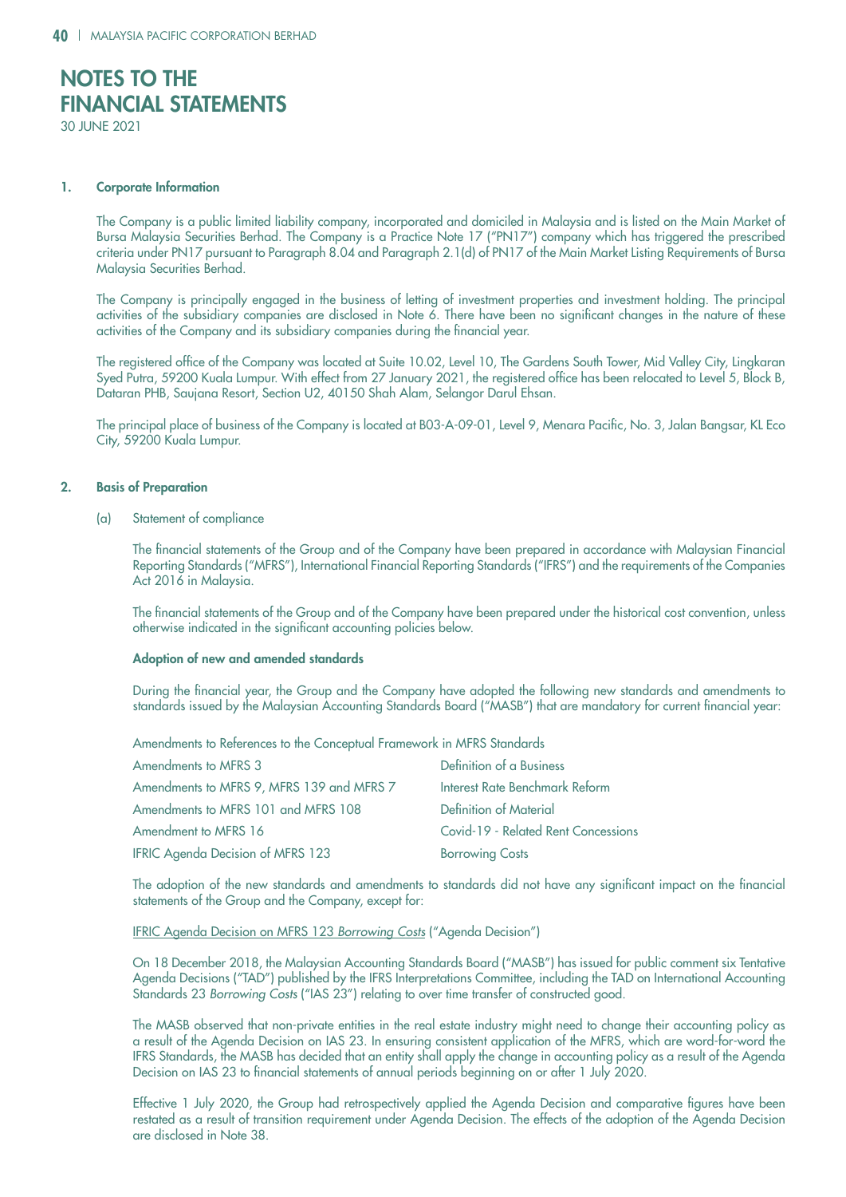# NOTES TO THE FINANCIAL STATEMENTS

30 JUNE 2021

## 1. Corporate Information

The Company is a public limited liability company, incorporated and domiciled in Malaysia and is listed on the Main Market of Bursa Malaysia Securities Berhad. The Company is a Practice Note 17 ("PN17") company which has triggered the prescribed criteria under PN17 pursuant to Paragraph 8.04 and Paragraph 2.1(d) of PN17 of the Main Market Listing Requirements of Bursa Malaysia Securities Berhad.

The Company is principally engaged in the business of letting of investment properties and investment holding. The principal activities of the subsidiary companies are disclosed in Note 6. There have been no significant changes in the nature of these activities of the Company and its subsidiary companies during the financial year.

The registered office of the Company was located at Suite 10.02, Level 10, The Gardens South Tower, Mid Valley City, Lingkaran Syed Putra, 59200 Kuala Lumpur. With effect from 27 January 2021, the registered office has been relocated to Level 5, Block B, Dataran PHB, Saujana Resort, Section U2, 40150 Shah Alam, Selangor Darul Ehsan.

The principal place of business of the Company is located at B03-A-09-01, Level 9, Menara Pacific, No. 3, Jalan Bangsar, KL Eco City, 59200 Kuala Lumpur.

## 2. Basis of Preparation

(a) Statement of compliance

The financial statements of the Group and of the Company have been prepared in accordance with Malaysian Financial Reporting Standards ("MFRS"), International Financial Reporting Standards ("IFRS") and the requirements of the Companies Act 2016 in Malaysia.

The financial statements of the Group and of the Company have been prepared under the historical cost convention, unless otherwise indicated in the significant accounting policies below.

**Adoption of new and amended standards**

During the financial year, the Group and the Company have adopted the following new standards and amendments to standards issued by the Malaysian Accounting Standards Board ("MASB") that are mandatory for current financial year:

Amendments to References to the Conceptual Framework in MFRS Standards

| | |
|---|---|
| Amendments to MFRS 3 | Definition of a Business |
| Amendments to MFRS 9, MFRS 139 and MFRS 7 | Interest Rate Benchmark Reform |
| Amendments to MFRS 101 and MFRS 108 | Definition of Material |
| Amendment to MFRS 16 | Covid-19 - Related Rent Concessions |
| IFRIC Agenda Decision of MFRS 123 | Borrowing Costs |

The adoption of the new standards and amendments to standards did not have any significant impact on the financial statements of the Group and the Company, except for:

IFRIC Agenda Decision on MFRS 123 *Borrowing Costs* ("Agenda Decision")

On 18 December 2018, the Malaysian Accounting Standards Board ("MASB") has issued for public comment six Tentative Agenda Decisions ("TAD") published by the IFRS Interpretations Committee, including the TAD on International Accounting Standards 23 *Borrowing Costs* ("IAS 23") relating to over time transfer of constructed good.

The MASB observed that non-private entities in the real estate industry might need to change their accounting policy as a result of the Agenda Decision on IAS 23. In ensuring consistent application of the MFRS, which are word-for-word the IFRS Standards, the MASB has decided that an entity shall apply the change in accounting policy as a result of the Agenda Decision on IAS 23 to financial statements of annual periods beginning on or after 1 July 2020.

Effective 1 July 2020, the Group had retrospectively applied the Agenda Decision and comparative figures have been restated as a result of transition requirement under Agenda Decision. The effects of the adoption of the Agenda Decision are disclosed in Note 38.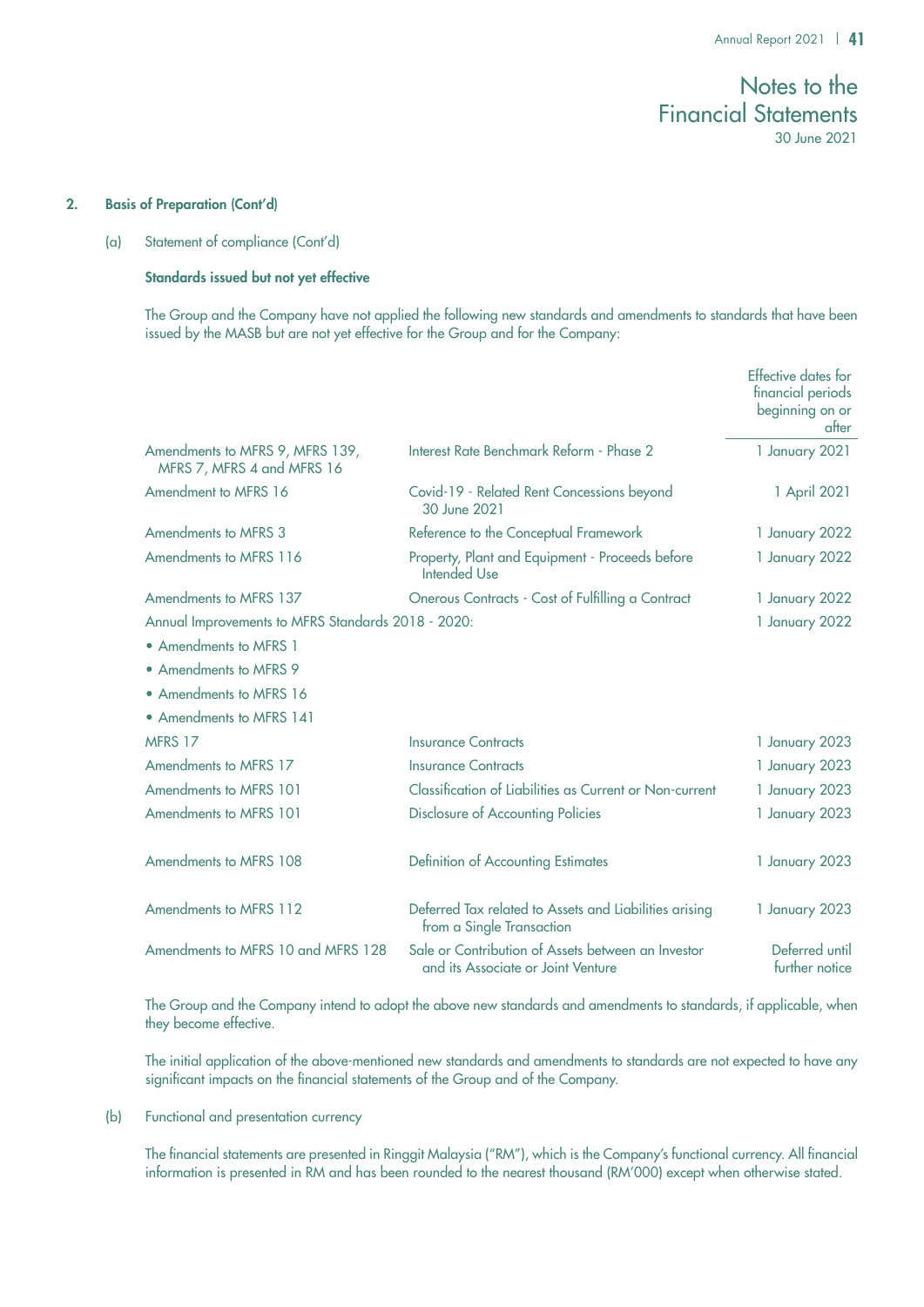## 2. Basis of Preparation (Cont'd)

(a) Statement of compliance (Cont'd)

**Standards issued but not yet effective**

The Group and the Company have not applied the following new standards and amendments to standards that have been issued by the MASB but are not yet effective for the Group and for the Company:

| | | Effective dates for financial periods beginning on or after |
|---|---|---|
| Amendments to MFRS 9, MFRS 139, MFRS 7, MFRS 4 and MFRS 16 | Interest Rate Benchmark Reform - Phase 2 | 1 January 2021 |
| Amendment to MFRS 16 | Covid-19 - Related Rent Concessions beyond 30 June 2021 | 1 April 2021 |
| Amendments to MFRS 3 | Reference to the Conceptual Framework | 1 January 2022 |
| Amendments to MFRS 116 | Property, Plant and Equipment - Proceeds before Intended Use | 1 January 2022 |
| Amendments to MFRS 137 | Onerous Contracts - Cost of Fulfilling a Contract | 1 January 2022 |
| Annual Improvements to MFRS Standards 2018 - 2020: | | 1 January 2022 |
| • Amendments to MFRS 1 | | |
| • Amendments to MFRS 9 | | |
| • Amendments to MFRS 16 | | |
| • Amendments to MFRS 141 | | |
| MFRS 17 | Insurance Contracts | 1 January 2023 |
| Amendments to MFRS 17 | Insurance Contracts | 1 January 2023 |
| Amendments to MFRS 101 | Classification of Liabilities as Current or Non-current | 1 January 2023 |
| Amendments to MFRS 101 | Disclosure of Accounting Policies | 1 January 2023 |
| Amendments to MFRS 108 | Definition of Accounting Estimates | 1 January 2023 |
| Amendments to MFRS 112 | Deferred Tax related to Assets and Liabilities arising from a Single Transaction | 1 January 2023 |
| Amendments to MFRS 10 and MFRS 128 | Sale or Contribution of Assets between an Investor and its Associate or Joint Venture | Deferred until further notice |

The Group and the Company intend to adopt the above new standards and amendments to standards, if applicable, when they become effective.

The initial application of the above-mentioned new standards and amendments to standards are not expected to have any significant impacts on the financial statements of the Group and of the Company.

(b) Functional and presentation currency

The financial statements are presented in Ringgit Malaysia ("RM"), which is the Company's functional currency. All financial information is presented in RM and has been rounded to the nearest thousand (RM'000) except when otherwise stated.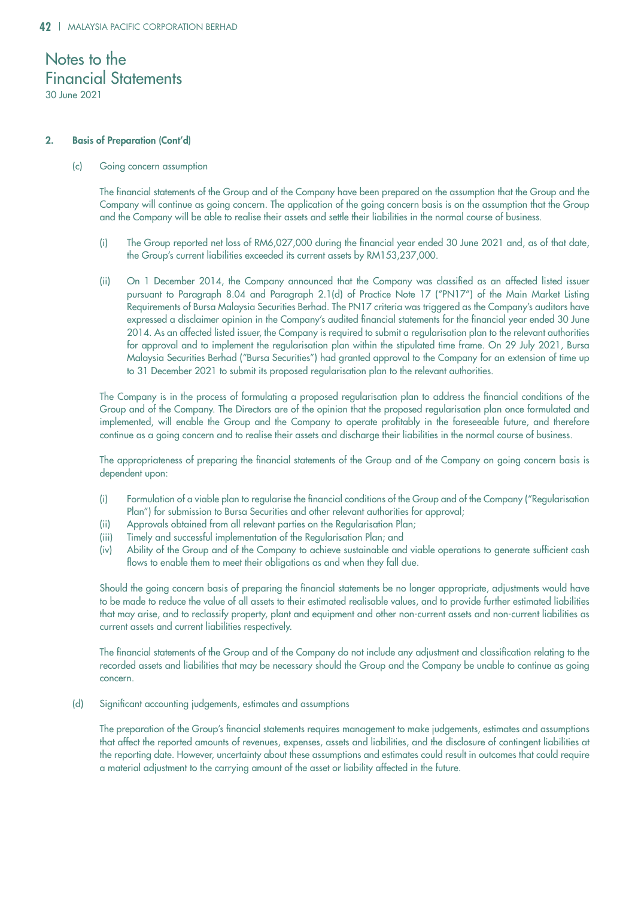# Notes to the Financial Statements
30 June 2021

**2. Basis of Preparation (Cont'd)**

(c) Going concern assumption

The financial statements of the Group and of the Company have been prepared on the assumption that the Group and the Company will continue as going concern. The application of the going concern basis is on the assumption that the Group and the Company will be able to realise their assets and settle their liabilities in the normal course of business.

(i) The Group reported net loss of RM6,027,000 during the financial year ended 30 June 2021 and, as of that date, the Group's current liabilities exceeded its current assets by RM153,237,000.

(ii) On 1 December 2014, the Company announced that the Company was classified as an affected listed issuer pursuant to Paragraph 8.04 and Paragraph 2.1(d) of Practice Note 17 ("PN17") of the Main Market Listing Requirements of Bursa Malaysia Securities Berhad. The PN17 criteria was triggered as the Company's auditors have expressed a disclaimer opinion in the Company's audited financial statements for the financial year ended 30 June 2014. As an affected listed issuer, the Company is required to submit a regularisation plan to the relevant authorities for approval and to implement the regularisation plan within the stipulated time frame. On 29 July 2021, Bursa Malaysia Securities Berhad ("Bursa Securities") had granted approval to the Company for an extension of time up to 31 December 2021 to submit its proposed regularisation plan to the relevant authorities.

The Company is in the process of formulating a proposed regularisation plan to address the financial conditions of the Group and of the Company. The Directors are of the opinion that the proposed regularisation plan once formulated and implemented, will enable the Group and the Company to operate profitably in the foreseeable future, and therefore continue as a going concern and to realise their assets and discharge their liabilities in the normal course of business.

The appropriateness of preparing the financial statements of the Group and of the Company on going concern basis is dependent upon:

(i) Formulation of a viable plan to regularise the financial conditions of the Group and of the Company ("Regularisation Plan") for submission to Bursa Securities and other relevant authorities for approval;
(ii) Approvals obtained from all relevant parties on the Regularisation Plan;
(iii) Timely and successful implementation of the Regularisation Plan; and
(iv) Ability of the Group and of the Company to achieve sustainable and viable operations to generate sufficient cash flows to enable them to meet their obligations as and when they fall due.

Should the going concern basis of preparing the financial statements be no longer appropriate, adjustments would have to be made to reduce the value of all assets to their estimated realisable values, and to provide further estimated liabilities that may arise, and to reclassify property, plant and equipment and other non-current assets and non-current liabilities as current assets and current liabilities respectively.

The financial statements of the Group and of the Company do not include any adjustment and classification relating to the recorded assets and liabilities that may be necessary should the Group and the Company be unable to continue as going concern.

(d) Significant accounting judgements, estimates and assumptions

The preparation of the Group's financial statements requires management to make judgements, estimates and assumptions that affect the reported amounts of revenues, expenses, assets and liabilities, and the disclosure of contingent liabilities at the reporting date. However, uncertainty about these assumptions and estimates could result in outcomes that could require a material adjustment to the carrying amount of the asset or liability affected in the future.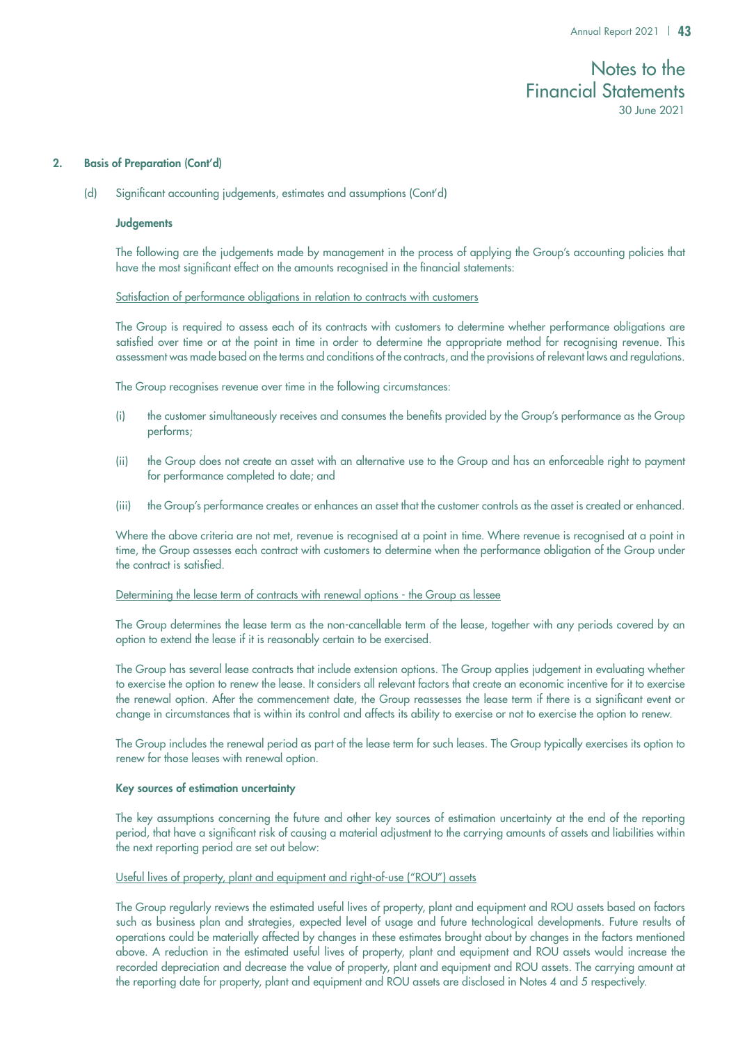## 2. Basis of Preparation (Cont'd)

(d) Significant accounting judgements, estimates and assumptions (Cont'd)

### Judgements

The following are the judgements made by management in the process of applying the Group's accounting policies that have the most significant effect on the amounts recognised in the financial statements:

Satisfaction of performance obligations in relation to contracts with customers

The Group is required to assess each of its contracts with customers to determine whether performance obligations are satisfied over time or at the point in time in order to determine the appropriate method for recognising revenue. This assessment was made based on the terms and conditions of the contracts, and the provisions of relevant laws and regulations.

The Group recognises revenue over time in the following circumstances:

(i) the customer simultaneously receives and consumes the benefits provided by the Group's performance as the Group performs;

(ii) the Group does not create an asset with an alternative use to the Group and has an enforceable right to payment for performance completed to date; and

(iii) the Group's performance creates or enhances an asset that the customer controls as the asset is created or enhanced.

Where the above criteria are not met, revenue is recognised at a point in time. Where revenue is recognised at a point in time, the Group assesses each contract with customers to determine when the performance obligation of the Group under the contract is satisfied.

Determining the lease term of contracts with renewal options - the Group as lessee

The Group determines the lease term as the non-cancellable term of the lease, together with any periods covered by an option to extend the lease if it is reasonably certain to be exercised.

The Group has several lease contracts that include extension options. The Group applies judgement in evaluating whether to exercise the option to renew the lease. It considers all relevant factors that create an economic incentive for it to exercise the renewal option. After the commencement date, the Group reassesses the lease term if there is a significant event or change in circumstances that is within its control and affects its ability to exercise or not to exercise the option to renew.

The Group includes the renewal period as part of the lease term for such leases. The Group typically exercises its option to renew for those leases with renewal option.

### Key sources of estimation uncertainty

The key assumptions concerning the future and other key sources of estimation uncertainty at the end of the reporting period, that have a significant risk of causing a material adjustment to the carrying amounts of assets and liabilities within the next reporting period are set out below:

Useful lives of property, plant and equipment and right-of-use ("ROU") assets

The Group regularly reviews the estimated useful lives of property, plant and equipment and ROU assets based on factors such as business plan and strategies, expected level of usage and future technological developments. Future results of operations could be materially affected by changes in these estimates brought about by changes in the factors mentioned above. A reduction in the estimated useful lives of property, plant and equipment and ROU assets would increase the recorded depreciation and decrease the value of property, plant and equipment and ROU assets. The carrying amount at the reporting date for property, plant and equipment and ROU assets are disclosed in Notes 4 and 5 respectively.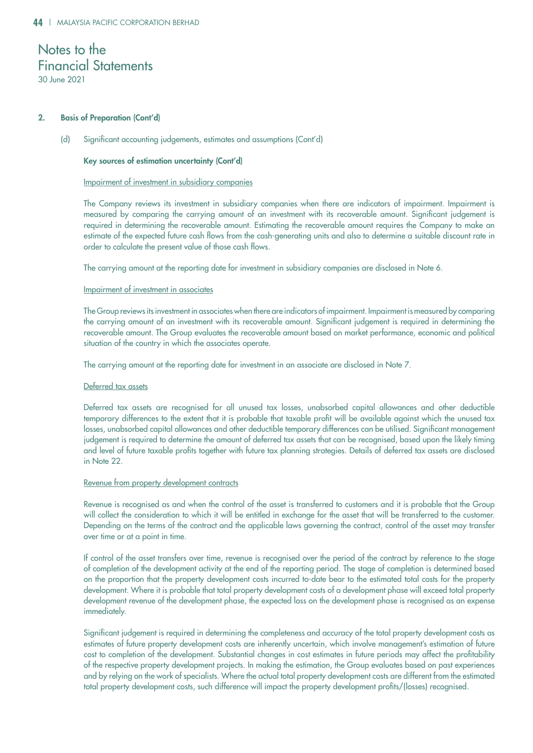# Notes to the Financial Statements

30 June 2021

## 2. Basis of Preparation (Cont'd)

(d) Significant accounting judgements, estimates and assumptions (Cont'd)

**Key sources of estimation uncertainty (Cont'd)**

Impairment of investment in subsidiary companies

The Company reviews its investment in subsidiary companies when there are indicators of impairment. Impairment is measured by comparing the carrying amount of an investment with its recoverable amount. Significant judgement is required in determining the recoverable amount. Estimating the recoverable amount requires the Company to make an estimate of the expected future cash flows from the cash-generating units and also to determine a suitable discount rate in order to calculate the present value of those cash flows.

The carrying amount at the reporting date for investment in subsidiary companies are disclosed in Note 6.

Impairment of investment in associates

The Group reviews its investment in associates when there are indicators of impairment. Impairment is measured by comparing the carrying amount of an investment with its recoverable amount. Significant judgement is required in determining the recoverable amount. The Group evaluates the recoverable amount based on market performance, economic and political situation of the country in which the associates operate.

The carrying amount at the reporting date for investment in an associate are disclosed in Note 7.

Deferred tax assets

Deferred tax assets are recognised for all unused tax losses, unabsorbed capital allowances and other deductible temporary differences to the extent that it is probable that taxable profit will be available against which the unused tax losses, unabsorbed capital allowances and other deductible temporary differences can be utilised. Significant management judgement is required to determine the amount of deferred tax assets that can be recognised, based upon the likely timing and level of future taxable profits together with future tax planning strategies. Details of deferred tax assets are disclosed in Note 22.

Revenue from property development contracts

Revenue is recognised as and when the control of the asset is transferred to customers and it is probable that the Group will collect the consideration to which it will be entitled in exchange for the asset that will be transferred to the customer. Depending on the terms of the contract and the applicable laws governing the contract, control of the asset may transfer over time or at a point in time.

If control of the asset transfers over time, revenue is recognised over the period of the contract by reference to the stage of completion of the development activity at the end of the reporting period. The stage of completion is determined based on the proportion that the property development costs incurred to-date bear to the estimated total costs for the property development. Where it is probable that total property development costs of a development phase will exceed total property development revenue of the development phase, the expected loss on the development phase is recognised as an expense immediately.

Significant judgement is required in determining the completeness and accuracy of the total property development costs as estimates of future property development costs are inherently uncertain, which involve management's estimation of future cost to completion of the development. Substantial changes in cost estimates in future periods may affect the profitability of the respective property development projects. In making the estimation, the Group evaluates based on past experiences and by relying on the work of specialists. Where the actual total property development costs are different from the estimated total property development costs, such difference will impact the property development profits/(losses) recognised.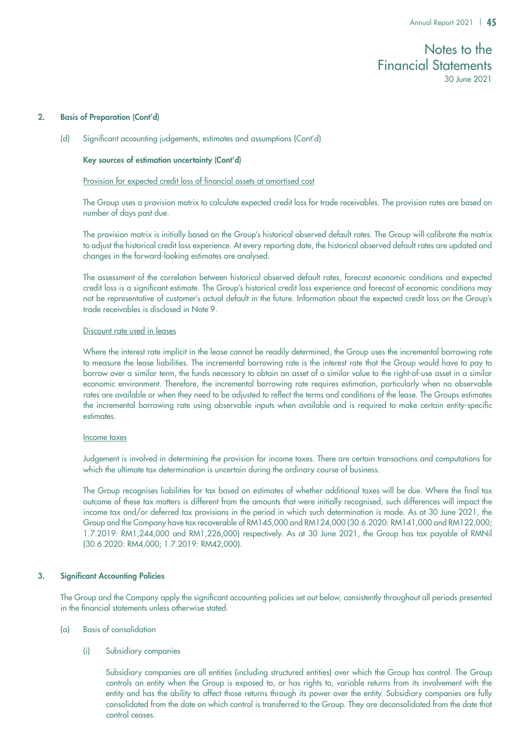## 2. Basis of Preparation (Cont'd)

(d) Significant accounting judgements, estimates and assumptions (Cont'd)

**Key sources of estimation uncertainty (Cont'd)**

Provision for expected credit loss of financial assets at amortised cost

The Group uses a provision matrix to calculate expected credit loss for trade receivables. The provision rates are based on number of days past due.

The provision matrix is initially based on the Group's historical observed default rates. The Group will calibrate the matrix to adjust the historical credit loss experience. At every reporting date, the historical observed default rates are updated and changes in the forward-looking estimates are analysed.

The assessment of the correlation between historical observed default rates, forecast economic conditions and expected credit loss is a significant estimate. The Group's historical credit loss experience and forecast of economic conditions may not be representative of customer's actual default in the future. Information about the expected credit loss on the Group's trade receivables is disclosed in Note 9.

Discount rate used in leases

Where the interest rate implicit in the lease cannot be readily determined, the Group uses the incremental borrowing rate to measure the lease liabilities. The incremental borrowing rate is the interest rate that the Group would have to pay to borrow over a similar term, the funds necessary to obtain an asset of a similar value to the right-of-use asset in a similar economic environment. Therefore, the incremental borrowing rate requires estimation, particularly when no observable rates are available or when they need to be adjusted to reflect the terms and conditions of the lease. The Groups estimates the incremental borrowing rate using observable inputs when available and is required to make certain entity-specific estimates.

Income taxes

Judgement is involved in determining the provision for income taxes. There are certain transactions and computations for which the ultimate tax determination is uncertain during the ordinary course of business.

The Group recognises liabilities for tax based on estimates of whether additional taxes will be due. Where the final tax outcome of these tax matters is different from the amounts that were initially recognised, such differences will impact the income tax and/or deferred tax provisions in the period in which such determination is made. As at 30 June 2021, the Group and the Company have tax recoverable of RM145,000 and RM124,000 (30.6.2020: RM141,000 and RM122,000; 1.7.2019: RM1,244,000 and RM1,226,000) respectively. As at 30 June 2021, the Group has tax payable of RMNil (30.6.2020: RM4,000; 1.7.2019: RM42,000).

## 3. Significant Accounting Policies

The Group and the Company apply the significant accounting policies set out below, consistently throughout all periods presented in the financial statements unless otherwise stated.

(a) Basis of consolidation

(i) Subsidiary companies

Subsidiary companies are all entities (including structured entities) over which the Group has control. The Group controls an entity when the Group is exposed to, or has rights to, variable returns from its involvement with the entity and has the ability to affect those returns through its power over the entity. Subsidiary companies are fully consolidated from the date on which control is transferred to the Group. They are deconsolidated from the date that control ceases.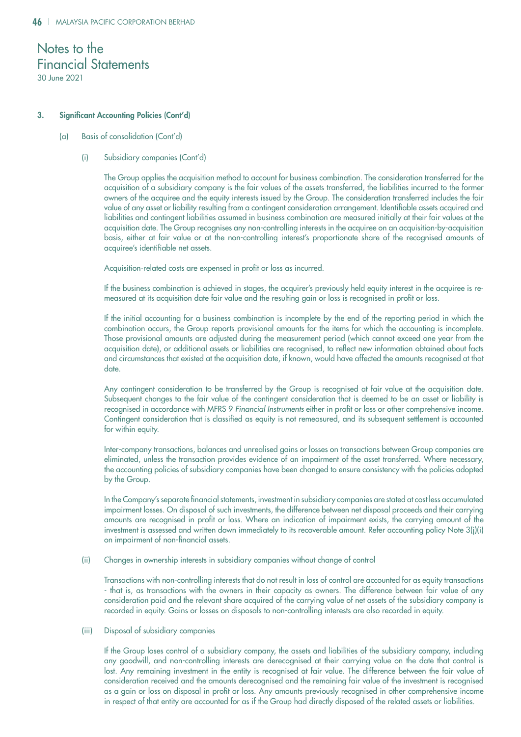# Notes to the Financial Statements

30 June 2021

## 3. Significant Accounting Policies (Cont'd)

### (a) Basis of consolidation (Cont'd)

#### (i) Subsidiary companies (Cont'd)

The Group applies the acquisition method to account for business combination. The consideration transferred for the acquisition of a subsidiary company is the fair values of the assets transferred, the liabilities incurred to the former owners of the acquiree and the equity interests issued by the Group. The consideration transferred includes the fair value of any asset or liability resulting from a contingent consideration arrangement. Identifiable assets acquired and liabilities and contingent liabilities assumed in business combination are measured initially at their fair values at the acquisition date. The Group recognises any non-controlling interests in the acquiree on an acquisition-by-acquisition basis, either at fair value or at the non-controlling interest's proportionate share of the recognised amounts of acquiree's identifiable net assets.

Acquisition-related costs are expensed in profit or loss as incurred.

If the business combination is achieved in stages, the acquirer's previously held equity interest in the acquiree is re-measured at its acquisition date fair value and the resulting gain or loss is recognised in profit or loss.

If the initial accounting for a business combination is incomplete by the end of the reporting period in which the combination occurs, the Group reports provisional amounts for the items for which the accounting is incomplete. Those provisional amounts are adjusted during the measurement period (which cannot exceed one year from the acquisition date), or additional assets or liabilities are recognised, to reflect new information obtained about facts and circumstances that existed at the acquisition date, if known, would have affected the amounts recognised at that date.

Any contingent consideration to be transferred by the Group is recognised at fair value at the acquisition date. Subsequent changes to the fair value of the contingent consideration that is deemed to be an asset or liability is recognised in accordance with MFRS 9 *Financial Instruments* either in profit or loss or other comprehensive income. Contingent consideration that is classified as equity is not remeasured, and its subsequent settlement is accounted for within equity.

Inter-company transactions, balances and unrealised gains or losses on transactions between Group companies are eliminated, unless the transaction provides evidence of an impairment of the asset transferred. Where necessary, the accounting policies of subsidiary companies have been changed to ensure consistency with the policies adopted by the Group.

In the Company's separate financial statements, investment in subsidiary companies are stated at cost less accumulated impairment losses. On disposal of such investments, the difference between net disposal proceeds and their carrying amounts are recognised in profit or loss. Where an indication of impairment exists, the carrying amount of the investment is assessed and written down immediately to its recoverable amount. Refer accounting policy Note 3(j)(i) on impairment of non-financial assets.

#### (ii) Changes in ownership interests in subsidiary companies without change of control

Transactions with non-controlling interests that do not result in loss of control are accounted for as equity transactions - that is, as transactions with the owners in their capacity as owners. The difference between fair value of any consideration paid and the relevant share acquired of the carrying value of net assets of the subsidiary company is recorded in equity. Gains or losses on disposals to non-controlling interests are also recorded in equity.

#### (iii) Disposal of subsidiary companies

If the Group loses control of a subsidiary company, the assets and liabilities of the subsidiary company, including any goodwill, and non-controlling interests are derecognised at their carrying value on the date that control is lost. Any remaining investment in the entity is recognised at fair value. The difference between the fair value of consideration received and the amounts derecognised and the remaining fair value of the investment is recognised as a gain or loss on disposal in profit or loss. Any amounts previously recognised in other comprehensive income in respect of that entity are accounted for as if the Group had directly disposed of the related assets or liabilities.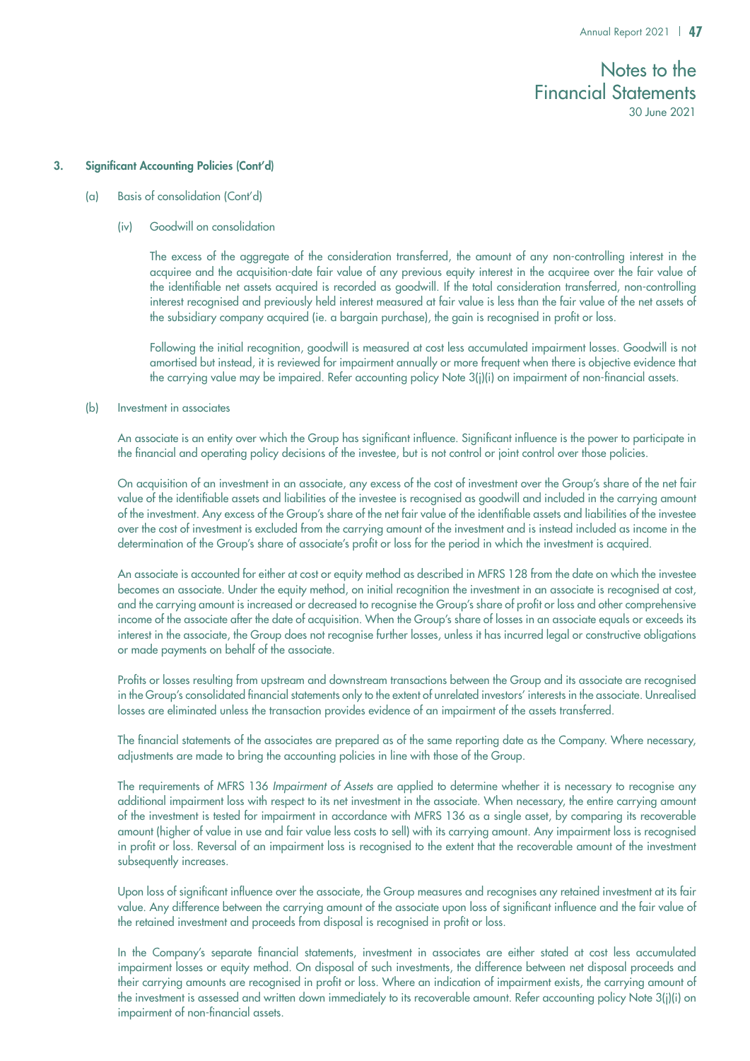### 3. Significant Accounting Policies (Cont'd)

(a) Basis of consolidation (Cont'd)

(iv) Goodwill on consolidation

The excess of the aggregate of the consideration transferred, the amount of any non-controlling interest in the acquiree and the acquisition-date fair value of any previous equity interest in the acquiree over the fair value of the identifiable net assets acquired is recorded as goodwill. If the total consideration transferred, non-controlling interest recognised and previously held interest measured at fair value is less than the fair value of the net assets of the subsidiary company acquired (ie. a bargain purchase), the gain is recognised in profit or loss.

Following the initial recognition, goodwill is measured at cost less accumulated impairment losses. Goodwill is not amortised but instead, it is reviewed for impairment annually or more frequent when there is objective evidence that the carrying value may be impaired. Refer accounting policy Note 3(j)(i) on impairment of non-financial assets.

(b) Investment in associates

An associate is an entity over which the Group has significant influence. Significant influence is the power to participate in the financial and operating policy decisions of the investee, but is not control or joint control over those policies.

On acquisition of an investment in an associate, any excess of the cost of investment over the Group's share of the net fair value of the identifiable assets and liabilities of the investee is recognised as goodwill and included in the carrying amount of the investment. Any excess of the Group's share of the net fair value of the identifiable assets and liabilities of the investee over the cost of investment is excluded from the carrying amount of the investment and is instead included as income in the determination of the Group's share of associate's profit or loss for the period in which the investment is acquired.

An associate is accounted for either at cost or equity method as described in MFRS 128 from the date on which the investee becomes an associate. Under the equity method, on initial recognition the investment in an associate is recognised at cost, and the carrying amount is increased or decreased to recognise the Group's share of profit or loss and other comprehensive income of the associate after the date of acquisition. When the Group's share of losses in an associate equals or exceeds its interest in the associate, the Group does not recognise further losses, unless it has incurred legal or constructive obligations or made payments on behalf of the associate.

Profits or losses resulting from upstream and downstream transactions between the Group and its associate are recognised in the Group's consolidated financial statements only to the extent of unrelated investors' interests in the associate. Unrealised losses are eliminated unless the transaction provides evidence of an impairment of the assets transferred.

The financial statements of the associates are prepared as of the same reporting date as the Company. Where necessary, adjustments are made to bring the accounting policies in line with those of the Group.

The requirements of MFRS 136 *Impairment of Assets* are applied to determine whether it is necessary to recognise any additional impairment loss with respect to its net investment in the associate. When necessary, the entire carrying amount of the investment is tested for impairment in accordance with MFRS 136 as a single asset, by comparing its recoverable amount (higher of value in use and fair value less costs to sell) with its carrying amount. Any impairment loss is recognised in profit or loss. Reversal of an impairment loss is recognised to the extent that the recoverable amount of the investment subsequently increases.

Upon loss of significant influence over the associate, the Group measures and recognises any retained investment at its fair value. Any difference between the carrying amount of the associate upon loss of significant influence and the fair value of the retained investment and proceeds from disposal is recognised in profit or loss.

In the Company's separate financial statements, investment in associates are either stated at cost less accumulated impairment losses or equity method. On disposal of such investments, the difference between net disposal proceeds and their carrying amounts are recognised in profit or loss. Where an indication of impairment exists, the carrying amount of the investment is assessed and written down immediately to its recoverable amount. Refer accounting policy Note 3(j)(i) on impairment of non-financial assets.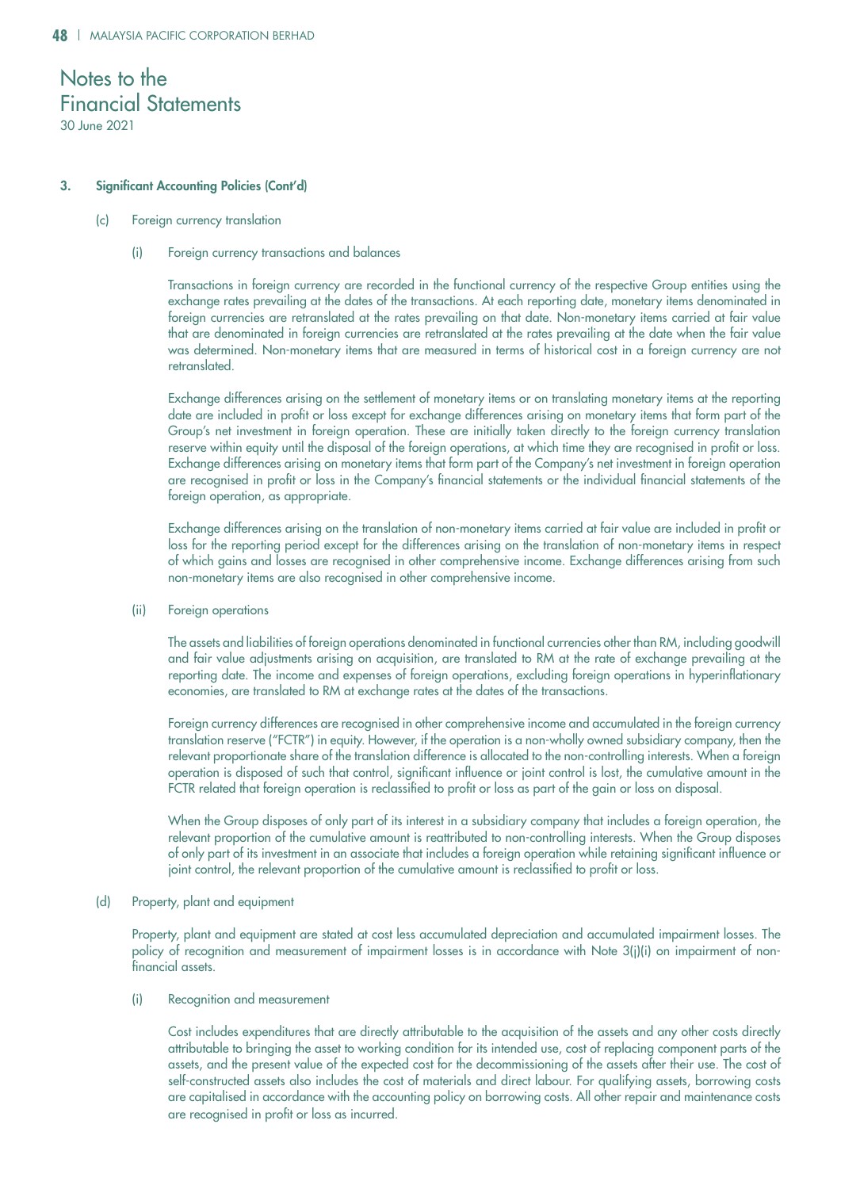# Notes to the Financial Statements

30 June 2021

## 3. Significant Accounting Policies (Cont'd)

### (c) Foreign currency translation

#### (i) Foreign currency transactions and balances

Transactions in foreign currency are recorded in the functional currency of the respective Group entities using the exchange rates prevailing at the dates of the transactions. At each reporting date, monetary items denominated in foreign currencies are retranslated at the rates prevailing on that date. Non-monetary items carried at fair value that are denominated in foreign currencies are retranslated at the rates prevailing at the date when the fair value was determined. Non-monetary items that are measured in terms of historical cost in a foreign currency are not retranslated.

Exchange differences arising on the settlement of monetary items or on translating monetary items at the reporting date are included in profit or loss except for exchange differences arising on monetary items that form part of the Group's net investment in foreign operation. These are initially taken directly to the foreign currency translation reserve within equity until the disposal of the foreign operations, at which time they are recognised in profit or loss. Exchange differences arising on monetary items that form part of the Company's net investment in foreign operation are recognised in profit or loss in the Company's financial statements or the individual financial statements of the foreign operation, as appropriate.

Exchange differences arising on the translation of non-monetary items carried at fair value are included in profit or loss for the reporting period except for the differences arising on the translation of non-monetary items in respect of which gains and losses are recognised in other comprehensive income. Exchange differences arising from such non-monetary items are also recognised in other comprehensive income.

#### (ii) Foreign operations

The assets and liabilities of foreign operations denominated in functional currencies other than RM, including goodwill and fair value adjustments arising on acquisition, are translated to RM at the rate of exchange prevailing at the reporting date. The income and expenses of foreign operations, excluding foreign operations in hyperinflationary economies, are translated to RM at exchange rates at the dates of the transactions.

Foreign currency differences are recognised in other comprehensive income and accumulated in the foreign currency translation reserve ("FCTR") in equity. However, if the operation is a non-wholly owned subsidiary company, then the relevant proportionate share of the translation difference is allocated to the non-controlling interests. When a foreign operation is disposed of such that control, significant influence or joint control is lost, the cumulative amount in the FCTR related that foreign operation is reclassified to profit or loss as part of the gain or loss on disposal.

When the Group disposes of only part of its interest in a subsidiary company that includes a foreign operation, the relevant proportion of the cumulative amount is reattributed to non-controlling interests. When the Group disposes of only part of its investment in an associate that includes a foreign operation while retaining significant influence or joint control, the relevant proportion of the cumulative amount is reclassified to profit or loss.

### (d) Property, plant and equipment

Property, plant and equipment are stated at cost less accumulated depreciation and accumulated impairment losses. The policy of recognition and measurement of impairment losses is in accordance with Note 3(j)(i) on impairment of non-financial assets.

#### (i) Recognition and measurement

Cost includes expenditures that are directly attributable to the acquisition of the assets and any other costs directly attributable to bringing the asset to working condition for its intended use, cost of replacing component parts of the assets, and the present value of the expected cost for the decommissioning of the assets after their use. The cost of self-constructed assets also includes the cost of materials and direct labour. For qualifying assets, borrowing costs are capitalised in accordance with the accounting policy on borrowing costs. All other repair and maintenance costs are recognised in profit or loss as incurred.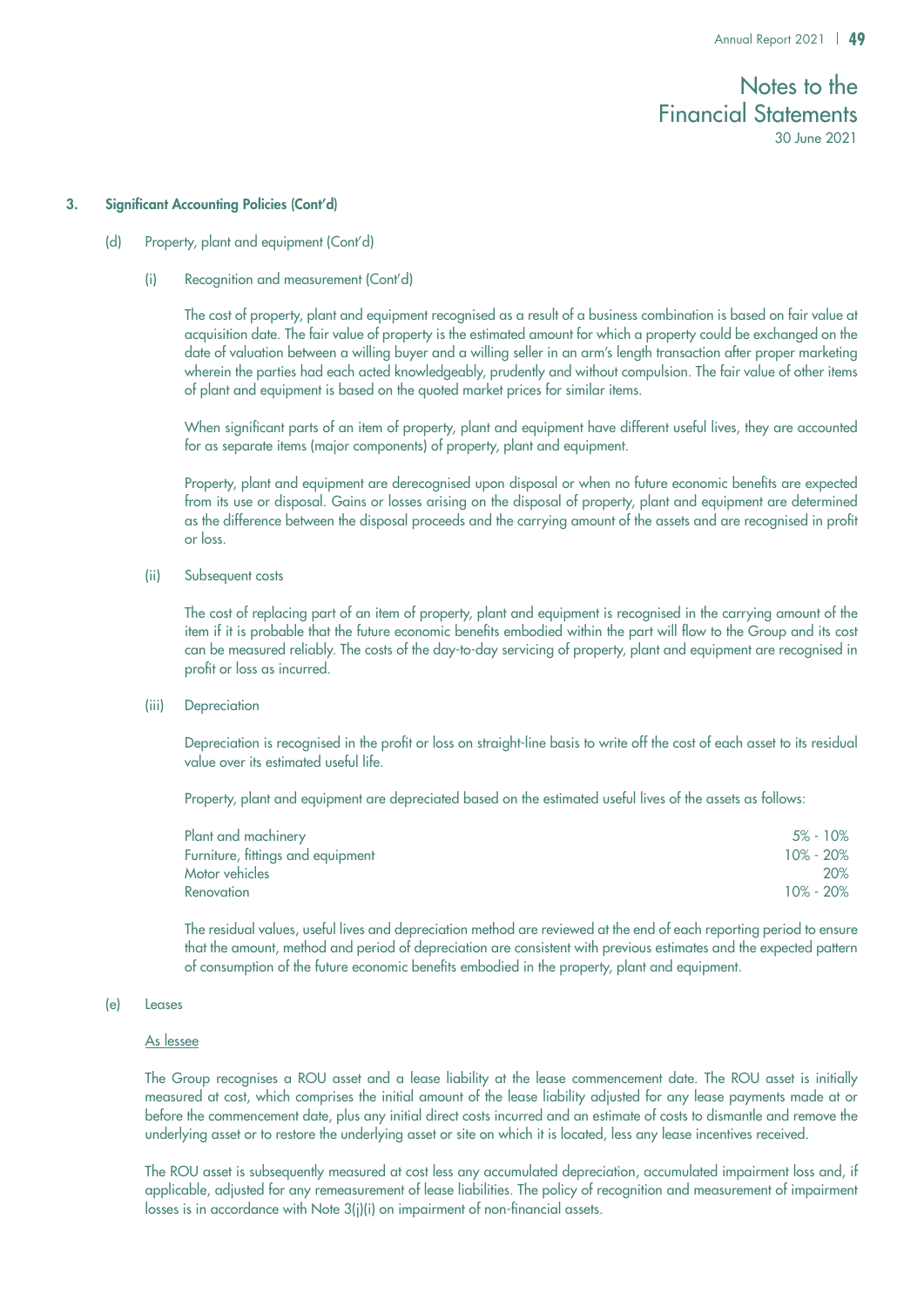## 3. Significant Accounting Policies (Cont'd)

### (d) Property, plant and equipment (Cont'd)

#### (i) Recognition and measurement (Cont'd)

The cost of property, plant and equipment recognised as a result of a business combination is based on fair value at acquisition date. The fair value of property is the estimated amount for which a property could be exchanged on the date of valuation between a willing buyer and a willing seller in an arm's length transaction after proper marketing wherein the parties had each acted knowledgeably, prudently and without compulsion. The fair value of other items of plant and equipment is based on the quoted market prices for similar items.

When significant parts of an item of property, plant and equipment have different useful lives, they are accounted for as separate items (major components) of property, plant and equipment.

Property, plant and equipment are derecognised upon disposal or when no future economic benefits are expected from its use or disposal. Gains or losses arising on the disposal of property, plant and equipment are determined as the difference between the disposal proceeds and the carrying amount of the assets and are recognised in profit or loss.

#### (ii) Subsequent costs

The cost of replacing part of an item of property, plant and equipment is recognised in the carrying amount of the item if it is probable that the future economic benefits embodied within the part will flow to the Group and its cost can be measured reliably. The costs of the day-to-day servicing of property, plant and equipment are recognised in profit or loss as incurred.

#### (iii) Depreciation

Depreciation is recognised in the profit or loss on straight-line basis to write off the cost of each asset to its residual value over its estimated useful life.

Property, plant and equipment are depreciated based on the estimated useful lives of the assets as follows:

| | |
|---|---|
| Plant and machinery | 5% - 10% |
| Furniture, fittings and equipment | 10% - 20% |
| Motor vehicles | 20% |
| Renovation | 10% - 20% |

The residual values, useful lives and depreciation method are reviewed at the end of each reporting period to ensure that the amount, method and period of depreciation are consistent with previous estimates and the expected pattern of consumption of the future economic benefits embodied in the property, plant and equipment.

### (e) Leases

<u>As lessee</u>

The Group recognises a ROU asset and a lease liability at the lease commencement date. The ROU asset is initially measured at cost, which comprises the initial amount of the lease liability adjusted for any lease payments made at or before the commencement date, plus any initial direct costs incurred and an estimate of costs to dismantle and remove the underlying asset or to restore the underlying asset or site on which it is located, less any lease incentives received.

The ROU asset is subsequently measured at cost less any accumulated depreciation, accumulated impairment loss and, if applicable, adjusted for any remeasurement of lease liabilities. The policy of recognition and measurement of impairment losses is in accordance with Note 3(j)(i) on impairment of non-financial assets.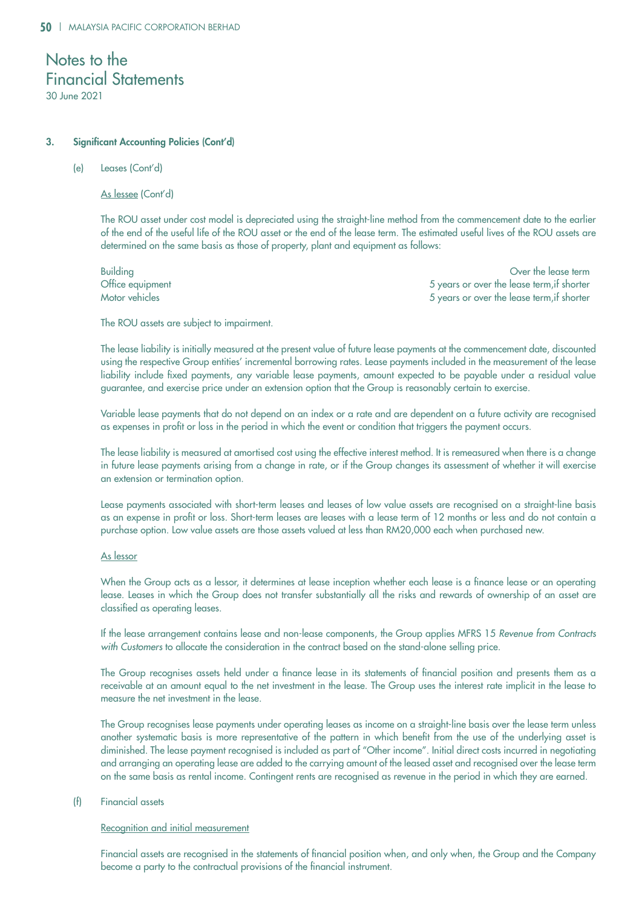# Notes to the Financial Statements

30 June 2021

## 3. Significant Accounting Policies (Cont'd)

### (e) Leases (Cont'd)

As lessee (Cont'd)

The ROU asset under cost model is depreciated using the straight-line method from the commencement date to the earlier of the end of the useful life of the ROU asset or the end of the lease term. The estimated useful lives of the ROU assets are determined on the same basis as those of property, plant and equipment as follows:

| | |
|---|---|
| Building | Over the lease term |
| Office equipment | 5 years or over the lease term,if shorter |
| Motor vehicles | 5 years or over the lease term,if shorter |

The ROU assets are subject to impairment.

The lease liability is initially measured at the present value of future lease payments at the commencement date, discounted using the respective Group entities' incremental borrowing rates. Lease payments included in the measurement of the lease liability include fixed payments, any variable lease payments, amount expected to be payable under a residual value guarantee, and exercise price under an extension option that the Group is reasonably certain to exercise.

Variable lease payments that do not depend on an index or a rate and are dependent on a future activity are recognised as expenses in profit or loss in the period in which the event or condition that triggers the payment occurs.

The lease liability is measured at amortised cost using the effective interest method. It is remeasured when there is a change in future lease payments arising from a change in rate, or if the Group changes its assessment of whether it will exercise an extension or termination option.

Lease payments associated with short-term leases and leases of low value assets are recognised on a straight-line basis as an expense in profit or loss. Short-term leases are leases with a lease term of 12 months or less and do not contain a purchase option. Low value assets are those assets valued at less than RM20,000 each when purchased new.

As lessor

When the Group acts as a lessor, it determines at lease inception whether each lease is a finance lease or an operating lease. Leases in which the Group does not transfer substantially all the risks and rewards of ownership of an asset are classified as operating leases.

If the lease arrangement contains lease and non-lease components, the Group applies MFRS 15 *Revenue from Contracts with Customers* to allocate the consideration in the contract based on the stand-alone selling price.

The Group recognises assets held under a finance lease in its statements of financial position and presents them as a receivable at an amount equal to the net investment in the lease. The Group uses the interest rate implicit in the lease to measure the net investment in the lease.

The Group recognises lease payments under operating leases as income on a straight-line basis over the lease term unless another systematic basis is more representative of the pattern in which benefit from the use of the underlying asset is diminished. The lease payment recognised is included as part of "Other income". Initial direct costs incurred in negotiating and arranging an operating lease are added to the carrying amount of the leased asset and recognised over the lease term on the same basis as rental income. Contingent rents are recognised as revenue in the period in which they are earned.

### (f) Financial assets

Recognition and initial measurement

Financial assets are recognised in the statements of financial position when, and only when, the Group and the Company become a party to the contractual provisions of the financial instrument.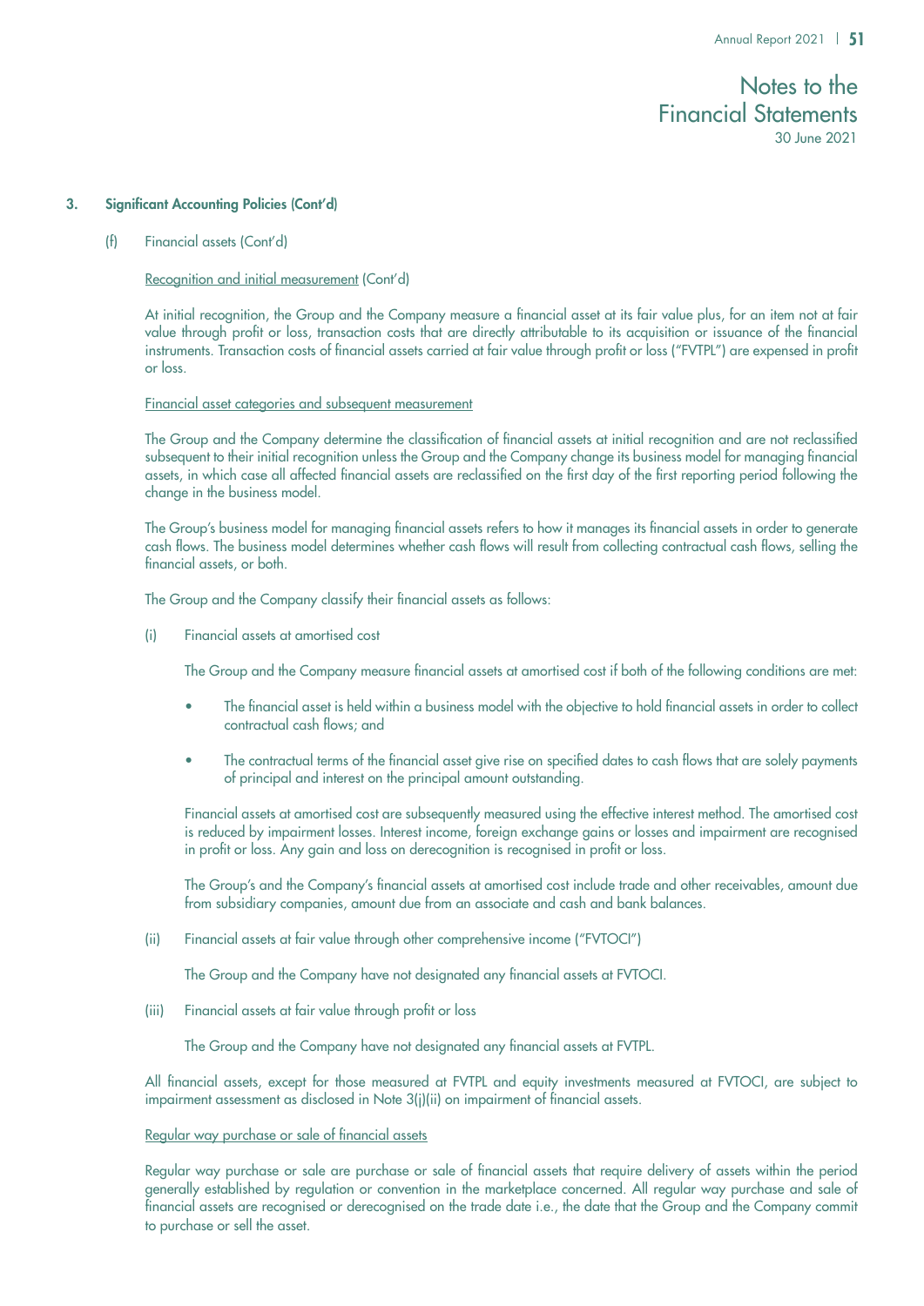## 3. Significant Accounting Policies (Cont'd)

### (f) Financial assets (Cont'd)

Recognition and initial measurement (Cont'd)

At initial recognition, the Group and the Company measure a financial asset at its fair value plus, for an item not at fair value through profit or loss, transaction costs that are directly attributable to its acquisition or issuance of the financial instruments. Transaction costs of financial assets carried at fair value through profit or loss ("FVTPL") are expensed in profit or loss.

Financial asset categories and subsequent measurement

The Group and the Company determine the classification of financial assets at initial recognition and are not reclassified subsequent to their initial recognition unless the Group and the Company change its business model for managing financial assets, in which case all affected financial assets are reclassified on the first day of the first reporting period following the change in the business model.

The Group's business model for managing financial assets refers to how it manages its financial assets in order to generate cash flows. The business model determines whether cash flows will result from collecting contractual cash flows, selling the financial assets, or both.

The Group and the Company classify their financial assets as follows:

(i) Financial assets at amortised cost

The Group and the Company measure financial assets at amortised cost if both of the following conditions are met:

- The financial asset is held within a business model with the objective to hold financial assets in order to collect contractual cash flows; and
- The contractual terms of the financial asset give rise on specified dates to cash flows that are solely payments of principal and interest on the principal amount outstanding.

Financial assets at amortised cost are subsequently measured using the effective interest method. The amortised cost is reduced by impairment losses. Interest income, foreign exchange gains or losses and impairment are recognised in profit or loss. Any gain and loss on derecognition is recognised in profit or loss.

The Group's and the Company's financial assets at amortised cost include trade and other receivables, amount due from subsidiary companies, amount due from an associate and cash and bank balances.

(ii) Financial assets at fair value through other comprehensive income ("FVTOCI")

The Group and the Company have not designated any financial assets at FVTOCI.

(iii) Financial assets at fair value through profit or loss

The Group and the Company have not designated any financial assets at FVTPL.

All financial assets, except for those measured at FVTPL and equity investments measured at FVTOCI, are subject to impairment assessment as disclosed in Note 3(j)(ii) on impairment of financial assets.

Regular way purchase or sale of financial assets

Regular way purchase or sale are purchase or sale of financial assets that require delivery of assets within the period generally established by regulation or convention in the marketplace concerned. All regular way purchase and sale of financial assets are recognised or derecognised on the trade date i.e., the date that the Group and the Company commit to purchase or sell the asset.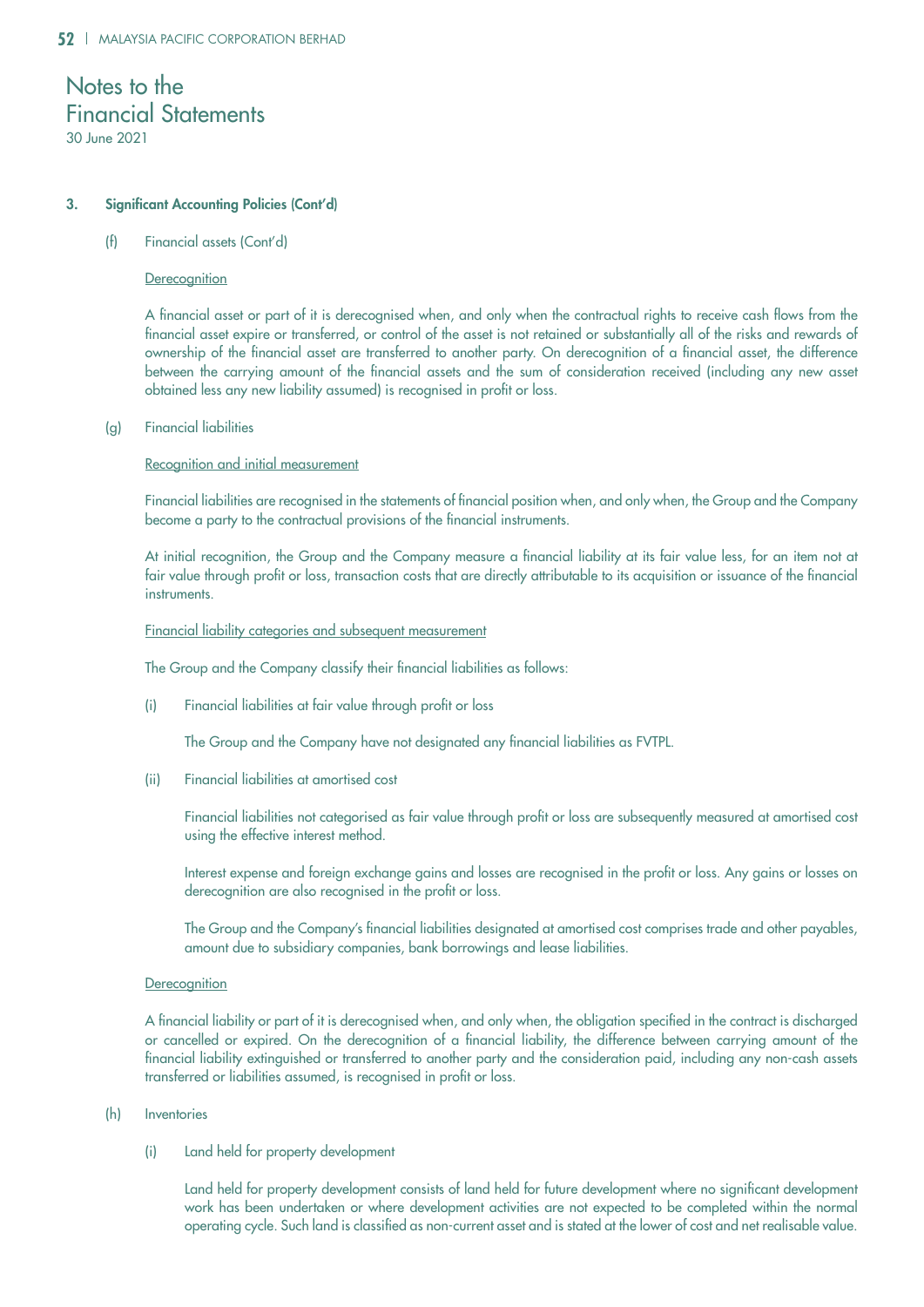# Notes to the Financial Statements

30 June 2021

## 3. Significant Accounting Policies (Cont'd)

### (f) Financial assets (Cont'd)

Derecognition

A financial asset or part of it is derecognised when, and only when the contractual rights to receive cash flows from the financial asset expire or transferred, or control of the asset is not retained or substantially all of the risks and rewards of ownership of the financial asset are transferred to another party. On derecognition of a financial asset, the difference between the carrying amount of the financial assets and the sum of consideration received (including any new asset obtained less any new liability assumed) is recognised in profit or loss.

### (g) Financial liabilities

Recognition and initial measurement

Financial liabilities are recognised in the statements of financial position when, and only when, the Group and the Company become a party to the contractual provisions of the financial instruments.

At initial recognition, the Group and the Company measure a financial liability at its fair value less, for an item not at fair value through profit or loss, transaction costs that are directly attributable to its acquisition or issuance of the financial instruments.

Financial liability categories and subsequent measurement

The Group and the Company classify their financial liabilities as follows:

(i) Financial liabilities at fair value through profit or loss

The Group and the Company have not designated any financial liabilities as FVTPL.

(ii) Financial liabilities at amortised cost

Financial liabilities not categorised as fair value through profit or loss are subsequently measured at amortised cost using the effective interest method.

Interest expense and foreign exchange gains and losses are recognised in the profit or loss. Any gains or losses on derecognition are also recognised in the profit or loss.

The Group and the Company's financial liabilities designated at amortised cost comprises trade and other payables, amount due to subsidiary companies, bank borrowings and lease liabilities.

Derecognition

A financial liability or part of it is derecognised when, and only when, the obligation specified in the contract is discharged or cancelled or expired. On the derecognition of a financial liability, the difference between carrying amount of the financial liability extinguished or transferred to another party and the consideration paid, including any non-cash assets transferred or liabilities assumed, is recognised in profit or loss.

### (h) Inventories

(i) Land held for property development

Land held for property development consists of land held for future development where no significant development work has been undertaken or where development activities are not expected to be completed within the normal operating cycle. Such land is classified as non-current asset and is stated at the lower of cost and net realisable value.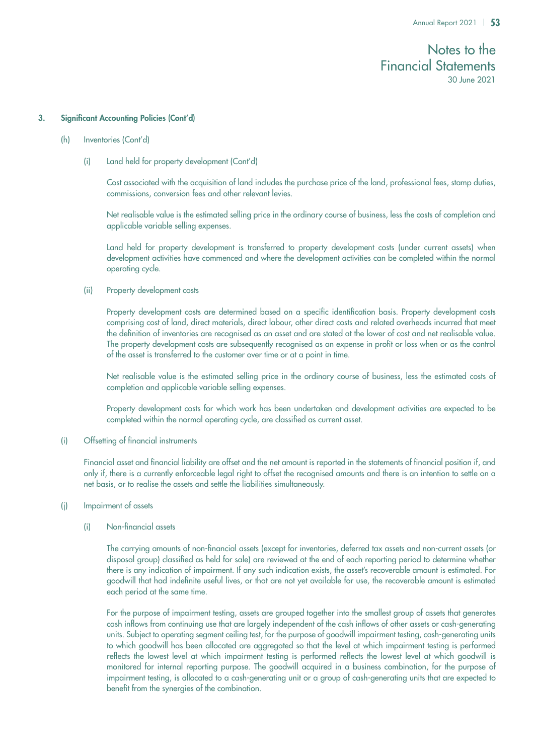### 3. Significant Accounting Policies (Cont'd)

(h) Inventories (Cont'd)

(i) Land held for property development (Cont'd)

Cost associated with the acquisition of land includes the purchase price of the land, professional fees, stamp duties, commissions, conversion fees and other relevant levies.

Net realisable value is the estimated selling price in the ordinary course of business, less the costs of completion and applicable variable selling expenses.

Land held for property development is transferred to property development costs (under current assets) when development activities have commenced and where the development activities can be completed within the normal operating cycle.

(ii) Property development costs

Property development costs are determined based on a specific identification basis. Property development costs comprising cost of land, direct materials, direct labour, other direct costs and related overheads incurred that meet the definition of inventories are recognised as an asset and are stated at the lower of cost and net realisable value. The property development costs are subsequently recognised as an expense in profit or loss when or as the control of the asset is transferred to the customer over time or at a point in time.

Net realisable value is the estimated selling price in the ordinary course of business, less the estimated costs of completion and applicable variable selling expenses.

Property development costs for which work has been undertaken and development activities are expected to be completed within the normal operating cycle, are classified as current asset.

(i) Offsetting of financial instruments

Financial asset and financial liability are offset and the net amount is reported in the statements of financial position if, and only if, there is a currently enforceable legal right to offset the recognised amounts and there is an intention to settle on a net basis, or to realise the assets and settle the liabilities simultaneously.

(j) Impairment of assets

(i) Non-financial assets

The carrying amounts of non-financial assets (except for inventories, deferred tax assets and non-current assets (or disposal group) classified as held for sale) are reviewed at the end of each reporting period to determine whether there is any indication of impairment. If any such indication exists, the asset's recoverable amount is estimated. For goodwill that had indefinite useful lives, or that are not yet available for use, the recoverable amount is estimated each period at the same time.

For the purpose of impairment testing, assets are grouped together into the smallest group of assets that generates cash inflows from continuing use that are largely independent of the cash inflows of other assets or cash-generating units. Subject to operating segment ceiling test, for the purpose of goodwill impairment testing, cash-generating units to which goodwill has been allocated are aggregated so that the level at which impairment testing is performed reflects the lowest level at which impairment testing is performed reflects the lowest level at which goodwill is monitored for internal reporting purpose. The goodwill acquired in a business combination, for the purpose of impairment testing, is allocated to a cash-generating unit or a group of cash-generating units that are expected to benefit from the synergies of the combination.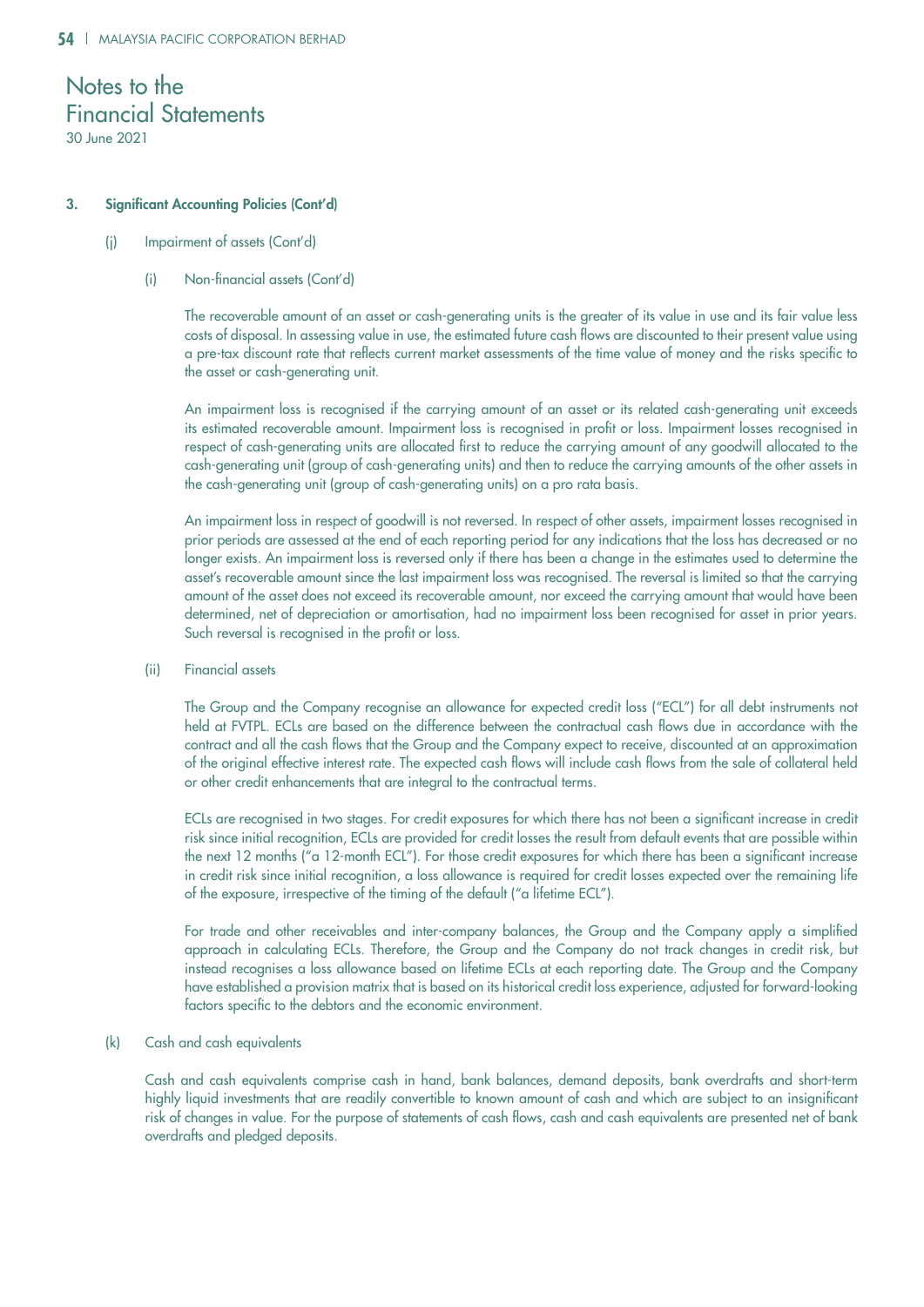# Notes to the Financial Statements
30 June 2021

## 3. Significant Accounting Policies (Cont'd)

### (j) Impairment of assets (Cont'd)

#### (i) Non-financial assets (Cont'd)

The recoverable amount of an asset or cash-generating units is the greater of its value in use and its fair value less costs of disposal. In assessing value in use, the estimated future cash flows are discounted to their present value using a pre-tax discount rate that reflects current market assessments of the time value of money and the risks specific to the asset or cash-generating unit.

An impairment loss is recognised if the carrying amount of an asset or its related cash-generating unit exceeds its estimated recoverable amount. Impairment loss is recognised in profit or loss. Impairment losses recognised in respect of cash-generating units are allocated first to reduce the carrying amount of any goodwill allocated to the cash-generating unit (group of cash-generating units) and then to reduce the carrying amounts of the other assets in the cash-generating unit (group of cash-generating units) on a pro rata basis.

An impairment loss in respect of goodwill is not reversed. In respect of other assets, impairment losses recognised in prior periods are assessed at the end of each reporting period for any indications that the loss has decreased or no longer exists. An impairment loss is reversed only if there has been a change in the estimates used to determine the asset's recoverable amount since the last impairment loss was recognised. The reversal is limited so that the carrying amount of the asset does not exceed its recoverable amount, nor exceed the carrying amount that would have been determined, net of depreciation or amortisation, had no impairment loss been recognised for asset in prior years. Such reversal is recognised in the profit or loss.

#### (ii) Financial assets

The Group and the Company recognise an allowance for expected credit loss ("ECL") for all debt instruments not held at FVTPL. ECLs are based on the difference between the contractual cash flows due in accordance with the contract and all the cash flows that the Group and the Company expect to receive, discounted at an approximation of the original effective interest rate. The expected cash flows will include cash flows from the sale of collateral held or other credit enhancements that are integral to the contractual terms.

ECLs are recognised in two stages. For credit exposures for which there has not been a significant increase in credit risk since initial recognition, ECLs are provided for credit losses the result from default events that are possible within the next 12 months ("a 12-month ECL"). For those credit exposures for which there has been a significant increase in credit risk since initial recognition, a loss allowance is required for credit losses expected over the remaining life of the exposure, irrespective of the timing of the default ("a lifetime ECL").

For trade and other receivables and inter-company balances, the Group and the Company apply a simplified approach in calculating ECLs. Therefore, the Group and the Company do not track changes in credit risk, but instead recognises a loss allowance based on lifetime ECLs at each reporting date. The Group and the Company have established a provision matrix that is based on its historical credit loss experience, adjusted for forward-looking factors specific to the debtors and the economic environment.

### (k) Cash and cash equivalents

Cash and cash equivalents comprise cash in hand, bank balances, demand deposits, bank overdrafts and short-term highly liquid investments that are readily convertible to known amount of cash and which are subject to an insignificant risk of changes in value. For the purpose of statements of cash flows, cash and cash equivalents are presented net of bank overdrafts and pledged deposits.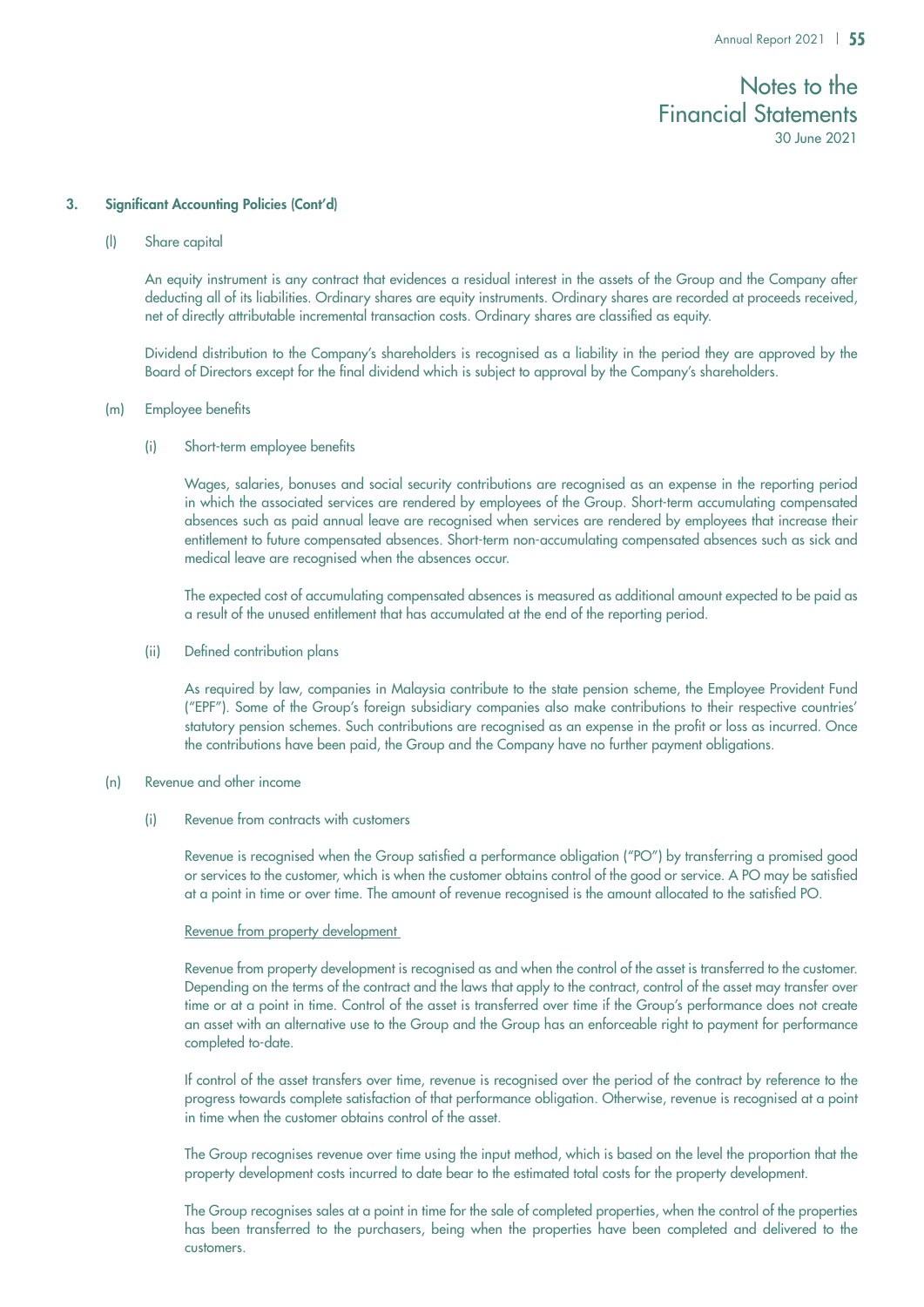## 3. Significant Accounting Policies (Cont'd)

### (l) Share capital

An equity instrument is any contract that evidences a residual interest in the assets of the Group and the Company after deducting all of its liabilities. Ordinary shares are equity instruments. Ordinary shares are recorded at proceeds received, net of directly attributable incremental transaction costs. Ordinary shares are classified as equity.

Dividend distribution to the Company's shareholders is recognised as a liability in the period they are approved by the Board of Directors except for the final dividend which is subject to approval by the Company's shareholders.

### (m) Employee benefits

#### (i) Short-term employee benefits

Wages, salaries, bonuses and social security contributions are recognised as an expense in the reporting period in which the associated services are rendered by employees of the Group. Short-term accumulating compensated absences such as paid annual leave are recognised when services are rendered by employees that increase their entitlement to future compensated absences. Short-term non-accumulating compensated absences such as sick and medical leave are recognised when the absences occur.

The expected cost of accumulating compensated absences is measured as additional amount expected to be paid as a result of the unused entitlement that has accumulated at the end of the reporting period.

#### (ii) Defined contribution plans

As required by law, companies in Malaysia contribute to the state pension scheme, the Employee Provident Fund ("EPF"). Some of the Group's foreign subsidiary companies also make contributions to their respective countries' statutory pension schemes. Such contributions are recognised as an expense in the profit or loss as incurred. Once the contributions have been paid, the Group and the Company have no further payment obligations.

### (n) Revenue and other income

#### (i) Revenue from contracts with customers

Revenue is recognised when the Group satisfied a performance obligation ("PO") by transferring a promised good or services to the customer, which is when the customer obtains control of the good or service. A PO may be satisfied at a point in time or over time. The amount of revenue recognised is the amount allocated to the satisfied PO.

<u>Revenue from property development</u>

Revenue from property development is recognised as and when the control of the asset is transferred to the customer. Depending on the terms of the contract and the laws that apply to the contract, control of the asset may transfer over time or at a point in time. Control of the asset is transferred over time if the Group's performance does not create an asset with an alternative use to the Group and the Group has an enforceable right to payment for performance completed to-date.

If control of the asset transfers over time, revenue is recognised over the period of the contract by reference to the progress towards complete satisfaction of that performance obligation. Otherwise, revenue is recognised at a point in time when the customer obtains control of the asset.

The Group recognises revenue over time using the input method, which is based on the level the proportion that the property development costs incurred to date bear to the estimated total costs for the property development.

The Group recognises sales at a point in time for the sale of completed properties, when the control of the properties has been transferred to the purchasers, being when the properties have been completed and delivered to the customers.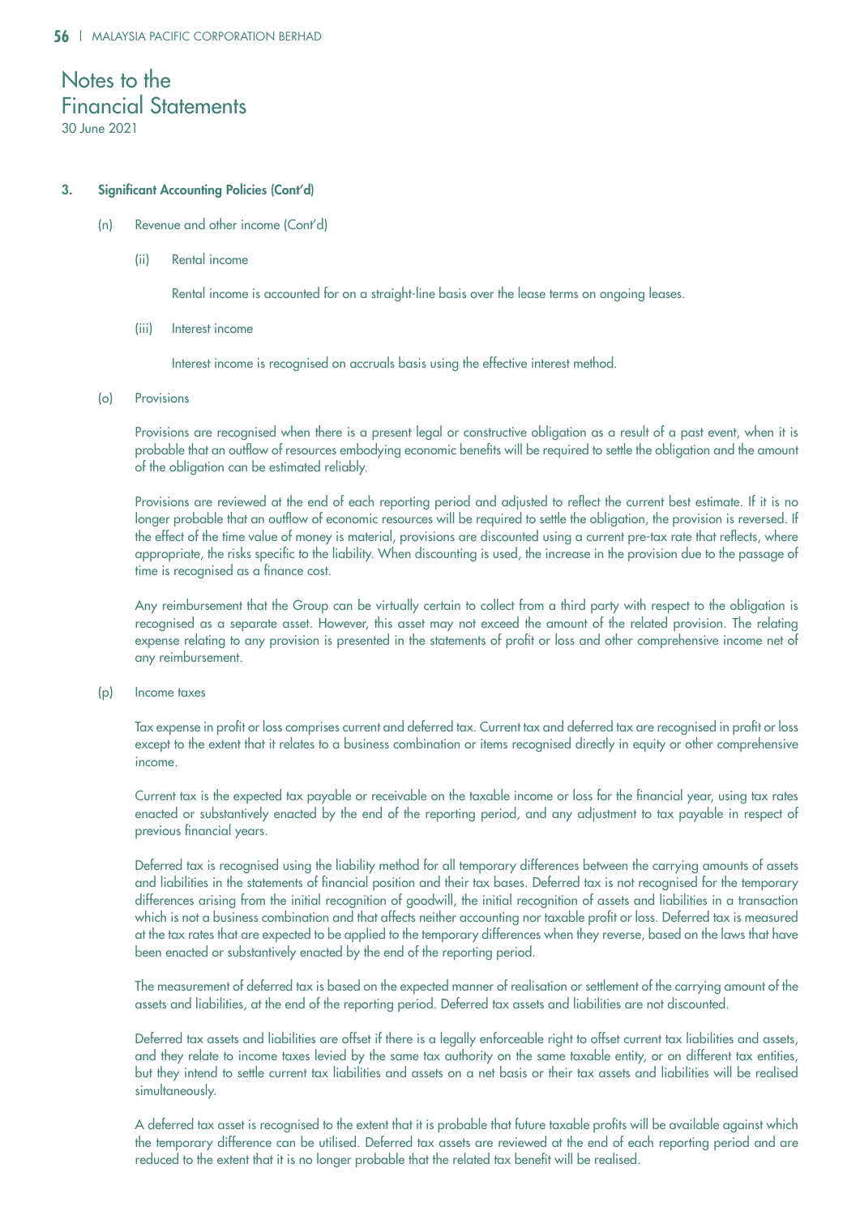# Notes to the Financial Statements

30 June 2021

## 3. Significant Accounting Policies (Cont'd)

### (n) Revenue and other income (Cont'd)

#### (ii) Rental income

Rental income is accounted for on a straight-line basis over the lease terms on ongoing leases.

#### (iii) Interest income

Interest income is recognised on accruals basis using the effective interest method.

### (o) Provisions

Provisions are recognised when there is a present legal or constructive obligation as a result of a past event, when it is probable that an outflow of resources embodying economic benefits will be required to settle the obligation and the amount of the obligation can be estimated reliably.

Provisions are reviewed at the end of each reporting period and adjusted to reflect the current best estimate. If it is no longer probable that an outflow of economic resources will be required to settle the obligation, the provision is reversed. If the effect of the time value of money is material, provisions are discounted using a current pre-tax rate that reflects, where appropriate, the risks specific to the liability. When discounting is used, the increase in the provision due to the passage of time is recognised as a finance cost.

Any reimbursement that the Group can be virtually certain to collect from a third party with respect to the obligation is recognised as a separate asset. However, this asset may not exceed the amount of the related provision. The relating expense relating to any provision is presented in the statements of profit or loss and other comprehensive income net of any reimbursement.

### (p) Income taxes

Tax expense in profit or loss comprises current and deferred tax. Current tax and deferred tax are recognised in profit or loss except to the extent that it relates to a business combination or items recognised directly in equity or other comprehensive income.

Current tax is the expected tax payable or receivable on the taxable income or loss for the financial year, using tax rates enacted or substantively enacted by the end of the reporting period, and any adjustment to tax payable in respect of previous financial years.

Deferred tax is recognised using the liability method for all temporary differences between the carrying amounts of assets and liabilities in the statements of financial position and their tax bases. Deferred tax is not recognised for the temporary differences arising from the initial recognition of goodwill, the initial recognition of assets and liabilities in a transaction which is not a business combination and that affects neither accounting nor taxable profit or loss. Deferred tax is measured at the tax rates that are expected to be applied to the temporary differences when they reverse, based on the laws that have been enacted or substantively enacted by the end of the reporting period.

The measurement of deferred tax is based on the expected manner of realisation or settlement of the carrying amount of the assets and liabilities, at the end of the reporting period. Deferred tax assets and liabilities are not discounted.

Deferred tax assets and liabilities are offset if there is a legally enforceable right to offset current tax liabilities and assets, and they relate to income taxes levied by the same tax authority on the same taxable entity, or on different tax entities, but they intend to settle current tax liabilities and assets on a net basis or their tax assets and liabilities will be realised simultaneously.

A deferred tax asset is recognised to the extent that it is probable that future taxable profits will be available against which the temporary difference can be utilised. Deferred tax assets are reviewed at the end of each reporting period and are reduced to the extent that it is no longer probable that the related tax benefit will be realised.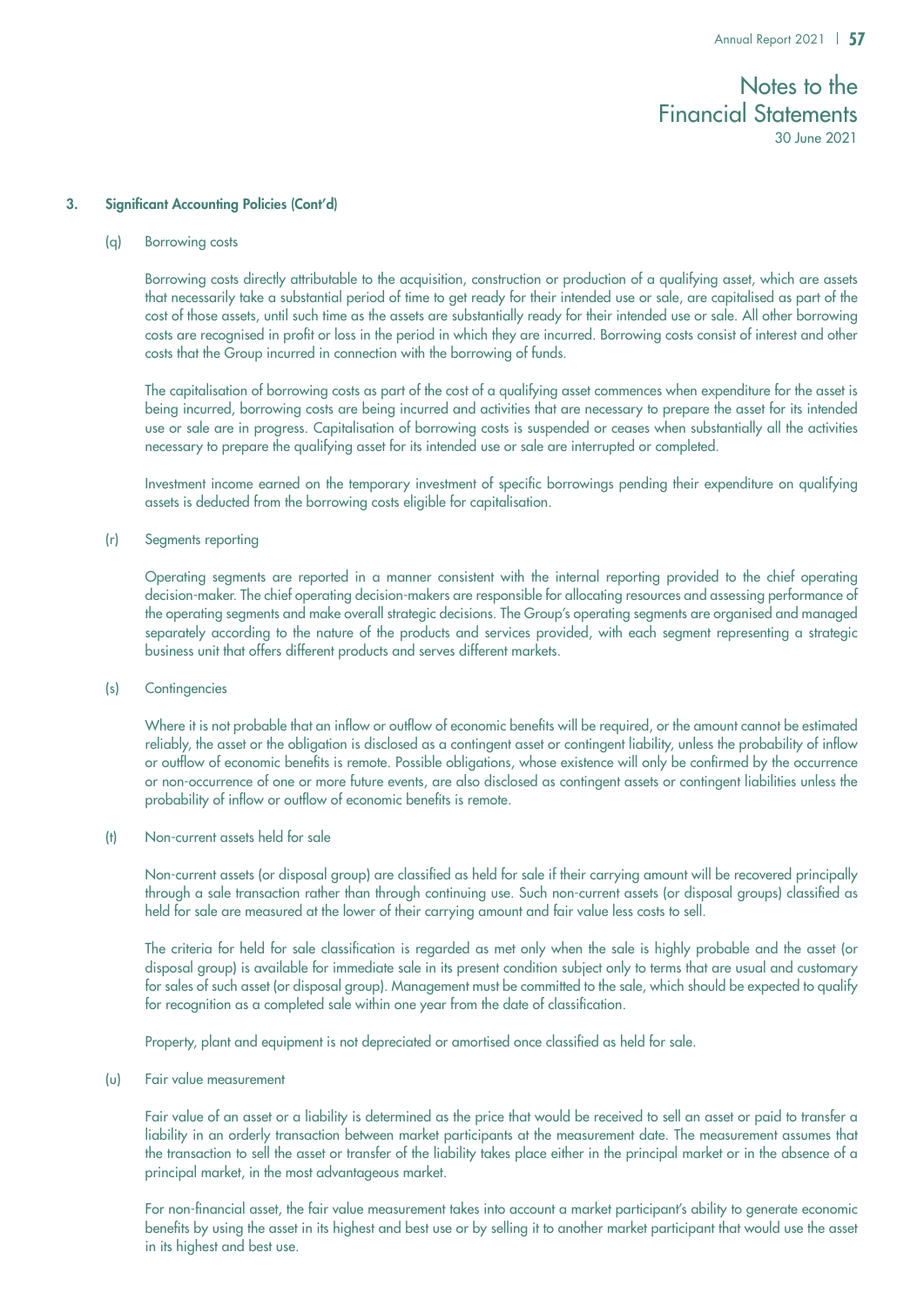## 3. Significant Accounting Policies (Cont'd)

### (q) Borrowing costs

Borrowing costs directly attributable to the acquisition, construction or production of a qualifying asset, which are assets that necessarily take a substantial period of time to get ready for their intended use or sale, are capitalised as part of the cost of those assets, until such time as the assets are substantially ready for their intended use or sale. All other borrowing costs are recognised in profit or loss in the period in which they are incurred. Borrowing costs consist of interest and other costs that the Group incurred in connection with the borrowing of funds.

The capitalisation of borrowing costs as part of the cost of a qualifying asset commences when expenditure for the asset is being incurred, borrowing costs are being incurred and activities that are necessary to prepare the asset for its intended use or sale are in progress. Capitalisation of borrowing costs is suspended or ceases when substantially all the activities necessary to prepare the qualifying asset for its intended use or sale are interrupted or completed.

Investment income earned on the temporary investment of specific borrowings pending their expenditure on qualifying assets is deducted from the borrowing costs eligible for capitalisation.

### (r) Segments reporting

Operating segments are reported in a manner consistent with the internal reporting provided to the chief operating decision-maker. The chief operating decision-makers are responsible for allocating resources and assessing performance of the operating segments and make overall strategic decisions. The Group's operating segments are organised and managed separately according to the nature of the products and services provided, with each segment representing a strategic business unit that offers different products and serves different markets.

### (s) Contingencies

Where it is not probable that an inflow or outflow of economic benefits will be required, or the amount cannot be estimated reliably, the asset or the obligation is disclosed as a contingent asset or contingent liability, unless the probability of inflow or outflow of economic benefits is remote. Possible obligations, whose existence will only be confirmed by the occurrence or non-occurrence of one or more future events, are also disclosed as contingent assets or contingent liabilities unless the probability of inflow or outflow of economic benefits is remote.

### (t) Non-current assets held for sale

Non-current assets (or disposal group) are classified as held for sale if their carrying amount will be recovered principally through a sale transaction rather than through continuing use. Such non-current assets (or disposal groups) classified as held for sale are measured at the lower of their carrying amount and fair value less costs to sell.

The criteria for held for sale classification is regarded as met only when the sale is highly probable and the asset (or disposal group) is available for immediate sale in its present condition subject only to terms that are usual and customary for sales of such asset (or disposal group). Management must be committed to the sale, which should be expected to qualify for recognition as a completed sale within one year from the date of classification.

Property, plant and equipment is not depreciated or amortised once classified as held for sale.

### (u) Fair value measurement

Fair value of an asset or a liability is determined as the price that would be received to sell an asset or paid to transfer a liability in an orderly transaction between market participants at the measurement date. The measurement assumes that the transaction to sell the asset or transfer of the liability takes place either in the principal market or in the absence of a principal market, in the most advantageous market.

For non-financial asset, the fair value measurement takes into account a market participant's ability to generate economic benefits by using the asset in its highest and best use or by selling it to another market participant that would use the asset in its highest and best use.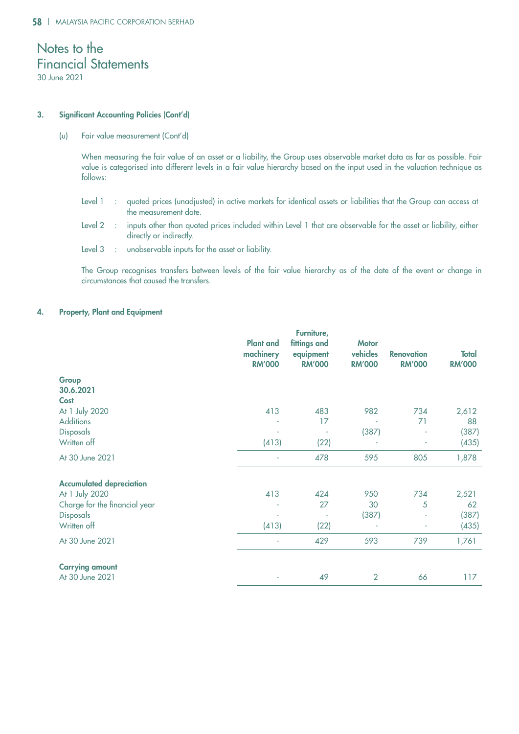# Notes to the Financial Statements

30 June 2021

### 3. Significant Accounting Policies (Cont'd)

(u) Fair value measurement (Cont'd)

When measuring the fair value of an asset or a liability, the Group uses observable market data as far as possible. Fair value is categorised into different levels in a fair value hierarchy based on the input used in the valuation technique as follows:

- Level 1 : quoted prices (unadjusted) in active markets for identical assets or liabilities that the Group can access at the measurement date.
- Level 2 : inputs other than quoted prices included within Level 1 that are observable for the asset or liability, either directly or indirectly.
- Level 3 : unobservable inputs for the asset or liability.

The Group recognises transfers between levels of the fair value hierarchy as of the date of the event or change in circumstances that caused the transfers.

### 4. Property, Plant and Equipment

| | Plant and machinery RM'000 | Furniture, fittings and equipment RM'000 | Motor vehicles RM'000 | Renovation RM'000 | Total RM'000 |
|---|---|---|---|---|---|
| **Group** | | | | | |
| **30.6.2021** | | | | | |
| **Cost** | | | | | |
| At 1 July 2020 | 413 | 483 | 982 | 734 | 2,612 |
| Additions | - | 17 | - | 71 | 88 |
| Disposals | - | - | (387) | - | (387) |
| Written off | (413) | (22) | - | - | (435) |
| At 30 June 2021 | - | 478 | 595 | 805 | 1,878 |
| **Accumulated depreciation** | | | | | |
| At 1 July 2020 | 413 | 424 | 950 | 734 | 2,521 |
| Charge for the financial year | - | 27 | 30 | 5 | 62 |
| Disposals | - | - | (387) | - | (387) |
| Written off | (413) | (22) | - | - | (435) |
| At 30 June 2021 | - | 429 | 593 | 739 | 1,761 |
| **Carrying amount** | | | | | |
| At 30 June 2021 | - | 49 | 2 | 66 | 117 |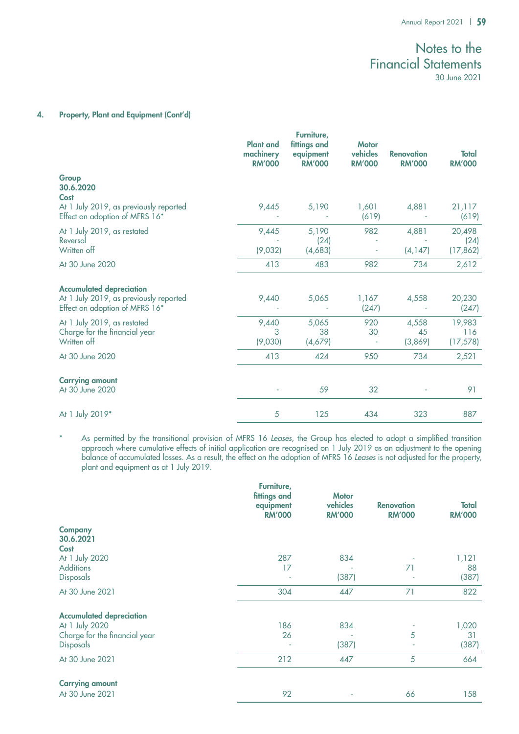## 4. Property, Plant and Equipment (Cont'd)

| | Plant and machinery RM'000 | Furniture, fittings and equipment RM'000 | Motor vehicles RM'000 | Renovation RM'000 | Total RM'000 |
|---|---|---|---|---|---|
| **Group** | | | | | |
| **30.6.2020** | | | | | |
| **Cost** | | | | | |
| At 1 July 2019, as previously reported | 9,445 | 5,190 | 1,601 | 4,881 | 21,117 |
| Effect on adoption of MFRS 16* | - | - | (619) | - | (619) |
| At 1 July 2019, as restated | 9,445 | 5,190 | 982 | 4,881 | 20,498 |
| Reversal | - | (24) | - | - | (24) |
| Written off | (9,032) | (4,683) | - | (4,147) | (17,862) |
| At 30 June 2020 | 413 | 483 | 982 | 734 | 2,612 |
| **Accumulated depreciation** | | | | | |
| At 1 July 2019, as previously reported | 9,440 | 5,065 | 1,167 | 4,558 | 20,230 |
| Effect on adoption of MFRS 16* | - | - | (247) | - | (247) |
| At 1 July 2019, as restated | 9,440 | 5,065 | 920 | 4,558 | 19,983 |
| Charge for the financial year | 3 | 38 | 30 | 45 | 116 |
| Written off | (9,030) | (4,679) | - | (3,869) | (17,578) |
| At 30 June 2020 | 413 | 424 | 950 | 734 | 2,521 |
| **Carrying amount** | | | | | |
| At 30 June 2020 | - | 59 | 32 | - | 91 |
| At 1 July 2019* | 5 | 125 | 434 | 323 | 887 |

\* As permitted by the transitional provision of MFRS 16 *Leases*, the Group has elected to adopt a simplified transition approach where cumulative effects of initial application are recognised on 1 July 2019 as an adjustment to the opening balance of accumulated losses. As a result, the effect on the adoption of MFRS 16 *Leases* is not adjusted for the property, plant and equipment as at 1 July 2019.

| | Furniture, fittings and equipment RM'000 | Motor vehicles RM'000 | Renovation RM'000 | Total RM'000 |
|---|---|---|---|---|
| **Company** | | | | |
| **30.6.2021** | | | | |
| **Cost** | | | | |
| At 1 July 2020 | 287 | 834 | - | 1,121 |
| Additions | 17 | - | 71 | 88 |
| Disposals | - | (387) | - | (387) |
| At 30 June 2021 | 304 | 447 | 71 | 822 |
| **Accumulated depreciation** | | | | |
| At 1 July 2020 | 186 | 834 | - | 1,020 |
| Charge for the financial year | 26 | - | 5 | 31 |
| Disposals | - | (387) | - | (387) |
| At 30 June 2021 | 212 | 447 | 5 | 664 |
| **Carrying amount** | | | | |
| At 30 June 2021 | 92 | - | 66 | 158 |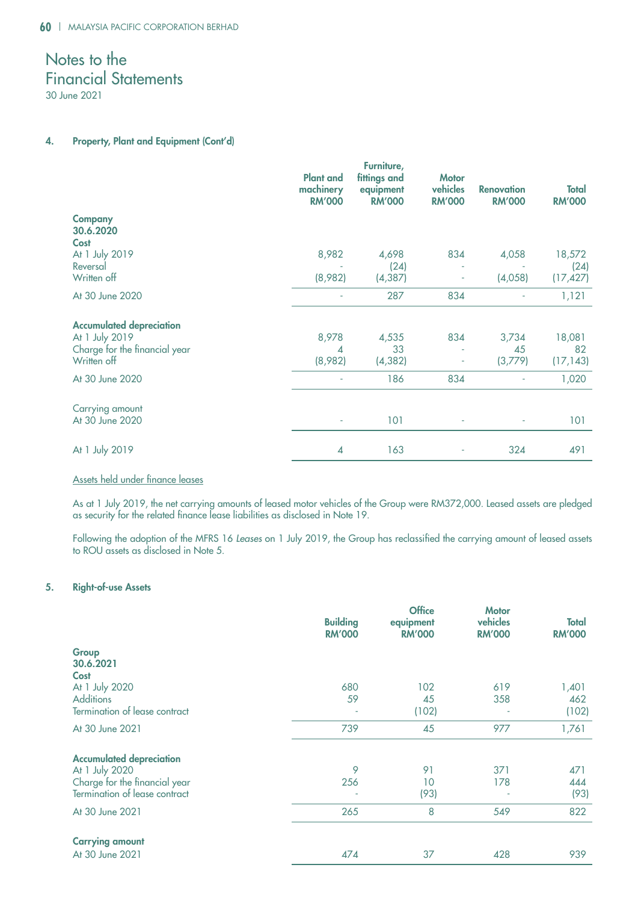# Notes to the Financial Statements

30 June 2021

## 4. Property, Plant and Equipment (Cont'd)

| | Plant and machinery RM'000 | Furniture, fittings and equipment RM'000 | Motor vehicles RM'000 | Renovation RM'000 | Total RM'000 |
|---|---|---|---|---|---|
| **Company** | | | | | |
| **30.6.2020** | | | | | |
| **Cost** | | | | | |
| At 1 July 2019 | 8,982 | 4,698 | 834 | 4,058 | 18,572 |
| Reversal | - | (24) | - | - | (24) |
| Written off | (8,982) | (4,387) | - | (4,058) | (17,427) |
| At 30 June 2020 | - | 287 | 834 | - | 1,121 |
| **Accumulated depreciation** | | | | | |
| At 1 July 2019 | 8,978 | 4,535 | 834 | 3,734 | 18,081 |
| Charge for the financial year | 4 | 33 | - | 45 | 82 |
| Written off | (8,982) | (4,382) | - | (3,779) | (17,143) |
| At 30 June 2020 | - | 186 | 834 | - | 1,020 |
| Carrying amount | | | | | |
| At 30 June 2020 | - | 101 | - | - | 101 |
| At 1 July 2019 | 4 | 163 | - | 324 | 491 |

Assets held under finance leases

As at 1 July 2019, the net carrying amounts of leased motor vehicles of the Group were RM372,000. Leased assets are pledged as security for the related finance lease liabilities as disclosed in Note 19.

Following the adoption of the MFRS 16 *Leases* on 1 July 2019, the Group has reclassified the carrying amount of leased assets to ROU assets as disclosed in Note 5.

## 5. Right-of-use Assets

| | Building RM'000 | Office equipment RM'000 | Motor vehicles RM'000 | Total RM'000 |
|---|---|---|---|---|
| **Group** | | | | |
| **30.6.2021** | | | | |
| **Cost** | | | | |
| At 1 July 2020 | 680 | 102 | 619 | 1,401 |
| Additions | 59 | 45 | 358 | 462 |
| Termination of lease contract | - | (102) | - | (102) |
| At 30 June 2021 | 739 | 45 | 977 | 1,761 |
| **Accumulated depreciation** | | | | |
| At 1 July 2020 | 9 | 91 | 371 | 471 |
| Charge for the financial year | 256 | 10 | 178 | 444 |
| Termination of lease contract | - | (93) | - | (93) |
| At 30 June 2021 | 265 | 8 | 549 | 822 |
| **Carrying amount** | | | | |
| At 30 June 2021 | 474 | 37 | 428 | 939 |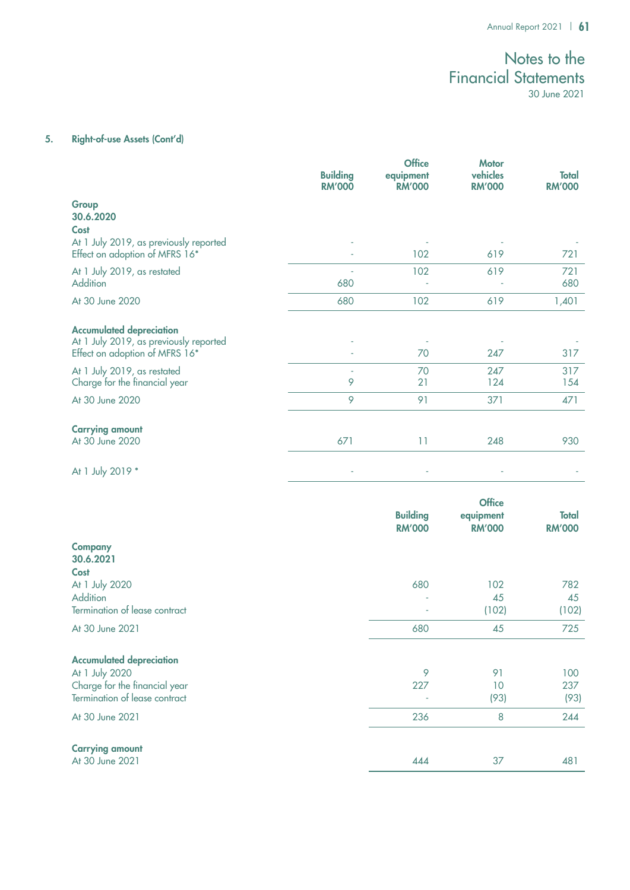## 5. Right-of-use Assets (Cont'd)

| | Building RM'000 | Office equipment RM'000 | Motor vehicles RM'000 | Total RM'000 |
|---|---|---|---|---|
| **Group** | | | | |
| **30.6.2020** | | | | |
| **Cost** | | | | |
| At 1 July 2019, as previously reported | - | - | - | - |
| Effect on adoption of MFRS 16* | - | 102 | 619 | 721 |
| At 1 July 2019, as restated | - | 102 | 619 | 721 |
| Addition | 680 | - | - | 680 |
| At 30 June 2020 | 680 | 102 | 619 | 1,401 |
| **Accumulated depreciation** | | | | |
| At 1 July 2019, as previously reported | - | - | - | - |
| Effect on adoption of MFRS 16* | - | 70 | 247 | 317 |
| At 1 July 2019, as restated | - | 70 | 247 | 317 |
| Charge for the financial year | 9 | 21 | 124 | 154 |
| At 30 June 2020 | 9 | 91 | 371 | 471 |
| **Carrying amount** | | | | |
| At 30 June 2020 | 671 | 11 | 248 | 930 |
| At 1 July 2019 * | - | - | - | - |

| | Building RM'000 | Office equipment RM'000 | Total RM'000 |
|---|---|---|---|
| **Company** | | | |
| **30.6.2021** | | | |
| **Cost** | | | |
| At 1 July 2020 | 680 | 102 | 782 |
| Addition | - | 45 | 45 |
| Termination of lease contract | - | (102) | (102) |
| At 30 June 2021 | 680 | 45 | 725 |
| **Accumulated depreciation** | | | |
| At 1 July 2020 | 9 | 91 | 100 |
| Charge for the financial year | 227 | 10 | 237 |
| Termination of lease contract | - | (93) | (93) |
| At 30 June 2021 | 236 | 8 | 244 |
| **Carrying amount** | | | |
| At 30 June 2021 | 444 | 37 | 481 |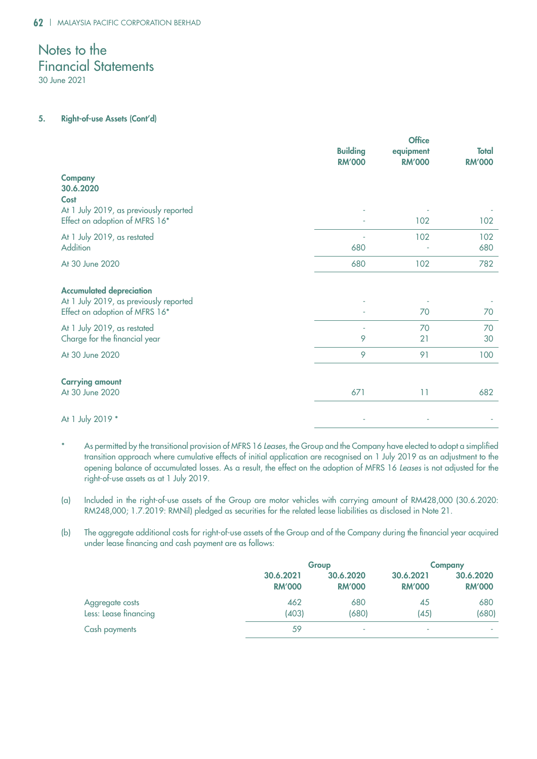# Notes to the Financial Statements

30 June 2021

## 5. Right-of-use Assets (Cont'd)

| | Building RM'000 | Office equipment RM'000 | Total RM'000 |
|---|---|---|---|
| **Company** | | | |
| **30.6.2020** | | | |
| **Cost** | | | |
| At 1 July 2019, as previously reported | - | - | - |
| Effect on adoption of MFRS 16* | - | 102 | 102 |
| At 1 July 2019, as restated | - | 102 | 102 |
| Addition | 680 | - | 680 |
| At 30 June 2020 | 680 | 102 | 782 |
| **Accumulated depreciation** | | | |
| At 1 July 2019, as previously reported | - | - | - |
| Effect on adoption of MFRS 16* | - | 70 | 70 |
| At 1 July 2019, as restated | - | 70 | 70 |
| Charge for the financial year | 9 | 21 | 30 |
| At 30 June 2020 | 9 | 91 | 100 |
| **Carrying amount** | | | |
| At 30 June 2020 | 671 | 11 | 682 |
| At 1 July 2019 * | - | - | - |

\* As permitted by the transitional provision of MFRS 16 *Leases*, the Group and the Company have elected to adopt a simplified transition approach where cumulative effects of initial application are recognised on 1 July 2019 as an adjustment to the opening balance of accumulated losses. As a result, the effect on the adoption of MFRS 16 *Leases* is not adjusted for the right-of-use assets as at 1 July 2019.

(a) Included in the right-of-use assets of the Group are motor vehicles with carrying amount of RM428,000 (30.6.2020: RM248,000; 1.7.2019: RMNil) pledged as securities for the related lease liabilities as disclosed in Note 21.

(b) The aggregate additional costs for right-of-use assets of the Group and of the Company during the financial year acquired under lease financing and cash payment are as follows:

| | Group | | Company | |
|---|---|---|---|---|
| | 30.6.2021 RM'000 | 30.6.2020 RM'000 | 30.6.2021 RM'000 | 30.6.2020 RM'000 |
| Aggregate costs | 462 | 680 | 45 | 680 |
| Less: Lease financing | (403) | (680) | (45) | (680) |
| Cash payments | 59 | - | - | - |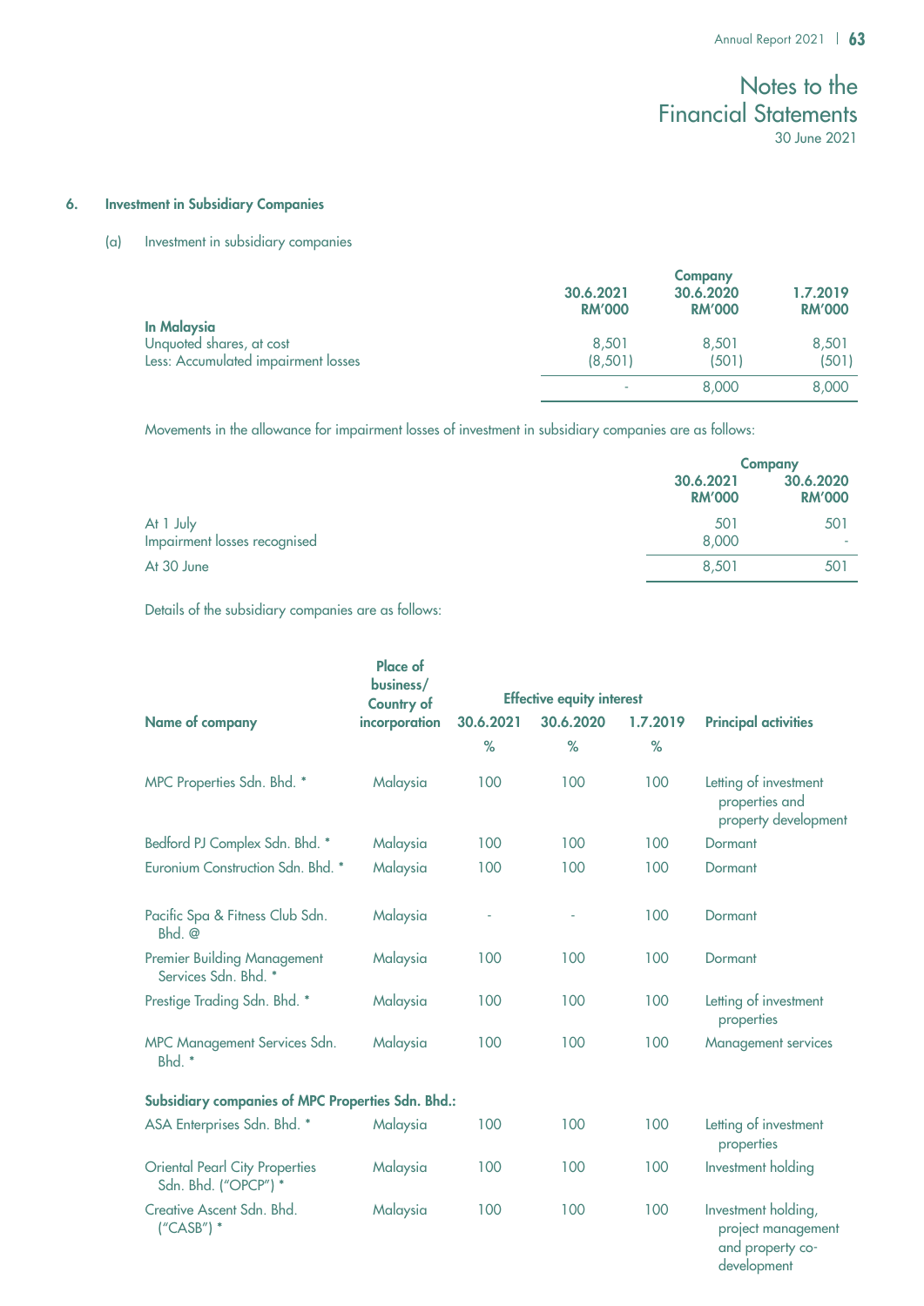## 6. Investment in Subsidiary Companies

(a) Investment in subsidiary companies

| | Company | | |
|---|---|---|---|
| | 30.6.2021 RM'000 | 30.6.2020 RM'000 | 1.7.2019 RM'000 |
| **In Malaysia** | | | |
| Unquoted shares, at cost | 8,501 | 8,501 | 8,501 |
| Less: Accumulated impairment losses | (8,501) | (501) | (501) |
| | - | 8,000 | 8,000 |

Movements in the allowance for impairment losses of investment in subsidiary companies are as follows:

| | Company | |
|---|---|---|
| | 30.6.2021 RM'000 | 30.6.2020 RM'000 |
| At 1 July | 501 | 501 |
| Impairment losses recognised | 8,000 | - |
| At 30 June | 8,501 | 501 |

Details of the subsidiary companies are as follows:

| Name of company | Place of business/ Country of incorporation | Effective equity interest 30.6.2021 % | 30.6.2020 % | 1.7.2019 % | Principal activities |
|---|---|---|---|---|---|
| MPC Properties Sdn. Bhd. * | Malaysia | 100 | 100 | 100 | Letting of investment properties and property development |
| Bedford PJ Complex Sdn. Bhd. * | Malaysia | 100 | 100 | 100 | Dormant |
| Euronium Construction Sdn. Bhd. * | Malaysia | 100 | 100 | 100 | Dormant |
| Pacific Spa & Fitness Club Sdn. Bhd. @ | Malaysia | - | - | 100 | Dormant |
| Premier Building Management Services Sdn. Bhd. * | Malaysia | 100 | 100 | 100 | Dormant |
| Prestige Trading Sdn. Bhd. * | Malaysia | 100 | 100 | 100 | Letting of investment properties |
| MPC Management Services Sdn. Bhd. * | Malaysia | 100 | 100 | 100 | Management services |
| **Subsidiary companies of MPC Properties Sdn. Bhd.:** | | | | | |
| ASA Enterprises Sdn. Bhd. * | Malaysia | 100 | 100 | 100 | Letting of investment properties |
| Oriental Pearl City Properties Sdn. Bhd. ("OPCP") * | Malaysia | 100 | 100 | 100 | Investment holding |
| Creative Ascent Sdn. Bhd. ("CASB") * | Malaysia | 100 | 100 | 100 | Investment holding, project management and property co-development |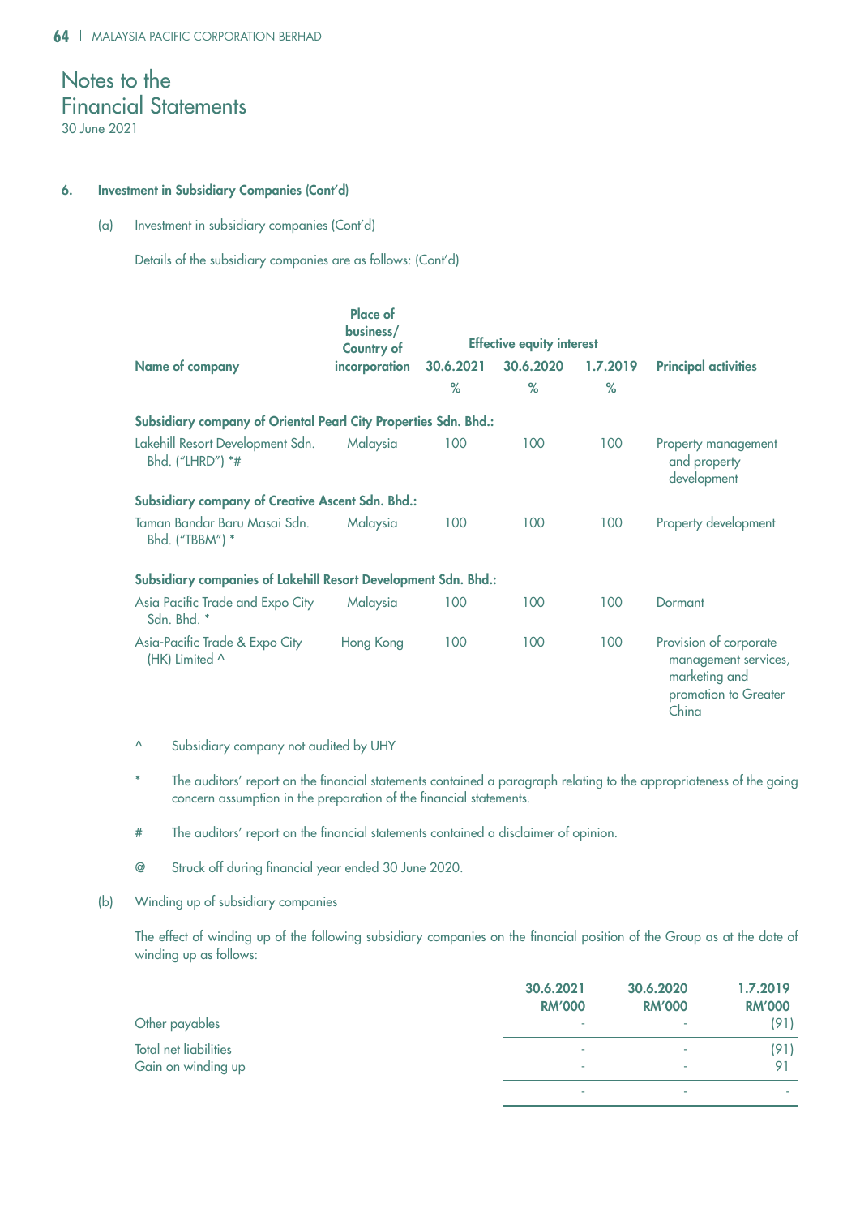# Notes to the Financial Statements

30 June 2021

### 6. Investment in Subsidiary Companies (Cont'd)

(a) Investment in subsidiary companies (Cont'd)

Details of the subsidiary companies are as follows: (Cont'd)

| Name of company | Place of business/ Country of incorporation | Effective equity interest 30.6.2021 % | 30.6.2020 % | 1.7.2019 % | Principal activities |
|---|---|---|---|---|---|
| **Subsidiary company of Oriental Pearl City Properties Sdn. Bhd.:** | | | | | |
| Lakehill Resort Development Sdn. Bhd. ("LHRD") *# | Malaysia | 100 | 100 | 100 | Property management and property development |
| **Subsidiary company of Creative Ascent Sdn. Bhd.:** | | | | | |
| Taman Bandar Baru Masai Sdn. Bhd. ("TBBM") * | Malaysia | 100 | 100 | 100 | Property development |
| **Subsidiary companies of Lakehill Resort Development Sdn. Bhd.:** | | | | | |
| Asia Pacific Trade and Expo City Sdn. Bhd. * | Malaysia | 100 | 100 | 100 | Dormant |
| Asia-Pacific Trade & Expo City (HK) Limited ^ | Hong Kong | 100 | 100 | 100 | Provision of corporate management services, marketing and promotion to Greater China |

^ Subsidiary company not audited by UHY

* The auditors' report on the financial statements contained a paragraph relating to the appropriateness of the going concern assumption in the preparation of the financial statements.

# The auditors' report on the financial statements contained a disclaimer of opinion.

@ Struck off during financial year ended 30 June 2020.

(b) Winding up of subsidiary companies

The effect of winding up of the following subsidiary companies on the financial position of the Group as at the date of winding up as follows:

| | 30.6.2021 RM'000 | 30.6.2020 RM'000 | 1.7.2019 RM'000 |
|---|---|---|---|
| Other payables | - | - | (91) |
| Total net liabilities | - | - | (91) |
| Gain on winding up | - | - | 91 |
| | - | - | - |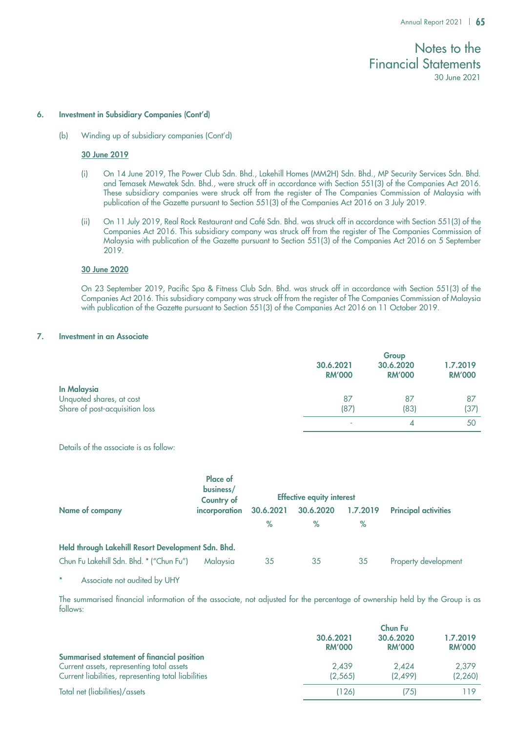## 6. Investment in Subsidiary Companies (Cont'd)

(b) Winding up of subsidiary companies (Cont'd)

**30 June 2019**

(i) On 14 June 2019, The Power Club Sdn. Bhd., Lakehill Homes (MM2H) Sdn. Bhd., MP Security Services Sdn. Bhd. and Temasek Mewatek Sdn. Bhd., were struck off in accordance with Section 551(3) of the Companies Act 2016. These subsidiary companies were struck off from the register of The Companies Commission of Malaysia with publication of the Gazette pursuant to Section 551(3) of the Companies Act 2016 on 3 July 2019.

(ii) On 11 July 2019, Real Rock Restaurant and Café Sdn. Bhd. was struck off in accordance with Section 551(3) of the Companies Act 2016. This subsidiary company was struck off from the register of The Companies Commission of Malaysia with publication of the Gazette pursuant to Section 551(3) of the Companies Act 2016 on 5 September 2019.

**30 June 2020**

On 23 September 2019, Pacific Spa & Fitness Club Sdn. Bhd. was struck off in accordance with Section 551(3) of the Companies Act 2016. This subsidiary company was struck off from the register of The Companies Commission of Malaysia with publication of the Gazette pursuant to Section 551(3) of the Companies Act 2016 on 11 October 2019.

## 7. Investment in an Associate

| | Group | | |
|---|---|---|---|
| | 30.6.2021 RM'000 | 30.6.2020 RM'000 | 1.7.2019 RM'000 |
| **In Malaysia** | | | |
| Unquoted shares, at cost | 87 | 87 | 87 |
| Share of post-acquisition loss | (87) | (83) | (37) |
| | - | 4 | 50 |

Details of the associate is as follow:

| Name of company | Place of business/ Country of incorporation | Effective equity interest | | | Principal activities |
|---|---|---|---|---|---|
| | | 30.6.2021 % | 30.6.2020 % | 1.7.2019 % | |
| **Held through Lakehill Resort Development Sdn. Bhd.** | | | | | |
| Chun Fu Lakehill Sdn. Bhd. * ("Chun Fu") | Malaysia | 35 | 35 | 35 | Property development |

\* Associate not audited by UHY

The summarised financial information of the associate, not adjusted for the percentage of ownership held by the Group is as follows:

| | Chun Fu | | |
|---|---|---|---|
| | 30.6.2021 RM'000 | 30.6.2020 RM'000 | 1.7.2019 RM'000 |
| **Summarised statement of financial position** | | | |
| Current assets, representing total assets | 2,439 | 2,424 | 2,379 |
| Current liabilities, representing total liabilities | (2,565) | (2,499) | (2,260) |
| Total net (liabilities)/assets | (126) | (75) | 119 |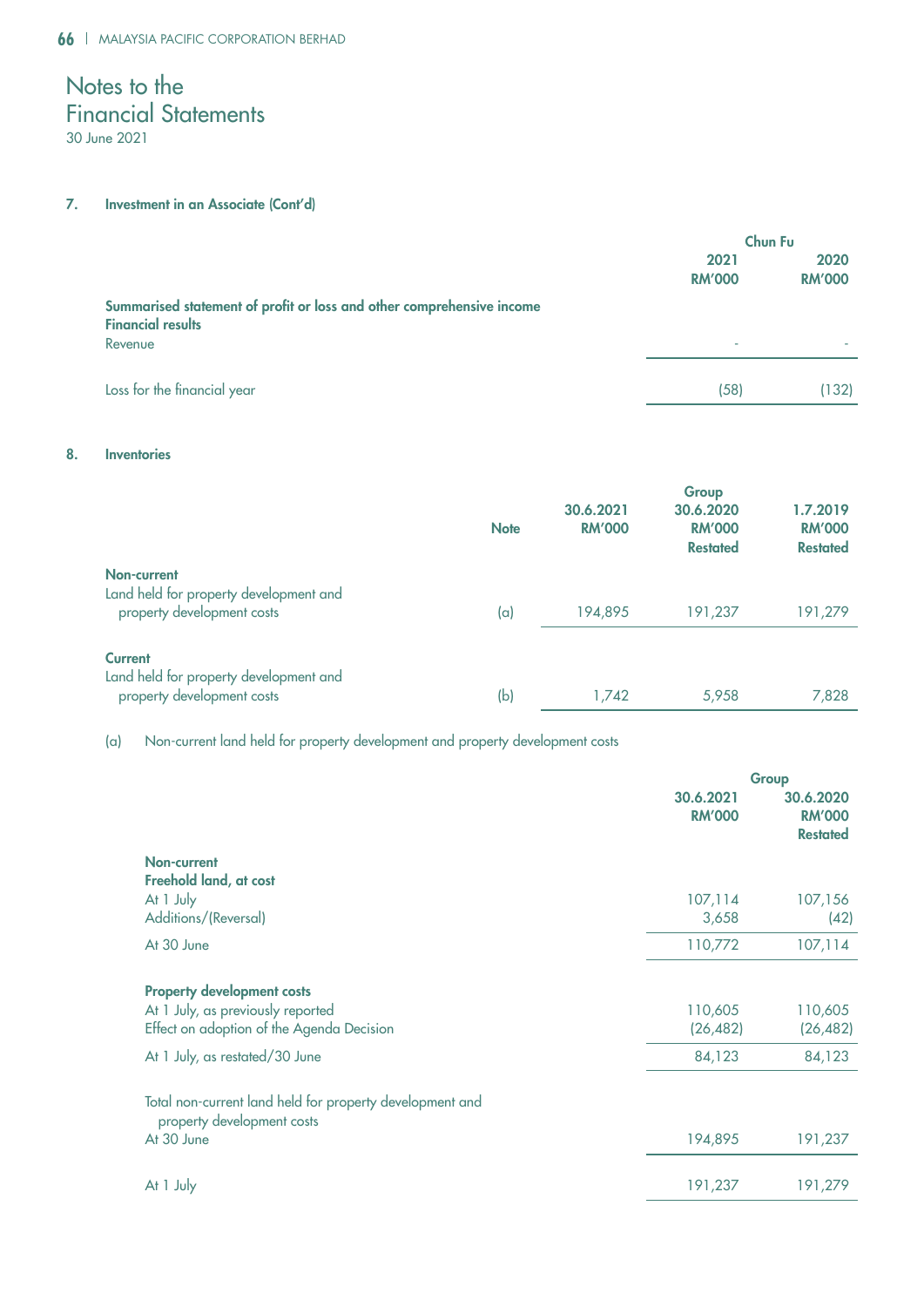# Notes to the Financial Statements

30 June 2021

## 7. Investment in an Associate (Cont'd)

| | Chun Fu | |
|---|---|---|
| | 2021 RM'000 | 2020 RM'000 |
| **Summarised statement of profit or loss and other comprehensive income** | | |
| **Financial results** | | |
| Revenue | - | - |
| Loss for the financial year | (58) | (132) |

## 8. Inventories

| | Note | Group | | |
|---|---|---|---|---|
| | | 30.6.2021 RM'000 | 30.6.2020 RM'000 Restated | 1.7.2019 RM'000 Restated |
| **Non-current** | | | | |
| Land held for property development and property development costs | (a) | 194,895 | 191,237 | 191,279 |
| **Current** | | | | |
| Land held for property development and property development costs | (b) | 1,742 | 5,958 | 7,828 |

(a) Non-current land held for property development and property development costs

| | Group | |
|---|---|---|
| | 30.6.2021 RM'000 | 30.6.2020 RM'000 Restated |
| **Non-current** | | |
| **Freehold land, at cost** | | |
| At 1 July | 107,114 | 107,156 |
| Additions/(Reversal) | 3,658 | (42) |
| At 30 June | 110,772 | 107,114 |
| **Property development costs** | | |
| At 1 July, as previously reported | 110,605 | 110,605 |
| Effect on adoption of the Agenda Decision | (26,482) | (26,482) |
| At 1 July, as restated/30 June | 84,123 | 84,123 |
| Total non-current land held for property development and property development costs | | |
| At 30 June | 194,895 | 191,237 |
| At 1 July | 191,237 | 191,279 |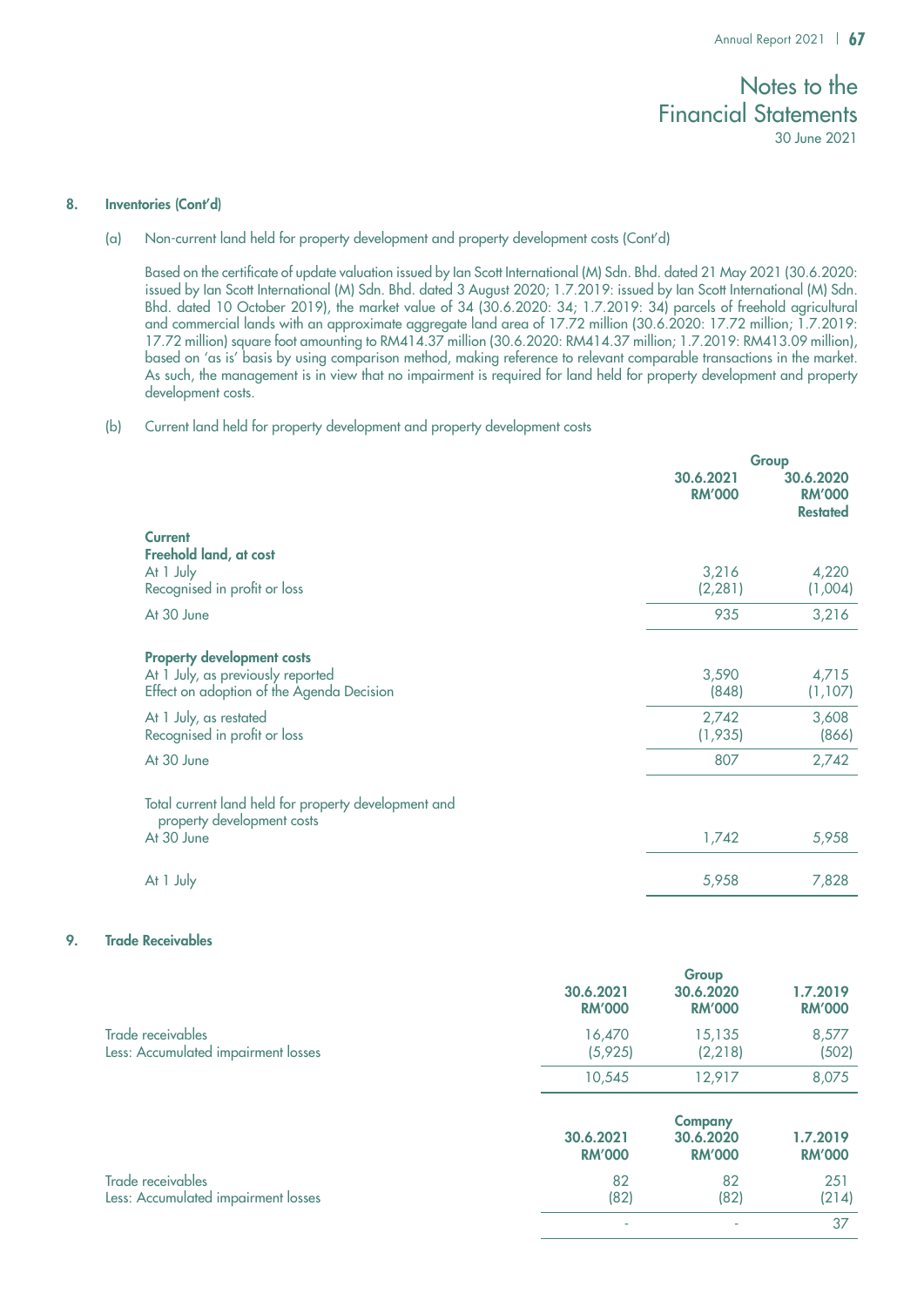## 8. Inventories (Cont'd)

### (a) Non-current land held for property development and property development costs (Cont'd)

Based on the certificate of update valuation issued by Ian Scott International (M) Sdn. Bhd. dated 21 May 2021 (30.6.2020: issued by Ian Scott International (M) Sdn. Bhd. dated 3 August 2020; 1.7.2019: issued by Ian Scott International (M) Sdn. Bhd. dated 10 October 2019), the market value of 34 (30.6.2020: 34; 1.7.2019: 34) parcels of freehold agricultural and commercial lands with an approximate aggregate land area of 17.72 million (30.6.2020: 17.72 million; 1.7.2019: 17.72 million) square foot amounting to RM414.37 million (30.6.2020: RM414.37 million; 1.7.2019: RM413.09 million), based on 'as is' basis by using comparison method, making reference to relevant comparable transactions in the market. As such, the management is in view that no impairment is required for land held for property development and property development costs.

### (b) Current land held for property development and property development costs

| | Group | |
|---|---|---|
| | 30.6.2021 RM'000 | 30.6.2020 RM'000 Restated |
| **Current** | | |
| **Freehold land, at cost** | | |
| At 1 July | 3,216 | 4,220 |
| Recognised in profit or loss | (2,281) | (1,004) |
| At 30 June | 935 | 3,216 |
| **Property development costs** | | |
| At 1 July, as previously reported | 3,590 | 4,715 |
| Effect on adoption of the Agenda Decision | (848) | (1,107) |
| At 1 July, as restated | 2,742 | 3,608 |
| Recognised in profit or loss | (1,935) | (866) |
| At 30 June | 807 | 2,742 |
| Total current land held for property development and property development costs | | |
| At 30 June | 1,742 | 5,958 |
| At 1 July | 5,958 | 7,828 |

## 9. Trade Receivables

| | Group | | |
|---|---|---|---|
| | 30.6.2021 RM'000 | 30.6.2020 RM'000 | 1.7.2019 RM'000 |
| Trade receivables | 16,470 | 15,135 | 8,577 |
| Less: Accumulated impairment losses | (5,925) | (2,218) | (502) |
| | 10,545 | 12,917 | 8,075 |

| | Company | | |
|---|---|---|---|
| | 30.6.2021 RM'000 | 30.6.2020 RM'000 | 1.7.2019 RM'000 |
| Trade receivables | 82 | 82 | 251 |
| Less: Accumulated impairment losses | (82) | (82) | (214) |
| | - | - | 37 |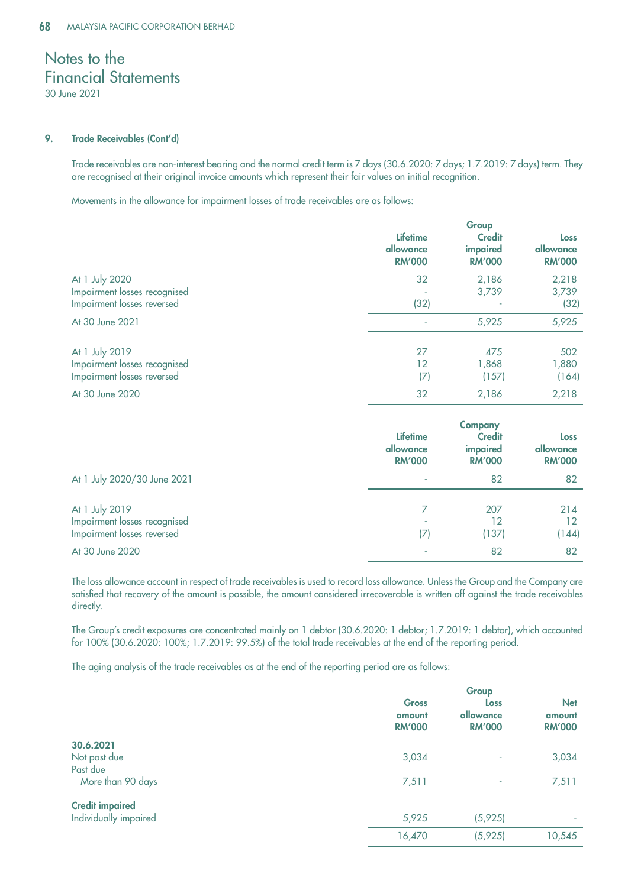# Notes to the Financial Statements

30 June 2021

## 9. Trade Receivables (Cont'd)

Trade receivables are non-interest bearing and the normal credit term is 7 days (30.6.2020: 7 days; 1.7.2019: 7 days) term. They are recognised at their original invoice amounts which represent their fair values on initial recognition.

Movements in the allowance for impairment losses of trade receivables are as follows:

| | Group | | |
|---|---|---|---|
| | **Lifetime allowance RM'000** | **Credit impaired RM'000** | **Loss allowance RM'000** |
| At 1 July 2020 | 32 | 2,186 | 2,218 |
| Impairment losses recognised | - | 3,739 | 3,739 |
| Impairment losses reversed | (32) | - | (32) |
| At 30 June 2021 | - | 5,925 | 5,925 |
| | | | |
| At 1 July 2019 | 27 | 475 | 502 |
| Impairment losses recognised | 12 | 1,868 | 1,880 |
| Impairment losses reversed | (7) | (157) | (164) |
| At 30 June 2020 | 32 | 2,186 | 2,218 |

| | Company | | |
|---|---|---|---|
| | **Lifetime allowance RM'000** | **Credit impaired RM'000** | **Loss allowance RM'000** |
| At 1 July 2020/30 June 2021 | - | 82 | 82 |
| | | | |
| At 1 July 2019 | 7 | 207 | 214 |
| Impairment losses recognised | - | 12 | 12 |
| Impairment losses reversed | (7) | (137) | (144) |
| At 30 June 2020 | - | 82 | 82 |

The loss allowance account in respect of trade receivables is used to record loss allowance. Unless the Group and the Company are satisfied that recovery of the amount is possible, the amount considered irrecoverable is written off against the trade receivables directly.

The Group's credit exposures are concentrated mainly on 1 debtor (30.6.2020: 1 debtor; 1.7.2019: 1 debtor), which accounted for 100% (30.6.2020: 100%; 1.7.2019: 99.5%) of the total trade receivables at the end of the reporting period.

The aging analysis of the trade receivables as at the end of the reporting period are as follows:

| | Group | | |
|---|---|---|---|
| | **Gross amount RM'000** | **Loss allowance RM'000** | **Net amount RM'000** |
| **30.6.2021** | | | |
| Not past due | 3,034 | - | 3,034 |
| Past due | | | |
| More than 90 days | 7,511 | - | 7,511 |
| **Credit impaired** | | | |
| Individually impaired | 5,925 | (5,925) | - |
| | 16,470 | (5,925) | 10,545 |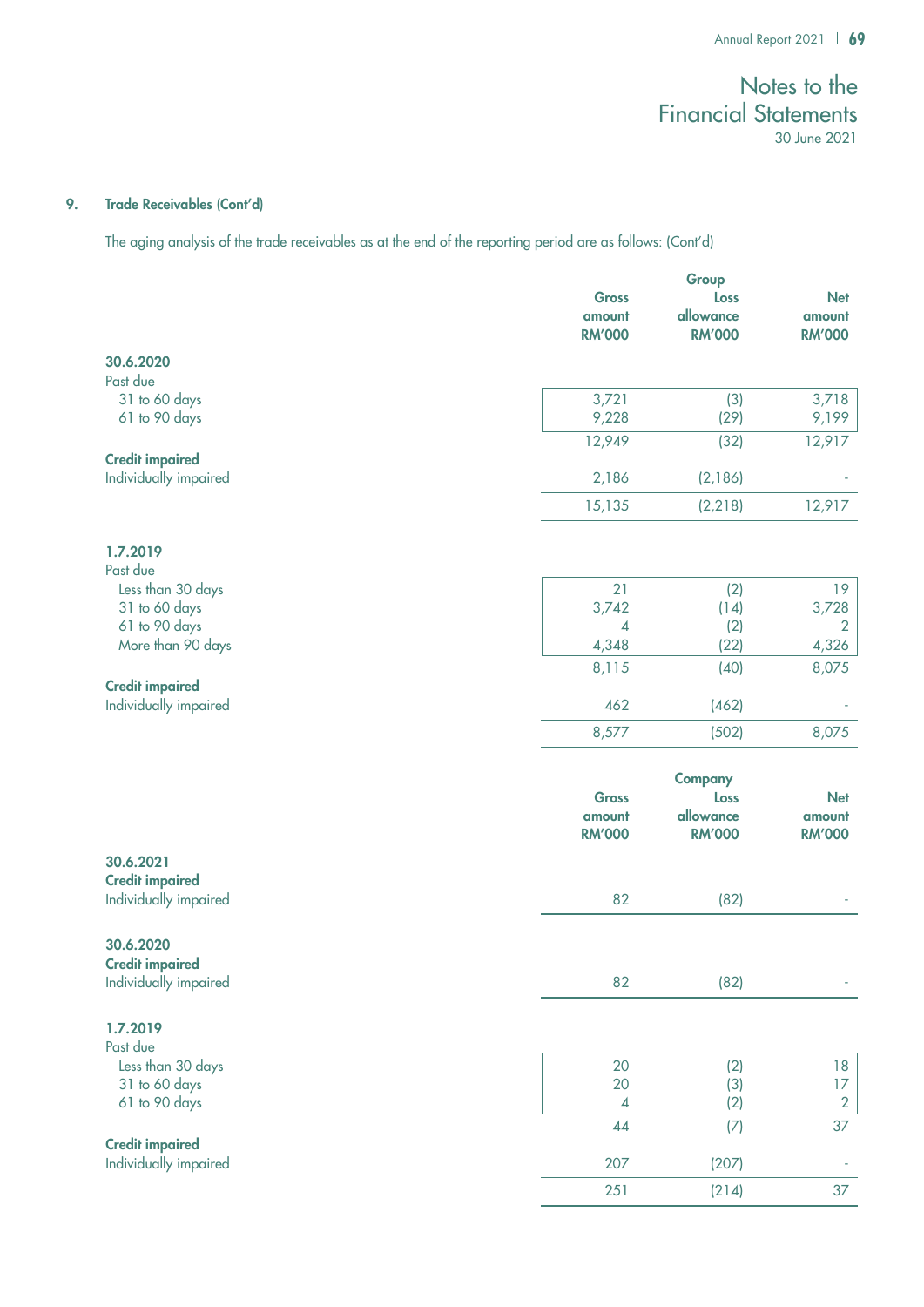## 9. Trade Receivables (Cont'd)

The aging analysis of the trade receivables as at the end of the reporting period are as follows: (Cont'd)

| | Group | | |
|---|---|---|---|
| | Gross amount RM'000 | Loss allowance RM'000 | Net amount RM'000 |
| **30.6.2020** | | | |
| Past due | | | |
| 31 to 60 days | 3,721 | (3) | 3,718 |
| 61 to 90 days | 9,228 | (29) | 9,199 |
| | 12,949 | (32) | 12,917 |
| **Credit impaired** | | | |
| Individually impaired | 2,186 | (2,186) | - |
| | 15,135 | (2,218) | 12,917 |
| **1.7.2019** | | | |
| Past due | | | |
| Less than 30 days | 21 | (2) | 19 |
| 31 to 60 days | 3,742 | (14) | 3,728 |
| 61 to 90 days | 4 | (2) | 2 |
| More than 90 days | 4,348 | (22) | 4,326 |
| | 8,115 | (40) | 8,075 |
| **Credit impaired** | | | |
| Individually impaired | 462 | (462) | - |
| | 8,577 | (502) | 8,075 |

| | Company | | |
|---|---|---|---|
| | Gross amount RM'000 | Loss allowance RM'000 | Net amount RM'000 |
| **30.6.2021** | | | |
| **Credit impaired** | | | |
| Individually impaired | 82 | (82) | - |
| **30.6.2020** | | | |
| **Credit impaired** | | | |
| Individually impaired | 82 | (82) | - |
| **1.7.2019** | | | |
| Past due | | | |
| Less than 30 days | 20 | (2) | 18 |
| 31 to 60 days | 20 | (3) | 17 |
| 61 to 90 days | 4 | (2) | 2 |
| | 44 | (7) | 37 |
| **Credit impaired** | | | |
| Individually impaired | 207 | (207) | - |
| | 251 | (214) | 37 |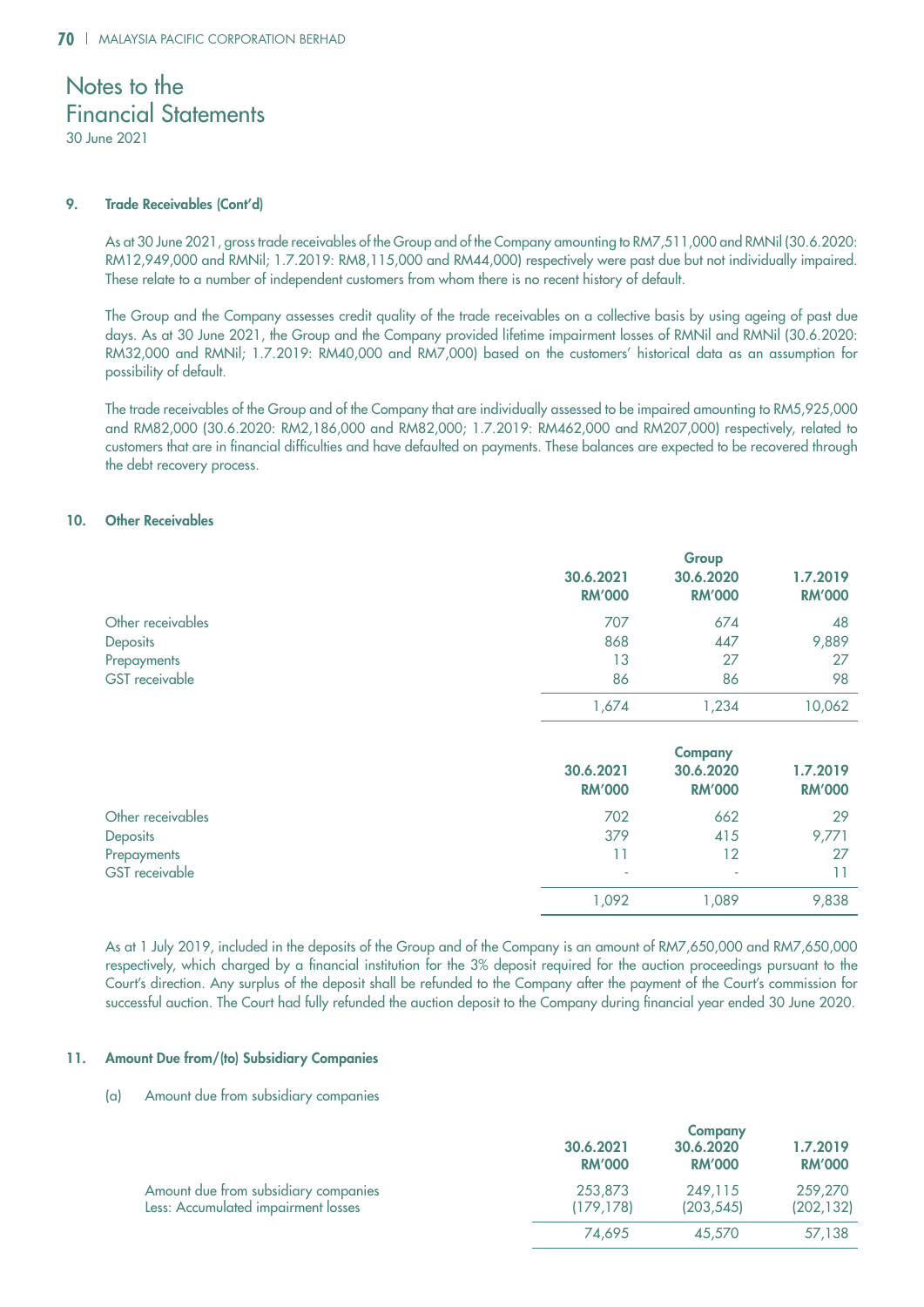# Notes to the Financial Statements

30 June 2021

## 9. Trade Receivables (Cont'd)

As at 30 June 2021, gross trade receivables of the Group and of the Company amounting to RM7,511,000 and RMNil (30.6.2020: RM12,949,000 and RMNil; 1.7.2019: RM8,115,000 and RM44,000) respectively were past due but not individually impaired. These relate to a number of independent customers from whom there is no recent history of default.

The Group and the Company assesses credit quality of the trade receivables on a collective basis by using ageing of past due days. As at 30 June 2021, the Group and the Company provided lifetime impairment losses of RMNil and RMNil (30.6.2020: RM32,000 and RMNil; 1.7.2019: RM40,000 and RM7,000) based on the customers' historical data as an assumption for possibility of default.

The trade receivables of the Group and of the Company that are individually assessed to be impaired amounting to RM5,925,000 and RM82,000 (30.6.2020: RM2,186,000 and RM82,000; 1.7.2019: RM462,000 and RM207,000) respectively, related to customers that are in financial difficulties and have defaulted on payments. These balances are expected to be recovered through the debt recovery process.

## 10. Other Receivables

| | Group | | |
|---|---|---|---|
| | 30.6.2021 RM'000 | 30.6.2020 RM'000 | 1.7.2019 RM'000 |
| Other receivables | 707 | 674 | 48 |
| Deposits | 868 | 447 | 9,889 |
| Prepayments | 13 | 27 | 27 |
| GST receivable | 86 | 86 | 98 |
| | 1,674 | 1,234 | 10,062 |

| | Company | | |
|---|---|---|---|
| | 30.6.2021 RM'000 | 30.6.2020 RM'000 | 1.7.2019 RM'000 |
| Other receivables | 702 | 662 | 29 |
| Deposits | 379 | 415 | 9,771 |
| Prepayments | 11 | 12 | 27 |
| GST receivable | - | - | 11 |
| | 1,092 | 1,089 | 9,838 |

As at 1 July 2019, included in the deposits of the Group and of the Company is an amount of RM7,650,000 and RM7,650,000 respectively, which charged by a financial institution for the 3% deposit required for the auction proceedings pursuant to the Court's direction. Any surplus of the deposit shall be refunded to the Company after the payment of the Court's commission for successful auction. The Court had fully refunded the auction deposit to the Company during financial year ended 30 June 2020.

## 11. Amount Due from/(to) Subsidiary Companies

(a) Amount due from subsidiary companies

| | Company | | |
|---|---|---|---|
| | 30.6.2021 RM'000 | 30.6.2020 RM'000 | 1.7.2019 RM'000 |
| Amount due from subsidiary companies | 253,873 | 249,115 | 259,270 |
| Less: Accumulated impairment losses | (179,178) | (203,545) | (202,132) |
| | 74,695 | 45,570 | 57,138 |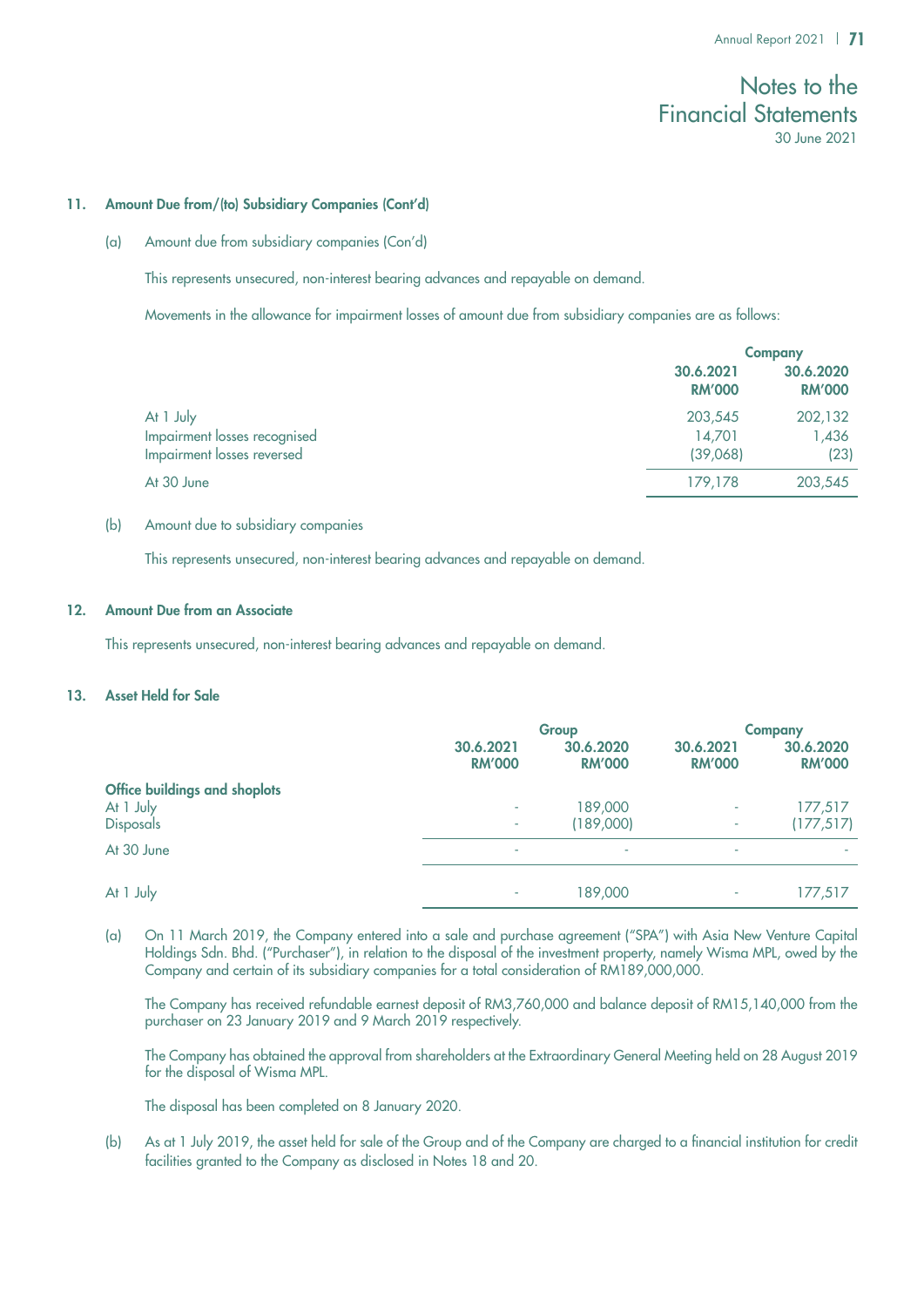## 11. Amount Due from/(to) Subsidiary Companies (Cont'd)

(a) Amount due from subsidiary companies (Con'd)

This represents unsecured, non-interest bearing advances and repayable on demand.

Movements in the allowance for impairment losses of amount due from subsidiary companies are as follows:

| | Company | |
|---|---|---|
| | 30.6.2021 RM'000 | 30.6.2020 RM'000 |
| At 1 July | 203,545 | 202,132 |
| Impairment losses recognised | 14,701 | 1,436 |
| Impairment losses reversed | (39,068) | (23) |
| At 30 June | 179,178 | 203,545 |

(b) Amount due to subsidiary companies

This represents unsecured, non-interest bearing advances and repayable on demand.

## 12. Amount Due from an Associate

This represents unsecured, non-interest bearing advances and repayable on demand.

## 13. Asset Held for Sale

| | Group | | Company | |
|---|---|---|---|---|
| | 30.6.2021 RM'000 | 30.6.2020 RM'000 | 30.6.2021 RM'000 | 30.6.2020 RM'000 |
| **Office buildings and shoplots** | | | | |
| At 1 July | - | 189,000 | - | 177,517 |
| Disposals | - | (189,000) | - | (177,517) |
| At 30 June | - | - | - | - |
| At 1 July | - | 189,000 | - | 177,517 |

(a) On 11 March 2019, the Company entered into a sale and purchase agreement ("SPA") with Asia New Venture Capital Holdings Sdn. Bhd. ("Purchaser"), in relation to the disposal of the investment property, namely Wisma MPL, owed by the Company and certain of its subsidiary companies for a total consideration of RM189,000,000.

The Company has received refundable earnest deposit of RM3,760,000 and balance deposit of RM15,140,000 from the purchaser on 23 January 2019 and 9 March 2019 respectively.

The Company has obtained the approval from shareholders at the Extraordinary General Meeting held on 28 August 2019 for the disposal of Wisma MPL.

The disposal has been completed on 8 January 2020.

(b) As at 1 July 2019, the asset held for sale of the Group and of the Company are charged to a financial institution for credit facilities granted to the Company as disclosed in Notes 18 and 20.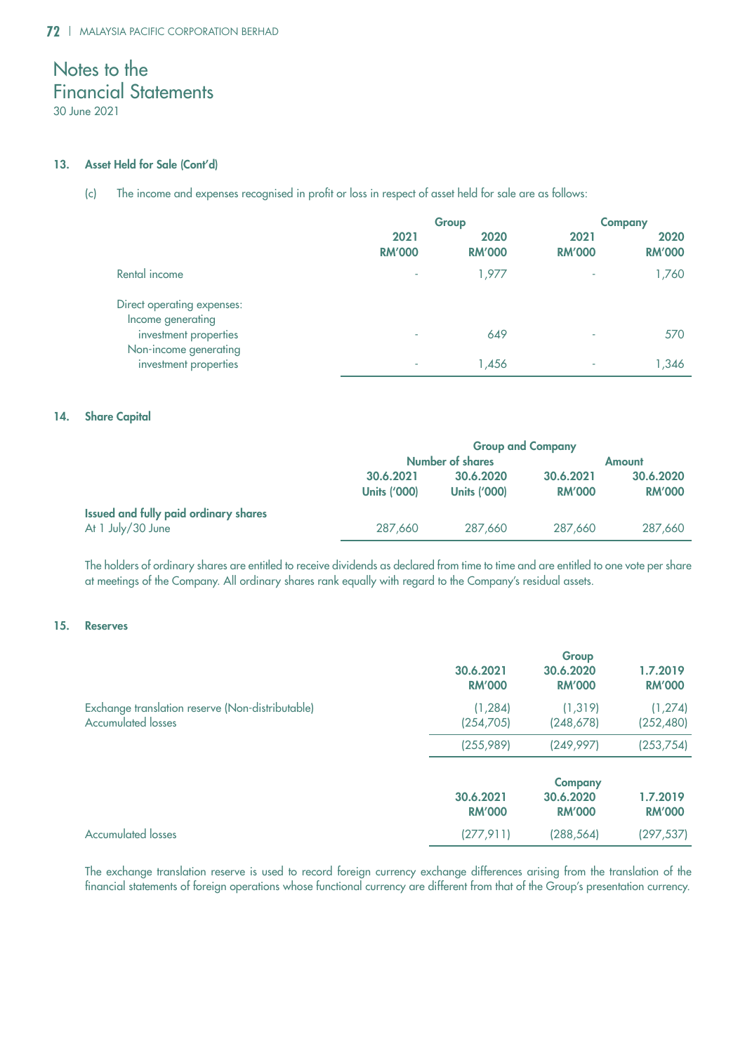# Notes to the Financial Statements

30 June 2021

### 13. Asset Held for Sale (Cont'd)

(c) The income and expenses recognised in profit or loss in respect of asset held for sale are as follows:

| | Group | | Company | |
|---|---|---|---|---|
| | 2021 RM'000 | 2020 RM'000 | 2021 RM'000 | 2020 RM'000 |
| Rental income | - | 1,977 | - | 1,760 |
| Direct operating expenses: | | | | |
| Income generating investment properties | - | 649 | - | 570 |
| Non-income generating investment properties | - | 1,456 | - | 1,346 |

### 14. Share Capital

| | Group and Company | | | |
|---|---|---|---|---|
| | Number of shares | | Amount | |
| | 30.6.2021 Units ('000) | 30.6.2020 Units ('000) | 30.6.2021 RM'000 | 30.6.2020 RM'000 |
| **Issued and fully paid ordinary shares** | | | | |
| At 1 July/30 June | 287,660 | 287,660 | 287,660 | 287,660 |

The holders of ordinary shares are entitled to receive dividends as declared from time to time and are entitled to one vote per share at meetings of the Company. All ordinary shares rank equally with regard to the Company's residual assets.

### 15. Reserves

| | Group | | |
|---|---|---|---|
| | 30.6.2021 RM'000 | 30.6.2020 RM'000 | 1.7.2019 RM'000 |
| Exchange translation reserve (Non-distributable) | (1,284) | (1,319) | (1,274) |
| Accumulated losses | (254,705) | (248,678) | (252,480) |
| | (255,989) | (249,997) | (253,754) |

| | Company | | |
|---|---|---|---|
| | 30.6.2021 RM'000 | 30.6.2020 RM'000 | 1.7.2019 RM'000 |
| Accumulated losses | (277,911) | (288,564) | (297,537) |

The exchange translation reserve is used to record foreign currency exchange differences arising from the translation of the financial statements of foreign operations whose functional currency are different from that of the Group's presentation currency.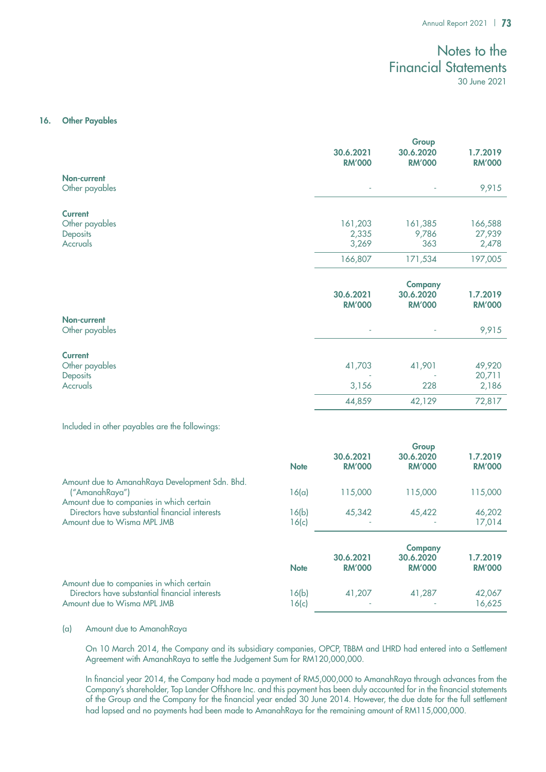## 16. Other Payables

| | Group | | |
|---|---|---|---|
| | **30.6.2021 RM'000** | **30.6.2020 RM'000** | **1.7.2019 RM'000** |
| **Non-current** | | | |
| Other payables | - | - | 9,915 |
| **Current** | | | |
| Other payables | 161,203 | 161,385 | 166,588 |
| Deposits | 2,335 | 9,786 | 27,939 |
| Accruals | 3,269 | 363 | 2,478 |
| | 166,807 | 171,534 | 197,005 |

| | Company | | |
|---|---|---|---|
| | **30.6.2021 RM'000** | **30.6.2020 RM'000** | **1.7.2019 RM'000** |
| **Non-current** | | | |
| Other payables | - | - | 9,915 |
| **Current** | | | |
| Other payables | 41,703 | 41,901 | 49,920 |
| Deposits | - | - | 20,711 |
| Accruals | 3,156 | 228 | 2,186 |
| | 44,859 | 42,129 | 72,817 |

Included in other payables are the followings:

| | | Group | | |
|---|---|---|---|---|
| | **Note** | **30.6.2021 RM'000** | **30.6.2020 RM'000** | **1.7.2019 RM'000** |
| Amount due to AmanahRaya Development Sdn. Bhd. ("AmanahRaya") | 16(a) | 115,000 | 115,000 | 115,000 |
| Amount due to companies in which certain Directors have substantial financial interests | 16(b) | 45,342 | 45,422 | 46,202 |
| Amount due to Wisma MPL JMB | 16(c) | - | - | 17,014 |

| | | Company | | |
|---|---|---|---|---|
| | **Note** | **30.6.2021 RM'000** | **30.6.2020 RM'000** | **1.7.2019 RM'000** |
| Amount due to companies in which certain Directors have substantial financial interests | 16(b) | 41,207 | 41,287 | 42,067 |
| Amount due to Wisma MPL JMB | 16(c) | - | - | 16,625 |

(a) Amount due to AmanahRaya

On 10 March 2014, the Company and its subsidiary companies, OPCP, TBBM and LHRD had entered into a Settlement Agreement with AmanahRaya to settle the Judgement Sum for RM120,000,000.

In financial year 2014, the Company had made a payment of RM5,000,000 to AmanahRaya through advances from the Company's shareholder, Top Lander Offshore Inc. and this payment has been duly accounted for in the financial statements of the Group and the Company for the financial year ended 30 June 2014. However, the due date for the full settlement had lapsed and no payments had been made to AmanahRaya for the remaining amount of RM115,000,000.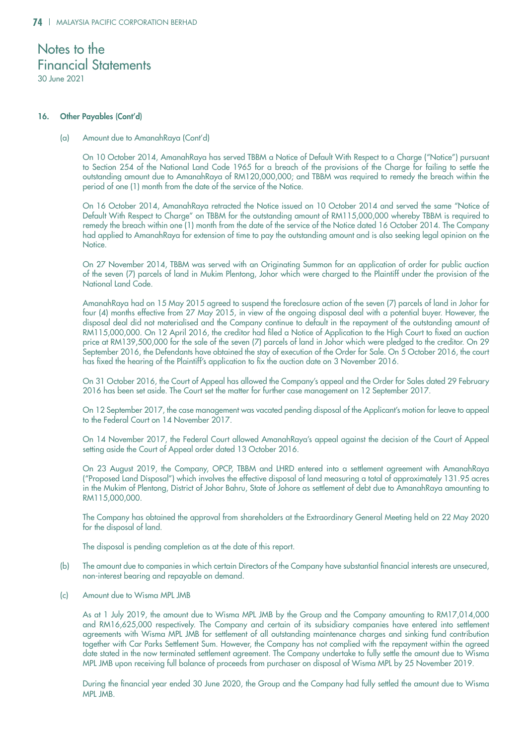# Notes to the Financial Statements

30 June 2021

## 16. Other Payables (Cont'd)

(a) Amount due to AmanahRaya (Cont'd)

On 10 October 2014, AmanahRaya has served TBBM a Notice of Default With Respect to a Charge ("Notice") pursuant to Section 254 of the National Land Code 1965 for a breach of the provisions of the Charge for failing to settle the outstanding amount due to AmanahRaya of RM120,000,000; and TBBM was required to remedy the breach within the period of one (1) month from the date of the service of the Notice.

On 16 October 2014, AmanahRaya retracted the Notice issued on 10 October 2014 and served the same "Notice of Default With Respect to Charge" on TBBM for the outstanding amount of RM115,000,000 whereby TBBM is required to remedy the breach within one (1) month from the date of the service of the Notice dated 16 October 2014. The Company had applied to AmanahRaya for extension of time to pay the outstanding amount and is also seeking legal opinion on the Notice.

On 27 November 2014, TBBM was served with an Originating Summon for an application of order for public auction of the seven (7) parcels of land in Mukim Plentong, Johor which were charged to the Plaintiff under the provision of the National Land Code.

AmanahRaya had on 15 May 2015 agreed to suspend the foreclosure action of the seven (7) parcels of land in Johor for four (4) months effective from 27 May 2015, in view of the ongoing disposal deal with a potential buyer. However, the disposal deal did not materialised and the Company continue to default in the repayment of the outstanding amount of RM115,000,000. On 12 April 2016, the creditor had filed a Notice of Application to the High Court to fixed an auction price at RM139,500,000 for the sale of the seven (7) parcels of land in Johor which were pledged to the creditor. On 29 September 2016, the Defendants have obtained the stay of execution of the Order for Sale. On 5 October 2016, the court has fixed the hearing of the Plaintiff's application to fix the auction date on 3 November 2016.

On 31 October 2016, the Court of Appeal has allowed the Company's appeal and the Order for Sales dated 29 February 2016 has been set aside. The Court set the matter for further case management on 12 September 2017.

On 12 September 2017, the case management was vacated pending disposal of the Applicant's motion for leave to appeal to the Federal Court on 14 November 2017.

On 14 November 2017, the Federal Court allowed AmanahRaya's appeal against the decision of the Court of Appeal setting aside the Court of Appeal order dated 13 October 2016.

On 23 August 2019, the Company, OPCP, TBBM and LHRD entered into a settlement agreement with AmanahRaya ("Proposed Land Disposal") which involves the effective disposal of land measuring a total of approximately 131.95 acres in the Mukim of Plentong, District of Johor Bahru, State of Johore as settlement of debt due to AmanahRaya amounting to RM115,000,000.

The Company has obtained the approval from shareholders at the Extraordinary General Meeting held on 22 May 2020 for the disposal of land.

The disposal is pending completion as at the date of this report.

(b) The amount due to companies in which certain Directors of the Company have substantial financial interests are unsecured, non-interest bearing and repayable on demand.

(c) Amount due to Wisma MPL JMB

As at 1 July 2019, the amount due to Wisma MPL JMB by the Group and the Company amounting to RM17,014,000 and RM16,625,000 respectively. The Company and certain of its subsidiary companies have entered into settlement agreements with Wisma MPL JMB for settlement of all outstanding maintenance charges and sinking fund contribution together with Car Parks Settlement Sum. However, the Company has not complied with the repayment within the agreed date stated in the now terminated settlement agreement. The Company undertake to fully settle the amount due to Wisma MPL JMB upon receiving full balance of proceeds from purchaser on disposal of Wisma MPL by 25 November 2019.

During the financial year ended 30 June 2020, the Group and the Company had fully settled the amount due to Wisma MPL JMB.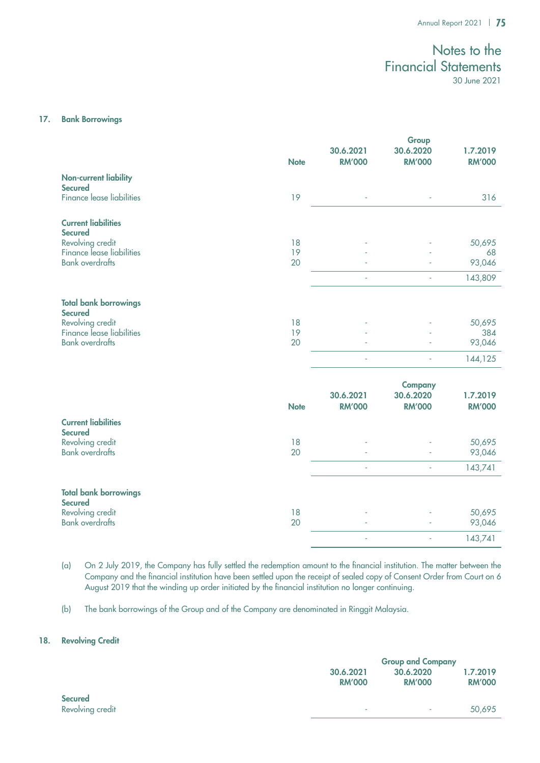## 17. Bank Borrowings

| | Note | Group | | |
|---|---|---|---|---|
| | | 30.6.2021 RM'000 | 30.6.2020 RM'000 | 1.7.2019 RM'000 |
| **Non-current liability** | | | | |
| **Secured** | | | | |
| Finance lease liabilities | 19 | - | - | 316 |
| **Current liabilities** | | | | |
| **Secured** | | | | |
| Revolving credit | 18 | - | - | 50,695 |
| Finance lease liabilities | 19 | - | - | 68 |
| Bank overdrafts | 20 | - | - | 93,046 |
| | | - | - | 143,809 |
| **Total bank borrowings** | | | | |
| **Secured** | | | | |
| Revolving credit | 18 | - | - | 50,695 |
| Finance lease liabilities | 19 | - | - | 384 |
| Bank overdrafts | 20 | - | - | 93,046 |
| | | - | - | 144,125 |

| | Note | Company | | |
|---|---|---|---|---|
| | | 30.6.2021 RM'000 | 30.6.2020 RM'000 | 1.7.2019 RM'000 |
| **Current liabilities** | | | | |
| **Secured** | | | | |
| Revolving credit | 18 | - | - | 50,695 |
| Bank overdrafts | 20 | - | - | 93,046 |
| | | - | - | 143,741 |
| **Total bank borrowings** | | | | |
| **Secured** | | | | |
| Revolving credit | 18 | - | - | 50,695 |
| Bank overdrafts | 20 | - | - | 93,046 |
| | | - | - | 143,741 |

(a) On 2 July 2019, the Company has fully settled the redemption amount to the financial institution. The matter between the Company and the financial institution have been settled upon the receipt of sealed copy of Consent Order from Court on 6 August 2019 that the winding up order initiated by the financial institution no longer continuing.

(b) The bank borrowings of the Group and of the Company are denominated in Ringgit Malaysia.

## 18. Revolving Credit

| | Group and Company | | |
|---|---|---|---|
| | 30.6.2021 RM'000 | 30.6.2020 RM'000 | 1.7.2019 RM'000 |
| **Secured** | | | |
| Revolving credit | - | - | 50,695 |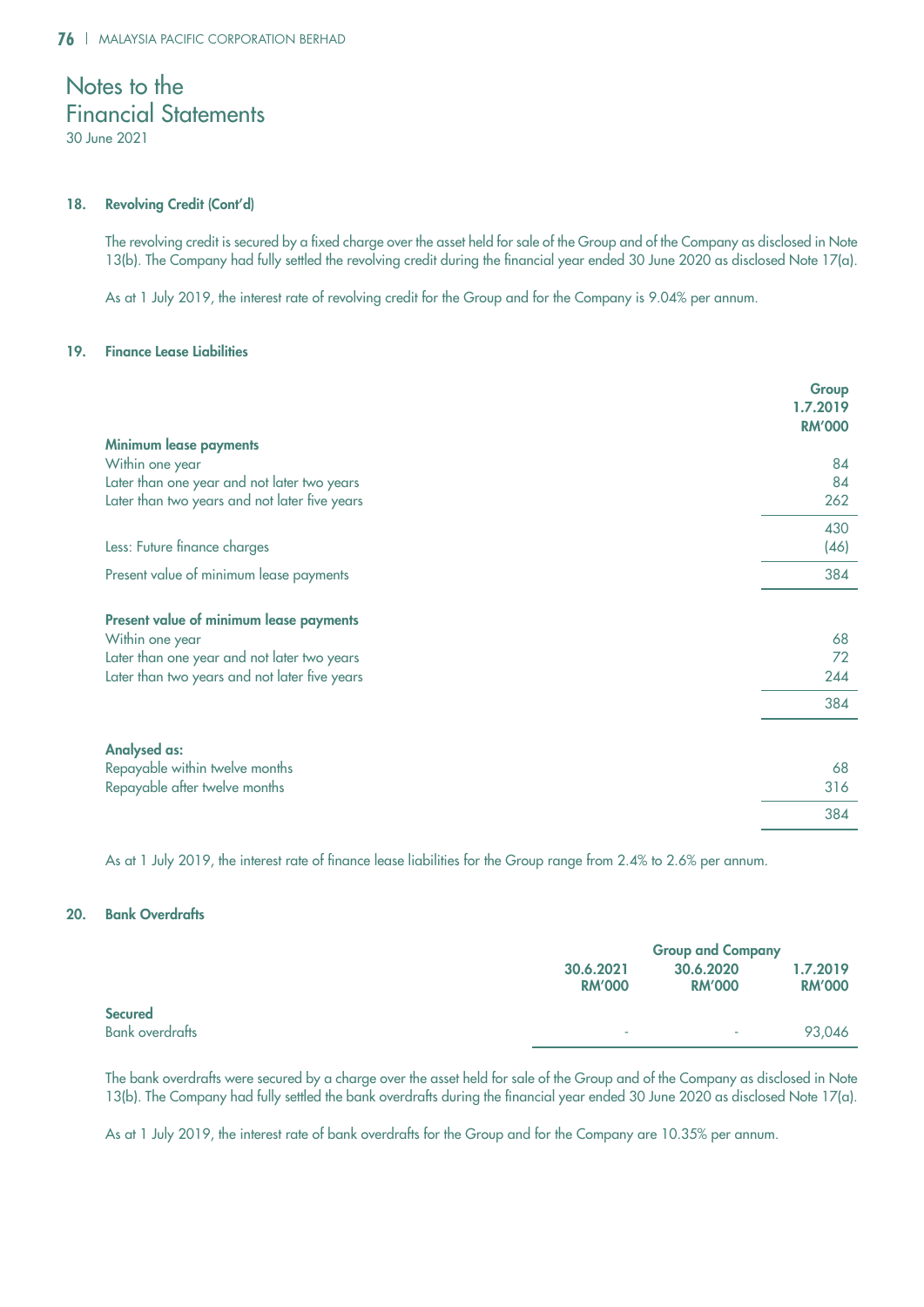# Notes to the Financial Statements

30 June 2021

### 18. Revolving Credit (Cont'd)

The revolving credit is secured by a fixed charge over the asset held for sale of the Group and of the Company as disclosed in Note 13(b). The Company had fully settled the revolving credit during the financial year ended 30 June 2020 as disclosed Note 17(a).

As at 1 July 2019, the interest rate of revolving credit for the Group and for the Company is 9.04% per annum.

### 19. Finance Lease Liabilities

| | Group 1.7.2019 RM'000 |
|---|---|
| **Minimum lease payments** | |
| Within one year | 84 |
| Later than one year and not later two years | 84 |
| Later than two years and not later five years | 262 |
| | 430 |
| Less: Future finance charges | (46) |
| Present value of minimum lease payments | 384 |
| **Present value of minimum lease payments** | |
| Within one year | 68 |
| Later than one year and not later two years | 72 |
| Later than two years and not later five years | 244 |
| | 384 |
| **Analysed as:** | |
| Repayable within twelve months | 68 |
| Repayable after twelve months | 316 |
| | 384 |

As at 1 July 2019, the interest rate of finance lease liabilities for the Group range from 2.4% to 2.6% per annum.

### 20. Bank Overdrafts

| | Group and Company | | |
|---|---|---|---|
| | 30.6.2021 RM'000 | 30.6.2020 RM'000 | 1.7.2019 RM'000 |
| **Secured** | | | |
| Bank overdrafts | - | - | 93,046 |

The bank overdrafts were secured by a charge over the asset held for sale of the Group and of the Company as disclosed in Note 13(b). The Company had fully settled the bank overdrafts during the financial year ended 30 June 2020 as disclosed Note 17(a).

As at 1 July 2019, the interest rate of bank overdrafts for the Group and for the Company are 10.35% per annum.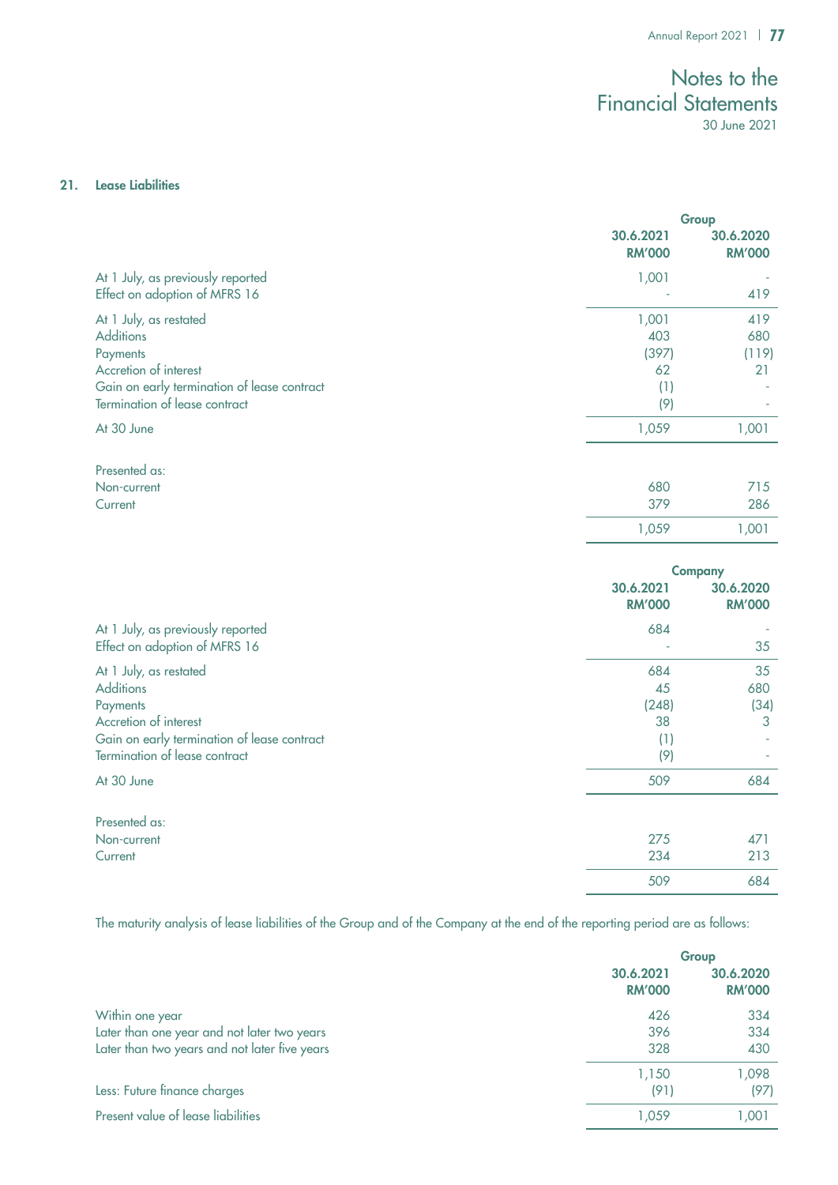## 21. Lease Liabilities

| | Group | |
|---|---|---|
| | 30.6.2021 RM'000 | 30.6.2020 RM'000 |
| At 1 July, as previously reported | 1,001 | - |
| Effect on adoption of MFRS 16 | - | 419 |
| At 1 July, as restated | 1,001 | 419 |
| Additions | 403 | 680 |
| Payments | (397) | (119) |
| Accretion of interest | 62 | 21 |
| Gain on early termination of lease contract | (1) | - |
| Termination of lease contract | (9) | - |
| At 30 June | 1,059 | 1,001 |
| Presented as: | | |
| Non-current | 680 | 715 |
| Current | 379 | 286 |
| | 1,059 | 1,001 |

| | Company | |
|---|---|---|
| | 30.6.2021 RM'000 | 30.6.2020 RM'000 |
| At 1 July, as previously reported | 684 | - |
| Effect on adoption of MFRS 16 | - | 35 |
| At 1 July, as restated | 684 | 35 |
| Additions | 45 | 680 |
| Payments | (248) | (34) |
| Accretion of interest | 38 | 3 |
| Gain on early termination of lease contract | (1) | - |
| Termination of lease contract | (9) | - |
| At 30 June | 509 | 684 |
| Presented as: | | |
| Non-current | 275 | 471 |
| Current | 234 | 213 |
| | 509 | 684 |

The maturity analysis of lease liabilities of the Group and of the Company at the end of the reporting period are as follows:

| | Group | |
|---|---|---|
| | 30.6.2021 RM'000 | 30.6.2020 RM'000 |
| Within one year | 426 | 334 |
| Later than one year and not later two years | 396 | 334 |
| Later than two years and not later five years | 328 | 430 |
| | 1,150 | 1,098 |
| Less: Future finance charges | (91) | (97) |
| Present value of lease liabilities | 1,059 | 1,001 |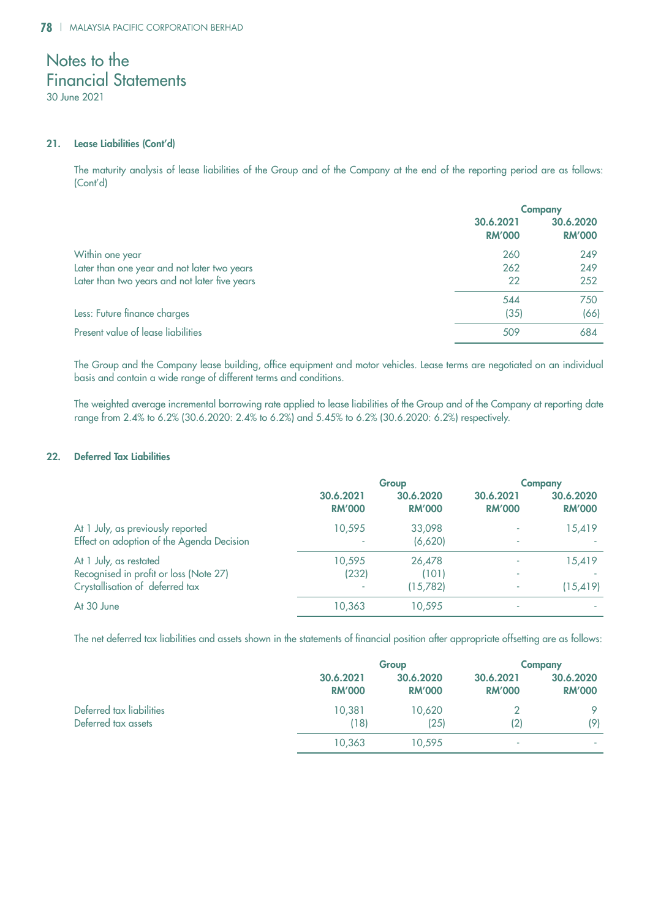# Notes to the Financial Statements

30 June 2021

## 21. Lease Liabilities (Cont'd)

The maturity analysis of lease liabilities of the Group and of the Company at the end of the reporting period are as follows: (Cont'd)

| | Company | |
|---|---|---|
| | 30.6.2021<br>RM'000 | 30.6.2020<br>RM'000 |
| Within one year | 260 | 249 |
| Later than one year and not later two years | 262 | 249 |
| Later than two years and not later five years | 22 | 252 |
| | 544 | 750 |
| Less: Future finance charges | (35) | (66) |
| Present value of lease liabilities | 509 | 684 |

The Group and the Company lease building, office equipment and motor vehicles. Lease terms are negotiated on an individual basis and contain a wide range of different terms and conditions.

The weighted average incremental borrowing rate applied to lease liabilities of the Group and of the Company at reporting date range from 2.4% to 6.2% (30.6.2020: 2.4% to 6.2%) and 5.45% to 6.2% (30.6.2020: 6.2%) respectively.

## 22. Deferred Tax Liabilities

| | Group | | Company | |
|---|---|---|---|---|
| | 30.6.2021<br>RM'000 | 30.6.2020<br>RM'000 | 30.6.2021<br>RM'000 | 30.6.2020<br>RM'000 |
| At 1 July, as previously reported | 10,595 | 33,098 | - | 15,419 |
| Effect on adoption of the Agenda Decision | - | (6,620) | - | - |
| At 1 July, as restated | 10,595 | 26,478 | - | 15,419 |
| Recognised in profit or loss (Note 27) | (232) | (101) | - | - |
| Crystallisation of deferred tax | - | (15,782) | - | (15,419) |
| At 30 June | 10,363 | 10,595 | - | - |

The net deferred tax liabilities and assets shown in the statements of financial position after appropriate offsetting are as follows:

| | Group | | Company | |
|---|---|---|---|---|
| | 30.6.2021<br>RM'000 | 30.6.2020<br>RM'000 | 30.6.2021<br>RM'000 | 30.6.2020<br>RM'000 |
| Deferred tax liabilities | 10,381 | 10,620 | 2 | 9 |
| Deferred tax assets | (18) | (25) | (2) | (9) |
| | 10,363 | 10,595 | - | - |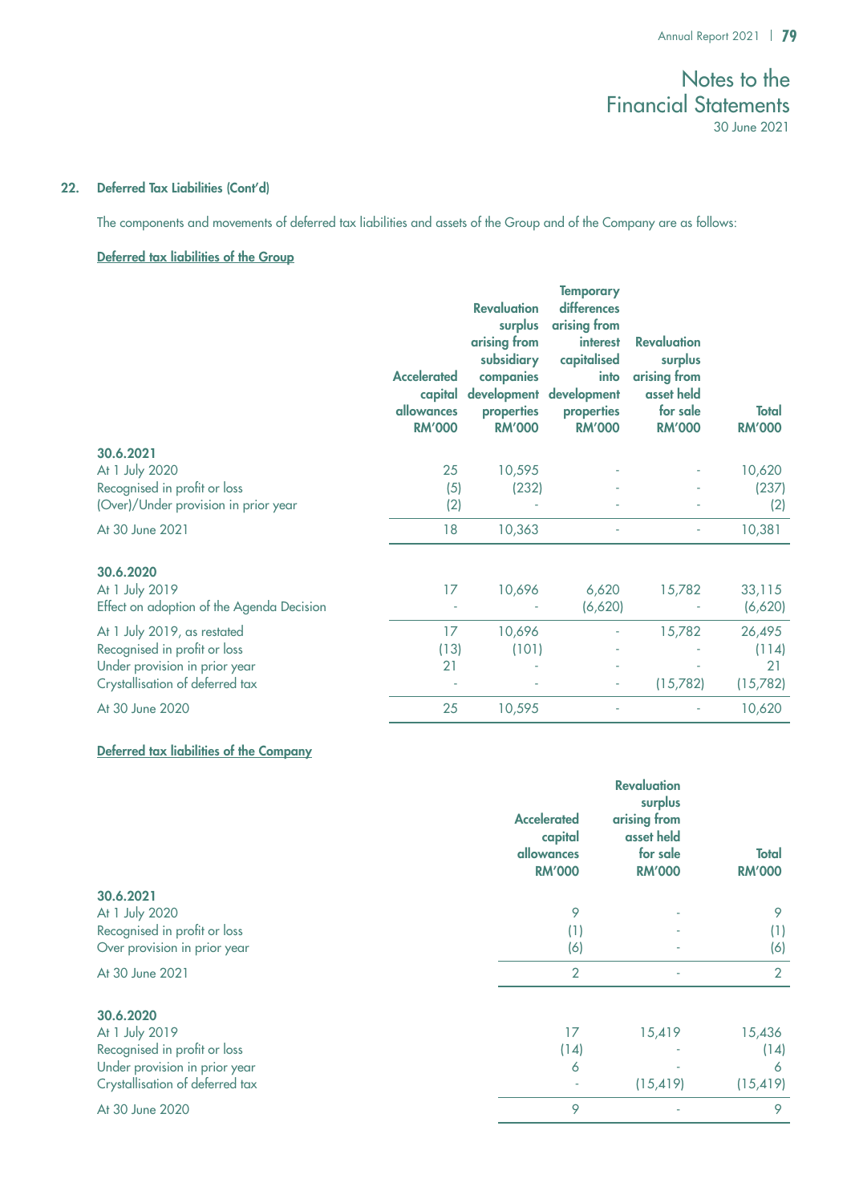## 22. Deferred Tax Liabilities (Cont'd)

The components and movements of deferred tax liabilities and assets of the Group and of the Company are as follows:

**Deferred tax liabilities of the Group**

| | Accelerated capital allowances RM'000 | Revaluation surplus arising from subsidiary companies development properties RM'000 | Temporary differences arising from interest capitalised into development properties RM'000 | Revaluation surplus arising from asset held for sale RM'000 | Total RM'000 |
|---|---|---|---|---|---|
| **30.6.2021** | | | | | |
| At 1 July 2020 | 25 | 10,595 | - | - | 10,620 |
| Recognised in profit or loss | (5) | (232) | - | - | (237) |
| (Over)/Under provision in prior year | (2) | - | - | - | (2) |
| At 30 June 2021 | 18 | 10,363 | - | - | 10,381 |
| **30.6.2020** | | | | | |
| At 1 July 2019 | 17 | 10,696 | 6,620 | 15,782 | 33,115 |
| Effect on adoption of the Agenda Decision | - | - | (6,620) | - | (6,620) |
| At 1 July 2019, as restated | 17 | 10,696 | - | 15,782 | 26,495 |
| Recognised in profit or loss | (13) | (101) | - | - | (114) |
| Under provision in prior year | 21 | - | - | - | 21 |
| Crystallisation of deferred tax | - | - | - | (15,782) | (15,782) |
| At 30 June 2020 | 25 | 10,595 | - | - | 10,620 |

**Deferred tax liabilities of the Company**

| | Accelerated capital allowances RM'000 | Revaluation surplus arising from asset held for sale RM'000 | Total RM'000 |
|---|---|---|---|
| **30.6.2021** | | | |
| At 1 July 2020 | 9 | - | 9 |
| Recognised in profit or loss | (1) | - | (1) |
| Over provision in prior year | (6) | - | (6) |
| At 30 June 2021 | 2 | - | 2 |
| **30.6.2020** | | | |
| At 1 July 2019 | 17 | 15,419 | 15,436 |
| Recognised in profit or loss | (14) | - | (14) |
| Under provision in prior year | 6 | - | 6 |
| Crystallisation of deferred tax | - | (15,419) | (15,419) |
| At 30 June 2020 | 9 | - | 9 |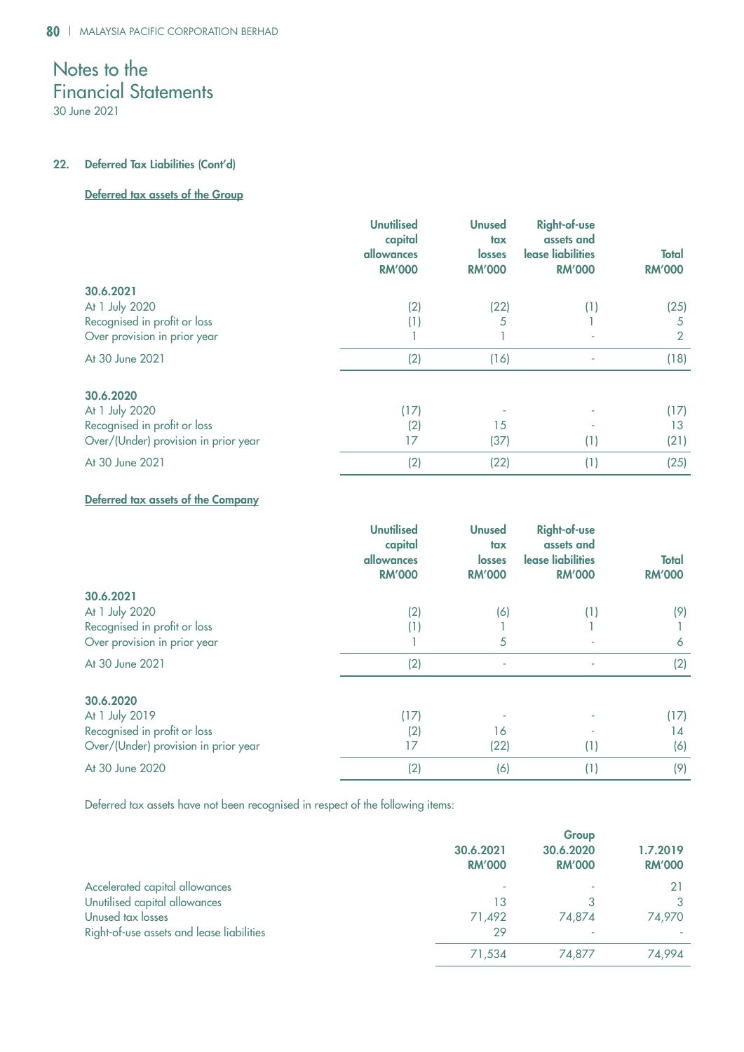# Notes to the Financial Statements

30 June 2021

## 22. Deferred Tax Liabilities (Cont'd)

### Deferred tax assets of the Group

| | Unutilised capital allowances RM'000 | Unused tax losses RM'000 | Right-of-use assets and lease liabilities RM'000 | Total RM'000 |
|---|---|---|---|---|
| **30.6.2021** | | | | |
| At 1 July 2020 | (2) | (22) | (1) | (25) |
| Recognised in profit or loss | (1) | 5 | 1 | 5 |
| Over provision in prior year | 1 | 1 | - | 2 |
| At 30 June 2021 | (2) | (16) | - | (18) |
| **30.6.2020** | | | | |
| At 1 July 2020 | (17) | - | - | (17) |
| Recognised in profit or loss | (2) | 15 | - | 13 |
| Over/(Under) provision in prior year | 17 | (37) | (1) | (21) |
| At 30 June 2021 | (2) | (22) | (1) | (25) |

### Deferred tax assets of the Company

| | Unutilised capital allowances RM'000 | Unused tax losses RM'000 | Right-of-use assets and lease liabilities RM'000 | Total RM'000 |
|---|---|---|---|---|
| **30.6.2021** | | | | |
| At 1 July 2020 | (2) | (6) | (1) | (9) |
| Recognised in profit or loss | (1) | 1 | 1 | 1 |
| Over provision in prior year | 1 | 5 | - | 6 |
| At 30 June 2021 | (2) | - | - | (2) |
| **30.6.2020** | | | | |
| At 1 July 2019 | (17) | - | - | (17) |
| Recognised in profit or loss | (2) | 16 | - | 14 |
| Over/(Under) provision in prior year | 17 | (22) | (1) | (6) |
| At 30 June 2020 | (2) | (6) | (1) | (9) |

Deferred tax assets have not been recognised in respect of the following items:

| | Group | | |
|---|---|---|---|
| | 30.6.2021 RM'000 | 30.6.2020 RM'000 | 1.7.2019 RM'000 |
| Accelerated capital allowances | - | - | 21 |
| Unutilised capital allowances | 13 | 3 | 3 |
| Unused tax losses | 71,492 | 74,874 | 74,970 |
| Right-of-use assets and lease liabilities | 29 | - | - |
| | 71,534 | 74,877 | 74,994 |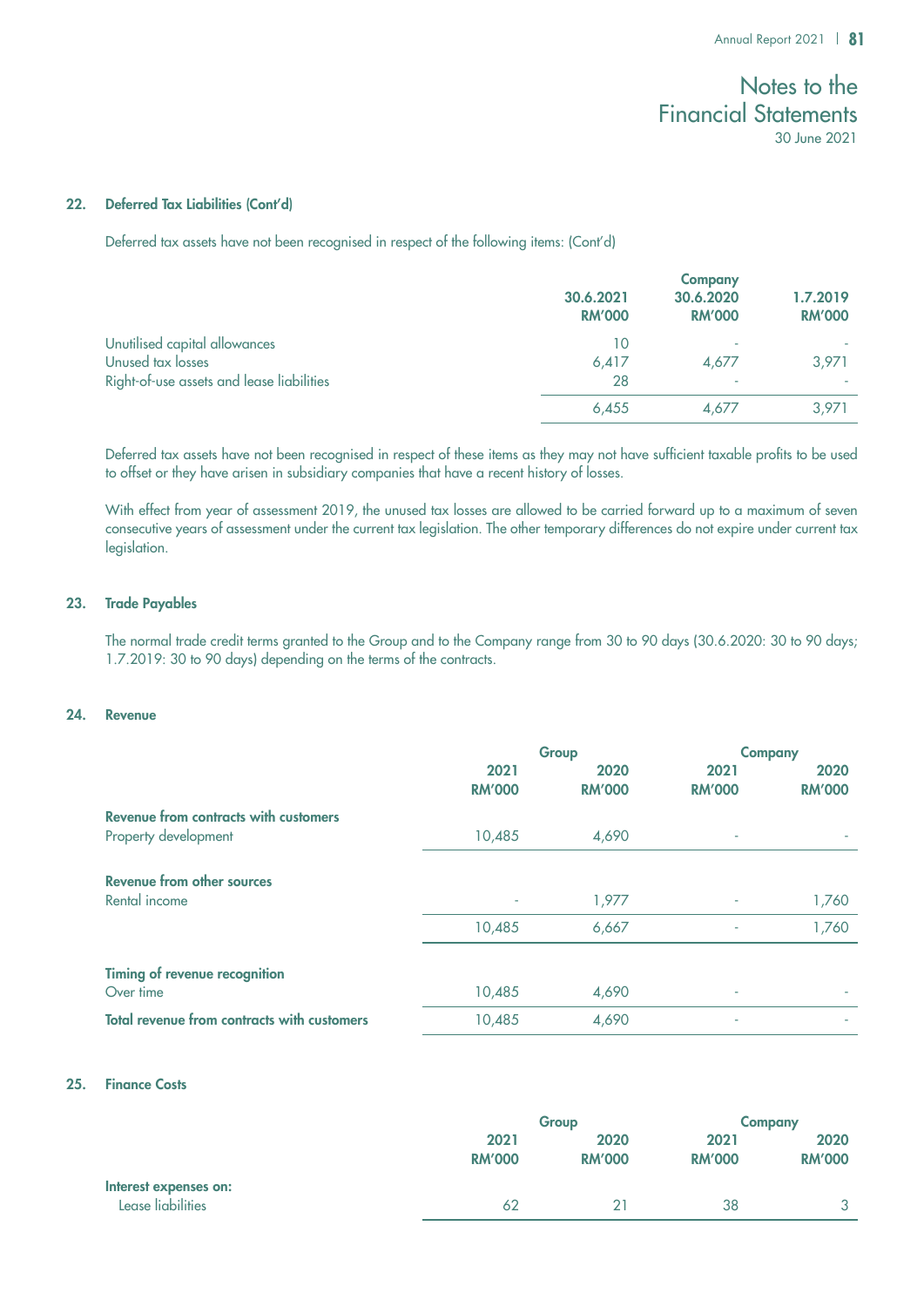## 22. Deferred Tax Liabilities (Cont'd)

Deferred tax assets have not been recognised in respect of the following items: (Cont'd)

| | Company | | |
|---|---|---|---|
| | 30.6.2021 RM'000 | 30.6.2020 RM'000 | 1.7.2019 RM'000 |
| Unutilised capital allowances | 10 | - | - |
| Unused tax losses | 6,417 | 4,677 | 3,971 |
| Right-of-use assets and lease liabilities | 28 | - | - |
| | 6,455 | 4,677 | 3,971 |

Deferred tax assets have not been recognised in respect of these items as they may not have sufficient taxable profits to be used to offset or they have arisen in subsidiary companies that have a recent history of losses.

With effect from year of assessment 2019, the unused tax losses are allowed to be carried forward up to a maximum of seven consecutive years of assessment under the current tax legislation. The other temporary differences do not expire under current tax legislation.

## 23. Trade Payables

The normal trade credit terms granted to the Group and to the Company range from 30 to 90 days (30.6.2020: 30 to 90 days; 1.7.2019: 30 to 90 days) depending on the terms of the contracts.

## 24. Revenue

| | Group | | Company | |
|---|---|---|---|---|
| | 2021 RM'000 | 2020 RM'000 | 2021 RM'000 | 2020 RM'000 |
| **Revenue from contracts with customers** | | | | |
| Property development | 10,485 | 4,690 | - | - |
| **Revenue from other sources** | | | | |
| Rental income | - | 1,977 | - | 1,760 |
| | 10,485 | 6,667 | - | 1,760 |
| **Timing of revenue recognition** | | | | |
| Over time | 10,485 | 4,690 | - | - |
| **Total revenue from contracts with customers** | 10,485 | 4,690 | - | - |

## 25. Finance Costs

| | Group | | Company | |
|---|---|---|---|---|
| | 2021 RM'000 | 2020 RM'000 | 2021 RM'000 | 2020 RM'000 |
| **Interest expenses on:** | | | | |
| Lease liabilities | 62 | 21 | 38 | 3 |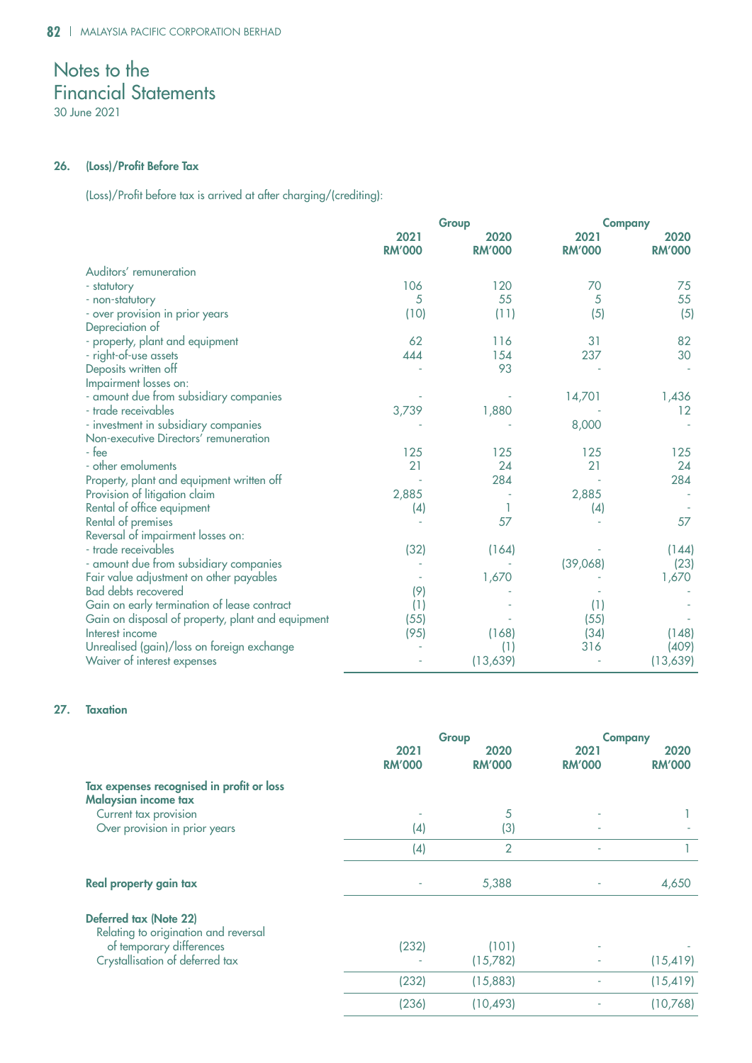# Notes to the Financial Statements

30 June 2021

## 26. (Loss)/Profit Before Tax

(Loss)/Profit before tax is arrived at after charging/(crediting):

| | Group | | Company | |
|---|---|---|---|---|
| | 2021 RM'000 | 2020 RM'000 | 2021 RM'000 | 2020 RM'000 |
| Auditors' remuneration | | | | |
| - statutory | 106 | 120 | 70 | 75 |
| - non-statutory | 5 | 55 | 5 | 55 |
| - over provision in prior years | (10) | (11) | (5) | (5) |
| Depreciation of | | | | |
| - property, plant and equipment | 62 | 116 | 31 | 82 |
| - right-of-use assets | 444 | 154 | 237 | 30 |
| Deposits written off | - | 93 | - | - |
| Impairment losses on: | | | | |
| - amount due from subsidiary companies | - | - | 14,701 | 1,436 |
| - trade receivables | 3,739 | 1,880 | - | 12 |
| - investment in subsidiary companies | - | - | 8,000 | - |
| Non-executive Directors' remuneration | | | | |
| - fee | 125 | 125 | 125 | 125 |
| - other emoluments | 21 | 24 | 21 | 24 |
| Property, plant and equipment written off | - | 284 | - | 284 |
| Provision of litigation claim | 2,885 | - | 2,885 | - |
| Rental of office equipment | (4) | 1 | (4) | - |
| Rental of premises | - | 57 | - | 57 |
| Reversal of impairment losses on: | | | | |
| - trade receivables | (32) | (164) | - | (144) |
| - amount due from subsidiary companies | - | - | (39,068) | (23) |
| Fair value adjustment on other payables | - | 1,670 | - | 1,670 |
| Bad debts recovered | (9) | - | - | - |
| Gain on early termination of lease contract | (1) | - | (1) | - |
| Gain on disposal of property, plant and equipment | (55) | - | (55) | - |
| Interest income | (95) | (168) | (34) | (148) |
| Unrealised (gain)/loss on foreign exchange | - | (1) | 316 | (409) |
| Waiver of interest expenses | - | (13,639) | - | (13,639) |

## 27. Taxation

| | Group | | Company | |
|---|---|---|---|---|
| | 2021 RM'000 | 2020 RM'000 | 2021 RM'000 | 2020 RM'000 |
| **Tax expenses recognised in profit or loss** | | | | |
| **Malaysian income tax** | | | | |
| Current tax provision | - | 5 | - | 1 |
| Over provision in prior years | (4) | (3) | - | - |
| | (4) | 2 | - | 1 |
| **Real property gain tax** | - | 5,388 | - | 4,650 |
| **Deferred tax (Note 22)** | | | | |
| Relating to origination and reversal of temporary differences | (232) | (101) | - | - |
| Crystallisation of deferred tax | - | (15,782) | - | (15,419) |
| | (232) | (15,883) | - | (15,419) |
| | (236) | (10,493) | - | (10,768) |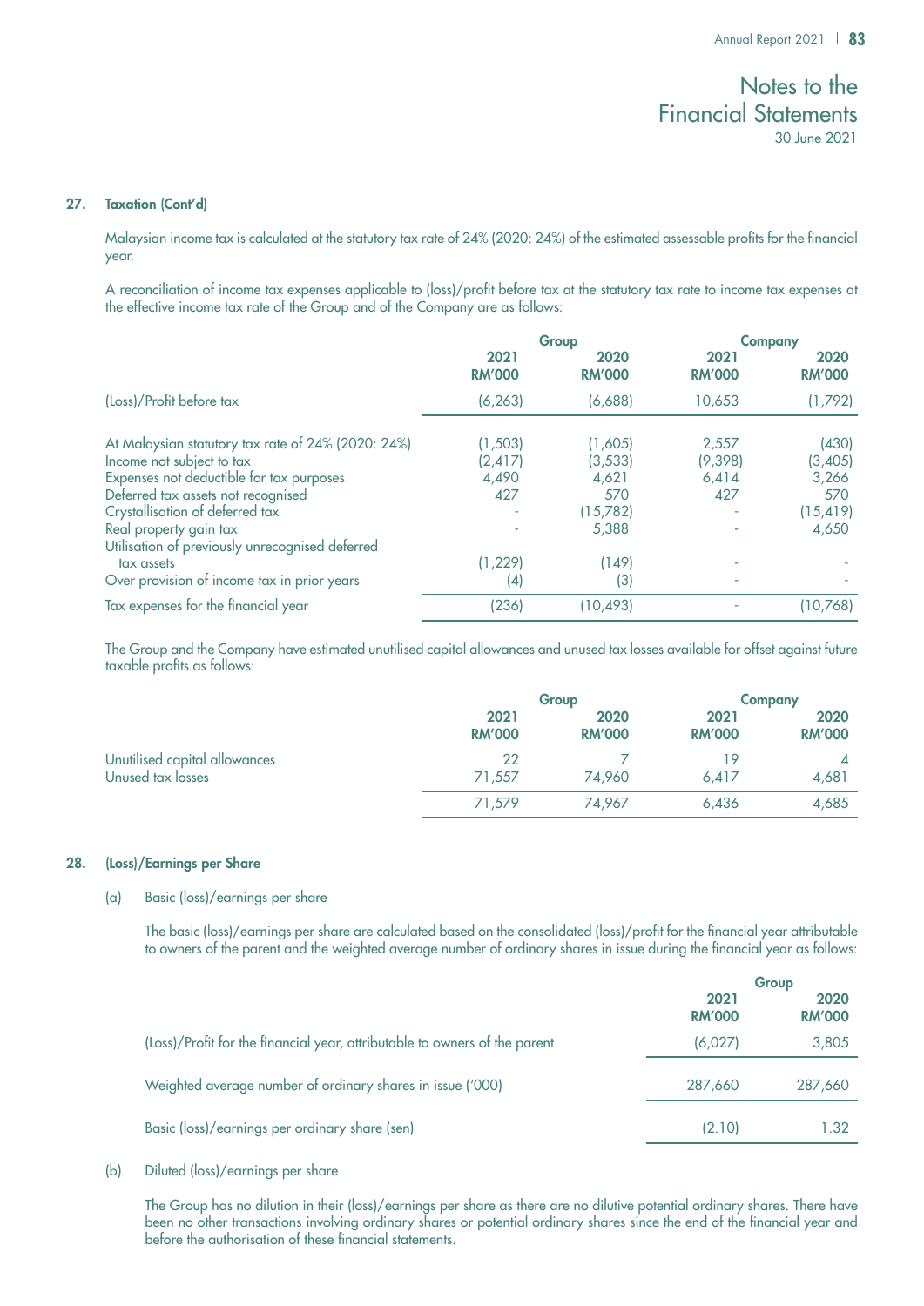## 27. Taxation (Cont'd)

Malaysian income tax is calculated at the statutory tax rate of 24% (2020: 24%) of the estimated assessable profits for the financial year.

A reconciliation of income tax expenses applicable to (loss)/profit before tax at the statutory tax rate to income tax expenses at the effective income tax rate of the Group and of the Company are as follows:

| | Group | | Company | |
|---|---|---|---|---|
| | 2021 RM'000 | 2020 RM'000 | 2021 RM'000 | 2020 RM'000 |
| (Loss)/Profit before tax | (6,263) | (6,688) | 10,653 | (1,792) |
| At Malaysian statutory tax rate of 24% (2020: 24%) | (1,503) | (1,605) | 2,557 | (430) |
| Income not subject to tax | (2,417) | (3,533) | (9,398) | (3,405) |
| Expenses not deductible for tax purposes | 4,490 | 4,621 | 6,414 | 3,266 |
| Deferred tax assets not recognised | 427 | 570 | 427 | 570 |
| Crystallisation of deferred tax | - | (15,782) | - | (15,419) |
| Real property gain tax | - | 5,388 | - | 4,650 |
| Utilisation of previously unrecognised deferred tax assets | (1,229) | (149) | - | - |
| Over provision of income tax in prior years | (4) | (3) | - | - |
| Tax expenses for the financial year | (236) | (10,493) | - | (10,768) |

The Group and the Company have estimated unutilised capital allowances and unused tax losses available for offset against future taxable profits as follows:

| | Group | | Company | |
|---|---|---|---|---|
| | 2021 RM'000 | 2020 RM'000 | 2021 RM'000 | 2020 RM'000 |
| Unutilised capital allowances | 22 | 7 | 19 | 4 |
| Unused tax losses | 71,557 | 74,960 | 6,417 | 4,681 |
| | 71,579 | 74,967 | 6,436 | 4,685 |

## 28. (Loss)/Earnings per Share

(a) Basic (loss)/earnings per share

The basic (loss)/earnings per share are calculated based on the consolidated (loss)/profit for the financial year attributable to owners of the parent and the weighted average number of ordinary shares in issue during the financial year as follows:

| | Group | |
|---|---|---|
| | 2021 RM'000 | 2020 RM'000 |
| (Loss)/Profit for the financial year, attributable to owners of the parent | (6,027) | 3,805 |
| Weighted average number of ordinary shares in issue ('000) | 287,660 | 287,660 |
| Basic (loss)/earnings per ordinary share (sen) | (2.10) | 1.32 |

(b) Diluted (loss)/earnings per share

The Group has no dilution in their (loss)/earnings per share as there are no dilutive potential ordinary shares. There have been no other transactions involving ordinary shares or potential ordinary shares since the end of the financial year and before the authorisation of these financial statements.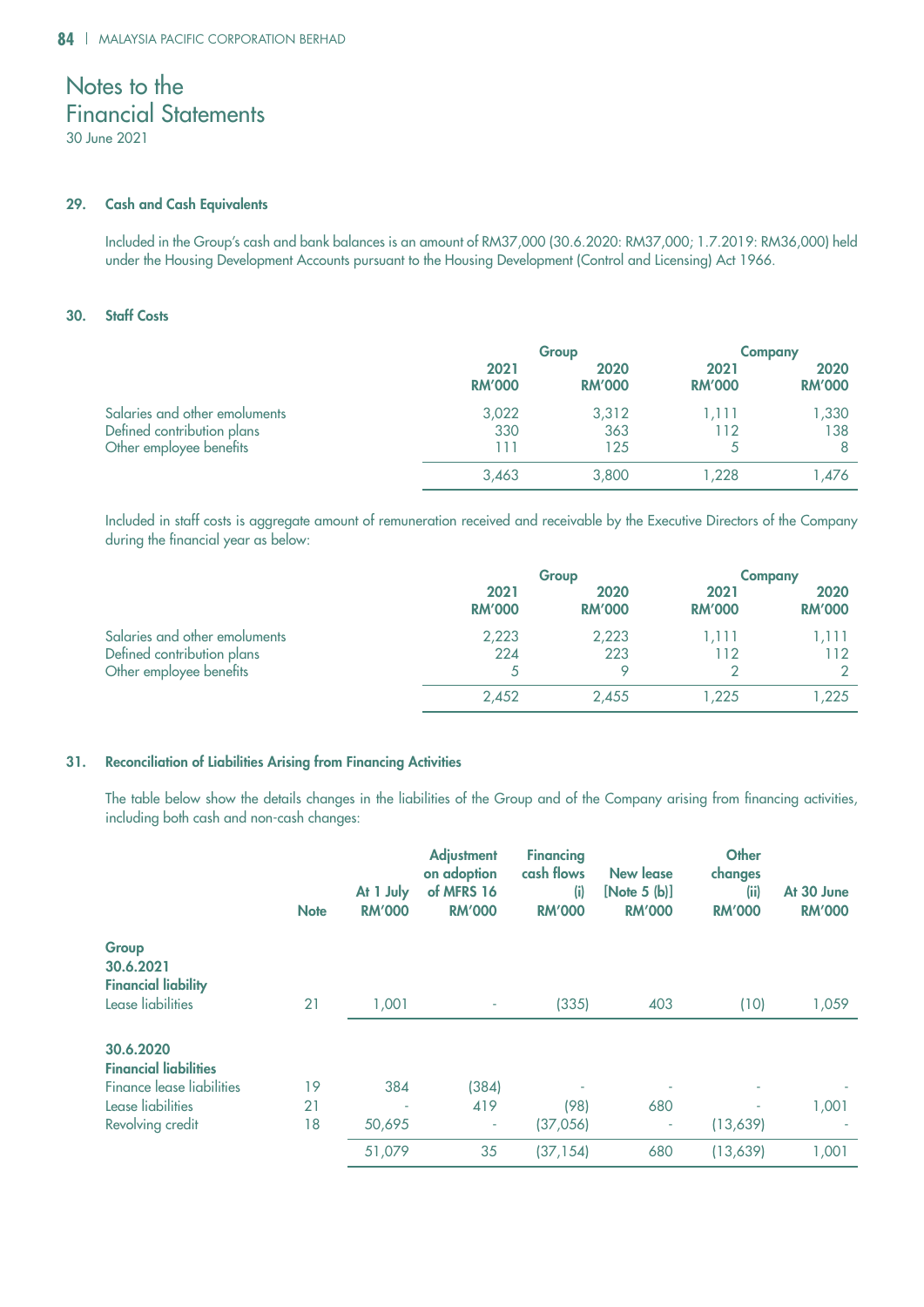# Notes to the Financial Statements

30 June 2021

## 29. Cash and Cash Equivalents

Included in the Group's cash and bank balances is an amount of RM37,000 (30.6.2020: RM37,000; 1.7.2019: RM36,000) held under the Housing Development Accounts pursuant to the Housing Development (Control and Licensing) Act 1966.

## 30. Staff Costs

| | Group | | Company | |
|---|---|---|---|---|
| | 2021 RM'000 | 2020 RM'000 | 2021 RM'000 | 2020 RM'000 |
| Salaries and other emoluments | 3,022 | 3,312 | 1,111 | 1,330 |
| Defined contribution plans | 330 | 363 | 112 | 138 |
| Other employee benefits | 111 | 125 | 5 | 8 |
| | 3,463 | 3,800 | 1,228 | 1,476 |

Included in staff costs is aggregate amount of remuneration received and receivable by the Executive Directors of the Company during the financial year as below:

| | Group | | Company | |
|---|---|---|---|---|
| | 2021 RM'000 | 2020 RM'000 | 2021 RM'000 | 2020 RM'000 |
| Salaries and other emoluments | 2,223 | 2,223 | 1,111 | 1,111 |
| Defined contribution plans | 224 | 223 | 112 | 112 |
| Other employee benefits | 5 | 9 | 2 | 2 |
| | 2,452 | 2,455 | 1,225 | 1,225 |

## 31. Reconciliation of Liabilities Arising from Financing Activities

The table below show the details changes in the liabilities of the Group and of the Company arising from financing activities, including both cash and non-cash changes:

| | Note | At 1 July RM'000 | Adjustment on adoption of MFRS 16 RM'000 | Financing cash flows (i) RM'000 | New lease [Note 5 (b)] RM'000 | Other changes (ii) RM'000 | At 30 June RM'000 |
|---|---|---|---|---|---|---|---|
| **Group** | | | | | | | |
| **30.6.2021** | | | | | | | |
| **Financial liability** | | | | | | | |
| Lease liabilities | 21 | 1,001 | - | (335) | 403 | (10) | 1,059 |
| **30.6.2020** | | | | | | | |
| **Financial liabilities** | | | | | | | |
| Finance lease liabilities | 19 | 384 | (384) | - | - | - | - |
| Lease liabilities | 21 | - | 419 | (98) | 680 | - | 1,001 |
| Revolving credit | 18 | 50,695 | - | (37,056) | - | (13,639) | - |
| | | 51,079 | 35 | (37,154) | 680 | (13,639) | 1,001 |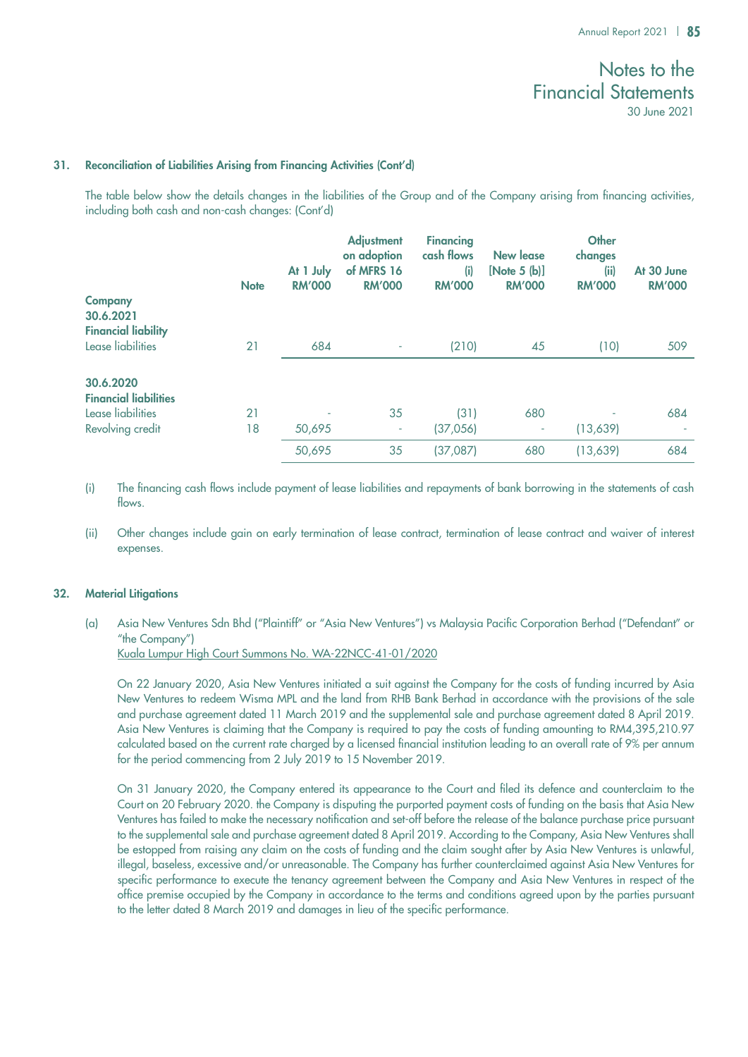## 31. Reconciliation of Liabilities Arising from Financing Activities (Cont'd)

The table below show the details changes in the liabilities of the Group and of the Company arising from financing activities, including both cash and non-cash changes: (Cont'd)

| | Note | At 1 July RM'000 | Adjustment on adoption of MFRS 16 RM'000 | Financing cash flows (i) RM'000 | New lease [Note 5 (b)] RM'000 | Other changes (ii) RM'000 | At 30 June RM'000 |
|---|---|---|---|---|---|---|---|
| **Company** | | | | | | | |
| **30.6.2021** | | | | | | | |
| **Financial liability** | | | | | | | |
| Lease liabilities | 21 | 684 | - | (210) | 45 | (10) | 509 |
| **30.6.2020** | | | | | | | |
| **Financial liabilities** | | | | | | | |
| Lease liabilities | 21 | - | 35 | (31) | 680 | - | 684 |
| Revolving credit | 18 | 50,695 | - | (37,056) | - | (13,639) | - |
| | | 50,695 | 35 | (37,087) | 680 | (13,639) | 684 |

(i) The financing cash flows include payment of lease liabilities and repayments of bank borrowing in the statements of cash flows.

(ii) Other changes include gain on early termination of lease contract, termination of lease contract and waiver of interest expenses.

## 32. Material Litigations

(a) Asia New Ventures Sdn Bhd ("Plaintiff" or "Asia New Ventures") vs Malaysia Pacific Corporation Berhad ("Defendant" or "the Company")
Kuala Lumpur High Court Summons No. WA-22NCC-41-01/2020

On 22 January 2020, Asia New Ventures initiated a suit against the Company for the costs of funding incurred by Asia New Ventures to redeem Wisma MPL and the land from RHB Bank Berhad in accordance with the provisions of the sale and purchase agreement dated 11 March 2019 and the supplemental sale and purchase agreement dated 8 April 2019. Asia New Ventures is claiming that the Company is required to pay the costs of funding amounting to RM4,395,210.97 calculated based on the current rate charged by a licensed financial institution leading to an overall rate of 9% per annum for the period commencing from 2 July 2019 to 15 November 2019.

On 31 January 2020, the Company entered its appearance to the Court and filed its defence and counterclaim to the Court on 20 February 2020. the Company is disputing the purported payment costs of funding on the basis that Asia New Ventures has failed to make the necessary notification and set-off before the release of the balance purchase price pursuant to the supplemental sale and purchase agreement dated 8 April 2019. According to the Company, Asia New Ventures shall be estopped from raising any claim on the costs of funding and the claim sought after by Asia New Ventures is unlawful, illegal, baseless, excessive and/or unreasonable. The Company has further counterclaimed against Asia New Ventures for specific performance to execute the tenancy agreement between the Company and Asia New Ventures in respect of the office premise occupied by the Company in accordance to the terms and conditions agreed upon by the parties pursuant to the letter dated 8 March 2019 and damages in lieu of the specific performance.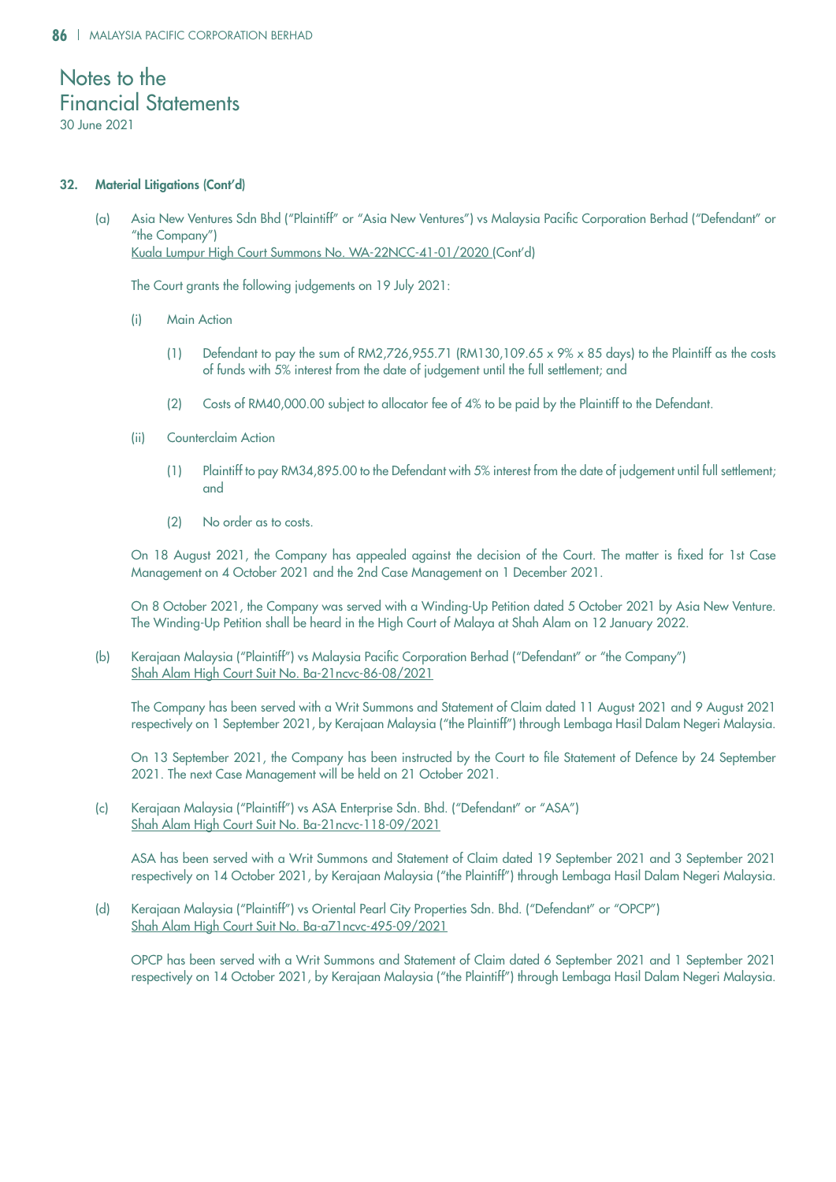# Notes to the Financial Statements

30 June 2021

**32. Material Litigations (Cont'd)**

(a) Asia New Ventures Sdn Bhd ("Plaintiff" or "Asia New Ventures") vs Malaysia Pacific Corporation Berhad ("Defendant" or "the Company")
Kuala Lumpur High Court Summons No. WA-22NCC-41-01/2020 (Cont'd)

The Court grants the following judgements on 19 July 2021:

(i) Main Action

(1) Defendant to pay the sum of RM2,726,955.71 (RM130,109.65 x 9% x 85 days) to the Plaintiff as the costs of funds with 5% interest from the date of judgement until the full settlement; and

(2) Costs of RM40,000.00 subject to allocator fee of 4% to be paid by the Plaintiff to the Defendant.

(ii) Counterclaim Action

(1) Plaintiff to pay RM34,895.00 to the Defendant with 5% interest from the date of judgement until full settlement; and

(2) No order as to costs.

On 18 August 2021, the Company has appealed against the decision of the Court. The matter is fixed for 1st Case Management on 4 October 2021 and the 2nd Case Management on 1 December 2021.

On 8 October 2021, the Company was served with a Winding-Up Petition dated 5 October 2021 by Asia New Venture. The Winding-Up Petition shall be heard in the High Court of Malaya at Shah Alam on 12 January 2022.

(b) Kerajaan Malaysia ("Plaintiff") vs Malaysia Pacific Corporation Berhad ("Defendant" or "the Company")
Shah Alam High Court Suit No. Ba-21ncvc-86-08/2021

The Company has been served with a Writ Summons and Statement of Claim dated 11 August 2021 and 9 August 2021 respectively on 1 September 2021, by Kerajaan Malaysia ("the Plaintiff") through Lembaga Hasil Dalam Negeri Malaysia.

On 13 September 2021, the Company has been instructed by the Court to file Statement of Defence by 24 September 2021. The next Case Management will be held on 21 October 2021.

(c) Kerajaan Malaysia ("Plaintiff") vs ASA Enterprise Sdn. Bhd. ("Defendant" or "ASA")
Shah Alam High Court Suit No. Ba-21ncvc-118-09/2021

ASA has been served with a Writ Summons and Statement of Claim dated 19 September 2021 and 3 September 2021 respectively on 14 October 2021, by Kerajaan Malaysia ("the Plaintiff") through Lembaga Hasil Dalam Negeri Malaysia.

(d) Kerajaan Malaysia ("Plaintiff") vs Oriental Pearl City Properties Sdn. Bhd. ("Defendant" or "OPCP")
Shah Alam High Court Suit No. Ba-a71ncvc-495-09/2021

OPCP has been served with a Writ Summons and Statement of Claim dated 6 September 2021 and 1 September 2021 respectively on 14 October 2021, by Kerajaan Malaysia ("the Plaintiff") through Lembaga Hasil Dalam Negeri Malaysia.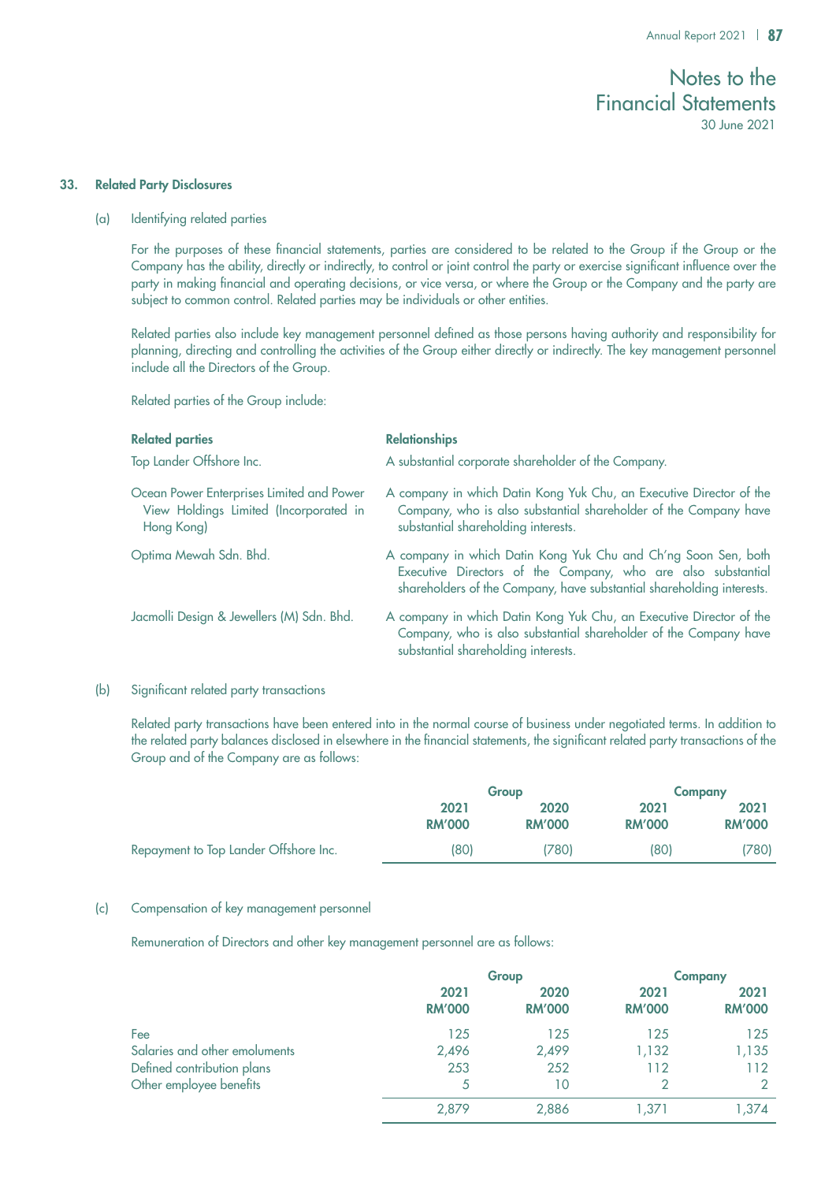## 33. Related Party Disclosures

(a) Identifying related parties

For the purposes of these financial statements, parties are considered to be related to the Group if the Group or the Company has the ability, directly or indirectly, to control or joint control the party or exercise significant influence over the party in making financial and operating decisions, or vice versa, or where the Group or the Company and the party are subject to common control. Related parties may be individuals or other entities.

Related parties also include key management personnel defined as those persons having authority and responsibility for planning, directing and controlling the activities of the Group either directly or indirectly. The key management personnel include all the Directors of the Group.

Related parties of the Group include:

| Related parties | Relationships |
|---|---|
| Top Lander Offshore Inc. | A substantial corporate shareholder of the Company. |
| Ocean Power Enterprises Limited and Power View Holdings Limited (Incorporated in Hong Kong) | A company in which Datin Kong Yuk Chu, an Executive Director of the Company, who is also substantial shareholder of the Company have substantial shareholding interests. |
| Optima Mewah Sdn. Bhd. | A company in which Datin Kong Yuk Chu and Ch'ng Soon Sen, both Executive Directors of the Company, who are also substantial shareholders of the Company, have substantial shareholding interests. |
| Jacmolli Design & Jewellers (M) Sdn. Bhd. | A company in which Datin Kong Yuk Chu, an Executive Director of the Company, who is also substantial shareholder of the Company have substantial shareholding interests. |

(b) Significant related party transactions

Related party transactions have been entered into in the normal course of business under negotiated terms. In addition to the related party balances disclosed in elsewhere in the financial statements, the significant related party transactions of the Group and of the Company are as follows:

| | Group | | Company | |
|---|---|---|---|---|
| | 2021 RM'000 | 2020 RM'000 | 2021 RM'000 | 2021 RM'000 |
| Repayment to Top Lander Offshore Inc. | (80) | (780) | (80) | (780) |

(c) Compensation of key management personnel

Remuneration of Directors and other key management personnel are as follows:

| | Group | | Company | |
|---|---|---|---|---|
| | 2021 RM'000 | 2020 RM'000 | 2021 RM'000 | 2021 RM'000 |
| Fee | 125 | 125 | 125 | 125 |
| Salaries and other emoluments | 2,496 | 2,499 | 1,132 | 1,135 |
| Defined contribution plans | 253 | 252 | 112 | 112 |
| Other employee benefits | 5 | 10 | 2 | 2 |
| | 2,879 | 2,886 | 1,371 | 1,374 |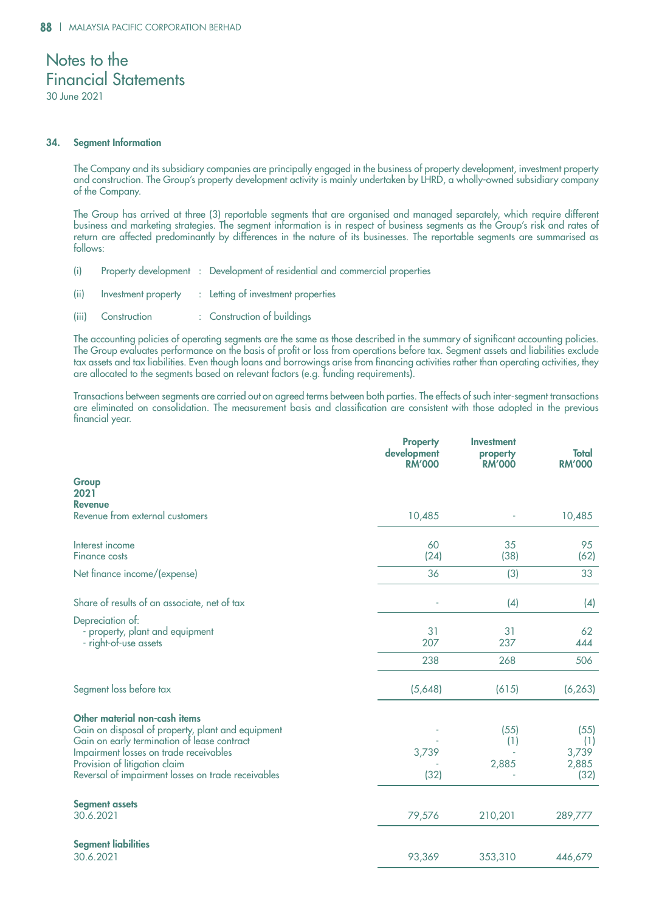# Notes to the Financial Statements

30 June 2021

## 34. Segment Information

The Company and its subsidiary companies are principally engaged in the business of property development, investment property and construction. The Group's property development activity is mainly undertaken by LHRD, a wholly-owned subsidiary company of the Company.

The Group has arrived at three (3) reportable segments that are organised and managed separately, which require different business and marketing strategies. The segment information is in respect of business segments as the Group's risk and rates of return are affected predominantly by differences in the nature of its businesses. The reportable segments are summarised as follows:

(i) Property development : Development of residential and commercial properties

(ii) Investment property : Letting of investment properties

(iii) Construction : Construction of buildings

The accounting policies of operating segments are the same as those described in the summary of significant accounting policies. The Group evaluates performance on the basis of profit or loss from operations before tax. Segment assets and liabilities exclude tax assets and tax liabilities. Even though loans and borrowings arise from financing activities rather than operating activities, they are allocated to the segments based on relevant factors (e.g. funding requirements).

Transactions between segments are carried out on agreed terms between both parties. The effects of such inter-segment transactions are eliminated on consolidation. The measurement basis and classification are consistent with those adopted in the previous financial year.

| | Property development RM'000 | Investment property RM'000 | Total RM'000 |
|---|---|---|---|
| **Group** | | | |
| **2021** | | | |
| **Revenue** | | | |
| Revenue from external customers | 10,485 | - | 10,485 |
| Interest income | 60 | 35 | 95 |
| Finance costs | (24) | (38) | (62) |
| Net finance income/(expense) | 36 | (3) | 33 |
| Share of results of an associate, net of tax | - | (4) | (4) |
| Depreciation of: | | | |
| - property, plant and equipment | 31 | 31 | 62 |
| - right-of-use assets | 207 | 237 | 444 |
| | 238 | 268 | 506 |
| Segment loss before tax | (5,648) | (615) | (6,263) |
| **Other material non-cash items** | | | |
| Gain on disposal of property, plant and equipment | - | (55) | (55) |
| Gain on early termination of lease contract | - | (1) | (1) |
| Impairment losses on trade receivables | 3,739 | - | 3,739 |
| Provision of litigation claim | - | 2,885 | 2,885 |
| Reversal of impairment losses on trade receivables | (32) | - | (32) |
| **Segment assets** | | | |
| 30.6.2021 | 79,576 | 210,201 | 289,777 |
| **Segment liabilities** | | | |
| 30.6.2021 | 93,369 | 353,310 | 446,679 |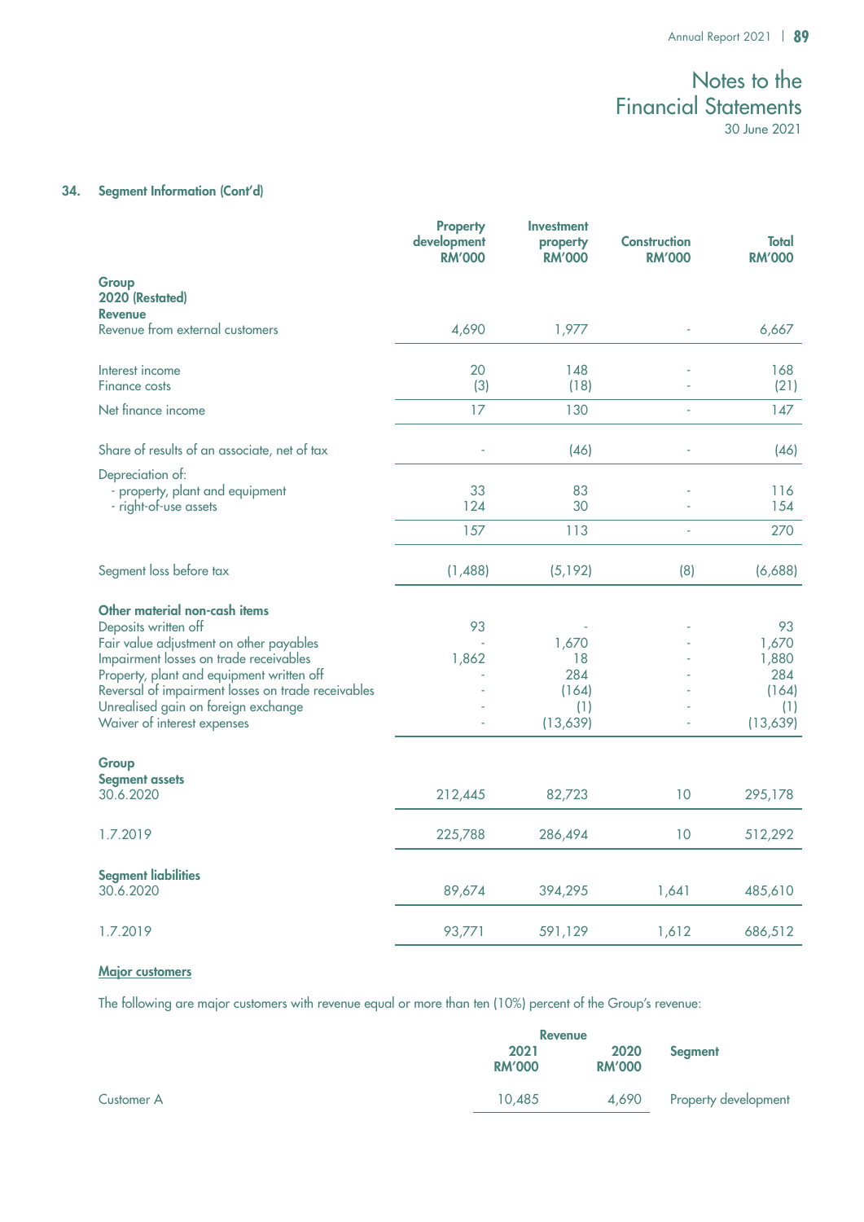## 34. Segment Information (Cont'd)

| | Property development RM'000 | Investment property RM'000 | Construction RM'000 | Total RM'000 |
|---|---|---|---|---|
| **Group** | | | | |
| **2020 (Restated)** | | | | |
| **Revenue** | | | | |
| Revenue from external customers | 4,690 | 1,977 | - | 6,667 |
| Interest income | 20 | 148 | - | 168 |
| Finance costs | (3) | (18) | - | (21) |
| Net finance income | 17 | 130 | - | 147 |
| Share of results of an associate, net of tax | - | (46) | - | (46) |
| Depreciation of: | | | | |
| - property, plant and equipment | 33 | 83 | - | 116 |
| - right-of-use assets | 124 | 30 | - | 154 |
| | 157 | 113 | - | 270 |
| Segment loss before tax | (1,488) | (5,192) | (8) | (6,688) |
| **Other material non-cash items** | | | | |
| Deposits written off | 93 | - | - | 93 |
| Fair value adjustment on other payables | - | 1,670 | - | 1,670 |
| Impairment losses on trade receivables | 1,862 | 18 | - | 1,880 |
| Property, plant and equipment written off | - | 284 | - | 284 |
| Reversal of impairment losses on trade receivables | - | (164) | - | (164) |
| Unrealised gain on foreign exchange | - | (1) | - | (1) |
| Waiver of interest expenses | - | (13,639) | - | (13,639) |
| **Group** | | | | |
| **Segment assets** | | | | |
| 30.6.2020 | 212,445 | 82,723 | 10 | 295,178 |
| 1.7.2019 | 225,788 | 286,494 | 10 | 512,292 |
| **Segment liabilities** | | | | |
| 30.6.2020 | 89,674 | 394,295 | 1,641 | 485,610 |
| 1.7.2019 | 93,771 | 591,129 | 1,612 | 686,512 |

**Major customers**

The following are major customers with revenue equal or more than ten (10%) percent of the Group's revenue:

| | Revenue | | Segment |
|---|---|---|---|
| | 2021 RM'000 | 2020 RM'000 | |
| Customer A | 10,485 | 4,690 | Property development |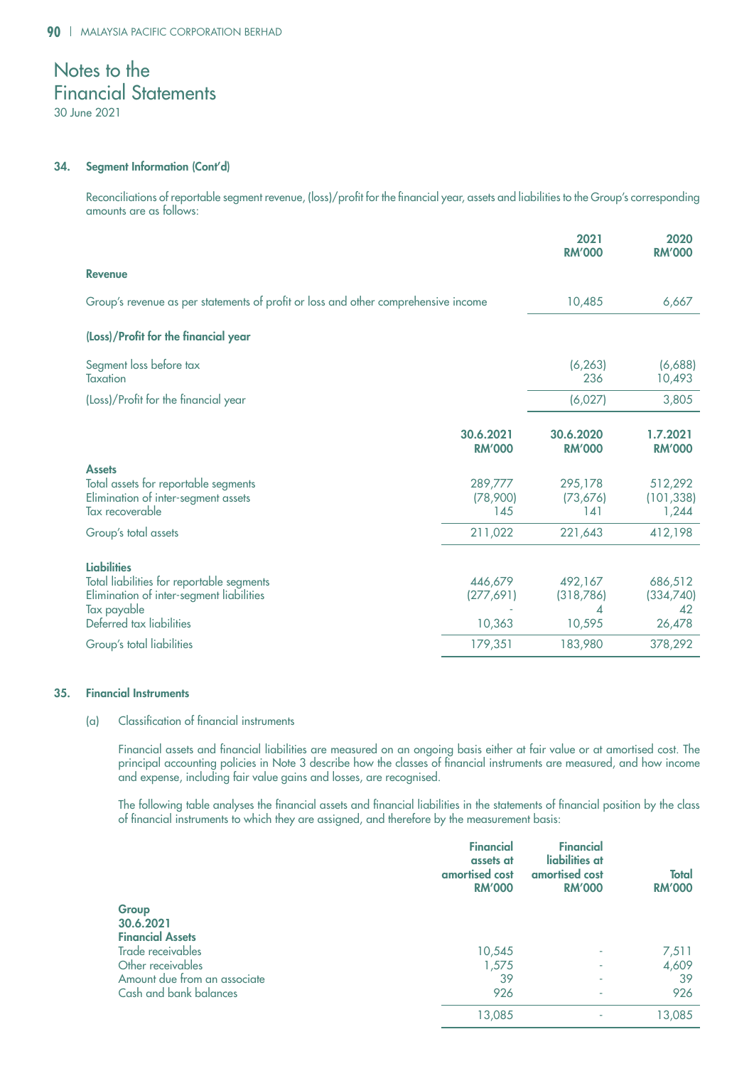# Notes to the Financial Statements

30 June 2021

### 34. Segment Information (Cont'd)

Reconciliations of reportable segment revenue, (loss)/profit for the financial year, assets and liabilities to the Group's corresponding amounts are as follows:

| | 2021 RM'000 | 2020 RM'000 |
|---|---|---|
| **Revenue** | | |
| Group's revenue as per statements of profit or loss and other comprehensive income | 10,485 | 6,667 |
| **(Loss)/Profit for the financial year** | | |
| Segment loss before tax | (6,263) | (6,688) |
| Taxation | 236 | 10,493 |
| (Loss)/Profit for the financial year | (6,027) | 3,805 |

| | 30.6.2021 RM'000 | 30.6.2020 RM'000 | 1.7.2021 RM'000 |
|---|---|---|---|
| **Assets** | | | |
| Total assets for reportable segments | 289,777 | 295,178 | 512,292 |
| Elimination of inter-segment assets | (78,900) | (73,676) | (101,338) |
| Tax recoverable | 145 | 141 | 1,244 |
| Group's total assets | 211,022 | 221,643 | 412,198 |
| **Liabilities** | | | |
| Total liabilities for reportable segments | 446,679 | 492,167 | 686,512 |
| Elimination of inter-segment liabilities | (277,691) | (318,786) | (334,740) |
| Tax payable | - | 4 | 42 |
| Deferred tax liabilities | 10,363 | 10,595 | 26,478 |
| Group's total liabilities | 179,351 | 183,980 | 378,292 |

### 35. Financial Instruments

(a) Classification of financial instruments

Financial assets and financial liabilities are measured on an ongoing basis either at fair value or at amortised cost. The principal accounting policies in Note 3 describe how the classes of financial instruments are measured, and how income and expense, including fair value gains and losses, are recognised.

The following table analyses the financial assets and financial liabilities in the statements of financial position by the class of financial instruments to which they are assigned, and therefore by the measurement basis:

| | Financial assets at amortised cost RM'000 | Financial liabilities at amortised cost RM'000 | Total RM'000 |
|---|---|---|---|
| **Group** | | | |
| **30.6.2021** | | | |
| **Financial Assets** | | | |
| Trade receivables | 10,545 | - | 7,511 |
| Other receivables | 1,575 | - | 4,609 |
| Amount due from an associate | 39 | - | 39 |
| Cash and bank balances | 926 | - | 926 |
| | 13,085 | - | 13,085 |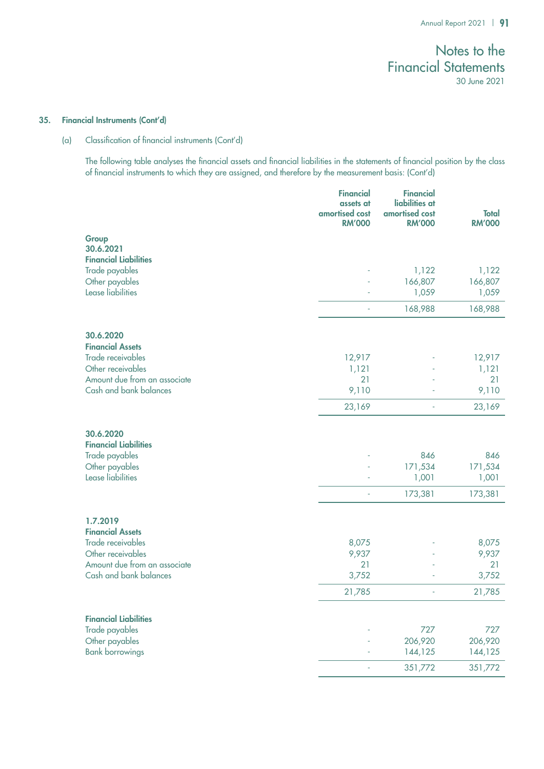Notes to the Financial Statements
30 June 2021

## 35. Financial Instruments (Cont'd)

### (a) Classification of financial instruments (Cont'd)

The following table analyses the financial assets and financial liabilities in the statements of financial position by the class of financial instruments to which they are assigned, and therefore by the measurement basis: (Cont'd)

| | Financial assets at amortised cost RM'000 | Financial liabilities at amortised cost RM'000 | Total RM'000 |
|---|---|---|---|
| **Group** | | | |
| **30.6.2021** | | | |
| **Financial Liabilities** | | | |
| Trade payables | - | 1,122 | 1,122 |
| Other payables | - | 166,807 | 166,807 |
| Lease liabilities | - | 1,059 | 1,059 |
| | - | 168,988 | 168,988 |
| **30.6.2020** | | | |
| **Financial Assets** | | | |
| Trade receivables | 12,917 | - | 12,917 |
| Other receivables | 1,121 | - | 1,121 |
| Amount due from an associate | 21 | - | 21 |
| Cash and bank balances | 9,110 | - | 9,110 |
| | 23,169 | - | 23,169 |
| **30.6.2020** | | | |
| **Financial Liabilities** | | | |
| Trade payables | - | 846 | 846 |
| Other payables | - | 171,534 | 171,534 |
| Lease liabilities | - | 1,001 | 1,001 |
| | - | 173,381 | 173,381 |
| **1.7.2019** | | | |
| **Financial Assets** | | | |
| Trade receivables | 8,075 | - | 8,075 |
| Other receivables | 9,937 | - | 9,937 |
| Amount due from an associate | 21 | - | 21 |
| Cash and bank balances | 3,752 | - | 3,752 |
| | 21,785 | - | 21,785 |
| **Financial Liabilities** | | | |
| Trade payables | - | 727 | 727 |
| Other payables | - | 206,920 | 206,920 |
| Bank borrowings | - | 144,125 | 144,125 |
| | - | 351,772 | 351,772 |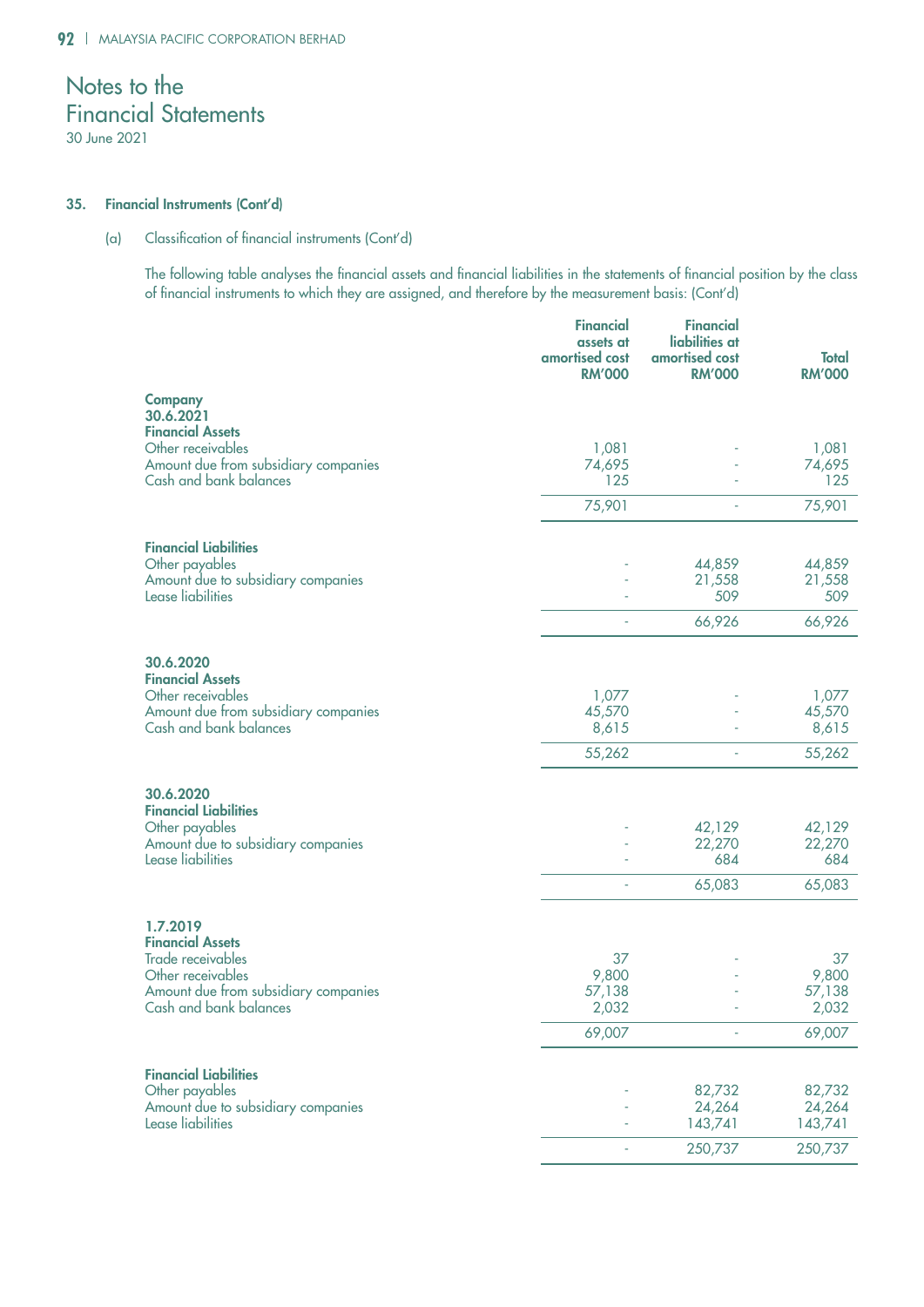# Notes to the Financial Statements

30 June 2021

## 35. Financial Instruments (Cont'd)

(a) Classification of financial instruments (Cont'd)

The following table analyses the financial assets and financial liabilities in the statements of financial position by the class of financial instruments to which they are assigned, and therefore by the measurement basis: (Cont'd)

| | Financial assets at amortised cost RM'000 | Financial liabilities at amortised cost RM'000 | Total RM'000 |
|---|---|---|---|
| **Company** | | | |
| **30.6.2021** | | | |
| **Financial Assets** | | | |
| Other receivables | 1,081 | - | 1,081 |
| Amount due from subsidiary companies | 74,695 | - | 74,695 |
| Cash and bank balances | 125 | - | 125 |
| | 75,901 | - | 75,901 |
| **Financial Liabilities** | | | |
| Other payables | - | 44,859 | 44,859 |
| Amount due to subsidiary companies | - | 21,558 | 21,558 |
| Lease liabilities | - | 509 | 509 |
| | - | 66,926 | 66,926 |
| **30.6.2020** | | | |
| **Financial Assets** | | | |
| Other receivables | 1,077 | - | 1,077 |
| Amount due from subsidiary companies | 45,570 | - | 45,570 |
| Cash and bank balances | 8,615 | - | 8,615 |
| | 55,262 | - | 55,262 |
| **30.6.2020** | | | |
| **Financial Liabilities** | | | |
| Other payables | - | 42,129 | 42,129 |
| Amount due to subsidiary companies | - | 22,270 | 22,270 |
| Lease liabilities | - | 684 | 684 |
| | - | 65,083 | 65,083 |
| **1.7.2019** | | | |
| **Financial Assets** | | | |
| Trade receivables | 37 | - | 37 |
| Other receivables | 9,800 | - | 9,800 |
| Amount due from subsidiary companies | 57,138 | - | 57,138 |
| Cash and bank balances | 2,032 | - | 2,032 |
| | 69,007 | - | 69,007 |
| **Financial Liabilities** | | | |
| Other payables | - | 82,732 | 82,732 |
| Amount due to subsidiary companies | - | 24,264 | 24,264 |
| Lease liabilities | - | 143,741 | 143,741 |
| | - | 250,737 | 250,737 |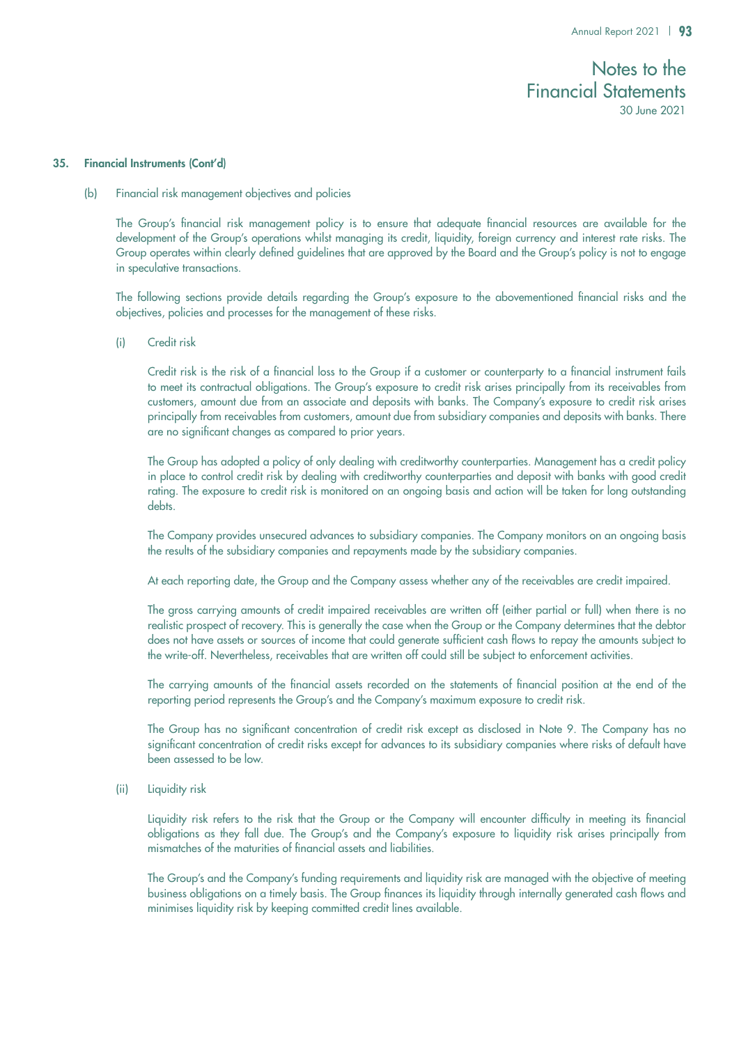### 35. Financial Instruments (Cont'd)

(b) Financial risk management objectives and policies

The Group's financial risk management policy is to ensure that adequate financial resources are available for the development of the Group's operations whilst managing its credit, liquidity, foreign currency and interest rate risks. The Group operates within clearly defined guidelines that are approved by the Board and the Group's policy is not to engage in speculative transactions.

The following sections provide details regarding the Group's exposure to the abovementioned financial risks and the objectives, policies and processes for the management of these risks.

(i) Credit risk

Credit risk is the risk of a financial loss to the Group if a customer or counterparty to a financial instrument fails to meet its contractual obligations. The Group's exposure to credit risk arises principally from its receivables from customers, amount due from an associate and deposits with banks. The Company's exposure to credit risk arises principally from receivables from customers, amount due from subsidiary companies and deposits with banks. There are no significant changes as compared to prior years.

The Group has adopted a policy of only dealing with creditworthy counterparties. Management has a credit policy in place to control credit risk by dealing with creditworthy counterparties and deposit with banks with good credit rating. The exposure to credit risk is monitored on an ongoing basis and action will be taken for long outstanding debts.

The Company provides unsecured advances to subsidiary companies. The Company monitors on an ongoing basis the results of the subsidiary companies and repayments made by the subsidiary companies.

At each reporting date, the Group and the Company assess whether any of the receivables are credit impaired.

The gross carrying amounts of credit impaired receivables are written off (either partial or full) when there is no realistic prospect of recovery. This is generally the case when the Group or the Company determines that the debtor does not have assets or sources of income that could generate sufficient cash flows to repay the amounts subject to the write-off. Nevertheless, receivables that are written off could still be subject to enforcement activities.

The carrying amounts of the financial assets recorded on the statements of financial position at the end of the reporting period represents the Group's and the Company's maximum exposure to credit risk.

The Group has no significant concentration of credit risk except as disclosed in Note 9. The Company has no significant concentration of credit risks except for advances to its subsidiary companies where risks of default have been assessed to be low.

(ii) Liquidity risk

Liquidity risk refers to the risk that the Group or the Company will encounter difficulty in meeting its financial obligations as they fall due. The Group's and the Company's exposure to liquidity risk arises principally from mismatches of the maturities of financial assets and liabilities.

The Group's and the Company's funding requirements and liquidity risk are managed with the objective of meeting business obligations on a timely basis. The Group finances its liquidity through internally generated cash flows and minimises liquidity risk by keeping committed credit lines available.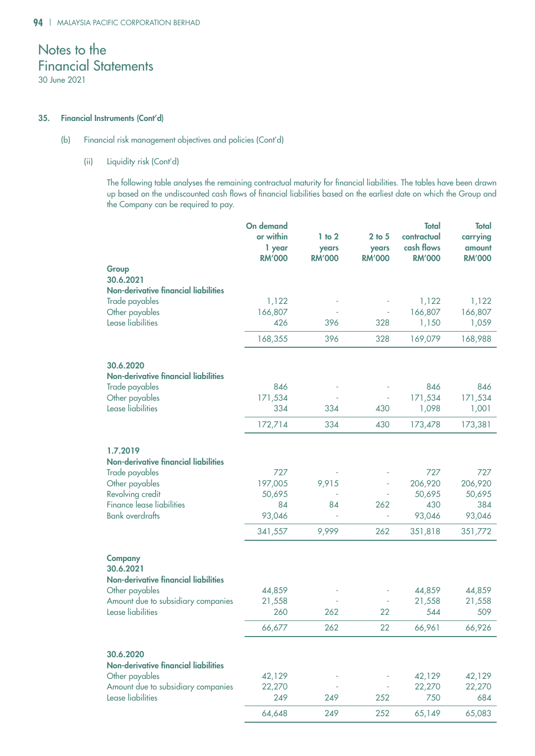# Notes to the Financial Statements

30 June 2021

### 35. Financial Instruments (Cont'd)

(b) Financial risk management objectives and policies (Cont'd)

(ii) Liquidity risk (Cont'd)

The following table analyses the remaining contractual maturity for financial liabilities. The tables have been drawn up based on the undiscounted cash flows of financial liabilities based on the earliest date on which the Group and the Company can be required to pay.

| | On demand or within 1 year RM'000 | 1 to 2 years RM'000 | 2 to 5 years RM'000 | Total contractual cash flows RM'000 | Total carrying amount RM'000 |
|---|---|---|---|---|---|
| **Group** | | | | | |
| **30.6.2021** | | | | | |
| **Non-derivative financial liabilities** | | | | | |
| Trade payables | 1,122 | - | - | 1,122 | 1,122 |
| Other payables | 166,807 | - | - | 166,807 | 166,807 |
| Lease liabilities | 426 | 396 | 328 | 1,150 | 1,059 |
| | 168,355 | 396 | 328 | 169,079 | 168,988 |
| **30.6.2020** | | | | | |
| **Non-derivative financial liabilities** | | | | | |
| Trade payables | 846 | - | - | 846 | 846 |
| Other payables | 171,534 | - | - | 171,534 | 171,534 |
| Lease liabilities | 334 | 334 | 430 | 1,098 | 1,001 |
| | 172,714 | 334 | 430 | 173,478 | 173,381 |
| **1.7.2019** | | | | | |
| **Non-derivative financial liabilities** | | | | | |
| Trade payables | 727 | - | - | 727 | 727 |
| Other payables | 197,005 | 9,915 | - | 206,920 | 206,920 |
| Revolving credit | 50,695 | - | - | 50,695 | 50,695 |
| Finance lease liabilities | 84 | 84 | 262 | 430 | 384 |
| Bank overdrafts | 93,046 | - | - | 93,046 | 93,046 |
| | 341,557 | 9,999 | 262 | 351,818 | 351,772 |
| **Company** | | | | | |
| **30.6.2021** | | | | | |
| **Non-derivative financial liabilities** | | | | | |
| Other payables | 44,859 | - | - | 44,859 | 44,859 |
| Amount due to subsidiary companies | 21,558 | - | - | 21,558 | 21,558 |
| Lease liabilities | 260 | 262 | 22 | 544 | 509 |
| | 66,677 | 262 | 22 | 66,961 | 66,926 |
| **30.6.2020** | | | | | |
| **Non-derivative financial liabilities** | | | | | |
| Other payables | 42,129 | - | - | 42,129 | 42,129 |
| Amount due to subsidiary companies | 22,270 | - | - | 22,270 | 22,270 |
| Lease liabilities | 249 | 249 | 252 | 750 | 684 |
| | 64,648 | 249 | 252 | 65,149 | 65,083 |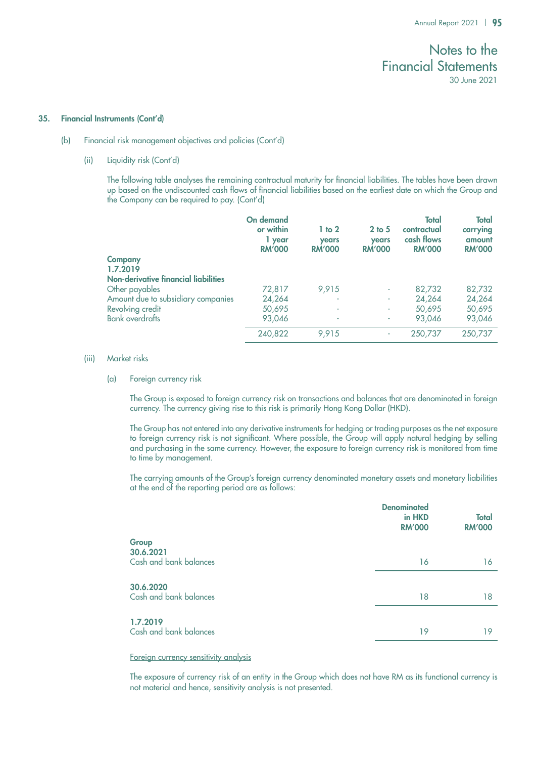## 35. Financial Instruments (Cont'd)

### (b) Financial risk management objectives and policies (Cont'd)

#### (ii) Liquidity risk (Cont'd)

The following table analyses the remaining contractual maturity for financial liabilities. The tables have been drawn up based on the undiscounted cash flows of financial liabilities based on the earliest date on which the Group and the Company can be required to pay. (Cont'd)

| | On demand or within 1 year RM'000 | 1 to 2 years RM'000 | 2 to 5 years RM'000 | Total contractual cash flows RM'000 | Total carrying amount RM'000 |
|---|---|---|---|---|---|
| **Company** | | | | | |
| **1.7.2019** | | | | | |
| **Non-derivative financial liabilities** | | | | | |
| Other payables | 72,817 | 9,915 | - | 82,732 | 82,732 |
| Amount due to subsidiary companies | 24,264 | - | - | 24,264 | 24,264 |
| Revolving credit | 50,695 | - | - | 50,695 | 50,695 |
| Bank overdrafts | 93,046 | - | - | 93,046 | 93,046 |
| | 240,822 | 9,915 | - | 250,737 | 250,737 |

#### (iii) Market risks

##### (a) Foreign currency risk

The Group is exposed to foreign currency risk on transactions and balances that are denominated in foreign currency. The currency giving rise to this risk is primarily Hong Kong Dollar (HKD).

The Group has not entered into any derivative instruments for hedging or trading purposes as the net exposure to foreign currency risk is not significant. Where possible, the Group will apply natural hedging by selling and purchasing in the same currency. However, the exposure to foreign currency risk is monitored from time to time by management.

The carrying amounts of the Group's foreign currency denominated monetary assets and monetary liabilities at the end of the reporting period are as follows:

| | Denominated in HKD RM'000 | Total RM'000 |
|---|---|---|
| **Group** | | |
| **30.6.2021** | | |
| Cash and bank balances | 16 | 16 |
| **30.6.2020** | | |
| Cash and bank balances | 18 | 18 |
| **1.7.2019** | | |
| Cash and bank balances | 19 | 19 |

<u>Foreign currency sensitivity analysis</u>

The exposure of currency risk of an entity in the Group which does not have RM as its functional currency is not material and hence, sensitivity analysis is not presented.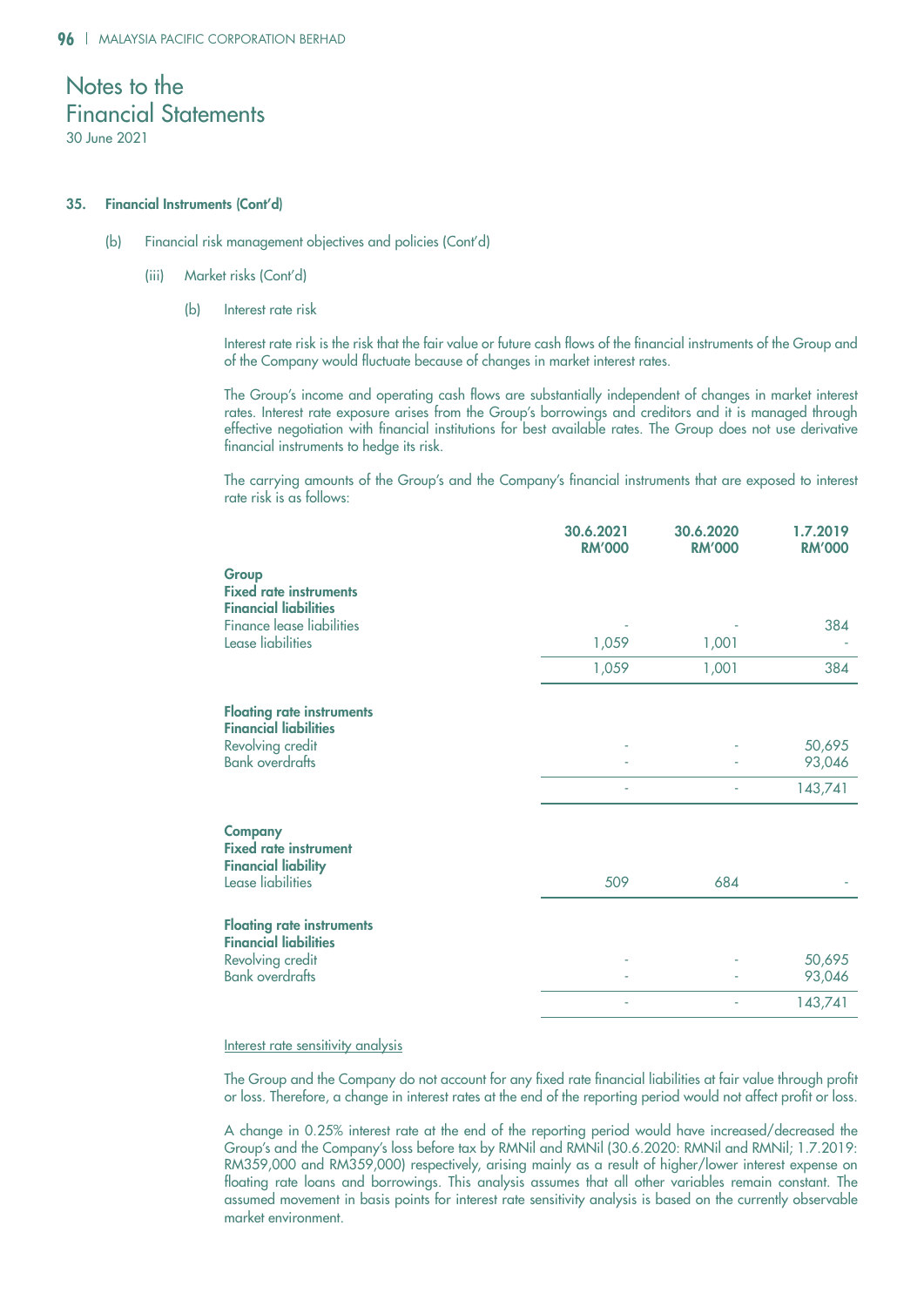# Notes to the Financial Statements

30 June 2021

**35. Financial Instruments (Cont'd)**

(b) Financial risk management objectives and policies (Cont'd)

(iii) Market risks (Cont'd)

(b) Interest rate risk

Interest rate risk is the risk that the fair value or future cash flows of the financial instruments of the Group and of the Company would fluctuate because of changes in market interest rates.

The Group's income and operating cash flows are substantially independent of changes in market interest rates. Interest rate exposure arises from the Group's borrowings and creditors and it is managed through effective negotiation with financial institutions for best available rates. The Group does not use derivative financial instruments to hedge its risk.

The carrying amounts of the Group's and the Company's financial instruments that are exposed to interest rate risk is as follows:

| | 30.6.2021 RM'000 | 30.6.2020 RM'000 | 1.7.2019 RM'000 |
|---|---|---|---|
| **Group** | | | |
| **Fixed rate instruments** | | | |
| **Financial liabilities** | | | |
| Finance lease liabilities | - | - | 384 |
| Lease liabilities | 1,059 | 1,001 | - |
| | 1,059 | 1,001 | 384 |
| **Floating rate instruments** | | | |
| **Financial liabilities** | | | |
| Revolving credit | - | - | 50,695 |
| Bank overdrafts | - | - | 93,046 |
| | - | - | 143,741 |
| **Company** | | | |
| **Fixed rate instrument** | | | |
| **Financial liability** | | | |
| Lease liabilities | 509 | 684 | - |
| **Floating rate instruments** | | | |
| **Financial liabilities** | | | |
| Revolving credit | - | - | 50,695 |
| Bank overdrafts | - | - | 93,046 |
| | - | - | 143,741 |

Interest rate sensitivity analysis

The Group and the Company do not account for any fixed rate financial liabilities at fair value through profit or loss. Therefore, a change in interest rates at the end of the reporting period would not affect profit or loss.

A change in 0.25% interest rate at the end of the reporting period would have increased/decreased the Group's and the Company's loss before tax by RMNil and RMNil (30.6.2020: RMNil and RMNil; 1.7.2019: RM359,000 and RM359,000) respectively, arising mainly as a result of higher/lower interest expense on floating rate loans and borrowings. This analysis assumes that all other variables remain constant. The assumed movement in basis points for interest rate sensitivity analysis is based on the currently observable market environment.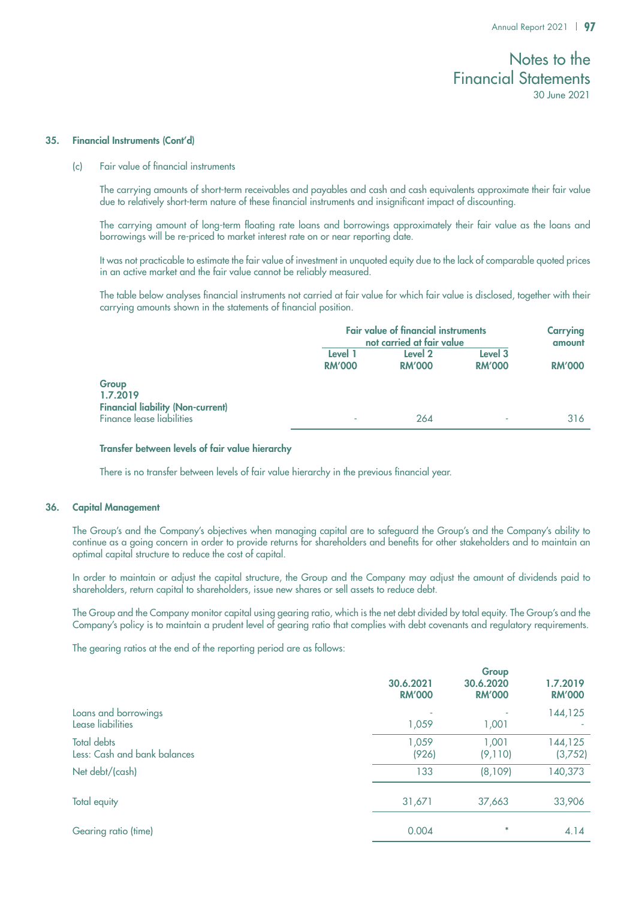### 35. Financial Instruments (Cont'd)

(c) Fair value of financial instruments

The carrying amounts of short-term receivables and payables and cash and cash equivalents approximate their fair value due to relatively short-term nature of these financial instruments and insignificant impact of discounting.

The carrying amount of long-term floating rate loans and borrowings approximately their fair value as the loans and borrowings will be re-priced to market interest rate on or near reporting date.

It was not practicable to estimate the fair value of investment in unquoted equity due to the lack of comparable quoted prices in an active market and the fair value cannot be reliably measured.

The table below analyses financial instruments not carried at fair value for which fair value is disclosed, together with their carrying amounts shown in the statements of financial position.

| | Fair value of financial instruments not carried at fair value | | | Carrying amount |
|---|---|---|---|---|
| | Level 1 RM'000 | Level 2 RM'000 | Level 3 RM'000 | RM'000 |
| **Group** | | | | |
| **1.7.2019** | | | | |
| **Financial liability (Non-current)** | | | | |
| Finance lease liabilities | - | 264 | - | 316 |

**Transfer between levels of fair value hierarchy**

There is no transfer between levels of fair value hierarchy in the previous financial year.

### 36. Capital Management

The Group's and the Company's objectives when managing capital are to safeguard the Group's and the Company's ability to continue as a going concern in order to provide returns for shareholders and benefits for other stakeholders and to maintain an optimal capital structure to reduce the cost of capital.

In order to maintain or adjust the capital structure, the Group and the Company may adjust the amount of dividends paid to shareholders, return capital to shareholders, issue new shares or sell assets to reduce debt.

The Group and the Company monitor capital using gearing ratio, which is the net debt divided by total equity. The Group's and the Company's policy is to maintain a prudent level of gearing ratio that complies with debt covenants and regulatory requirements.

The gearing ratios at the end of the reporting period are as follows:

| | Group | | |
|---|---|---|---|
| | 30.6.2021 RM'000 | 30.6.2020 RM'000 | 1.7.2019 RM'000 |
| Loans and borrowings | - | - | 144,125 |
| Lease liabilities | 1,059 | 1,001 | - |
| Total debts | 1,059 | 1,001 | 144,125 |
| Less: Cash and bank balances | (926) | (9,110) | (3,752) |
| Net debt/(cash) | 133 | (8,109) | 140,373 |
| Total equity | 31,671 | 37,663 | 33,906 |
| Gearing ratio (time) | 0.004 | * | 4.14 |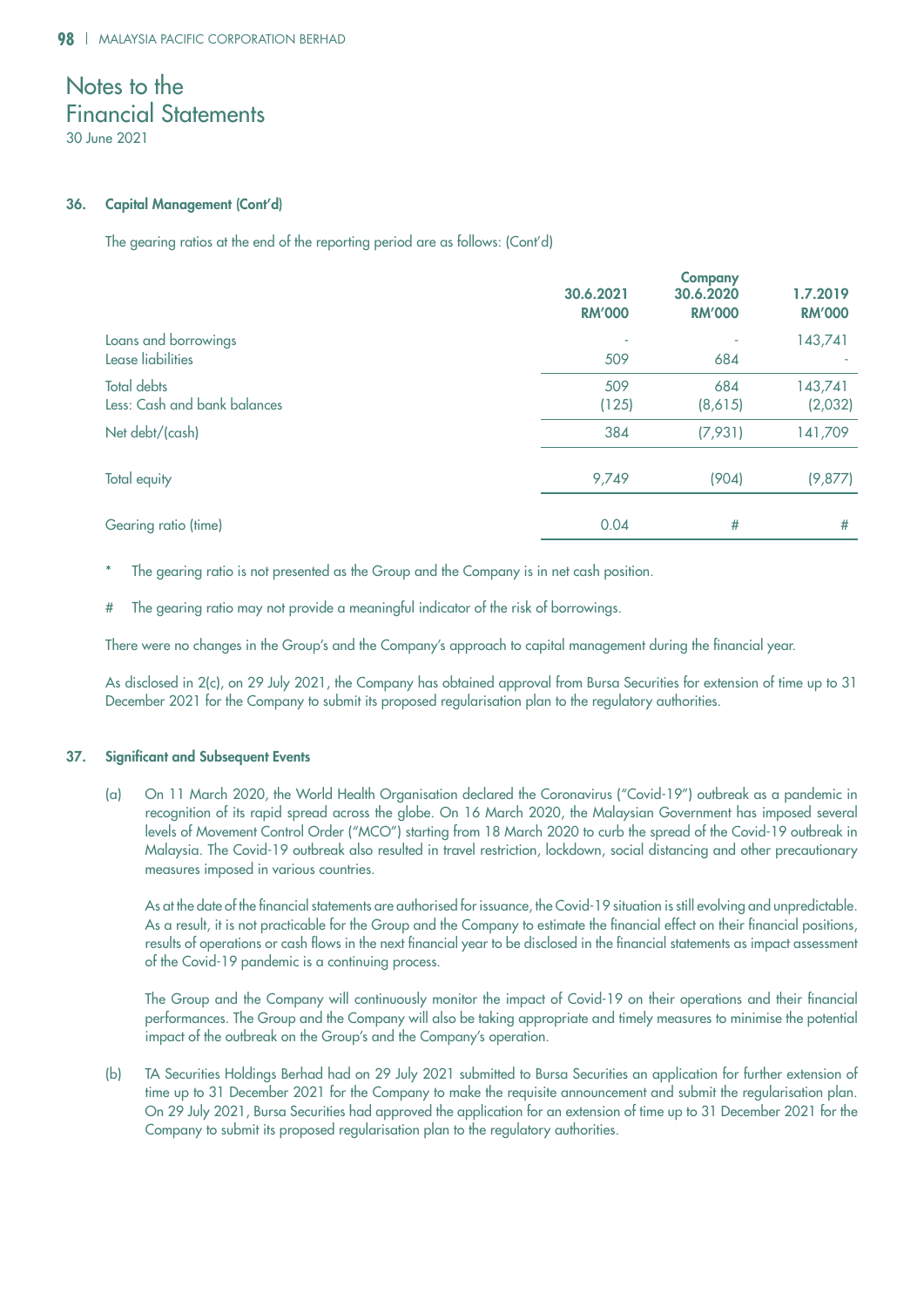# Notes to the Financial Statements

30 June 2021

## 36. Capital Management (Cont'd)

The gearing ratios at the end of the reporting period are as follows: (Cont'd)

| | Company | | |
|---|---|---|---|
| | 30.6.2021 RM'000 | 30.6.2020 RM'000 | 1.7.2019 RM'000 |
| Loans and borrowings | - | - | 143,741 |
| Lease liabilities | 509 | 684 | - |
| Total debts | 509 | 684 | 143,741 |
| Less: Cash and bank balances | (125) | (8,615) | (2,032) |
| Net debt/(cash) | 384 | (7,931) | 141,709 |
| Total equity | 9,749 | (904) | (9,877) |
| Gearing ratio (time) | 0.04 | # | # |

\* The gearing ratio is not presented as the Group and the Company is in net cash position.

\# The gearing ratio may not provide a meaningful indicator of the risk of borrowings.

There were no changes in the Group's and the Company's approach to capital management during the financial year.

As disclosed in 2(c), on 29 July 2021, the Company has obtained approval from Bursa Securities for extension of time up to 31 December 2021 for the Company to submit its proposed regularisation plan to the regulatory authorities.

## 37. Significant and Subsequent Events

(a) On 11 March 2020, the World Health Organisation declared the Coronavirus ("Covid-19") outbreak as a pandemic in recognition of its rapid spread across the globe. On 16 March 2020, the Malaysian Government has imposed several levels of Movement Control Order ("MCO") starting from 18 March 2020 to curb the spread of the Covid-19 outbreak in Malaysia. The Covid-19 outbreak also resulted in travel restriction, lockdown, social distancing and other precautionary measures imposed in various countries.

As at the date of the financial statements are authorised for issuance, the Covid-19 situation is still evolving and unpredictable. As a result, it is not practicable for the Group and the Company to estimate the financial effect on their financial positions, results of operations or cash flows in the next financial year to be disclosed in the financial statements as impact assessment of the Covid-19 pandemic is a continuing process.

The Group and the Company will continuously monitor the impact of Covid-19 on their operations and their financial performances. The Group and the Company will also be taking appropriate and timely measures to minimise the potential impact of the outbreak on the Group's and the Company's operation.

(b) TA Securities Holdings Berhad had on 29 July 2021 submitted to Bursa Securities an application for further extension of time up to 31 December 2021 for the Company to make the requisite announcement and submit the regularisation plan. On 29 July 2021, Bursa Securities had approved the application for an extension of time up to 31 December 2021 for the Company to submit its proposed regularisation plan to the regulatory authorities.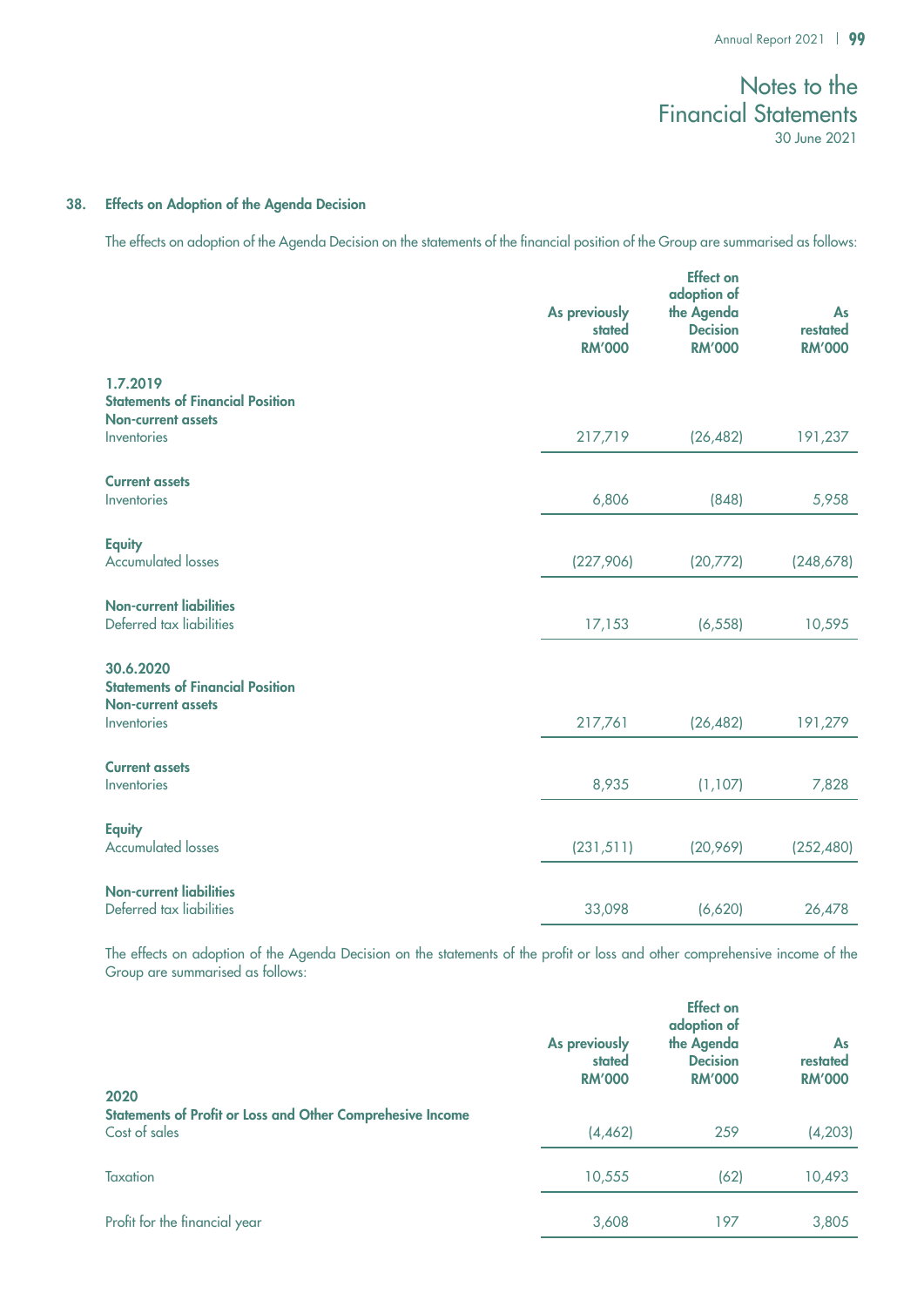## 38. Effects on Adoption of the Agenda Decision

The effects on adoption of the Agenda Decision on the statements of the financial position of the Group are summarised as follows:

| | As previously stated RM'000 | Effect on adoption of the Agenda Decision RM'000 | As restated RM'000 |
|---|---|---|---|
| **1.7.2019** | | | |
| **Statements of Financial Position** | | | |
| **Non-current assets** | | | |
| Inventories | 217,719 | (26,482) | 191,237 |
| **Current assets** | | | |
| Inventories | 6,806 | (848) | 5,958 |
| **Equity** | | | |
| Accumulated losses | (227,906) | (20,772) | (248,678) |
| **Non-current liabilities** | | | |
| Deferred tax liabilities | 17,153 | (6,558) | 10,595 |
| **30.6.2020** | | | |
| **Statements of Financial Position** | | | |
| **Non-current assets** | | | |
| Inventories | 217,761 | (26,482) | 191,279 |
| **Current assets** | | | |
| Inventories | 8,935 | (1,107) | 7,828 |
| **Equity** | | | |
| Accumulated losses | (231,511) | (20,969) | (252,480) |
| **Non-current liabilities** | | | |
| Deferred tax liabilities | 33,098 | (6,620) | 26,478 |

The effects on adoption of the Agenda Decision on the statements of the profit or loss and other comprehensive income of the Group are summarised as follows:

| | As previously stated RM'000 | Effect on adoption of the Agenda Decision RM'000 | As restated RM'000 |
|---|---|---|---|
| **2020** | | | |
| **Statements of Profit or Loss and Other Comprehesive Income** | | | |
| Cost of sales | (4,462) | 259 | (4,203) |
| Taxation | 10,555 | (62) | 10,493 |
| Profit for the financial year | 3,608 | 197 | 3,805 |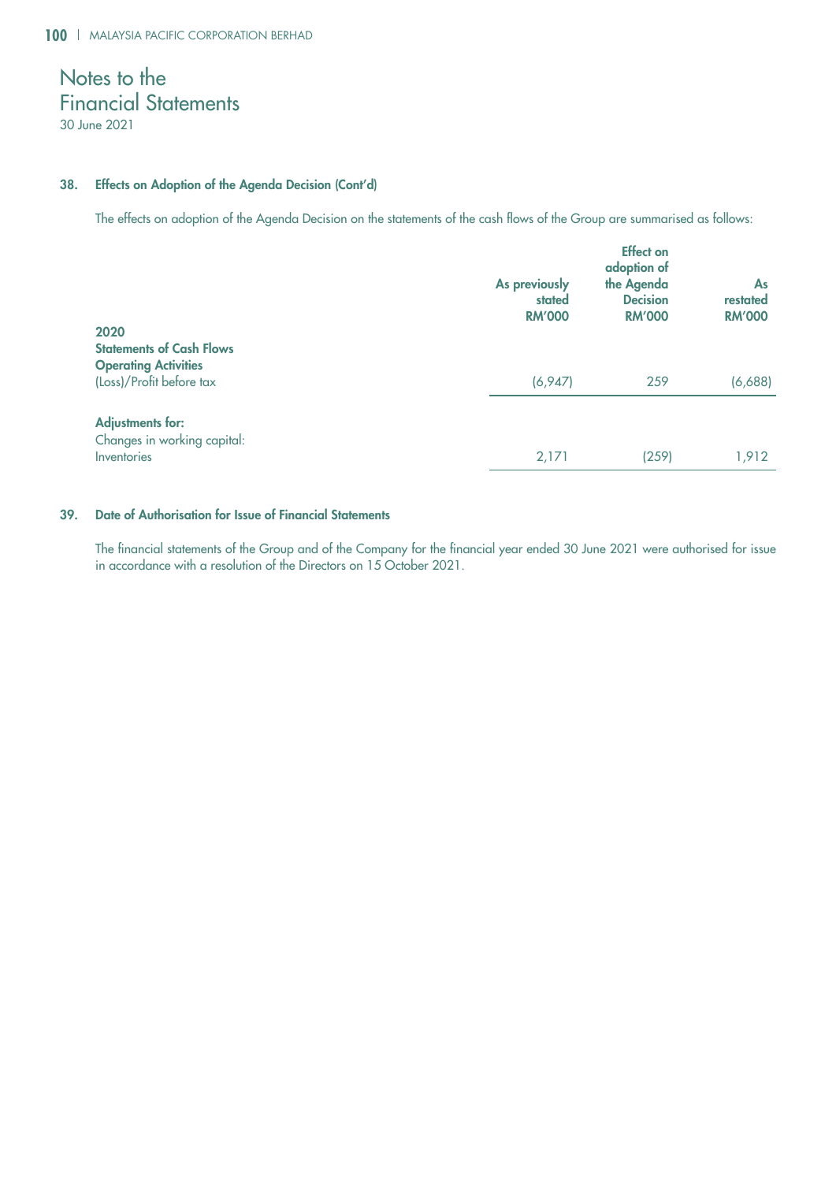# Notes to the Financial Statements
30 June 2021

## 38. Effects on Adoption of the Agenda Decision (Cont'd)

The effects on adoption of the Agenda Decision on the statements of the cash flows of the Group are summarised as follows:

| | As previously stated RM'000 | Effect on adoption of the Agenda Decision RM'000 | As restated RM'000 |
|---|---|---|---|
| **2020** | | | |
| **Statements of Cash Flows** | | | |
| **Operating Activities** | | | |
| (Loss)/Profit before tax | (6,947) | 259 | (6,688) |
| **Adjustments for:** | | | |
| Changes in working capital: | | | |
| Inventories | 2,171 | (259) | 1,912 |

## 39. Date of Authorisation for Issue of Financial Statements

The financial statements of the Group and of the Company for the financial year ended 30 June 2021 were authorised for issue in accordance with a resolution of the Directors on 15 October 2021.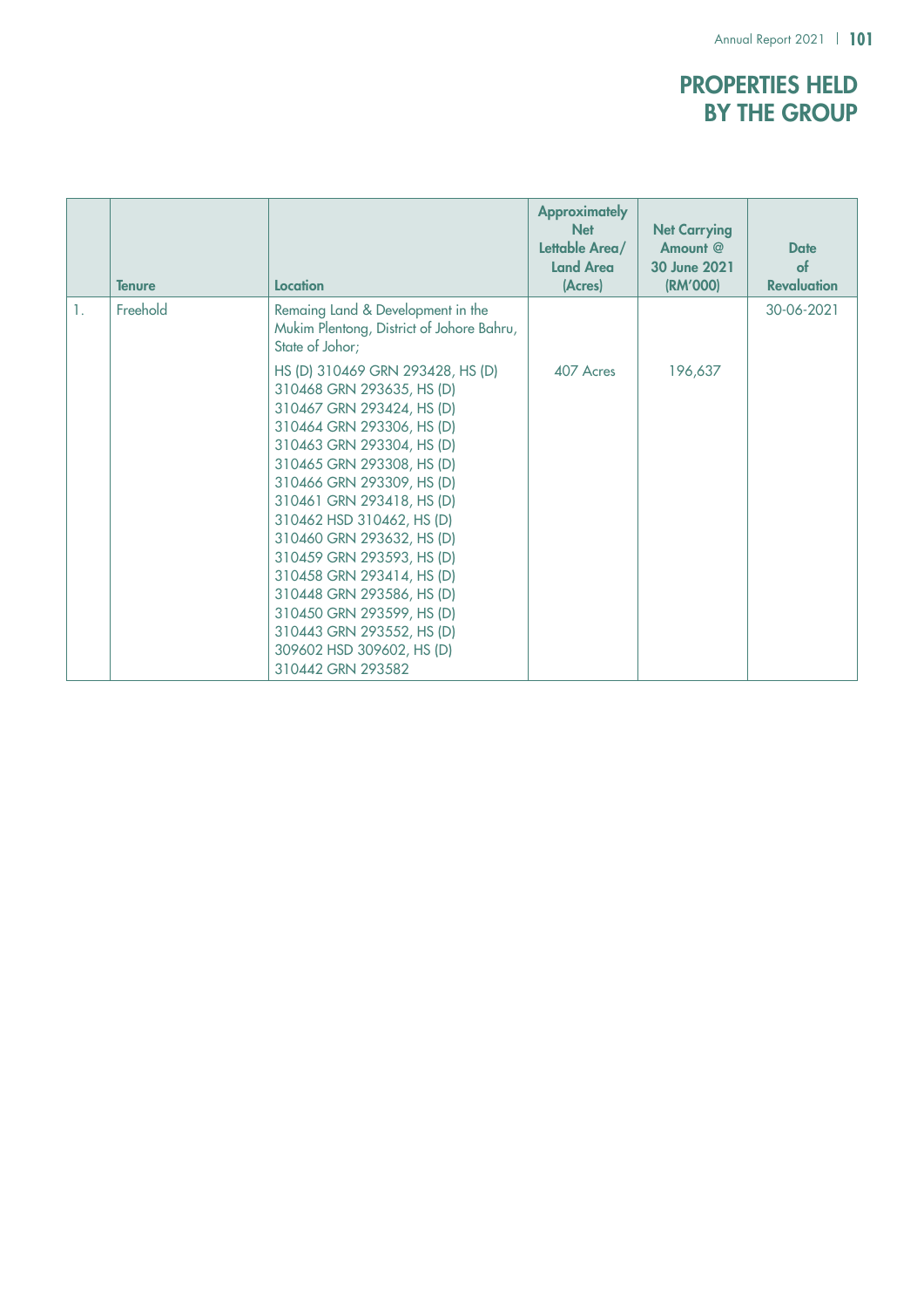# PROPERTIES HELD BY THE GROUP

| | Tenure | Location | Approximately Net Lettable Area/ Land Area (Acres) | Net Carrying Amount @ 30 June 2021 (RM'000) | Date of Revaluation |
|---|---|---|---|---|---|
| 1. | Freehold | Remaing Land & Development in the Mukim Plentong, District of Johore Bahru, State of Johor; HS (D) 310469 GRN 293428, HS (D) 310468 GRN 293635, HS (D) 310467 GRN 293424, HS (D) 310464 GRN 293306, HS (D) 310463 GRN 293304, HS (D) 310465 GRN 293308, HS (D) 310466 GRN 293309, HS (D) 310461 GRN 293418, HS (D) 310462 HSD 310462, HS (D) 310460 GRN 293632, HS (D) 310459 GRN 293593, HS (D) 310458 GRN 293414, HS (D) 310448 GRN 293586, HS (D) 310450 GRN 293599, HS (D) 310443 GRN 293552, HS (D) 309602 HSD 309602, HS (D) 310442 GRN 293582 | 407 Acres | 196,637 | 30-06-2021 |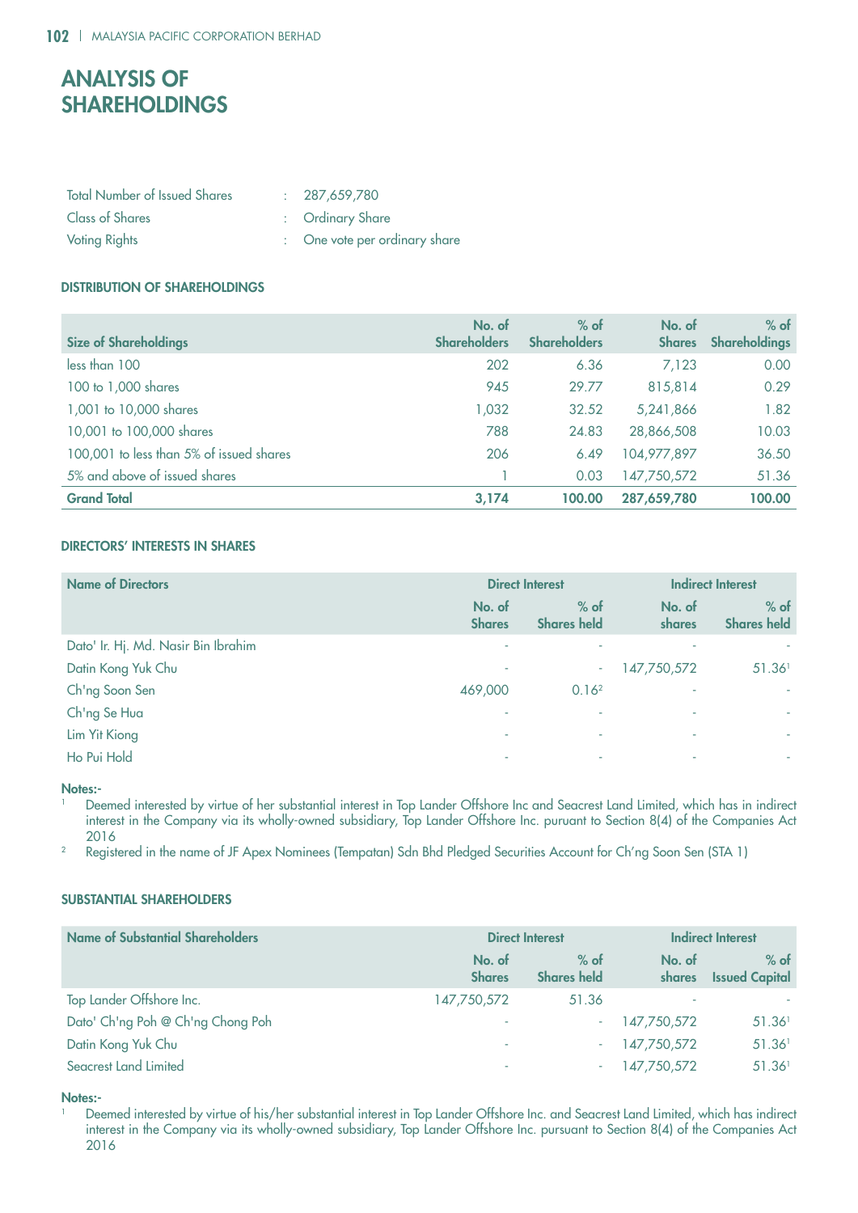# ANALYSIS OF SHAREHOLDINGS

| | | |
|---|---|---|
| Total Number of Issued Shares | : | 287,659,780 |
| Class of Shares | : | Ordinary Share |
| Voting Rights | : | One vote per ordinary share |

### DISTRIBUTION OF SHAREHOLDINGS

| Size of Shareholdings | No. of Shareholders | % of Shareholders | No. of Shares | % of Shareholdings |
|---|---|---|---|---|
| less than 100 | 202 | 6.36 | 7,123 | 0.00 |
| 100 to 1,000 shares | 945 | 29.77 | 815,814 | 0.29 |
| 1,001 to 10,000 shares | 1,032 | 32.52 | 5,241,866 | 1.82 |
| 10,001 to 100,000 shares | 788 | 24.83 | 28,866,508 | 10.03 |
| 100,001 to less than 5% of issued shares | 206 | 6.49 | 104,977,897 | 36.50 |
| 5% and above of issued shares | 1 | 0.03 | 147,750,572 | 51.36 |
| **Grand Total** | **3,174** | **100.00** | **287,659,780** | **100.00** |

### DIRECTORS' INTERESTS IN SHARES

| Name of Directors | Direct Interest | | Indirect Interest | |
|---|---|---|---|---|
| | No. of Shares | % of Shares held | No. of shares | % of Shares held |
| Dato' Ir. Hj. Md. Nasir Bin Ibrahim | - | - | - | - |
| Datin Kong Yuk Chu | - | - | 147,750,572 | 51.36[1] |
| Ch'ng Soon Sen | 469,000 | 0.16[2] | - | - |
| Ch'ng Se Hua | - | - | - | - |
| Lim Yit Kiong | - | - | - | - |
| Ho Pui Hold | - | - | - | - |

**Notes:-**

1. Deemed interested by virtue of her substantial interest in Top Lander Offshore Inc and Seacrest Land Limited, which has in indirect interest in the Company via its wholly-owned subsidiary, Top Lander Offshore Inc. puruant to Section 8(4) of the Companies Act 2016
2. Registered in the name of JF Apex Nominees (Tempatan) Sdn Bhd Pledged Securities Account for Ch'ng Soon Sen (STA 1)

### SUBSTANTIAL SHAREHOLDERS

| Name of Substantial Shareholders | Direct Interest | | Indirect Interest | |
|---|---|---|---|---|
| | No. of Shares | % of Shares held | No. of shares | % of Issued Capital |
| Top Lander Offshore Inc. | 147,750,572 | 51.36 | - | - |
| Dato' Ch'ng Poh @ Ch'ng Chong Poh | - | - | 147,750,572 | 51.36[1] |
| Datin Kong Yuk Chu | - | - | 147,750,572 | 51.36[1] |
| Seacrest Land Limited | - | - | 147,750,572 | 51.36[1] |

**Notes:-**

1. Deemed interested by virtue of his/her substantial interest in Top Lander Offshore Inc. and Seacrest Land Limited, which has indirect interest in the Company via its wholly-owned subsidiary, Top Lander Offshore Inc. pursuant to Section 8(4) of the Companies Act 2016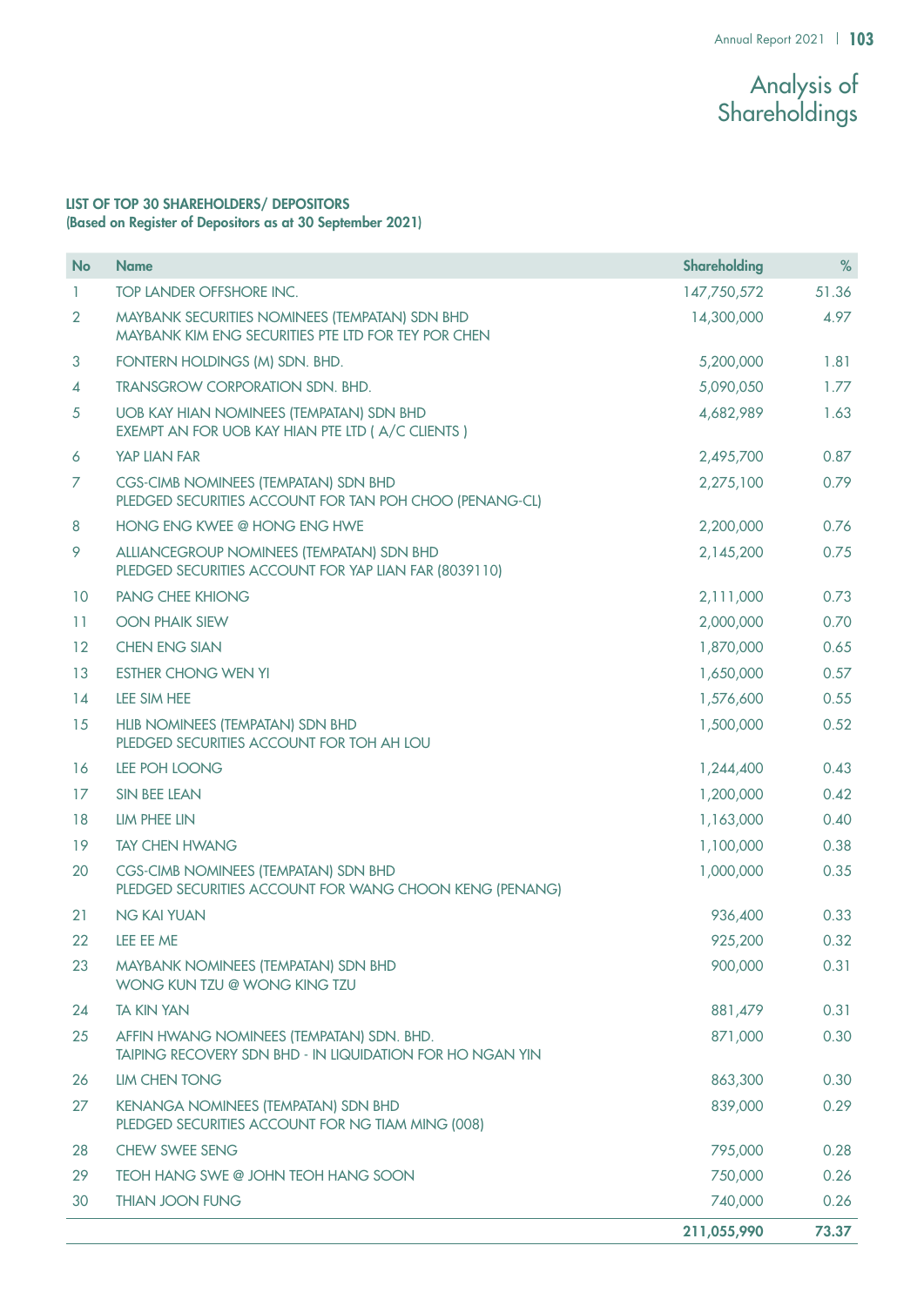# Analysis of Shareholdings

**LIST OF TOP 30 SHAREHOLDERS/ DEPOSITORS**
**(Based on Register of Depositors as at 30 September 2021)**

| No | Name | Shareholding | % |
|---|---|---|---|
| 1 | TOP LANDER OFFSHORE INC. | 147,750,572 | 51.36 |
| 2 | MAYBANK SECURITIES NOMINEES (TEMPATAN) SDN BHD<br>MAYBANK KIM ENG SECURITIES PTE LTD FOR TEY POR CHEN | 14,300,000 | 4.97 |
| 3 | FONTERN HOLDINGS (M) SDN. BHD. | 5,200,000 | 1.81 |
| 4 | TRANSGROW CORPORATION SDN. BHD. | 5,090,050 | 1.77 |
| 5 | UOB KAY HIAN NOMINEES (TEMPATAN) SDN BHD<br>EXEMPT AN FOR UOB KAY HIAN PTE LTD ( A/C CLIENTS ) | 4,682,989 | 1.63 |
| 6 | YAP LIAN FAR | 2,495,700 | 0.87 |
| 7 | CGS-CIMB NOMINEES (TEMPATAN) SDN BHD<br>PLEDGED SECURITIES ACCOUNT FOR TAN POH CHOO (PENANG-CL) | 2,275,100 | 0.79 |
| 8 | HONG ENG KWEE @ HONG ENG HWE | 2,200,000 | 0.76 |
| 9 | ALLIANCEGROUP NOMINEES (TEMPATAN) SDN BHD<br>PLEDGED SECURITIES ACCOUNT FOR YAP LIAN FAR (8039110) | 2,145,200 | 0.75 |
| 10 | PANG CHEE KHIONG | 2,111,000 | 0.73 |
| 11 | OON PHAIK SIEW | 2,000,000 | 0.70 |
| 12 | CHEN ENG SIAN | 1,870,000 | 0.65 |
| 13 | ESTHER CHONG WEN YI | 1,650,000 | 0.57 |
| 14 | LEE SIM HEE | 1,576,600 | 0.55 |
| 15 | HLIB NOMINEES (TEMPATAN) SDN BHD<br>PLEDGED SECURITIES ACCOUNT FOR TOH AH LOU | 1,500,000 | 0.52 |
| 16 | LEE POH LOONG | 1,244,400 | 0.43 |
| 17 | SIN BEE LEAN | 1,200,000 | 0.42 |
| 18 | LIM PHEE LIN | 1,163,000 | 0.40 |
| 19 | TAY CHEN HWANG | 1,100,000 | 0.38 |
| 20 | CGS-CIMB NOMINEES (TEMPATAN) SDN BHD<br>PLEDGED SECURITIES ACCOUNT FOR WANG CHOON KENG (PENANG) | 1,000,000 | 0.35 |
| 21 | NG KAI YUAN | 936,400 | 0.33 |
| 22 | LEE EE ME | 925,200 | 0.32 |
| 23 | MAYBANK NOMINEES (TEMPATAN) SDN BHD<br>WONG KUN TZU @ WONG KING TZU | 900,000 | 0.31 |
| 24 | TA KIN YAN | 881,479 | 0.31 |
| 25 | AFFIN HWANG NOMINEES (TEMPATAN) SDN. BHD.<br>TAIPING RECOVERY SDN BHD - IN LIQUIDATION FOR HO NGAN YIN | 871,000 | 0.30 |
| 26 | LIM CHEN TONG | 863,300 | 0.30 |
| 27 | KENANGA NOMINEES (TEMPATAN) SDN BHD<br>PLEDGED SECURITIES ACCOUNT FOR NG TIAM MING (008) | 839,000 | 0.29 |
| 28 | CHEW SWEE SENG | 795,000 | 0.28 |
| 29 | TEOH HANG SWE @ JOHN TEOH HANG SOON | 750,000 | 0.26 |
| 30 | THIAN JOON FUNG | 740,000 | 0.26 |
| | | **211,055,990** | **73.37** |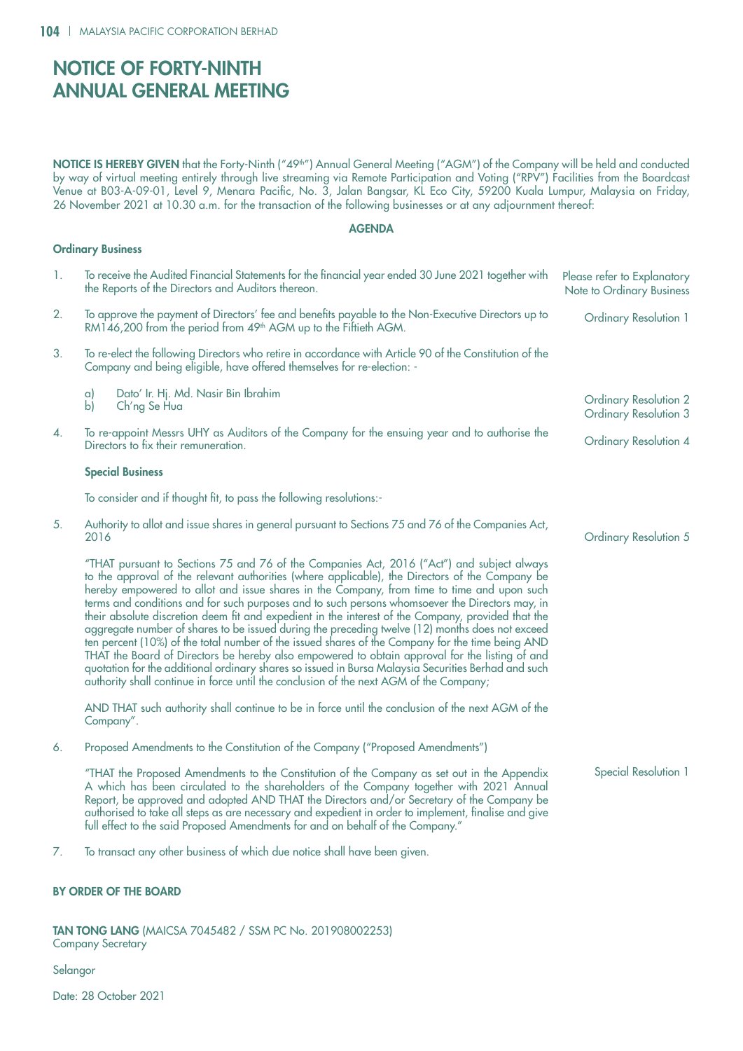# NOTICE OF FORTY-NINTH ANNUAL GENERAL MEETING

**NOTICE IS HEREBY GIVEN** that the Forty-Ninth ("49th") Annual General Meeting ("AGM") of the Company will be held and conducted by way of virtual meeting entirely through live streaming via Remote Participation and Voting ("RPV") Facilities from the Boardcast Venue at B03-A-09-01, Level 9, Menara Pacific, No. 3, Jalan Bangsar, KL Eco City, 59200 Kuala Lumpur, Malaysia on Friday, 26 November 2021 at 10.30 a.m. for the transaction of the following businesses or at any adjournment thereof:

**AGENDA**

**Ordinary Business**

1. To receive the Audited Financial Statements for the financial year ended 30 June 2021 together with the Reports of the Directors and Auditors thereon. — *Please refer to Explanatory Note to Ordinary Business*

2. To approve the payment of Directors' fee and benefits payable to the Non-Executive Directors up to RM146,200 from the period from 49th AGM up to the Fiftieth AGM. — **Ordinary Resolution 1**

3. To re-elect the following Directors who retire in accordance with Article 90 of the Constitution of the Company and being eligible, have offered themselves for re-election: -

   a) Dato' Ir. Hj. Md. Nasir Bin Ibrahim — **Ordinary Resolution 2**
   b) Ch'ng Se Hua — **Ordinary Resolution 3**

4. To re-appoint Messrs UHY as Auditors of the Company for the ensuing year and to authorise the Directors to fix their remuneration. — **Ordinary Resolution 4**

**Special Business**

To consider and if thought fit, to pass the following resolutions:-

5. Authority to allot and issue shares in general pursuant to Sections 75 and 76 of the Companies Act, 2016 — **Ordinary Resolution 5**

   "THAT pursuant to Sections 75 and 76 of the Companies Act, 2016 ("Act") and subject always to the approval of the relevant authorities (where applicable), the Directors of the Company be hereby empowered to allot and issue shares in the Company, from time to time and upon such terms and conditions and for such purposes and to such persons whomsoever the Directors may, in their absolute discretion deem fit and expedient in the interest of the Company, provided that the aggregate number of shares to be issued during the preceding twelve (12) months does not exceed ten percent (10%) of the total number of the issued shares of the Company for the time being AND THAT the Board of Directors be hereby also empowered to obtain approval for the listing of and quotation for the additional ordinary shares so issued in Bursa Malaysia Securities Berhad and such authority shall continue in force until the conclusion of the next AGM of the Company;

   AND THAT such authority shall continue to be in force until the conclusion of the next AGM of the Company".

6. Proposed Amendments to the Constitution of the Company ("Proposed Amendments") — **Special Resolution 1**

   "THAT the Proposed Amendments to the Constitution of the Company as set out in the Appendix A which has been circulated to the shareholders of the Company together with 2021 Annual Report, be approved and adopted AND THAT the Directors and/or Secretary of the Company be authorised to take all steps as are necessary and expedient in order to implement, finalise and give full effect to the said Proposed Amendments for and on behalf of the Company."

7. To transact any other business of which due notice shall have been given.

**BY ORDER OF THE BOARD**

**TAN TONG LANG** (MAICSA 7045482 / SSM PC No. 201908002253)
Company Secretary

Selangor

Date: 28 October 2021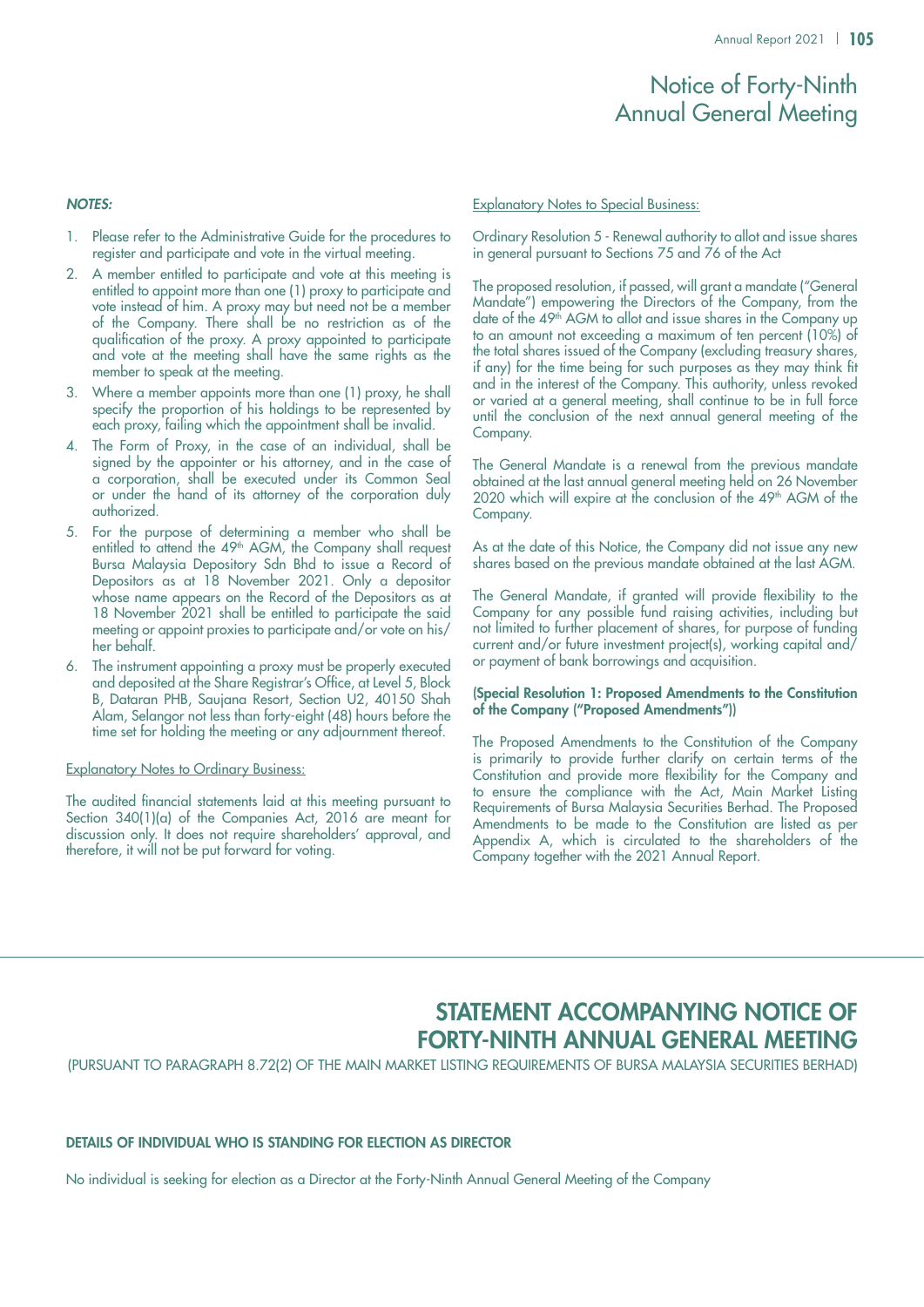# Notice of Forty-Ninth Annual General Meeting

***NOTES:***

1. Please refer to the Administrative Guide for the procedures to register and participate and vote in the virtual meeting.
2. A member entitled to participate and vote at this meeting is entitled to appoint more than one (1) proxy to participate and vote instead of him. A proxy may but need not be a member of the Company. There shall be no restriction as of the qualification of the proxy. A proxy appointed to participate and vote at the meeting shall have the same rights as the member to speak at the meeting.
3. Where a member appoints more than one (1) proxy, he shall specify the proportion of his holdings to be represented by each proxy, failing which the appointment shall be invalid.
4. The Form of Proxy, in the case of an individual, shall be signed by the appointer or his attorney, and in the case of a corporation, shall be executed under its Common Seal or under the hand of its attorney of the corporation duly authorized.
5. For the purpose of determining a member who shall be entitled to attend the 49th AGM, the Company shall request Bursa Malaysia Depository Sdn Bhd to issue a Record of Depositors as at 18 November 2021. Only a depositor whose name appears on the Record of the Depositors as at 18 November 2021 shall be entitled to participate the said meeting or appoint proxies to participate and/or vote on his/her behalf.
6. The instrument appointing a proxy must be properly executed and deposited at the Share Registrar's Office, at Level 5, Block B, Dataran PHB, Saujana Resort, Section U2, 40150 Shah Alam, Selangor not less than forty-eight (48) hours before the time set for holding the meeting or any adjournment thereof.

Explanatory Notes to Ordinary Business:

The audited financial statements laid at this meeting pursuant to Section 340(1)(a) of the Companies Act, 2016 are meant for discussion only. It does not require shareholders' approval, and therefore, it will not be put forward for voting.

Explanatory Notes to Special Business:

Ordinary Resolution 5 - Renewal authority to allot and issue shares in general pursuant to Sections 75 and 76 of the Act

The proposed resolution, if passed, will grant a mandate ("General Mandate") empowering the Directors of the Company, from the date of the 49th AGM to allot and issue shares in the Company up to an amount not exceeding a maximum of ten percent (10%) of the total shares issued of the Company (excluding treasury shares, if any) for the time being for such purposes as they may think fit and in the interest of the Company. This authority, unless revoked or varied at a general meeting, shall continue to be in full force until the conclusion of the next annual general meeting of the Company.

The General Mandate is a renewal from the previous mandate obtained at the last annual general meeting held on 26 November 2020 which will expire at the conclusion of the 49th AGM of the Company.

As at the date of this Notice, the Company did not issue any new shares based on the previous mandate obtained at the last AGM.

The General Mandate, if granted will provide flexibility to the Company for any possible fund raising activities, including but not limited to further placement of shares, for purpose of funding current and/or future investment project(s), working capital and/or payment of bank borrowings and acquisition.

**(Special Resolution 1: Proposed Amendments to the Constitution of the Company ("Proposed Amendments"))**

The Proposed Amendments to the Constitution of the Company is primarily to provide further clarify on certain terms of the Constitution and provide more flexibility for the Company and to ensure the compliance with the Act, Main Market Listing Requirements of Bursa Malaysia Securities Berhad. The Proposed Amendments to be made to the Constitution are listed as per Appendix A, which is circulated to the shareholders of the Company together with the 2021 Annual Report.

# STATEMENT ACCOMPANYING NOTICE OF FORTY-NINTH ANNUAL GENERAL MEETING

(PURSUANT TO PARAGRAPH 8.72(2) OF THE MAIN MARKET LISTING REQUIREMENTS OF BURSA MALAYSIA SECURITIES BERHAD)

**DETAILS OF INDIVIDUAL WHO IS STANDING FOR ELECTION AS DIRECTOR**

No individual is seeking for election as a Director at the Forty-Ninth Annual General Meeting of the Company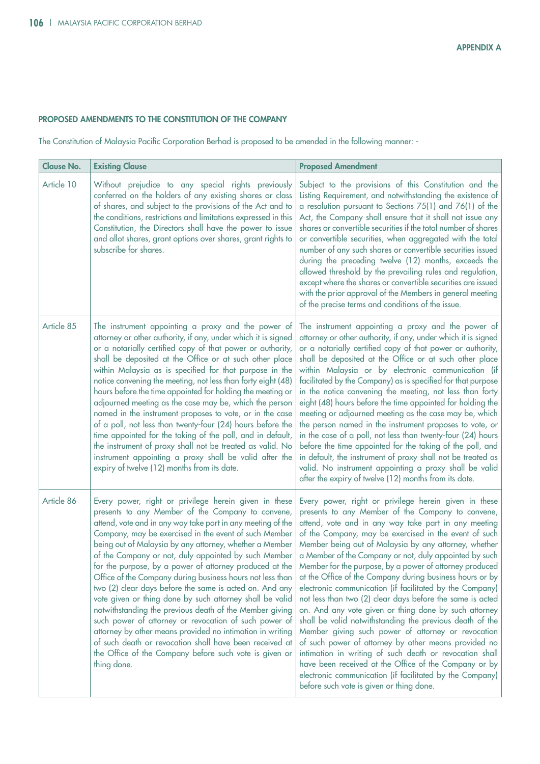APPENDIX A

### PROPOSED AMENDMENTS TO THE CONSTITUTION OF THE COMPANY

The Constitution of Malaysia Pacific Corporation Berhad is proposed to be amended in the following manner: -

| Clause No. | Existing Clause | Proposed Amendment |
|---|---|---|
| Article 10 | Without prejudice to any special rights previously conferred on the holders of any existing shares or class of shares, and subject to the provisions of the Act and to the conditions, restrictions and limitations expressed in this Constitution, the Directors shall have the power to issue and allot shares, grant options over shares, grant rights to subscribe for shares. | Subject to the provisions of this Constitution and the Listing Requirement, and notwithstanding the existence of a resolution pursuant to Sections 75(1) and 76(1) of the Act, the Company shall ensure that it shall not issue any shares or convertible securities if the total number of shares or convertible securities, when aggregated with the total number of any such shares or convertible securities issued during the preceding twelve (12) months, exceeds the allowed threshold by the prevailing rules and regulation, except where the shares or convertible securities are issued with the prior approval of the Members in general meeting of the precise terms and conditions of the issue. |
| Article 85 | The instrument appointing a proxy and the power of attorney or other authority, if any, under which it is signed or a notarially certified copy of that power or authority, shall be deposited at the Office or at such other place within Malaysia as is specified for that purpose in the notice convening the meeting, not less than forty eight (48) hours before the time appointed for holding the meeting or adjourned meeting as the case may be, which the person named in the instrument proposes to vote, or in the case of a poll, not less than twenty-four (24) hours before the time appointed for the taking of the poll, and in default, the instrument of proxy shall not be treated as valid. No instrument appointing a proxy shall be valid after the expiry of twelve (12) months from its date. | The instrument appointing a proxy and the power of attorney or other authority, if any, under which it is signed or a notarially certified copy of that power or authority, shall be deposited at the Office or at such other place within Malaysia or by electronic communication (if facilitated by the Company) as is specified for that purpose in the notice convening the meeting, not less than forty eight (48) hours before the time appointed for holding the meeting or adjourned meeting as the case may be, which the person named in the instrument proposes to vote, or in the case of a poll, not less than twenty-four (24) hours before the time appointed for the taking of the poll, and in default, the instrument of proxy shall not be treated as valid. No instrument appointing a proxy shall be valid after the expiry of twelve (12) months from its date. |
| Article 86 | Every power, right or privilege herein given in these presents to any Member of the Company to convene, attend, vote and in any way take part in any meeting of the Company, may be exercised in the event of such Member being out of Malaysia by any attorney, whether a Member of the Company or not, duly appointed by such Member for the purpose, by a power of attorney produced at the Office of the Company during business hours not less than two (2) clear days before the same is acted on. And any vote given or thing done by such attorney shall be valid notwithstanding the previous death of the Member giving such power of attorney or revocation of such power of attorney by other means provided no intimation in writing of such death or revocation shall have been received at the Office of the Company before such vote is given or thing done. | Every power, right or privilege herein given in these presents to any Member of the Company to convene, attend, vote and in any way take part in any meeting of the Company, may be exercised in the event of such Member being out of Malaysia by any attorney, whether a Member of the Company or not, duly appointed by such Member for the purpose, by a power of attorney produced at the Office of the Company during business hours or by electronic communication (if facilitated by the Company) not less than two (2) clear days before the same is acted on. And any vote given or thing done by such attorney shall be valid notwithstanding the previous death of the Member giving such power of attorney or revocation of such power of attorney by other means provided no intimation in writing of such death or revocation shall have been received at the Office of the Company or by electronic communication (if facilitated by the Company) before such vote is given or thing done. |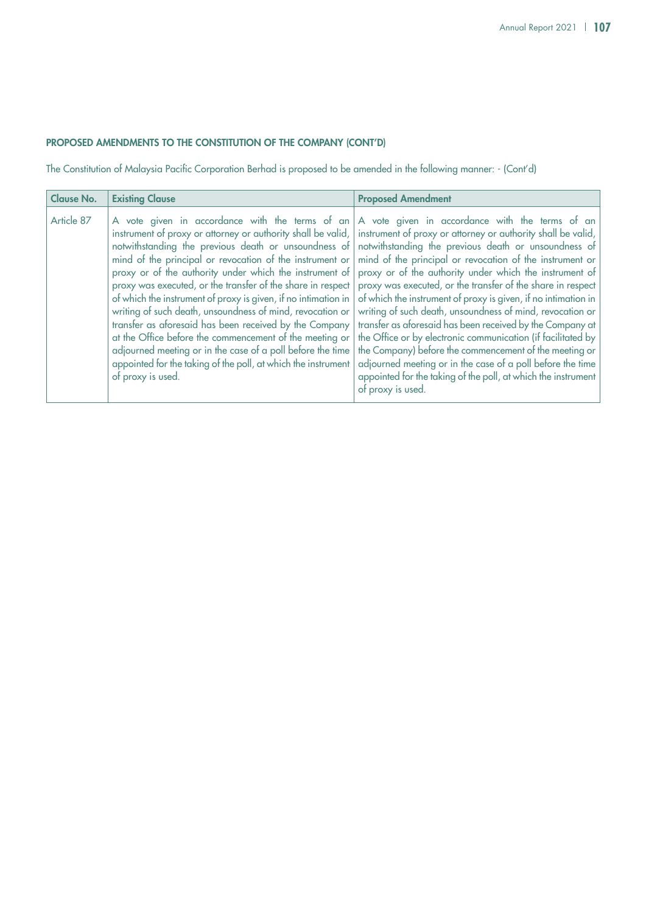#### PROPOSED AMENDMENTS TO THE CONSTITUTION OF THE COMPANY (CONT'D)

The Constitution of Malaysia Pacific Corporation Berhad is proposed to be amended in the following manner: - (Cont'd)

| Clause No. | Existing Clause | Proposed Amendment |
|---|---|---|
| Article 87 | A vote given in accordance with the terms of an instrument of proxy or attorney or authority shall be valid, notwithstanding the previous death or unsoundness of mind of the principal or revocation of the instrument or proxy or of the authority under which the instrument of proxy was executed, or the transfer of the share in respect of which the instrument of proxy is given, if no intimation in writing of such death, unsoundness of mind, revocation or transfer as aforesaid has been received by the Company at the Office before the commencement of the meeting or adjourned meeting or in the case of a poll before the time appointed for the taking of the poll, at which the instrument of proxy is used. | A vote given in accordance with the terms of an instrument of proxy or attorney or authority shall be valid, notwithstanding the previous death or unsoundness of mind of the principal or revocation of the instrument or proxy or of the authority under which the instrument of proxy was executed, or the transfer of the share in respect of which the instrument of proxy is given, if no intimation in writing of such death, unsoundness of mind, revocation or transfer as aforesaid has been received by the Company at the Office or by electronic communication (if facilitated by the Company) before the commencement of the meeting or adjourned meeting or in the case of a poll before the time appointed for the taking of the poll, at which the instrument of proxy is used. |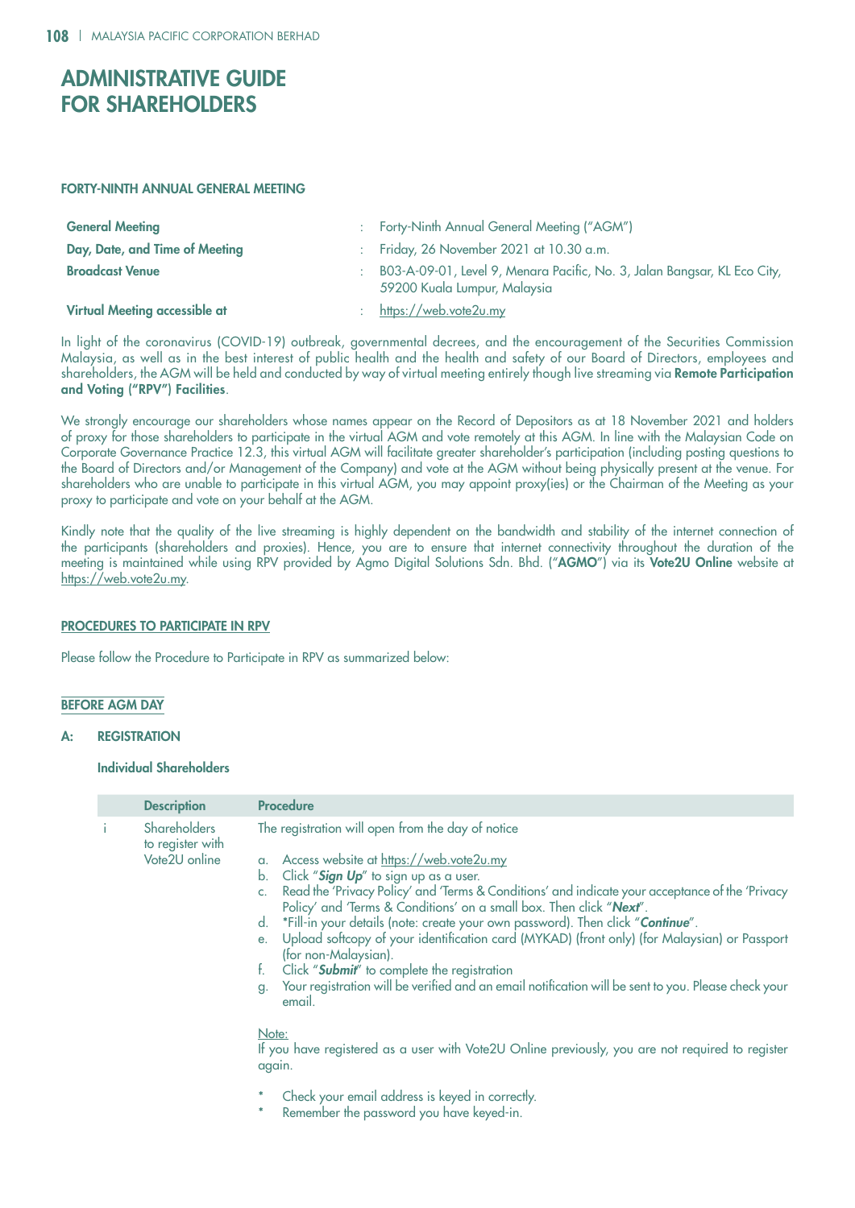# ADMINISTRATIVE GUIDE FOR SHAREHOLDERS

## FORTY-NINTH ANNUAL GENERAL MEETING

| | | |
|---|---|---|
| **General Meeting** | : | Forty-Ninth Annual General Meeting ("AGM") |
| **Day, Date, and Time of Meeting** | : | Friday, 26 November 2021 at 10.30 a.m. |
| **Broadcast Venue** | : | B03-A-09-01, Level 9, Menara Pacific, No. 3, Jalan Bangsar, KL Eco City, 59200 Kuala Lumpur, Malaysia |
| **Virtual Meeting accessible at** | : | https://web.vote2u.my |

In light of the coronavirus (COVID-19) outbreak, governmental decrees, and the encouragement of the Securities Commission Malaysia, as well as in the best interest of public health and the health and safety of our Board of Directors, employees and shareholders, the AGM will be held and conducted by way of virtual meeting entirely though live streaming via **Remote Participation and Voting ("RPV") Facilities**.

We strongly encourage our shareholders whose names appear on the Record of Depositors as at 18 November 2021 and holders of proxy for those shareholders to participate in the virtual AGM and vote remotely at this AGM. In line with the Malaysian Code on Corporate Governance Practice 12.3, this virtual AGM will facilitate greater shareholder's participation (including posting questions to the Board of Directors and/or Management of the Company) and vote at the AGM without being physically present at the venue. For shareholders who are unable to participate in this virtual AGM, you may appoint proxy(ies) or the Chairman of the Meeting as your proxy to participate and vote on your behalf at the AGM.

Kindly note that the quality of the live streaming is highly dependent on the bandwidth and stability of the internet connection of the participants (shareholders and proxies). Hence, you are to ensure that internet connectivity throughout the duration of the meeting is maintained while using RPV provided by Agmo Digital Solutions Sdn. Bhd. ("**AGMO**") via its **Vote2U Online** website at https://web.vote2u.my.

## PROCEDURES TO PARTICIPATE IN RPV

Please follow the Procedure to Participate in RPV as summarized below:

## BEFORE AGM DAY

### A: REGISTRATION

#### Individual Shareholders

| | Description | Procedure |
|---|---|---|
| i | Shareholders to register with Vote2U online | The registration will open from the day of notice<br><br>a. Access website at https://web.vote2u.my<br>b. Click "***Sign Up***" to sign up as a user.<br>c. Read the 'Privacy Policy' and 'Terms & Conditions' and indicate your acceptance of the 'Privacy Policy' and 'Terms & Conditions' on a small box. Then click "***Next***".<br>d. *Fill-in your details (note: create your own password). Then click "***Continue***".<br>e. Upload softcopy of your identification card (MYKAD) (front only) (for Malaysian) or Passport (for non-Malaysian).<br>f. Click "***Submit***" to complete the registration<br>g. Your registration will be verified and an email notification will be sent to you. Please check your email.<br><br>Note:<br>If you have registered as a user with Vote2U Online previously, you are not required to register again.<br><br>* Check your email address is keyed in correctly.<br>* Remember the password you have keyed-in. |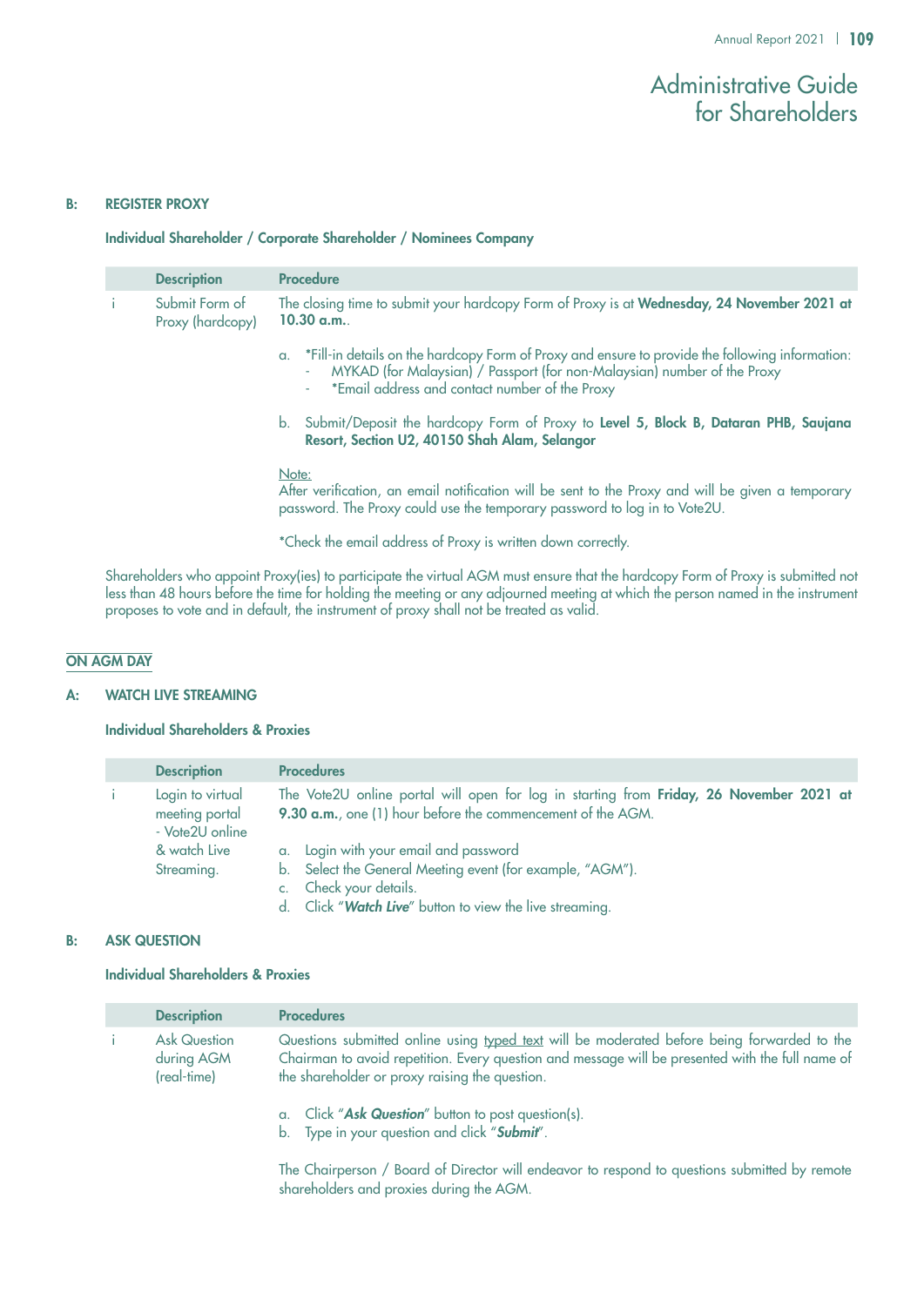# Administrative Guide for Shareholders

### B: REGISTER PROXY

**Individual Shareholder / Corporate Shareholder / Nominees Company**

| | Description | Procedure |
|---|---|---|
| i | Submit Form of Proxy (hardcopy) | The closing time to submit your hardcopy Form of Proxy is at **Wednesday, 24 November 2021 at 10.30 a.m.**.<br><br>a. *Fill-in details on the hardcopy Form of Proxy and ensure to provide the following information:<br>- MYKAD (for Malaysian) / Passport (for non-Malaysian) number of the Proxy<br>- *Email address and contact number of the Proxy<br><br>b. Submit/Deposit the hardcopy Form of Proxy to **Level 5, Block B, Dataran PHB, Saujana Resort, Section U2, 40150 Shah Alam, Selangor**<br><br>Note:<br>After verification, an email notification will be sent to the Proxy and will be given a temporary password. The Proxy could use the temporary password to log in to Vote2U.<br><br>*Check the email address of Proxy is written down correctly. |

Shareholders who appoint Proxy(ies) to participate the virtual AGM must ensure that the hardcopy Form of Proxy is submitted not less than 48 hours before the time for holding the meeting or any adjourned meeting at which the person named in the instrument proposes to vote and in default, the instrument of proxy shall not be treated as valid.

## ON AGM DAY

### A: WATCH LIVE STREAMING

**Individual Shareholders & Proxies**

| | Description | Procedures |
|---|---|---|
| i | Login to virtual meeting portal - Vote2U online & watch Live Streaming. | The Vote2U online portal will open for log in starting from **Friday, 26 November 2021 at 9.30 a.m.**, one (1) hour before the commencement of the AGM.<br><br>a. Login with your email and password<br>b. Select the General Meeting event (for example, "AGM").<br>c. Check your details.<br>d. Click "***Watch Live***" button to view the live streaming. |

### B: ASK QUESTION

**Individual Shareholders & Proxies**

| | Description | Procedures |
|---|---|---|
| i | Ask Question during AGM (real-time) | Questions submitted online using typed text will be moderated before being forwarded to the Chairman to avoid repetition. Every question and message will be presented with the full name of the shareholder or proxy raising the question.<br><br>a. Click "***Ask Question***" button to post question(s).<br>b. Type in your question and click "***Submit***".<br><br>The Chairperson / Board of Director will endeavor to respond to questions submitted by remote shareholders and proxies during the AGM. |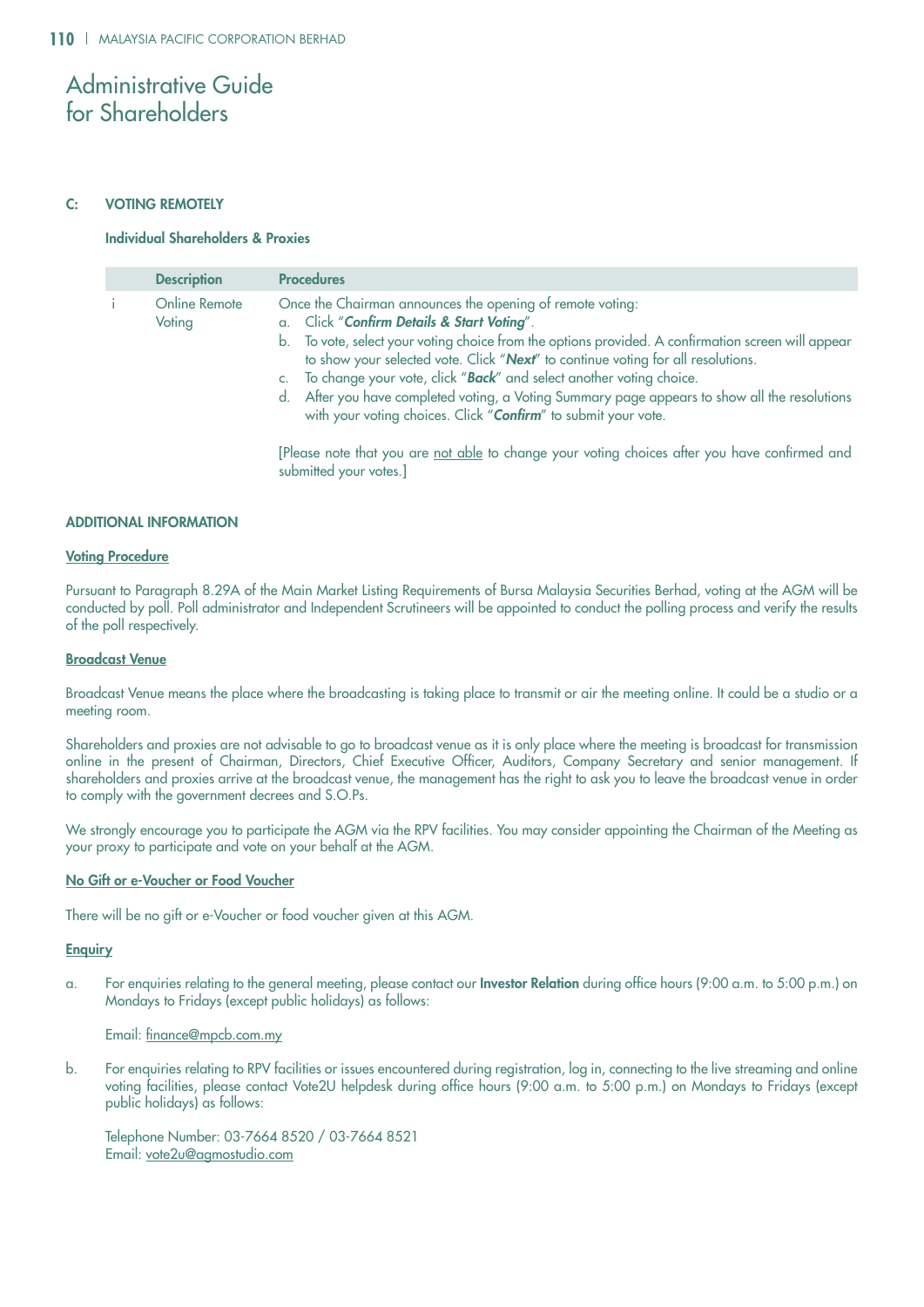# Administrative Guide for Shareholders

## C: VOTING REMOTELY

### Individual Shareholders & Proxies

| | Description | Procedures |
|---|---|---|
| i | Online Remote Voting | Once the Chairman announces the opening of remote voting:<br>a. Click "***Confirm Details & Start Voting***".<br>b. To vote, select your voting choice from the options provided. A confirmation screen will appear to show your selected vote. Click "***Next***" to continue voting for all resolutions.<br>c. To change your vote, click "***Back***" and select another voting choice.<br>d. After you have completed voting, a Voting Summary page appears to show all the resolutions with your voting choices. Click "***Confirm***" to submit your vote.<br><br>[Please note that you are <u>not able</u> to change your voting choices after you have confirmed and submitted your votes.] |

## ADDITIONAL INFORMATION

**<u>Voting Procedure</u>**

Pursuant to Paragraph 8.29A of the Main Market Listing Requirements of Bursa Malaysia Securities Berhad, voting at the AGM will be conducted by poll. Poll administrator and Independent Scrutineers will be appointed to conduct the polling process and verify the results of the poll respectively.

**<u>Broadcast Venue</u>**

Broadcast Venue means the place where the broadcasting is taking place to transmit or air the meeting online. It could be a studio or a meeting room.

Shareholders and proxies are not advisable to go to broadcast venue as it is only place where the meeting is broadcast for transmission online in the present of Chairman, Directors, Chief Executive Officer, Auditors, Company Secretary and senior management. If shareholders and proxies arrive at the broadcast venue, the management has the right to ask you to leave the broadcast venue in order to comply with the government decrees and S.O.Ps.

We strongly encourage you to participate the AGM via the RPV facilities. You may consider appointing the Chairman of the Meeting as your proxy to participate and vote on your behalf at the AGM.

**<u>No Gift or e-Voucher or Food Voucher</u>**

There will be no gift or e-Voucher or food voucher given at this AGM.

**<u>Enquiry</u>**

a. For enquiries relating to the general meeting, please contact our **Investor Relation** during office hours (9:00 a.m. to 5:00 p.m.) on Mondays to Fridays (except public holidays) as follows:

   Email: finance@mpcb.com.my

b. For enquiries relating to RPV facilities or issues encountered during registration, log in, connecting to the live streaming and online voting facilities, please contact Vote2U helpdesk during office hours (9:00 a.m. to 5:00 p.m.) on Mondays to Fridays (except public holidays) as follows:

   Telephone Number: 03-7664 8520 / 03-7664 8521
   Email: vote2u@agmostudio.com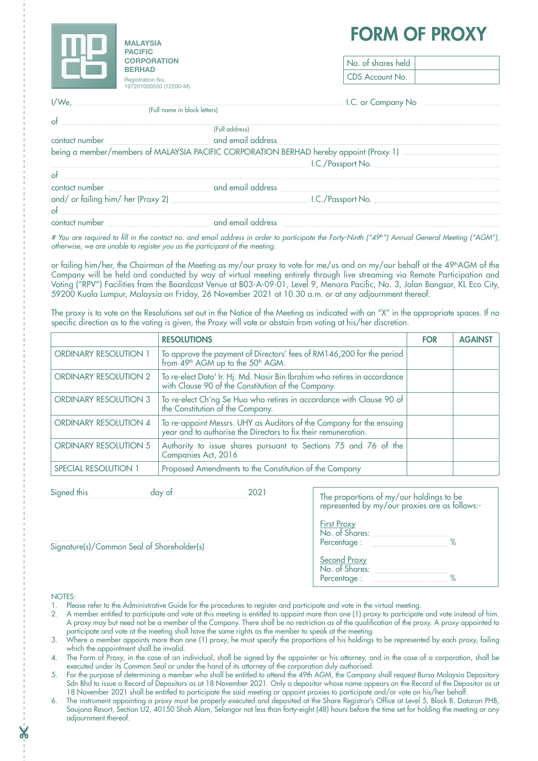**MALAYSIA PACIFIC CORPORATION BERHAD**
Registration No. 197201000550 (12200-M)

# FORM OF PROXY

| No. of shares held | |
|---|---|
| CDS Account No. | |

I/We, ........................................................................ I.C. or Company No ....................................
(Full name in block letters)

of ........................................................................................................................................
(Full address)

contact number ................................ and email address ..................................................................

being a member/members of MALAYSIA PACIFIC CORPORATION BERHAD hereby appoint (Proxy 1) ....................................
................................................................................ I.C./Passport No. ....................................

of ........................................................................................................................................

contact number ................................ and email address ..................................................................

and/ or failing him/ her (Proxy 2) ................................................ I.C./Passport No. ....................................

of ........................................................................................................................................

contact number ................................ and email address ..................................................................

*# You are required to fill in the contact no. and email address in order to participate the Forty-Ninth ("49th") Annual General Meeting ("AGM"), otherwise, we are unable to register you as the participant of the meeting.*

or failing him/her, the Chairman of the Meeting as my/our proxy to vote for me/us and on my/our behalf at the 49th AGM of the Company will be held and conducted by way of virtual meeting entirely through live streaming via Remote Participation and Voting ("RPV") Facilities from the Boardcast Venue at B03-A-09-01, Level 9, Menara Pacific, No. 3, Jalan Bangsar, KL Eco City, 59200 Kuala Lumpur, Malaysia on Friday, 26 November 2021 at 10.30 a.m. or at any adjournment thereof.

The proxy is to vote on the Resolutions set out in the Notice of the Meeting as indicated with an "X" in the appropriate spaces. If no specific direction as to the voting is given, the Proxy will vote or abstain from voting at his/her discretion.

| | RESOLUTIONS | FOR | AGAINST |
|---|---|---|---|
| ORDINARY RESOLUTION 1 | To approve the payment of Directors' fees of RM146,200 for the period from 49th AGM up to the 50th AGM. | | |
| ORDINARY RESOLUTION 2 | To re-elect Dato' Ir. Hj. Md. Nasir Bin Ibrahim who retires in accordance with Clause 90 of the Constitution of the Company. | | |
| ORDINARY RESOLUTION 3 | To re-elect Ch'ng Se Hua who retires in accordance with Clause 90 of the Constitution of the Company. | | |
| ORDINARY RESOLUTION 4 | To re-appoint Messrs. UHY as Auditors of the Company for the ensuing year and to authorise the Directors to fix their remuneration. | | |
| ORDINARY RESOLUTION 5 | Authority to issue shares pursuant to Sections 75 and 76 of the Companies Act, 2016 | | |
| SPECIAL RESOLUTION 1 | Proposed Amendments to the Constitution of the Company | | |

Signed this .................... day of .................... 2021

................................................................
Signature(s)/Common Seal of Shareholder(s)

The proportions of my/our holdings to be represented by my/our proxies are as follows:-

First Proxy
No. of Shares: ....................
Percentage : .................... %

Second Proxy
No. of Shares: ....................
Percentage : .................... %

NOTES:

1. Please refer to the Administrative Guide for the procedures to register and participate and vote in the virtual meeting.
2. A member entitled to participate and vote at this meeting is entitled to appoint more than one (1) proxy to participate and vote instead of him. A proxy may but need not be a member of the Company. There shall be no restriction as of the qualification of the proxy. A proxy appointed to participate and vote at the meeting shall have the same rights as the member to speak at the meeting.
3. Where a member appoints more than one (1) proxy, he must specify the proportions of his holdings to be represented by each proxy, failing which the appointment shall be invalid.
4. The Form of Proxy, in the case of an individual, shall be signed by the appointer or his attorney, and in the case of a corporation, shall be executed under its Common Seal or under the hand of its attorney of the corporation duly authorised.
5. For the purpose of determining a member who shall be entitled to attend the 49th AGM, the Company shall request Bursa Malaysia Depository Sdn Bhd to issue a Record of Depositors as at 18 November 2021. Only a depositor whose name appears on the Record of the Depositor as at 18 November 2021 shall be entitled to participate the said meeting or appoint proxies to participate and/or vote on his/her behalf.
6. The instrument appointing a proxy must be properly executed and deposited at the Share Registrar's Office at Level 5, Block B, Dataran PHB, Saujana Resort, Section U2, 40150 Shah Alam, Selangor not less than forty-eight (48) hours before the time set for holding the meeting or any adjournment thereof.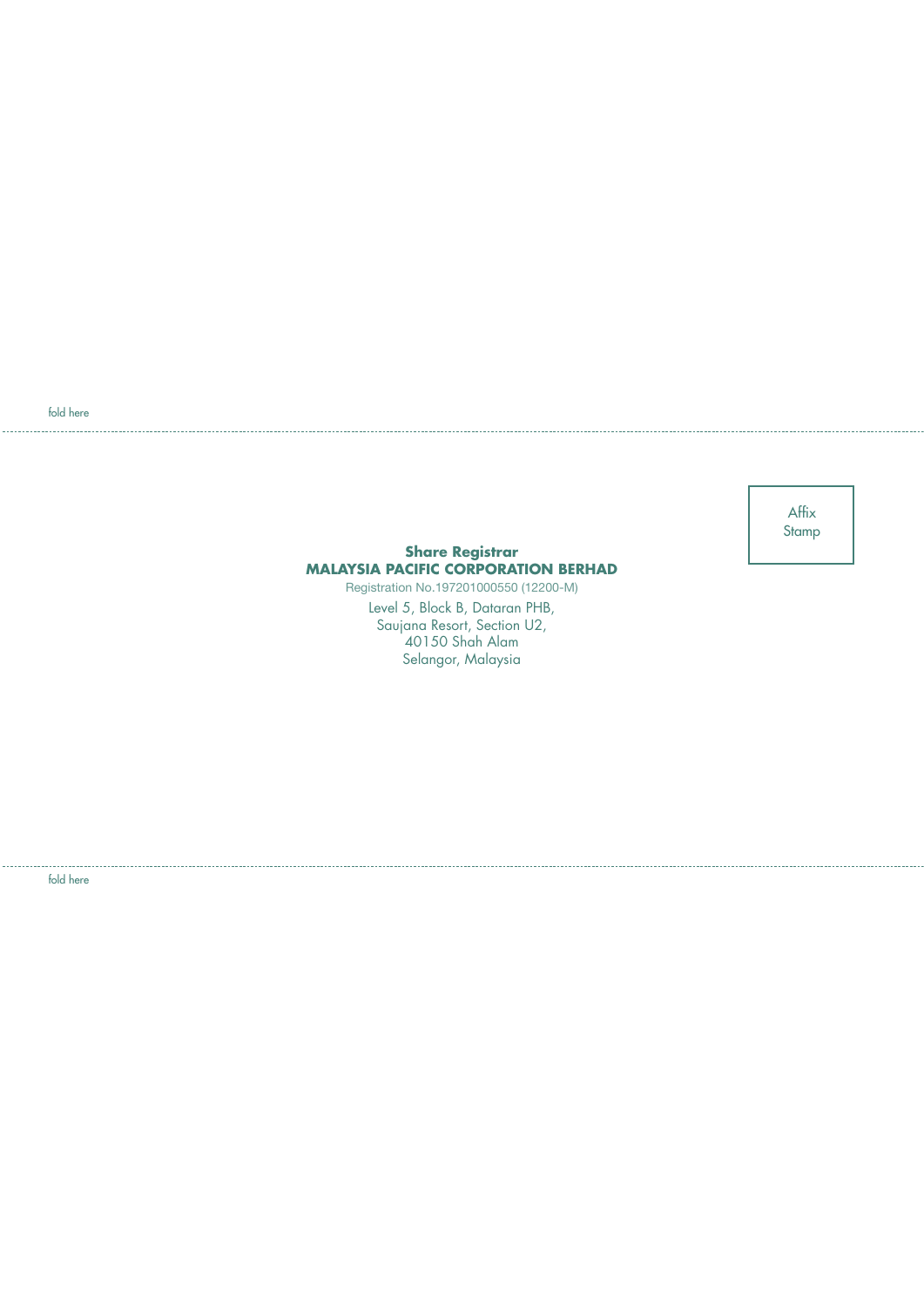fold here

Affix
Stamp

**Share Registrar**
**MALAYSIA PACIFIC CORPORATION BERHAD**
Registration No.197201000550 (12200-M)
Level 5, Block B, Dataran PHB,
Saujana Resort, Section U2,
40150 Shah Alam
Selangor, Malaysia

fold here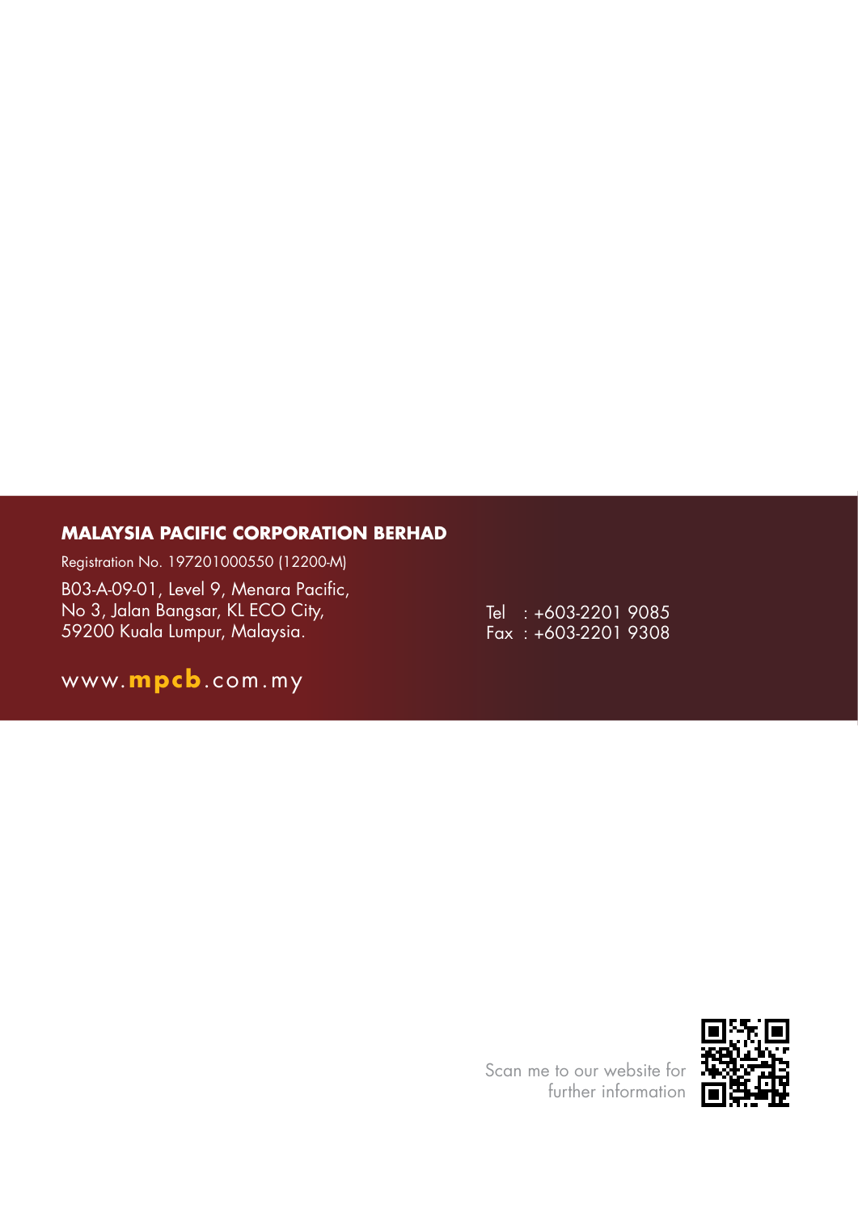**MALAYSIA PACIFIC CORPORATION BERHAD**

Registration No. 197201000550 (12200-M)

B03-A-09-01, Level 9, Menara Pacific,
No 3, Jalan Bangsar, KL ECO City,
59200 Kuala Lumpur, Malaysia.

Tel : +603-2201 9085
Fax : +603-2201 9308

www.**mpcb**.com.my

Scan me to our website for
further information